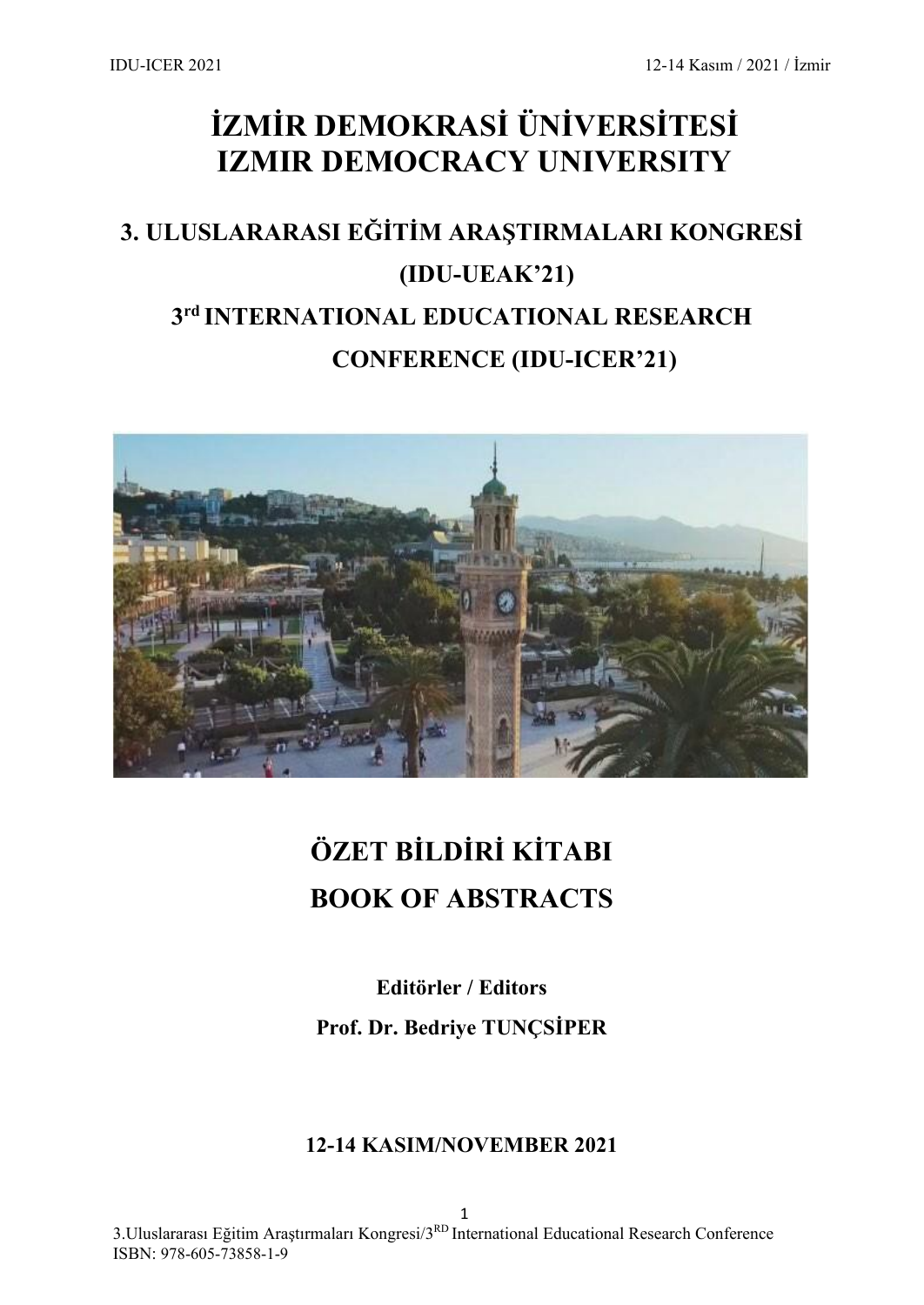# İZMİR DEMOKRASİ ÜNİVERSİTESİ
# IZMIR DEMOCRACY UNIVERSITY

## 3. ULUSLARARASI EĞİTİM ARAŞTIRMALARI KONGRESİ (IDU-UEAK'21)

## 3rd INTERNATIONAL EDUCATIONAL RESEARCH CONFERENCE (IDU-ICER'21)

# ÖZET BİLDİRİ KİTABI
# BOOK OF ABSTRACTS

**Editörler / Editors**

**Prof. Dr. Bedriye TUNÇSİPER**

**12-14 KASIM/NOVEMBER 2021**

ISBN: 978-605-73858-1-9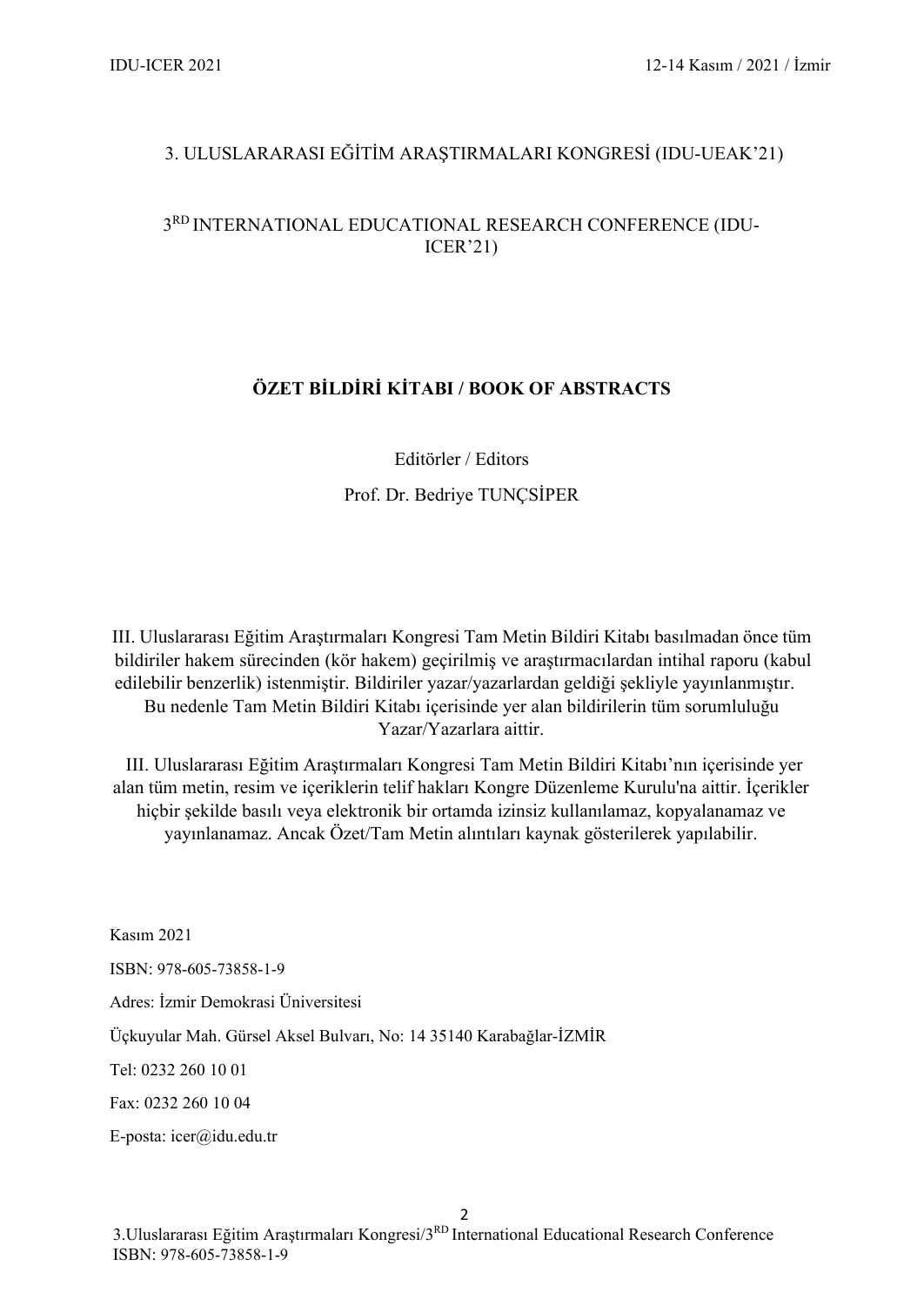3. ULUSLARARASI EĞİTİM ARAŞTIRMALARI KONGRESİ (IDU-UEAK'21)

3RD INTERNATIONAL EDUCATIONAL RESEARCH CONFERENCE (IDU-ICER'21)

**ÖZET BİLDİRİ KİTABI / BOOK OF ABSTRACTS**

Editörler / Editors

Prof. Dr. Bedriye TUNÇSİPER

III. Uluslararası Eğitim Araştırmaları Kongresi Tam Metin Bildiri Kitabı basılmadan önce tüm bildiriler hakem sürecinden (kör hakem) geçirilmiş ve araştırmacılardan intihal raporu (kabul edilebilir benzerlik) istenmiştir. Bildiriler yazar/yazarlardan geldiği şekliyle yayınlanmıştır. Bu nedenle Tam Metin Bildiri Kitabı içerisinde yer alan bildirilerin tüm sorumluluğu Yazar/Yazarlara aittir.

III. Uluslararası Eğitim Araştırmaları Kongresi Tam Metin Bildiri Kitabı'nın içerisinde yer alan tüm metin, resim ve içeriklerin telif hakları Kongre Düzenleme Kurulu'na aittir. İçerikler hiçbir şekilde basılı veya elektronik bir ortamda izinsiz kullanılamaz, kopyalanamaz ve yayınlanamaz. Ancak Özet/Tam Metin alıntıları kaynak gösterilerek yapılabilir.

Kasım 2021

ISBN: 978-605-73858-1-9

Adres: İzmir Demokrasi Üniversitesi

Üçkuyular Mah. Gürsel Aksel Bulvarı, No: 14 35140 Karabağlar-İZMİR

Tel: 0232 260 10 01

Fax: 0232 260 10 04

E-posta: icer@idu.edu.tr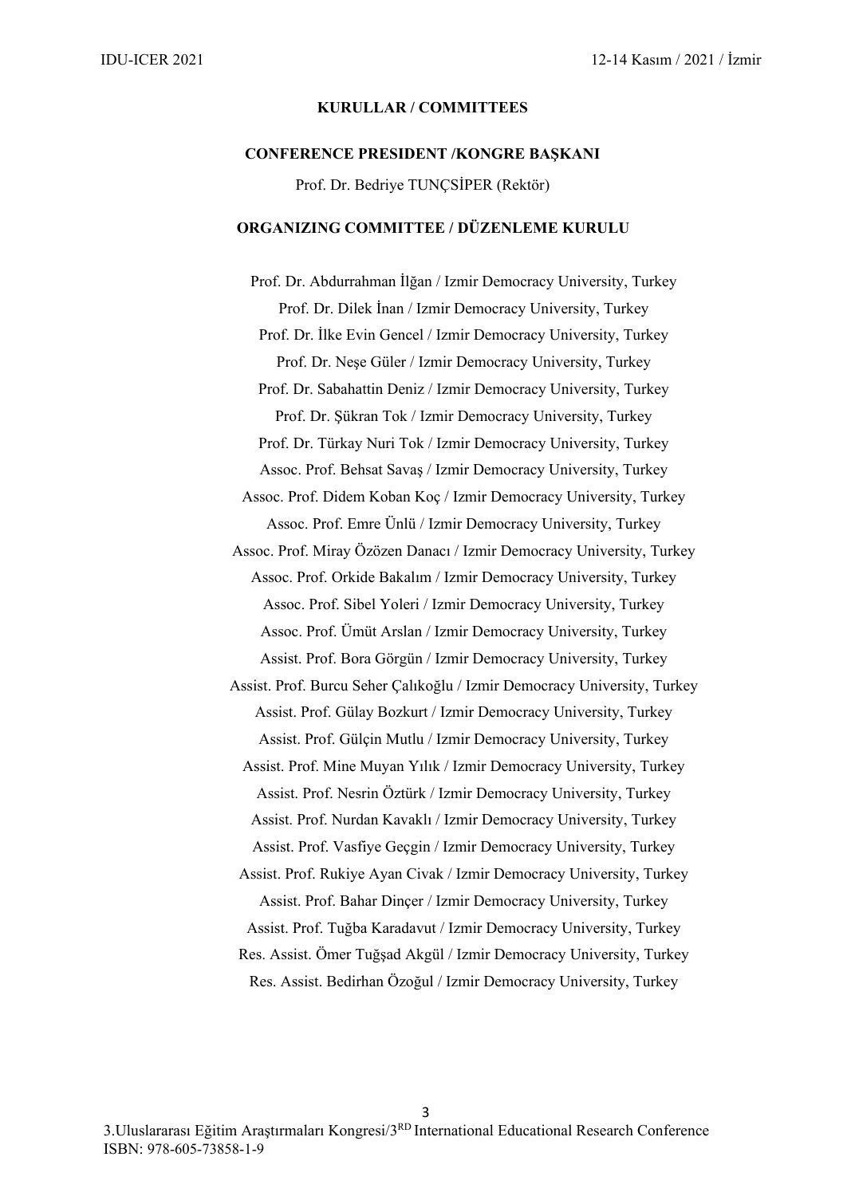# KURULLAR / COMMITTEES

## CONFERENCE PRESIDENT /KONGRE BAŞKANI

Prof. Dr. Bedriye TUNÇSİPER (Rektör)

## ORGANIZING COMMITTEE / DÜZENLEME KURULU

Prof. Dr. Abdurrahman İlğan / Izmir Democracy University, Turkey
Prof. Dr. Dilek İnan / Izmir Democracy University, Turkey
Prof. Dr. İlke Evin Gencel / Izmir Democracy University, Turkey
Prof. Dr. Neşe Güler / Izmir Democracy University, Turkey
Prof. Dr. Sabahattin Deniz / Izmir Democracy University, Turkey
Prof. Dr. Şükran Tok / Izmir Democracy University, Turkey
Prof. Dr. Türkay Nuri Tok / Izmir Democracy University, Turkey
Assoc. Prof. Behsat Savaş / Izmir Democracy University, Turkey
Assoc. Prof. Didem Koban Koç / Izmir Democracy University, Turkey
Assoc. Prof. Emre Ünlü / Izmir Democracy University, Turkey
Assoc. Prof. Miray Özözen Danacı / Izmir Democracy University, Turkey
Assoc. Prof. Orkide Bakalım / Izmir Democracy University, Turkey
Assoc. Prof. Sibel Yoleri / Izmir Democracy University, Turkey
Assoc. Prof. Ümüt Arslan / Izmir Democracy University, Turkey
Assist. Prof. Bora Görgün / Izmir Democracy University, Turkey
Assist. Prof. Burcu Seher Çalıkoğlu / Izmir Democracy University, Turkey
Assist. Prof. Gülay Bozkurt / Izmir Democracy University, Turkey
Assist. Prof. Gülçin Mutlu / Izmir Democracy University, Turkey
Assist. Prof. Mine Muyan Yılık / Izmir Democracy University, Turkey
Assist. Prof. Nesrin Öztürk / Izmir Democracy University, Turkey
Assist. Prof. Nurdan Kavaklı / Izmir Democracy University, Turkey
Assist. Prof. Vasfiye Geçgin / Izmir Democracy University, Turkey
Assist. Prof. Rukiye Ayan Civak / Izmir Democracy University, Turkey
Assist. Prof. Bahar Dinçer / Izmir Democracy University, Turkey
Assist. Prof. Tuğba Karadavut / Izmir Democracy University, Turkey
Res. Assist. Ömer Tuğşad Akgül / Izmir Democracy University, Turkey
Res. Assist. Bedirhan Özoğul / Izmir Democracy University, Turkey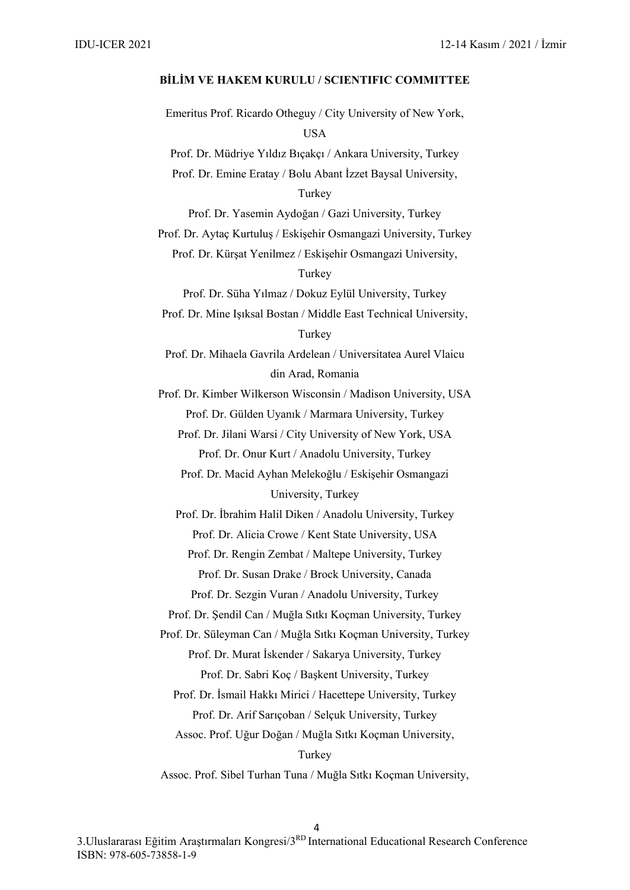**BİLİM VE HAKEM KURULU / SCIENTIFIC COMMITTEE**

Emeritus Prof. Ricardo Otheguy / City University of New York, USA

Prof. Dr. Müdriye Yıldız Bıçakçı / Ankara University, Turkey

Prof. Dr. Emine Eratay / Bolu Abant İzzet Baysal University, Turkey

Prof. Dr. Yasemin Aydoğan / Gazi University, Turkey

Prof. Dr. Aytaç Kurtuluş / Eskişehir Osmangazi University, Turkey

Prof. Dr. Kürşat Yenilmez / Eskişehir Osmangazi University, Turkey

Prof. Dr. Süha Yılmaz / Dokuz Eylül University, Turkey

Prof. Dr. Mine Işıksal Bostan / Middle East Technical University, Turkey

Prof. Dr. Mihaela Gavrila Ardelean / Universitatea Aurel Vlaicu din Arad, Romania

Prof. Dr. Kimber Wilkerson Wisconsin / Madison University, USA

Prof. Dr. Gülden Uyanık / Marmara University, Turkey

Prof. Dr. Jilani Warsi / City University of New York, USA

Prof. Dr. Onur Kurt / Anadolu University, Turkey

Prof. Dr. Macid Ayhan Melekoğlu / Eskişehir Osmangazi University, Turkey

Prof. Dr. İbrahim Halil Diken / Anadolu University, Turkey

Prof. Dr. Alicia Crowe / Kent State University, USA

Prof. Dr. Rengin Zembat / Maltepe University, Turkey

Prof. Dr. Susan Drake / Brock University, Canada

Prof. Dr. Sezgin Vuran / Anadolu University, Turkey

Prof. Dr. Şendil Can / Muğla Sıtkı Koçman University, Turkey

Prof. Dr. Süleyman Can / Muğla Sıtkı Koçman University, Turkey

Prof. Dr. Murat İskender / Sakarya University, Turkey

Prof. Dr. Sabri Koç / Başkent University, Turkey

Prof. Dr. İsmail Hakkı Mirici / Hacettepe University, Turkey

Prof. Dr. Arif Sarıçoban / Selçuk University, Turkey

Assoc. Prof. Uğur Doğan / Muğla Sıtkı Koçman University, Turkey

Assoc. Prof. Sibel Turhan Tuna / Muğla Sıtkı Koçman University,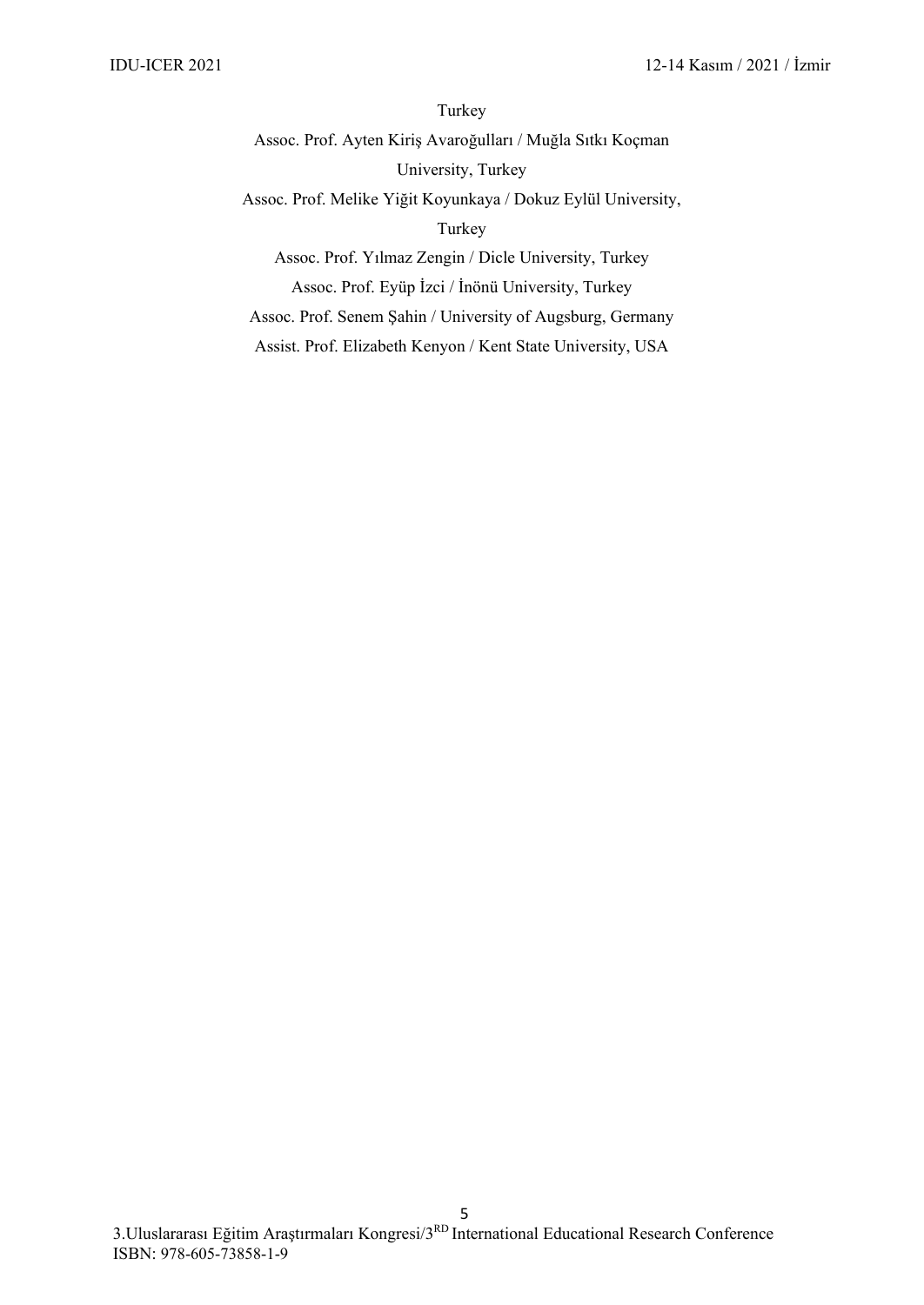Turkey

Assoc. Prof. Ayten Kiriş Avaroğulları / Muğla Sıtkı Koçman University, Turkey

Assoc. Prof. Melike Yiğit Koyunkaya / Dokuz Eylül University, Turkey

Assoc. Prof. Yılmaz Zengin / Dicle University, Turkey

Assoc. Prof. Eyüp İzci / İnönü University, Turkey

Assoc. Prof. Senem Şahin / University of Augsburg, Germany

Assist. Prof. Elizabeth Kenyon / Kent State University, USA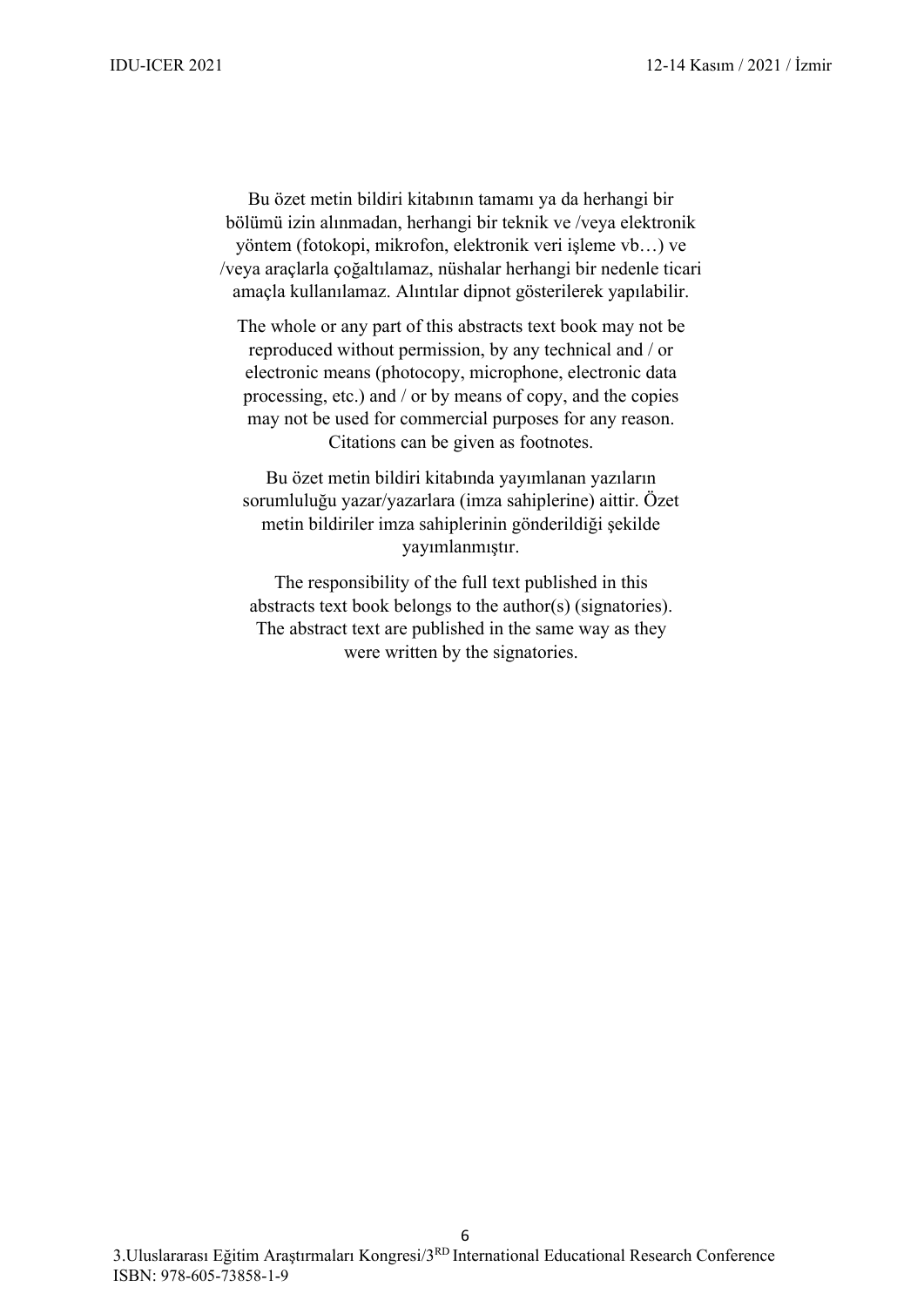Bu özet metin bildiri kitabının tamamı ya da herhangi bir bölümü izin alınmadan, herhangi bir teknik ve /veya elektronik yöntem (fotokopi, mikrofon, elektronik veri işleme vb…) ve /veya araçlarla çoğaltılamaz, nüshalar herhangi bir nedenle ticari amaçla kullanılamaz. Alıntılar dipnot gösterilerek yapılabilir.

The whole or any part of this abstracts text book may not be reproduced without permission, by any technical and / or electronic means (photocopy, microphone, electronic data processing, etc.) and / or by means of copy, and the copies may not be used for commercial purposes for any reason. Citations can be given as footnotes.

Bu özet metin bildiri kitabında yayımlanan yazıların sorumluluğu yazar/yazarlara (imza sahiplerine) aittir. Özet metin bildiriler imza sahiplerinin gönderildiği şekilde yayımlanmıştır.

The responsibility of the full text published in this abstracts text book belongs to the author(s) (signatories). The abstract text are published in the same way as they were written by the signatories.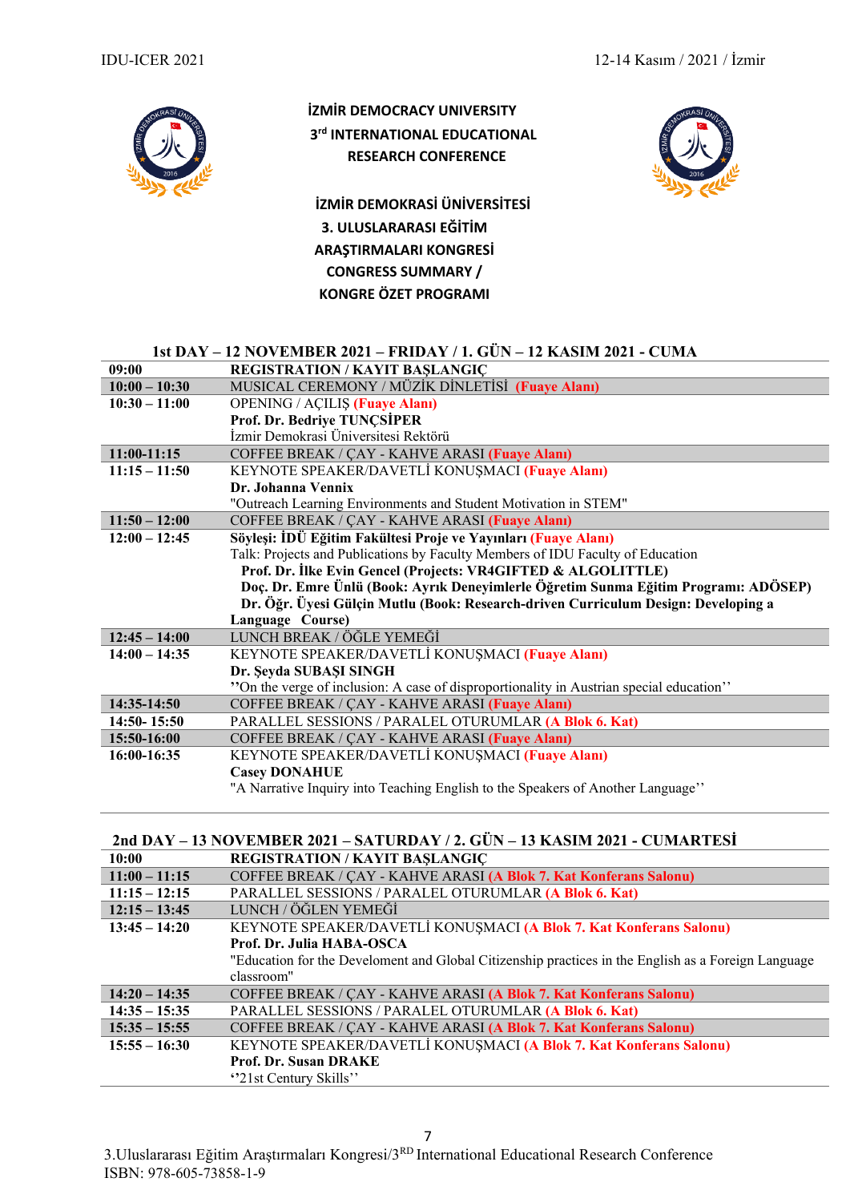# İZMİR DEMOCRACY UNIVERSITY 3rd INTERNATIONAL EDUCATIONAL RESEARCH CONFERENCE

# İZMİR DEMOKRASİ ÜNİVERSİTESİ 3. ULUSLARARASI EĞİTİM ARAŞTIRMALARI KONGRESİ CONGRESS SUMMARY / KONGRE ÖZET PROGRAMI

## 1st DAY – 12 NOVEMBER 2021 – FRIDAY / 1. GÜN – 12 KASIM 2021 - CUMA

| | |
|---|---|
| **09:00** | **REGISTRATION / KAYIT BAŞLANGIÇ** |
| **10:00 – 10:30** | MUSICAL CEREMONY / MÜZİK DİNLETİSİ **(Fuaye Alanı)** |
| **10:30 – 11:00** | OPENING / AÇILIŞ **(Fuaye Alanı)**<br>**Prof. Dr. Bedriye TUNÇSİPER**<br>İzmir Demokrasi Üniversitesi Rektörü |
| **11:00-11:15** | COFFEE BREAK / ÇAY - KAHVE ARASI **(Fuaye Alanı)** |
| **11:15 – 11:50** | KEYNOTE SPEAKER/DAVETLİ KONUŞMACI **(Fuaye Alanı)**<br>**Dr. Johanna Vennix**<br>"Outreach Learning Environments and Student Motivation in STEM" |
| **11:50 – 12:00** | COFFEE BREAK / ÇAY - KAHVE ARASI **(Fuaye Alanı)** |
| **12:00 – 12:45** | **Söyleşi: İDÜ Eğitim Fakültesi Proje ve Yayınları (Fuaye Alanı)**<br>Talk: Projects and Publications by Faculty Members of IDU Faculty of Education<br>**Prof. Dr. İlke Evin Gencel (Projects: VR4GIFTED & ALGOLITTLE)**<br>**Doç. Dr. Emre Ünlü (Book: Ayrık Deneyimlerle Öğretim Sunma Eğitim Programı: ADÖSEP)**<br>**Dr. Öğr. Üyesi Gülçin Mutlu (Book: Research-driven Curriculum Design: Developing a Language Course)** |
| **12:45 – 14:00** | LUNCH BREAK / ÖĞLE YEMEĞİ |
| **14:00 – 14:35** | KEYNOTE SPEAKER/DAVETLİ KONUŞMACI **(Fuaye Alanı)**<br>**Dr. Şeyda SUBAŞI SINGH**<br>''On the verge of inclusion: A case of disproportionality in Austrian special education'' |
| **14:35-14:50** | COFFEE BREAK / ÇAY - KAHVE ARASI **(Fuaye Alanı)** |
| **14:50- 15:50** | PARALLEL SESSIONS / PARALEL OTURUMLAR **(A Blok 6. Kat)** |
| **15:50-16:00** | COFFEE BREAK / ÇAY - KAHVE ARASI **(Fuaye Alanı)** |
| **16:00-16:35** | KEYNOTE SPEAKER/DAVETLİ KONUŞMACI **(Fuaye Alanı)**<br>**Casey DONAHUE**<br>"A Narrative Inquiry into Teaching English to the Speakers of Another Language'' |

## 2nd DAY – 13 NOVEMBER 2021 – SATURDAY / 2. GÜN – 13 KASIM 2021 - CUMARTESİ

| | |
|---|---|
| **10:00** | **REGISTRATION / KAYIT BAŞLANGIÇ** |
| **11:00 – 11:15** | COFFEE BREAK / ÇAY - KAHVE ARASI **(A Blok 7. Kat Konferans Salonu)** |
| **11:15 – 12:15** | PARALLEL SESSIONS / PARALEL OTURUMLAR **(A Blok 6. Kat)** |
| **12:15 – 13:45** | LUNCH / ÖĞLEN YEMEĞİ |
| **13:45 – 14:20** | KEYNOTE SPEAKER/DAVETLİ KONUŞMACI **(A Blok 7. Kat Konferans Salonu)**<br>**Prof. Dr. Julia HABA-OSCA**<br>"Education for the Develoment and Global Citizenship practices in the English as a Foreign Language classroom" |
| **14:20 – 14:35** | COFFEE BREAK / ÇAY - KAHVE ARASI **(A Blok 7. Kat Konferans Salonu)** |
| **14:35 – 15:35** | PARALLEL SESSIONS / PARALEL OTURUMLAR **(A Blok 6. Kat)** |
| **15:35 – 15:55** | COFFEE BREAK / ÇAY - KAHVE ARASI **(A Blok 7. Kat Konferans Salonu)** |
| **15:55 – 16:30** | KEYNOTE SPEAKER/DAVETLİ KONUŞMACI **(A Blok 7. Kat Konferans Salonu)**<br>**Prof. Dr. Susan DRAKE**<br>''21st Century Skills'' |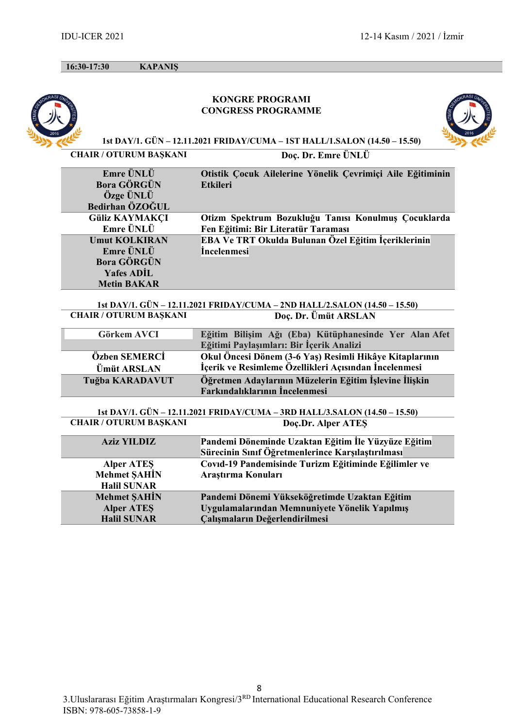| 16:30-17:30 | KAPANIŞ |
|---|---|

**KONGRE PROGRAMI**
**CONGRESS PROGRAMME**

**1st DAY/1. GÜN – 12.11.2021 FRIDAY/CUMA – 1ST HALL/1.SALON (14.50 – 15.50)**

| CHAIR / OTURUM BAŞKANI | Doç. Dr. Emre ÜNLÜ |
|---|---|
| Emre ÜNLÜ<br>Bora GÖRGÜN<br>Özge ÜNLÜ<br>Bedirhan ÖZOĞUL | Otistik Çocuk Ailelerine Yönelik Çevrimiçi Aile Eğitiminin Etkileri |
| Güliz KAYMAKÇI<br>Emre ÜNLÜ | Otizm Spektrum Bozukluğu Tanısı Konulmuş Çocuklarda Fen Eğitimi: Bir Literatür Taraması |
| Umut KOLKIRAN<br>Emre ÜNLÜ<br>Bora GÖRGÜN<br>Yafes ADİL<br>Metin BAKAR | EBA Ve TRT Okulda Bulunan Özel Eğitim İçeriklerinin İncelenmesi |

**1st DAY/1. GÜN – 12.11.2021 FRIDAY/CUMA – 2ND HALL/2.SALON (14.50 – 15.50)**

| CHAIR / OTURUM BAŞKANI | Doç. Dr. Ümüt ARSLAN |
|---|---|
| Görkem AVCI | Eğitim Bilişim Ağı (Eba) Kütüphanesinde Yer Alan Afet Eğitimi Paylaşımları: Bir İçerik Analizi |
| Özben SEMERCİ<br>Ümüt ARSLAN | Okul Öncesi Dönem (3-6 Yaş) Resimli Hikâye Kitaplarının İçerik ve Resimleme Özellikleri Açısından İncelenmesi |
| Tuğba KARADAVUT | Öğretmen Adaylarının Müzelerin Eğitim İşlevine İlişkin Farkındalıklarının İncelenmesi |

**1st DAY/1. GÜN – 12.11.2021 FRIDAY/CUMA – 3RD HALL/3.SALON (14.50 – 15.50)**

| CHAIR / OTURUM BAŞKANI | Doç.Dr. Alper ATEŞ |
|---|---|
| Aziz YILDIZ | Pandemi Döneminde Uzaktan Eğitim İle Yüzyüze Eğitim Sürecinin Sınıf Öğretmenlerince Karşılaştırılması |
| Alper ATEŞ<br>Mehmet ŞAHİN<br>Halil SUNAR | Covıd-19 Pandemisinde Turizm Eğitiminde Eğilimler ve Araştırma Konuları |
| Mehmet ŞAHİN<br>Alper ATEŞ<br>Halil SUNAR | Pandemi Dönemi Yükseköğretimde Uzaktan Eğitim Uygulamalarından Memnuniyete Yönelik Yapılmış Çalışmaların Değerlendirilmesi |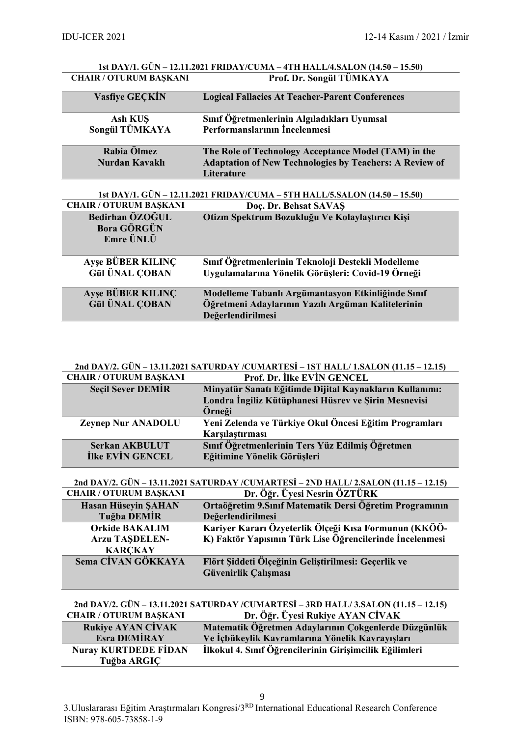**1st DAY/1. GÜN – 12.11.2021 FRIDAY/CUMA – 4TH HALL/4.SALON (14.50 – 15.50)**

| CHAIR / OTURUM BAŞKANI | Prof. Dr. Songül TÜMKAYA |
|---|---|
| Vasfiye GEÇKİN | Logical Fallacies At Teacher-Parent Conferences |
| Aslı KUŞ<br>Songül TÜMKAYA | Sınıf Öğretmenlerinin Algıladıkları Uyumsal Performanslarının İncelenmesi |
| Rabia Ölmez<br>Nurdan Kavaklı | The Role of Technology Acceptance Model (TAM) in the Adaptation of New Technologies by Teachers: A Review of Literature |

**1st DAY/1. GÜN – 12.11.2021 FRIDAY/CUMA – 5TH HALL/5.SALON (14.50 – 15.50)**

| CHAIR / OTURUM BAŞKANI | Doç. Dr. Behsat SAVAŞ |
|---|---|
| Bedirhan ÖZOĞUL<br>Bora GÖRGÜN<br>Emre ÜNLÜ | Otizm Spektrum Bozukluğu Ve Kolaylaştırıcı Kişi |
| Ayşe BÜBER KILINÇ<br>Gül ÜNAL ÇOBAN | Sınıf Öğretmenlerinin Teknoloji Destekli Modelleme Uygulamalarına Yönelik Görüşleri: Covid-19 Örneği |
| Ayşe BÜBER KILINÇ<br>Gül ÜNAL ÇOBAN | Modelleme Tabanlı Argümantasyon Etkinliğinde Sınıf Öğretmeni Adaylarının Yazılı Argüman Kalitelerinin Değerlendirilmesi |

**2nd DAY/2. GÜN – 13.11.2021 SATURDAY /CUMARTESİ – 1ST HALL/ 1.SALON (11.15 – 12.15)**

| CHAIR / OTURUM BAŞKANI | Prof. Dr. İlke EVİN GENCEL |
|---|---|
| Seçil Sever DEMİR | Minyatür Sanatı Eğitimde Dijital Kaynakların Kullanımı: Londra İngiliz Kütüphanesi Hüsrev ve Şirin Mesnevisi Örneği |
| Zeynep Nur ANADOLU | Yeni Zelenda ve Türkiye Okul Öncesi Eğitim Programları Karşılaştırması |
| Serkan AKBULUT<br>İlke EVİN GENCEL | Sınıf Öğretmenlerinin Ters Yüz Edilmiş Öğretmen Eğitimine Yönelik Görüşleri |

**2nd DAY/2. GÜN – 13.11.2021 SATURDAY /CUMARTESİ – 2ND HALL/ 2.SALON (11.15 – 12.15)**

| CHAIR / OTURUM BAŞKANI | Dr. Öğr. Üyesi Nesrin ÖZTÜRK |
|---|---|
| Hasan Hüseyin ŞAHAN<br>Tuğba DEMİR | Ortaöğretim 9.Sınıf Matematik Dersi Öğretim Programının Değerlendirilmesi |
| Orkide BAKALIM<br>Arzu TAŞDELEN-KARÇKAY | Kariyer Kararı Özyeterlik Ölçeği Kısa Formunun (KKÖÖ-K) Faktör Yapısının Türk Lise Öğrencilerinde İncelenmesi |
| Sema CİVAN GÖKKAYA | Flört Şiddeti Ölçeğinin Geliştirilmesi: Geçerlik ve Güvenirlik Çalışması |

**2nd DAY/2. GÜN – 13.11.2021 SATURDAY /CUMARTESİ – 3RD HALL/ 3.SALON (11.15 – 12.15)**

| CHAIR / OTURUM BAŞKANI | Dr. Öğr. Üyesi Rukiye AYAN CİVAK |
|---|---|
| Rukiye AYAN CİVAK<br>Esra DEMİRAY | Matematik Öğretmen Adaylarının Çokgenlerde Düzgünlük Ve İçbükeylik Kavramlarına Yönelik Kavrayışları |
| Nuray KURTDEDE FİDAN<br>Tuğba ARGIÇ | İlkokul 4. Sınıf Öğrencilerinin Girişimcilik Eğilimleri |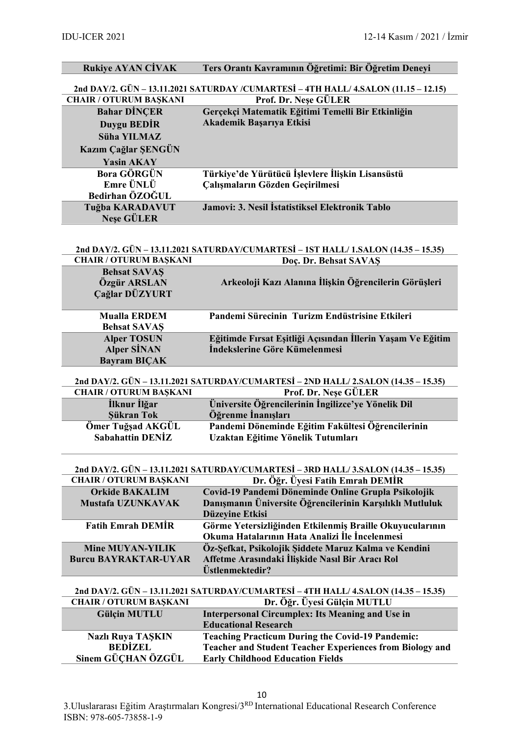| Rukiye AYAN CİVAK | Ters Orantı Kavramının Öğretimi: Bir Öğretim Deneyi |
|---|---|

**2nd DAY/2. GÜN – 13.11.2021 SATURDAY /CUMARTESİ – 4TH HALL/ 4.SALON (11.15 – 12.15)**

| CHAIR / OTURUM BAŞKANI | Prof. Dr. Neşe GÜLER |
|---|---|
| Bahar DİNÇER<br>Duygu BEDİR<br>Süha YILMAZ<br>Kazım Çağlar ŞENGÜN<br>Yasin AKAY | Gerçekçi Matematik Eğitimi Temelli Bir Etkinliğin Akademik Başarıya Etkisi |
| Bora GÖRGÜN<br>Emre ÜNLÜ<br>Bedirhan ÖZOĞUL | Türkiye'de Yürütücü İşlevlere İlişkin Lisansüstü Çalışmaların Gözden Geçirilmesi |
| Tuğba KARADAVUT<br>Neşe GÜLER | Jamovi: 3. Nesil İstatistiksel Elektronik Tablo |

**2nd DAY/2. GÜN – 13.11.2021 SATURDAY/CUMARTESİ – 1ST HALL/ 1.SALON (14.35 – 15.35)**

| CHAIR / OTURUM BAŞKANI | Doç. Dr. Behsat SAVAŞ |
|---|---|
| Behsat SAVAŞ<br>Özgür ARSLAN<br>Çağlar DÜZYURT | Arkeoloji Kazı Alanına İlişkin Öğrencilerin Görüşleri |
| Mualla ERDEM<br>Behsat SAVAŞ | Pandemi Sürecinin Turizm Endüstrisine Etkileri |
| Alper TOSUN<br>Alper SİNAN<br>Bayram BIÇAK | Eğitimde Fırsat Eşitliği Açısından İllerin Yaşam Ve Eğitim İndekslerine Göre Kümelenmesi |

**2nd DAY/2. GÜN – 13.11.2021 SATURDAY/CUMARTESİ – 2ND HALL/ 2.SALON (14.35 – 15.35)**

| CHAIR / OTURUM BAŞKANI | Prof. Dr. Neşe GÜLER |
|---|---|
| İlknur İlğar<br>Şükran Tok | Üniversite Öğrencilerinin İngilizce'ye Yönelik Dil Öğrenme İnanışları |
| Ömer Tuğşad AKGÜL<br>Sabahattin DENİZ | Pandemi Döneminde Eğitim Fakültesi Öğrencilerinin Uzaktan Eğitime Yönelik Tutumları |

**2nd DAY/2. GÜN – 13.11.2021 SATURDAY/CUMARTESİ – 3RD HALL/ 3.SALON (14.35 – 15.35)**

| CHAIR / OTURUM BAŞKANI | Dr. Öğr. Üyesi Fatih Emrah DEMİR |
|---|---|
| Orkide BAKALIM<br>Mustafa UZUNKAVAK | Covid-19 Pandemi Döneminde Online Grupla Psikolojik Danışmanın Üniversite Öğrencilerinin Karşılıklı Mutluluk Düzeyine Etkisi |
| Fatih Emrah DEMİR | Görme Yetersizliğinden Etkilenmiş Braille Okuyucularının Okuma Hatalarının Hata Analizi İle İncelenmesi |
| Mine MUYAN-YILIK<br>Burcu BAYRAKTAR-UYAR | Öz-Şefkat, Psikolojik Şiddete Maruz Kalma ve Kendini Affetme Arasındaki İlişkide Nasıl Bir Aracı Rol Üstlenmektedir? |

**2nd DAY/2. GÜN – 13.11.2021 SATURDAY/CUMARTESİ – 4TH HALL/ 4.SALON (14.35 – 15.35)**

| CHAIR / OTURUM BAŞKANI | Dr. Öğr. Üyesi Gülçin MUTLU |
|---|---|
| Gülçin MUTLU | Interpersonal Circumplex: Its Meaning and Use in Educational Research |
| Nazlı Ruya TAŞKIN<br>BEDİZEL<br>Sinem GÜÇHAN ÖZGÜL | Teaching Practicum During the Covid-19 Pandemic: Teacher and Student Teacher Experiences from Biology and Early Childhood Education Fields |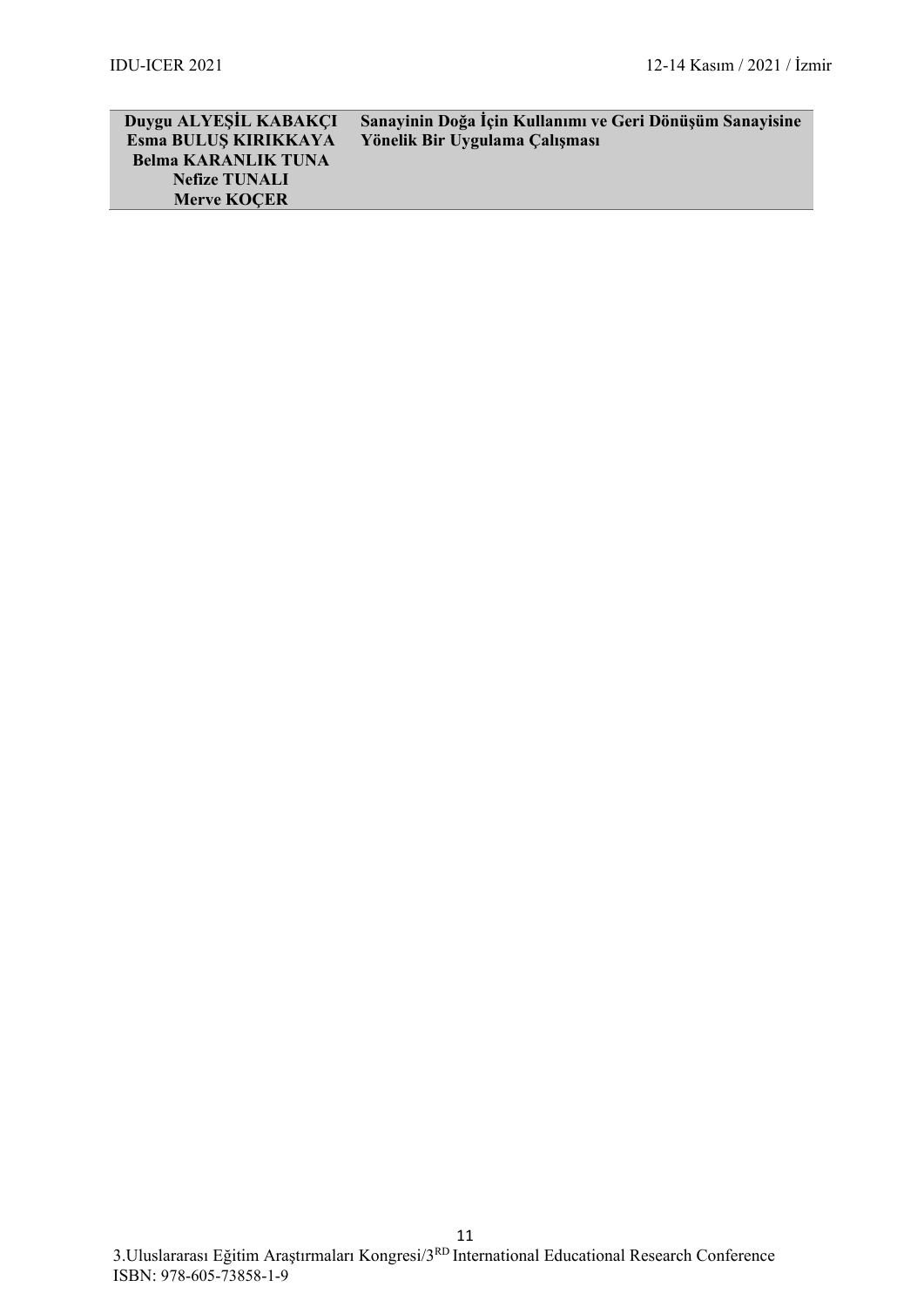| Duygu ALYEŞİL KABAKÇI<br>Esma BULUŞ KIRIKKAYA<br>Belma KARANLIK TUNA<br>Nefize TUNALI<br>Merve KOÇER | Sanayinin Doğa İçin Kullanımı ve Geri Dönüşüm Sanayisine Yönelik Bir Uygulama Çalışması |
|---|---|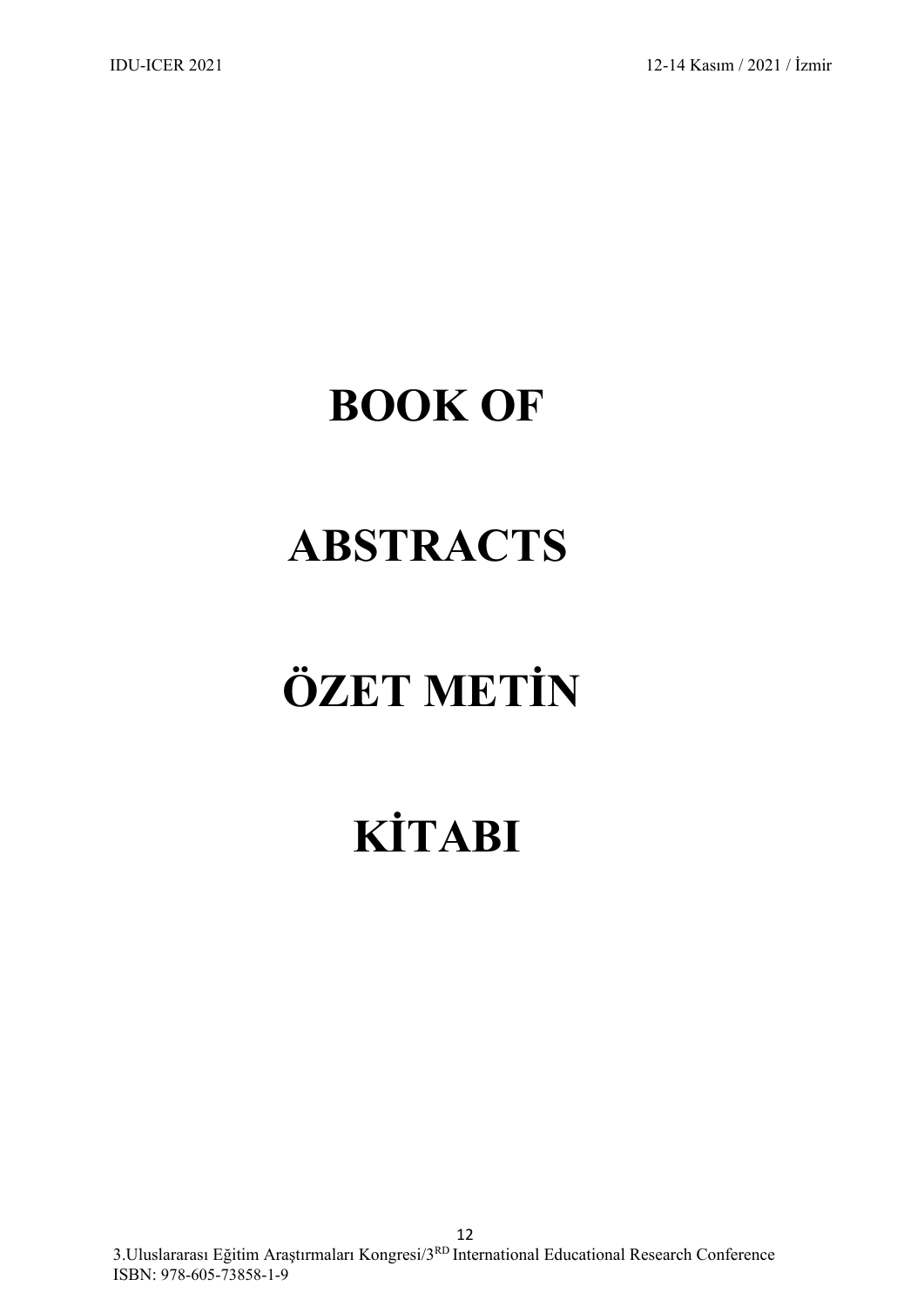# BOOK OF

# ABSTRACTS

# ÖZET METİN

# KİTABI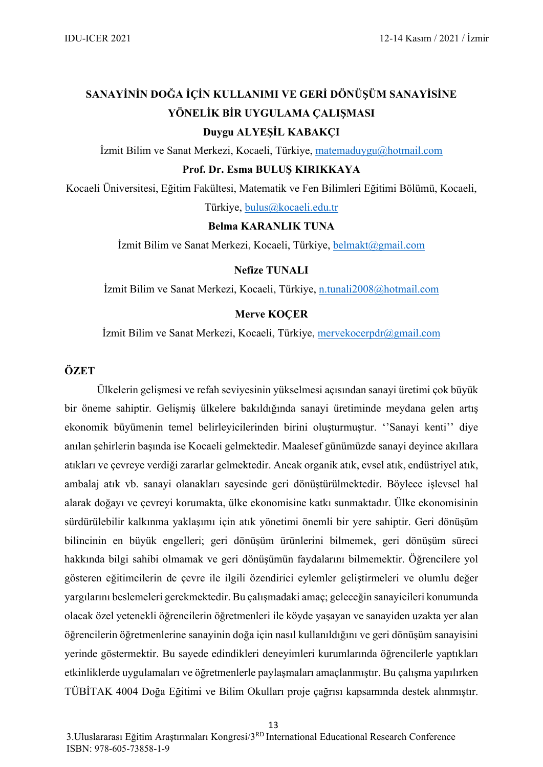# SANAYİNİN DOĞA İÇİN KULLANIMI VE GERİ DÖNÜŞÜM SANAYİSİNE YÖNELİK BİR UYGULAMA ÇALIŞMASI

**Duygu ALYEŞİL KABAKÇI**

İzmit Bilim ve Sanat Merkezi, Kocaeli, Türkiye, matemaduygu@hotmail.com

**Prof. Dr. Esma BULUŞ KIRIKKAYA**

Kocaeli Üniversitesi, Eğitim Fakültesi, Matematik ve Fen Bilimleri Eğitimi Bölümü, Kocaeli, Türkiye, bulus@kocaeli.edu.tr

**Belma KARANLIK TUNA**

İzmit Bilim ve Sanat Merkezi, Kocaeli, Türkiye, belmakt@gmail.com

**Nefize TUNALI**

İzmit Bilim ve Sanat Merkezi, Kocaeli, Türkiye, n.tunali2008@hotmail.com

**Merve KOÇER**

İzmit Bilim ve Sanat Merkezi, Kocaeli, Türkiye, mervekocerpdr@gmail.com

## ÖZET

Ülkelerin gelişmesi ve refah seviyesinin yükselmesi açısından sanayi üretimi çok büyük bir öneme sahiptir. Gelişmiş ülkelere bakıldığında sanayi üretiminde meydana gelen artış ekonomik büyümenin temel belirleyicilerinden birini oluşturmuştur. ''Sanayi kenti'' diye anılan şehirlerin başında ise Kocaeli gelmektedir. Maalesef günümüzde sanayi deyince akıllara atıkları ve çevreye verdiği zararlar gelmektedir. Ancak organik atık, evsel atık, endüstriyel atık, ambalaj atık vb. sanayi olanakları sayesinde geri dönüştürülmektedir. Böylece işlevsel hal alarak doğayı ve çevreyi korumakta, ülke ekonomisine katkı sunmaktadır. Ülke ekonomisinin sürdürülebilir kalkınma yaklaşımı için atık yönetimi önemli bir yere sahiptir. Geri dönüşüm bilincinin en büyük engelleri; geri dönüşüm ürünlerini bilmemek, geri dönüşüm süreci hakkında bilgi sahibi olmamak ve geri dönüşümün faydalarını bilmemektir. Öğrencilere yol gösteren eğitimcilerin de çevre ile ilgili özendirici eylemler geliştirmeleri ve olumlu değer yargılarını beslemeleri gerekmektedir. Bu çalışmadaki amaç; geleceğin sanayicileri konumunda olacak özel yetenekli öğrencilerin öğretmenleri ile köyde yaşayan ve sanayiden uzakta yer alan öğrencilerin öğretmenlerine sanayinin doğa için nasıl kullanıldığını ve geri dönüşüm sanayisini yerinde göstermektir. Bu sayede edindikleri deneyimleri kurumlarında öğrencilerle yaptıkları etkinliklerde uygulamaları ve öğretmenlerle paylaşmaları amaçlanmıştır. Bu çalışma yapılırken TÜBİTAK 4004 Doğa Eğitimi ve Bilim Okulları proje çağrısı kapsamında destek alınmıştır.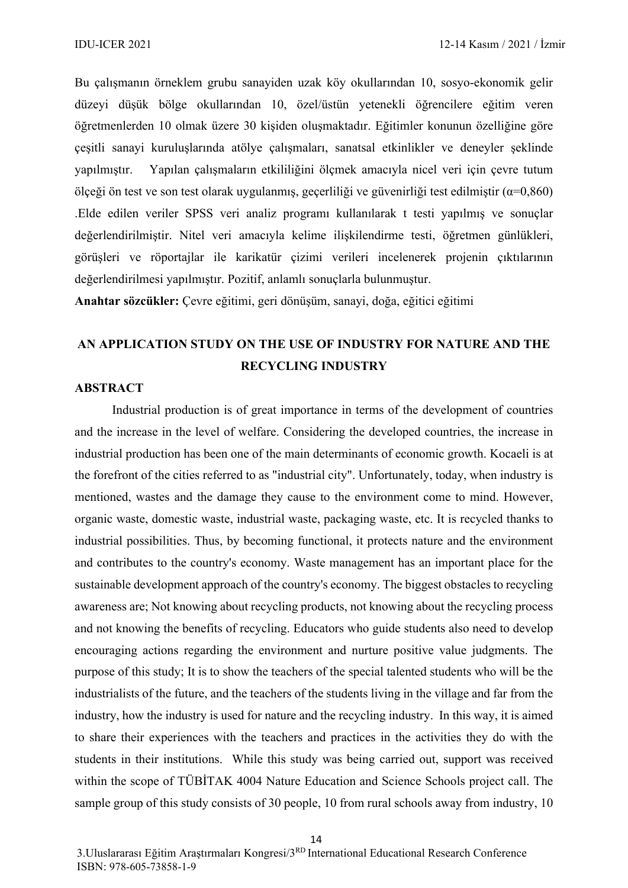Bu çalışmanın örneklem grubu sanayiden uzak köy okullarından 10, sosyo-ekonomik gelir düzeyi düşük bölge okullarından 10, özel/üstün yetenekli öğrencilere eğitim veren öğretmenlerden 10 olmak üzere 30 kişiden oluşmaktadır. Eğitimler konunun özelliğine göre çeşitli sanayi kuruluşlarında atölye çalışmaları, sanatsal etkinlikler ve deneyler şeklinde yapılmıştır. Yapılan çalışmaların etkililiğini ölçmek amacıyla nicel veri için çevre tutum ölçeği ön test ve son test olarak uygulanmış, geçerliliği ve güvenirliği test edilmiştir ($\alpha$=0,860) .Elde edilen veriler SPSS veri analiz programı kullanılarak t testi yapılmış ve sonuçlar değerlendirilmiştir. Nitel veri amacıyla kelime ilişkilendirme testi, öğretmen günlükleri, görüşleri ve röportajlar ile karikatür çizimi verileri incelenerek projenin çıktılarının değerlendirilmesi yapılmıştır. Pozitif, anlamlı sonuçlarla bulunmuştur.

**Anahtar sözcükler:** Çevre eğitimi, geri dönüşüm, sanayi, doğa, eğitici eğitimi

## AN APPLICATION STUDY ON THE USE OF INDUSTRY FOR NATURE AND THE RECYCLING INDUSTRY

### ABSTRACT

Industrial production is of great importance in terms of the development of countries and the increase in the level of welfare. Considering the developed countries, the increase in industrial production has been one of the main determinants of economic growth. Kocaeli is at the forefront of the cities referred to as "industrial city". Unfortunately, today, when industry is mentioned, wastes and the damage they cause to the environment come to mind. However, organic waste, domestic waste, industrial waste, packaging waste, etc. It is recycled thanks to industrial possibilities. Thus, by becoming functional, it protects nature and the environment and contributes to the country's economy. Waste management has an important place for the sustainable development approach of the country's economy. The biggest obstacles to recycling awareness are; Not knowing about recycling products, not knowing about the recycling process and not knowing the benefits of recycling. Educators who guide students also need to develop encouraging actions regarding the environment and nurture positive value judgments. The purpose of this study; It is to show the teachers of the special talented students who will be the industrialists of the future, and the teachers of the students living in the village and far from the industry, how the industry is used for nature and the recycling industry. In this way, it is aimed to share their experiences with the teachers and practices in the activities they do with the students in their institutions. While this study was being carried out, support was received within the scope of TÜBİTAK 4004 Nature Education and Science Schools project call. The sample group of this study consists of 30 people, 10 from rural schools away from industry, 10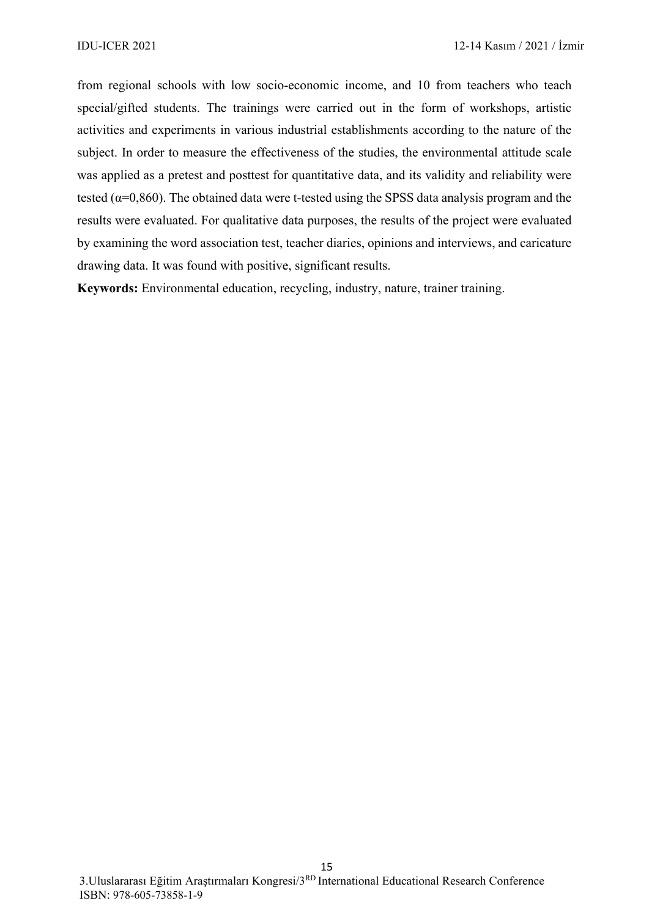from regional schools with low socio-economic income, and 10 from teachers who teach special/gifted students. The trainings were carried out in the form of workshops, artistic activities and experiments in various industrial establishments according to the nature of the subject. In order to measure the effectiveness of the studies, the environmental attitude scale was applied as a pretest and posttest for quantitative data, and its validity and reliability were tested ($\alpha$=0,860). The obtained data were t-tested using the SPSS data analysis program and the results were evaluated. For qualitative data purposes, the results of the project were evaluated by examining the word association test, teacher diaries, opinions and interviews, and caricature drawing data. It was found with positive, significant results.

**Keywords:** Environmental education, recycling, industry, nature, trainer training.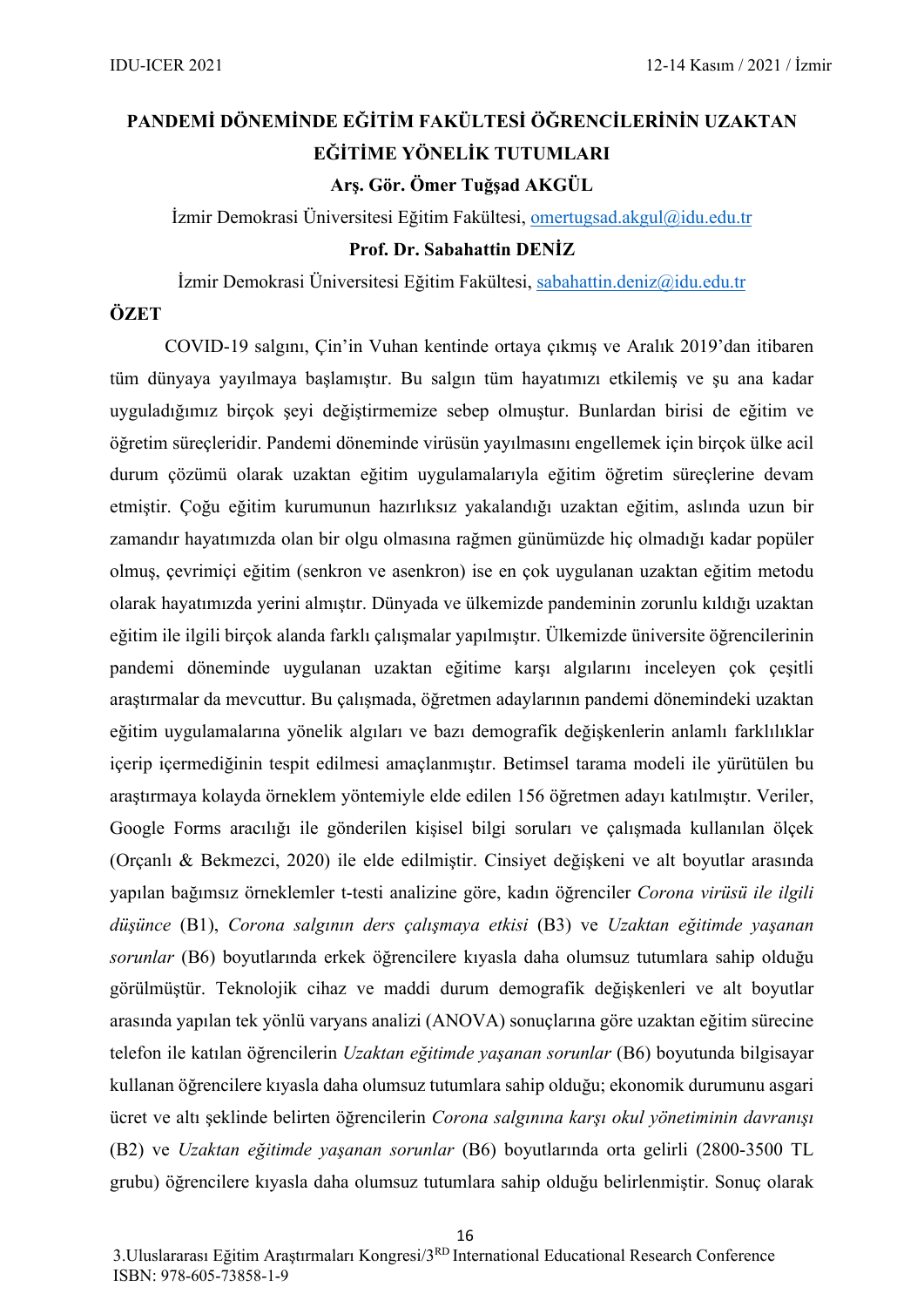# PANDEMİ DÖNEMİNDE EĞİTİM FAKÜLTESİ ÖĞRENCİLERİNİN UZAKTAN EĞİTİME YÖNELİK TUTUMLARI

**Arş. Gör. Ömer Tuğşad AKGÜL**

İzmir Demokrasi Üniversitesi Eğitim Fakültesi, omertugsad.akgul@idu.edu.tr

**Prof. Dr. Sabahattin DENİZ**

İzmir Demokrasi Üniversitesi Eğitim Fakültesi, sabahattin.deniz@idu.edu.tr

## ÖZET

COVID-19 salgını, Çin'in Vuhan kentinde ortaya çıkmış ve Aralık 2019'dan itibaren tüm dünyaya yayılmaya başlamıştır. Bu salgın tüm hayatımızı etkilemiş ve şu ana kadar uyguladığımız birçok şeyi değiştirmemize sebep olmuştur. Bunlardan birisi de eğitim ve öğretim süreçleridir. Pandemi döneminde virüsün yayılmasını engellemek için birçok ülke acil durum çözümü olarak uzaktan eğitim uygulamalarıyla eğitim öğretim süreçlerine devam etmiştir. Çoğu eğitim kurumunun hazırlıksız yakalandığı uzaktan eğitim, aslında uzun bir zamandır hayatımızda olan bir olgu olmasına rağmen günümüzde hiç olmadığı kadar popüler olmuş, çevrimiçi eğitim (senkron ve asenkron) ise en çok uygulanan uzaktan eğitim metodu olarak hayatımızda yerini almıştır. Dünyada ve ülkemizde pandeminin zorunlu kıldığı uzaktan eğitim ile ilgili birçok alanda farklı çalışmalar yapılmıştır. Ülkemizde üniversite öğrencilerinin pandemi döneminde uygulanan uzaktan eğitime karşı algılarını inceleyen çok çeşitli araştırmalar da mevcuttur. Bu çalışmada, öğretmen adaylarının pandemi dönemindeki uzaktan eğitim uygulamalarına yönelik algıları ve bazı demografik değişkenlerin anlamlı farklılıklar içerip içermediğinin tespit edilmesi amaçlanmıştır. Betimsel tarama modeli ile yürütülen bu araştırmaya kolayda örneklem yöntemiyle elde edilen 156 öğretmen adayı katılmıştır. Veriler, Google Forms aracılığı ile gönderilen kişisel bilgi soruları ve çalışmada kullanılan ölçek (Orçanlı & Bekmezci, 2020) ile elde edilmiştir. Cinsiyet değişkeni ve alt boyutlar arasında yapılan bağımsız örneklemler t-testi analizine göre, kadın öğrenciler *Corona virüsü ile ilgili düşünce* (B1), *Corona salgının ders çalışmaya etkisi* (B3) ve *Uzaktan eğitimde yaşanan sorunlar* (B6) boyutlarında erkek öğrencilere kıyasla daha olumsuz tutumlara sahip olduğu görülmüştür. Teknolojik cihaz ve maddi durum demografik değişkenleri ve alt boyutlar arasında yapılan tek yönlü varyans analizi (ANOVA) sonuçlarına göre uzaktan eğitim sürecine telefon ile katılan öğrencilerin *Uzaktan eğitimde yaşanan sorunlar* (B6) boyutunda bilgisayar kullanan öğrencilere kıyasla daha olumsuz tutumlara sahip olduğu; ekonomik durumunu asgari ücret ve altı şeklinde belirten öğrencilerin *Corona salgınına karşı okul yönetiminin davranışı* (B2) ve *Uzaktan eğitimde yaşanan sorunlar* (B6) boyutlarında orta gelirli (2800-3500 TL grubu) öğrencilere kıyasla daha olumsuz tutumlara sahip olduğu belirlenmiştir. Sonuç olarak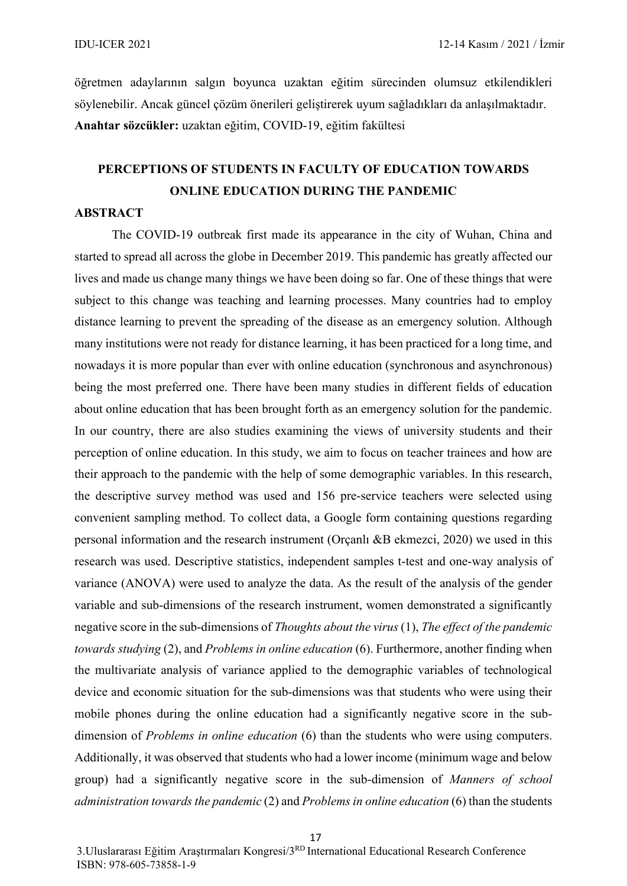öğretmen adaylarının salgın boyunca uzaktan eğitim sürecinden olumsuz etkilendikleri söylenebilir. Ancak güncel çözüm önerileri geliştirerek uyum sağladıkları da anlaşılmaktadır.

**Anahtar sözcükler:** uzaktan eğitim, COVID-19, eğitim fakültesi

## PERCEPTIONS OF STUDENTS IN FACULTY OF EDUCATION TOWARDS ONLINE EDUCATION DURING THE PANDEMIC

### ABSTRACT

The COVID-19 outbreak first made its appearance in the city of Wuhan, China and started to spread all across the globe in December 2019. This pandemic has greatly affected our lives and made us change many things we have been doing so far. One of these things that were subject to this change was teaching and learning processes. Many countries had to employ distance learning to prevent the spreading of the disease as an emergency solution. Although many institutions were not ready for distance learning, it has been practiced for a long time, and nowadays it is more popular than ever with online education (synchronous and asynchronous) being the most preferred one. There have been many studies in different fields of education about online education that has been brought forth as an emergency solution for the pandemic. In our country, there are also studies examining the views of university students and their perception of online education. In this study, we aim to focus on teacher trainees and how are their approach to the pandemic with the help of some demographic variables. In this research, the descriptive survey method was used and 156 pre-service teachers were selected using convenient sampling method. To collect data, a Google form containing questions regarding personal information and the research instrument (Orçanlı &B ekmezci, 2020) we used in this research was used. Descriptive statistics, independent samples t-test and one-way analysis of variance (ANOVA) were used to analyze the data. As the result of the analysis of the gender variable and sub-dimensions of the research instrument, women demonstrated a significantly negative score in the sub-dimensions of *Thoughts about the virus* (1), *The effect of the pandemic towards studying* (2), and *Problems in online education* (6). Furthermore, another finding when the multivariate analysis of variance applied to the demographic variables of technological device and economic situation for the sub-dimensions was that students who were using their mobile phones during the online education had a significantly negative score in the sub-dimension of *Problems in online education* (6) than the students who were using computers. Additionally, it was observed that students who had a lower income (minimum wage and below group) had a significantly negative score in the sub-dimension of *Manners of school administration towards the pandemic* (2) and *Problems in online education* (6) than the students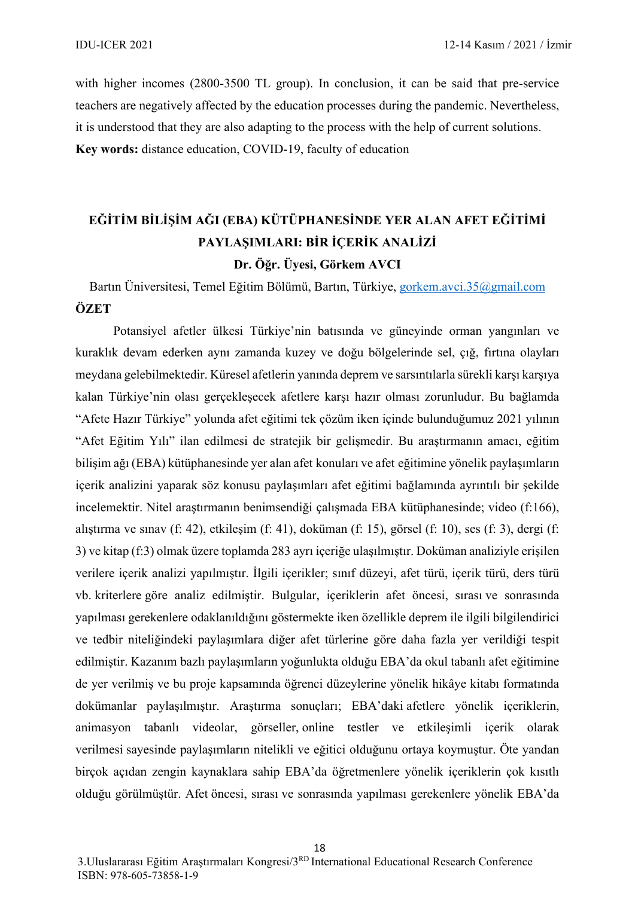with higher incomes (2800-3500 TL group). In conclusion, it can be said that pre-service teachers are negatively affected by the education processes during the pandemic. Nevertheless, it is understood that they are also adapting to the process with the help of current solutions.

**Key words:** distance education, COVID-19, faculty of education

## EĞİTİM BİLİŞİM AĞI (EBA) KÜTÜPHANESİNDE YER ALAN AFET EĞİTİMİ PAYLAŞIMLARI: BİR İÇERİK ANALİZİ

**Dr. Öğr. Üyesi, Görkem AVCI**

Bartın Üniversitesi, Temel Eğitim Bölümü, Bartın, Türkiye, gorkem.avci.35@gmail.com

**ÖZET**

Potansiyel afetler ülkesi Türkiye'nin batısında ve güneyinde orman yangınları ve kuraklık devam ederken aynı zamanda kuzey ve doğu bölgelerinde sel, çığ, fırtına olayları meydana gelebilmektedir. Küresel afetlerin yanında deprem ve sarsıntılarla sürekli karşı karşıya kalan Türkiye'nin olası gerçekleşecek afetlere karşı hazır olması zorunludur. Bu bağlamda "Afete Hazır Türkiye" yolunda afet eğitimi tek çözüm iken içinde bulunduğumuz 2021 yılının "Afet Eğitim Yılı" ilan edilmesi de stratejik bir gelişmedir. Bu araştırmanın amacı, eğitim bilişim ağı (EBA) kütüphanesinde yer alan afet konuları ve afet eğitimine yönelik paylaşımların içerik analizini yaparak söz konusu paylaşımları afet eğitimi bağlamında ayrıntılı bir şekilde incelemektir. Nitel araştırmanın benimsendiği çalışmada EBA kütüphanesinde; video (f:166), alıştırma ve sınav (f: 42), etkileşim (f: 41), doküman (f: 15), görsel (f: 10), ses (f: 3), dergi (f: 3) ve kitap (f:3) olmak üzere toplamda 283 ayrı içeriğe ulaşılmıştır. Doküman analiziyle erişilen verilere içerik analizi yapılmıştır. İlgili içerikler; sınıf düzeyi, afet türü, içerik türü, ders türü vb. kriterlere göre analiz edilmiştir. Bulgular, içeriklerin afet öncesi, sırası ve sonrasında yapılması gerekenlere odaklanıldığını göstermekte iken özellikle deprem ile ilgili bilgilendirici ve tedbir niteliğindeki paylaşımlara diğer afet türlerine göre daha fazla yer verildiği tespit edilmiştir. Kazanım bazlı paylaşımların yoğunlukta olduğu EBA'da okul tabanlı afet eğitimine de yer verilmiş ve bu proje kapsamında öğrenci düzeylerine yönelik hikâye kitabı formatında dokümanlar paylaşılmıştır. Araştırma sonuçları; EBA'daki afetlere yönelik içeriklerin, animasyon tabanlı videolar, görseller, online testler ve etkileşimli içerik olarak verilmesi sayesinde paylaşımların nitelikli ve eğitici olduğunu ortaya koymuştur. Öte yandan birçok açıdan zengin kaynaklara sahip EBA'da öğretmenlere yönelik içeriklerin çok kısıtlı olduğu görülmüştür. Afet öncesi, sırası ve sonrasında yapılması gerekenlere yönelik EBA'da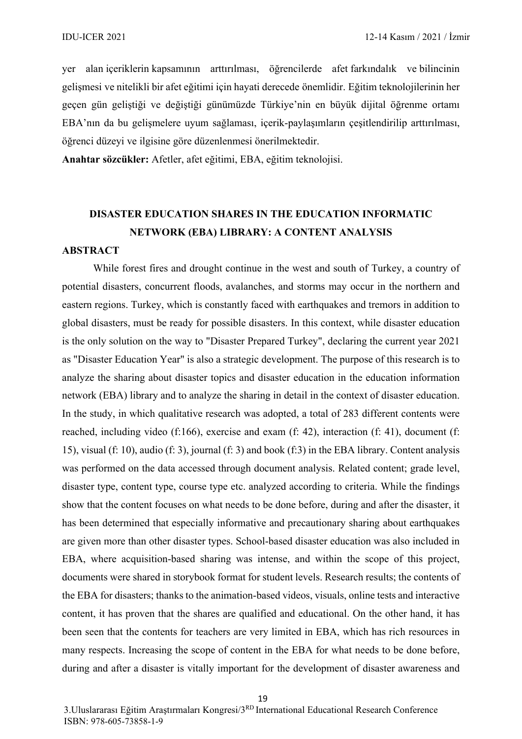yer alan içeriklerin kapsamının arttırılması, öğrencilerde afet farkındalık ve bilincinin gelişmesi ve nitelikli bir afet eğitimi için hayati derecede önemlidir. Eğitim teknolojilerinin her geçen gün geliştiği ve değiştiği günümüzde Türkiye'nin en büyük dijital öğrenme ortamı EBA'nın da bu gelişmelere uyum sağlaması, içerik-paylaşımların çeşitlendirilip arttırılması, öğrenci düzeyi ve ilgisine göre düzenlenmesi önerilmektedir.

**Anahtar sözcükler:** Afetler, afet eğitimi, EBA, eğitim teknolojisi.

## DISASTER EDUCATION SHARES IN THE EDUCATION INFORMATIC NETWORK (EBA) LIBRARY: A CONTENT ANALYSIS

### ABSTRACT

While forest fires and drought continue in the west and south of Turkey, a country of potential disasters, concurrent floods, avalanches, and storms may occur in the northern and eastern regions. Turkey, which is constantly faced with earthquakes and tremors in addition to global disasters, must be ready for possible disasters. In this context, while disaster education is the only solution on the way to "Disaster Prepared Turkey", declaring the current year 2021 as "Disaster Education Year" is also a strategic development. The purpose of this research is to analyze the sharing about disaster topics and disaster education in the education information network (EBA) library and to analyze the sharing in detail in the context of disaster education. In the study, in which qualitative research was adopted, a total of 283 different contents were reached, including video (f:166), exercise and exam (f: 42), interaction (f: 41), document (f: 15), visual (f: 10), audio (f: 3), journal (f: 3) and book (f:3) in the EBA library. Content analysis was performed on the data accessed through document analysis. Related content; grade level, disaster type, content type, course type etc. analyzed according to criteria. While the findings show that the content focuses on what needs to be done before, during and after the disaster, it has been determined that especially informative and precautionary sharing about earthquakes are given more than other disaster types. School-based disaster education was also included in EBA, where acquisition-based sharing was intense, and within the scope of this project, documents were shared in storybook format for student levels. Research results; the contents of the EBA for disasters; thanks to the animation-based videos, visuals, online tests and interactive content, it has proven that the shares are qualified and educational. On the other hand, it has been seen that the contents for teachers are very limited in EBA, which has rich resources in many respects. Increasing the scope of content in the EBA for what needs to be done before, during and after a disaster is vitally important for the development of disaster awareness and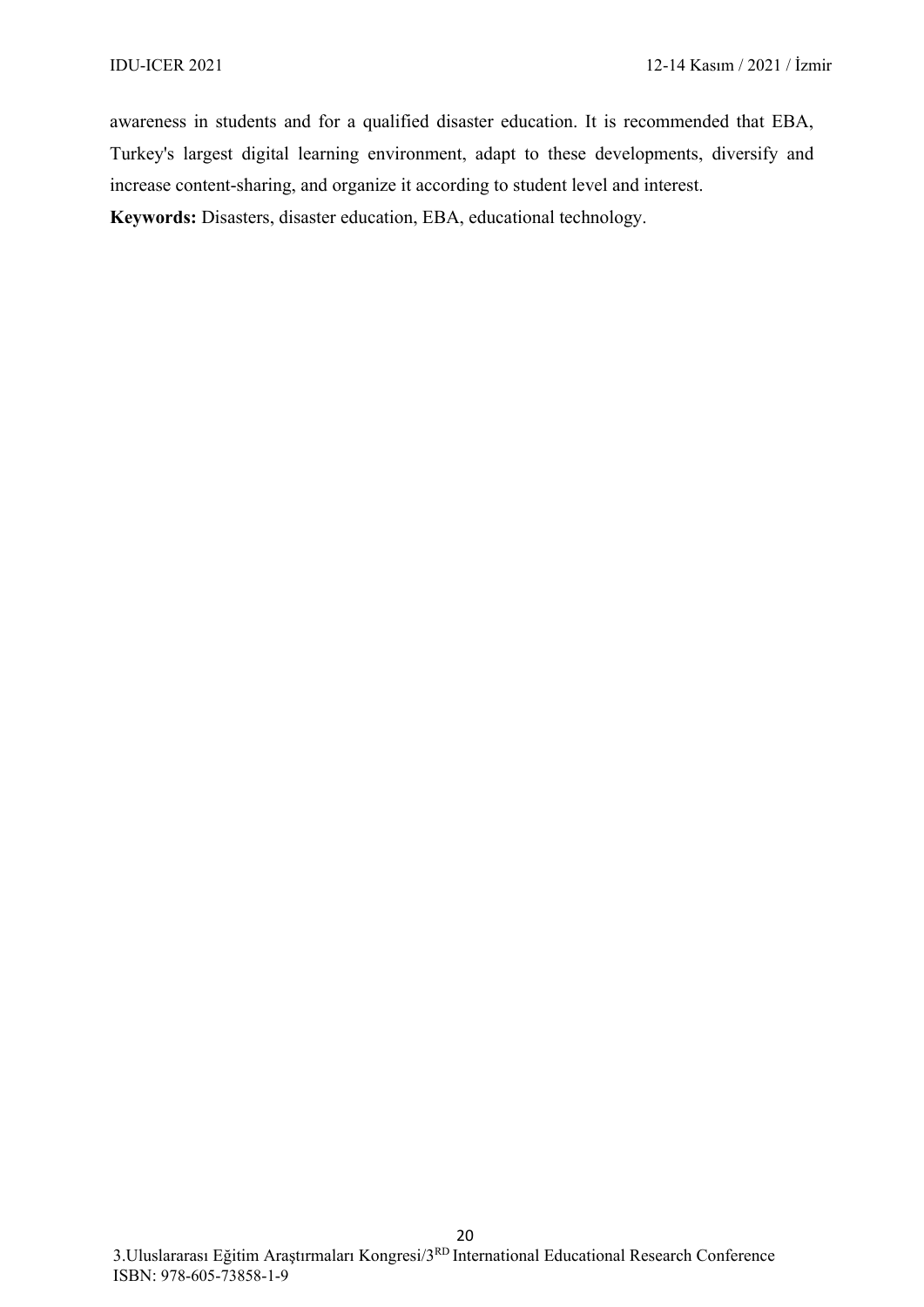awareness in students and for a qualified disaster education. It is recommended that EBA, Turkey's largest digital learning environment, adapt to these developments, diversify and increase content-sharing, and organize it according to student level and interest.

**Keywords:** Disasters, disaster education, EBA, educational technology.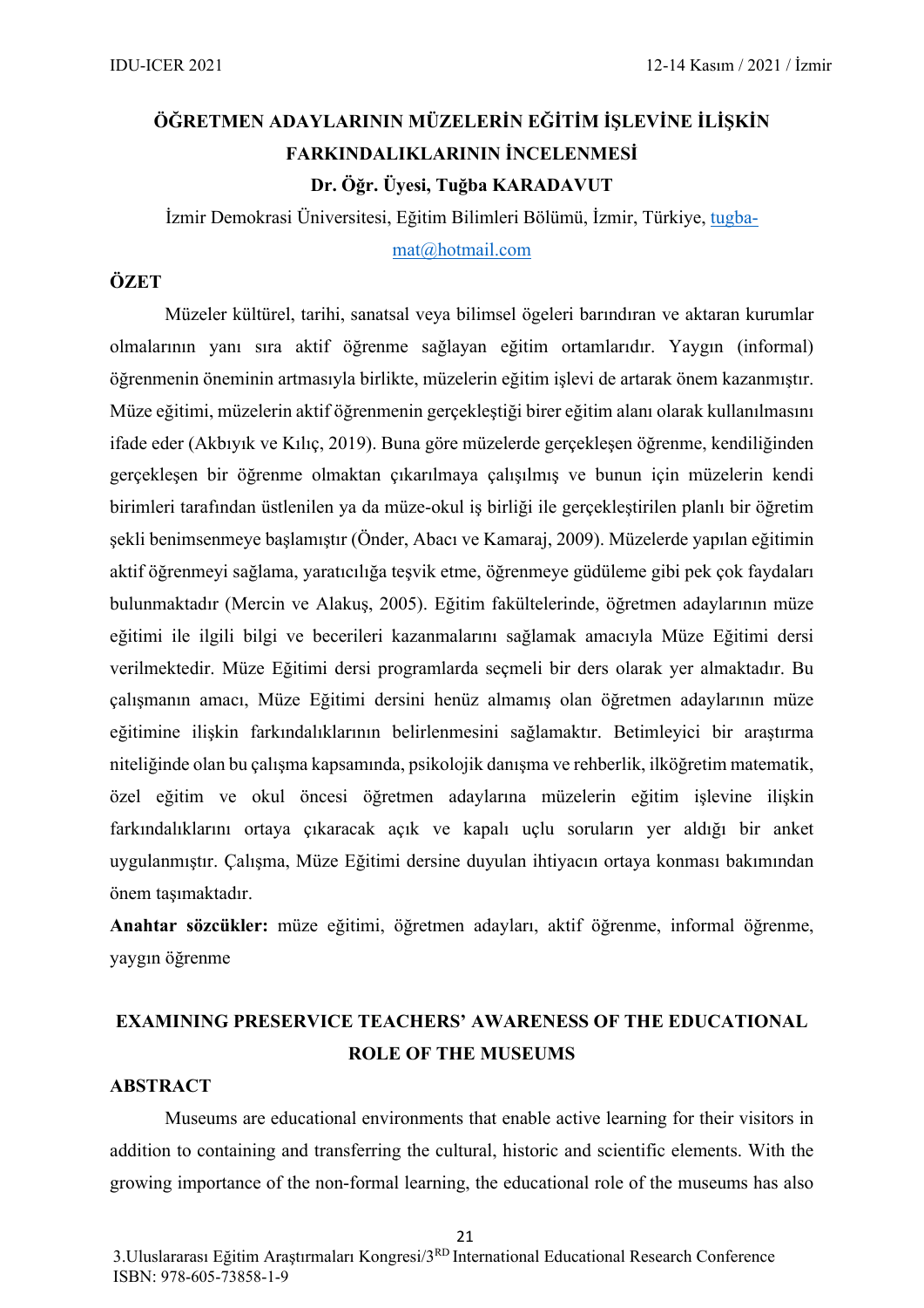# ÖĞRETMEN ADAYLARININ MÜZELERİN EĞİTİM İŞLEVİNE İLİŞKİN FARKINDALIKLARININ İNCELENMESİ

**Dr. Öğr. Üyesi, Tuğba KARADAVUT**

İzmir Demokrasi Üniversitesi, Eğitim Bilimleri Bölümü, İzmir, Türkiye, tugba-mat@hotmail.com

## ÖZET

Müzeler kültürel, tarihi, sanatsal veya bilimsel ögeleri barındıran ve aktaran kurumlar olmalarının yanı sıra aktif öğrenme sağlayan eğitim ortamlarıdır. Yaygın (informal) öğrenmenin öneminin artmasıyla birlikte, müzelerin eğitim işlevi de artarak önem kazanmıştır. Müze eğitimi, müzelerin aktif öğrenmenin gerçekleştiği birer eğitim alanı olarak kullanılmasını ifade eder (Akbıyık ve Kılıç, 2019). Buna göre müzelerde gerçekleşen öğrenme, kendiliğinden gerçekleşen bir öğrenme olmaktan çıkarılmaya çalışılmış ve bunun için müzelerin kendi birimleri tarafından üstlenilen ya da müze-okul iş birliği ile gerçekleştirilen planlı bir öğretim şekli benimsenmeye başlamıştır (Önder, Abacı ve Kamaraj, 2009). Müzelerde yapılan eğitimin aktif öğrenmeyi sağlama, yaratıcılığa teşvik etme, öğrenmeye güdüleme gibi pek çok faydaları bulunmaktadır (Mercin ve Alakuş, 2005). Eğitim fakültelerinde, öğretmen adaylarının müze eğitimi ile ilgili bilgi ve becerileri kazanmalarını sağlamak amacıyla Müze Eğitimi dersi verilmektedir. Müze Eğitimi dersi programlarda seçmeli bir ders olarak yer almaktadır. Bu çalışmanın amacı, Müze Eğitimi dersini henüz almamış olan öğretmen adaylarının müze eğitimine ilişkin farkındalıklarının belirlenmesini sağlamaktır. Betimleyici bir araştırma niteliğinde olan bu çalışma kapsamında, psikolojik danışma ve rehberlik, ilköğretim matematik, özel eğitim ve okul öncesi öğretmen adaylarına müzelerin eğitim işlevine ilişkin farkındalıklarını ortaya çıkaracak açık ve kapalı uçlu soruların yer aldığı bir anket uygulanmıştır. Çalışma, Müze Eğitimi dersine duyulan ihtiyacın ortaya konması bakımından önem taşımaktadır.

**Anahtar sözcükler:** müze eğitimi, öğretmen adayları, aktif öğrenme, informal öğrenme, yaygın öğrenme

# EXAMINING PRESERVICE TEACHERS' AWARENESS OF THE EDUCATIONAL ROLE OF THE MUSEUMS

## ABSTRACT

Museums are educational environments that enable active learning for their visitors in addition to containing and transferring the cultural, historic and scientific elements. With the growing importance of the non-formal learning, the educational role of the museums has also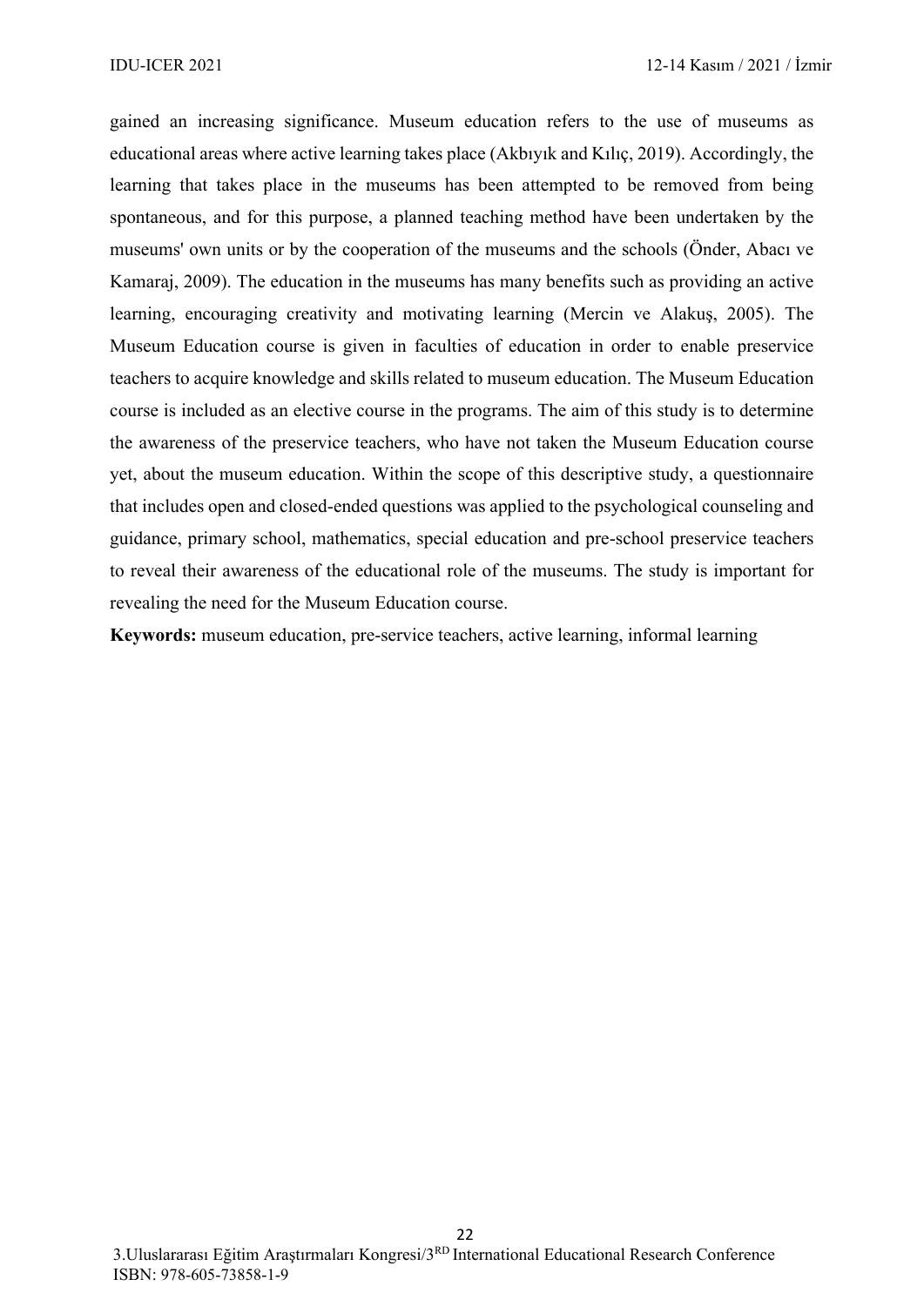gained an increasing significance. Museum education refers to the use of museums as educational areas where active learning takes place (Akbıyık and Kılıç, 2019). Accordingly, the learning that takes place in the museums has been attempted to be removed from being spontaneous, and for this purpose, a planned teaching method have been undertaken by the museums' own units or by the cooperation of the museums and the schools (Önder, Abacı ve Kamaraj, 2009). The education in the museums has many benefits such as providing an active learning, encouraging creativity and motivating learning (Mercin ve Alakuş, 2005). The Museum Education course is given in faculties of education in order to enable preservice teachers to acquire knowledge and skills related to museum education. The Museum Education course is included as an elective course in the programs. The aim of this study is to determine the awareness of the preservice teachers, who have not taken the Museum Education course yet, about the museum education. Within the scope of this descriptive study, a questionnaire that includes open and closed-ended questions was applied to the psychological counseling and guidance, primary school, mathematics, special education and pre-school preservice teachers to reveal their awareness of the educational role of the museums. The study is important for revealing the need for the Museum Education course.

**Keywords:** museum education, pre-service teachers, active learning, informal learning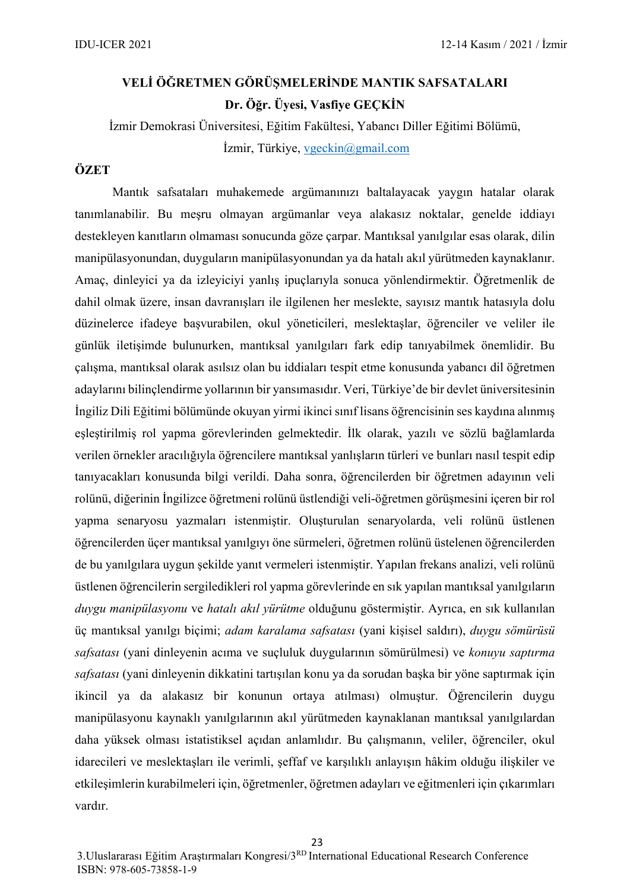# VELİ ÖĞRETMEN GÖRÜŞMELERİNDE MANTIK SAFSATALARI

**Dr. Öğr. Üyesi, Vasfiye GEÇKİN**

İzmir Demokrasi Üniversitesi, Eğitim Fakültesi, Yabancı Diller Eğitimi Bölümü, İzmir, Türkiye, vgeckin@gmail.com

## ÖZET

Mantık safsataları muhakemede argümanınızı baltalayacak yaygın hatalar olarak tanımlanabilir. Bu meşru olmayan argümanlar veya alakasız noktalar, genelde iddiayı destekleyen kanıtların olmaması sonucunda göze çarpar. Mantıksal yanılgılar esas olarak, dilin manipülasyonundan, duyguların manipülasyonundan ya da hatalı akıl yürütmeden kaynaklanır. Amaç, dinleyici ya da izleyiciyi yanlış ipuçlarıyla sonuca yönlendirmektir. Öğretmenlik de dahil olmak üzere, insan davranışları ile ilgilenen her meslekte, sayısız mantık hatasıyla dolu düzinelerce ifadeye başvurabilen, okul yöneticileri, meslektaşlar, öğrenciler ve veliler ile günlük iletişimde bulunurken, mantıksal yanılgıları fark edip tanıyabilmek önemlidir. Bu çalışma, mantıksal olarak asılsız olan bu iddiaları tespit etme konusunda yabancı dil öğretmen adaylarını bilinçlendirme yollarının bir yansımasıdır. Veri, Türkiye'de bir devlet üniversitesinin İngiliz Dili Eğitimi bölümünde okuyan yirmi ikinci sınıf lisans öğrencisinin ses kaydına alınmış eşleştirilmiş rol yapma görevlerinden gelmektedir. İlk olarak, yazılı ve sözlü bağlamlarda verilen örnekler aracılığıyla öğrencilere mantıksal yanlışların türleri ve bunları nasıl tespit edip tanıyacakları konusunda bilgi verildi. Daha sonra, öğrencilerden bir öğretmen adayının veli rolünü, diğerinin İngilizce öğretmeni rolünü üstlendiği veli-öğretmen görüşmesini içeren bir rol yapma senaryosu yazmaları istenmiştir. Oluşturulan senaryolarda, veli rolünü üstlenen öğrencilerden üçer mantıksal yanılgıyı öne sürmeleri, öğretmen rolünü üstelenen öğrencilerden de bu yanılgılara uygun şekilde yanıt vermeleri istenmiştir. Yapılan frekans analizi, veli rolünü üstlenen öğrencilerin sergiledikleri rol yapma görevlerinde en sık yapılan mantıksal yanılgıların *duygu manipülasyonu* ve *hatalı akıl yürütme* olduğunu göstermiştir. Ayrıca, en sık kullanılan üç mantıksal yanılgı biçimi; *adam karalama safsatası* (yani kişisel saldırı), *duygu sömürüsü safsatası* (yani dinleyenin acıma ve suçluluk duygularının sömürülmesi) ve *konuyu saptırma safsatası* (yani dinleyenin dikkatini tartışılan konu ya da sorudan başka bir yöne saptırmak için ikincil ya da alakasız bir konunun ortaya atılması) olmuştur. Öğrencilerin duygu manipülasyonu kaynaklı yanılgılarının akıl yürütmeden kaynaklanan mantıksal yanılgılardan daha yüksek olması istatistiksel açıdan anlamlıdır. Bu çalışmanın, veliler, öğrenciler, okul idarecileri ve meslektaşları ile verimli, şeffaf ve karşılıklı anlayışın hâkim olduğu ilişkiler ve etkileşimlerin kurabilmeleri için, öğretmenler, öğretmen adayları ve eğitmenleri için çıkarımları vardır.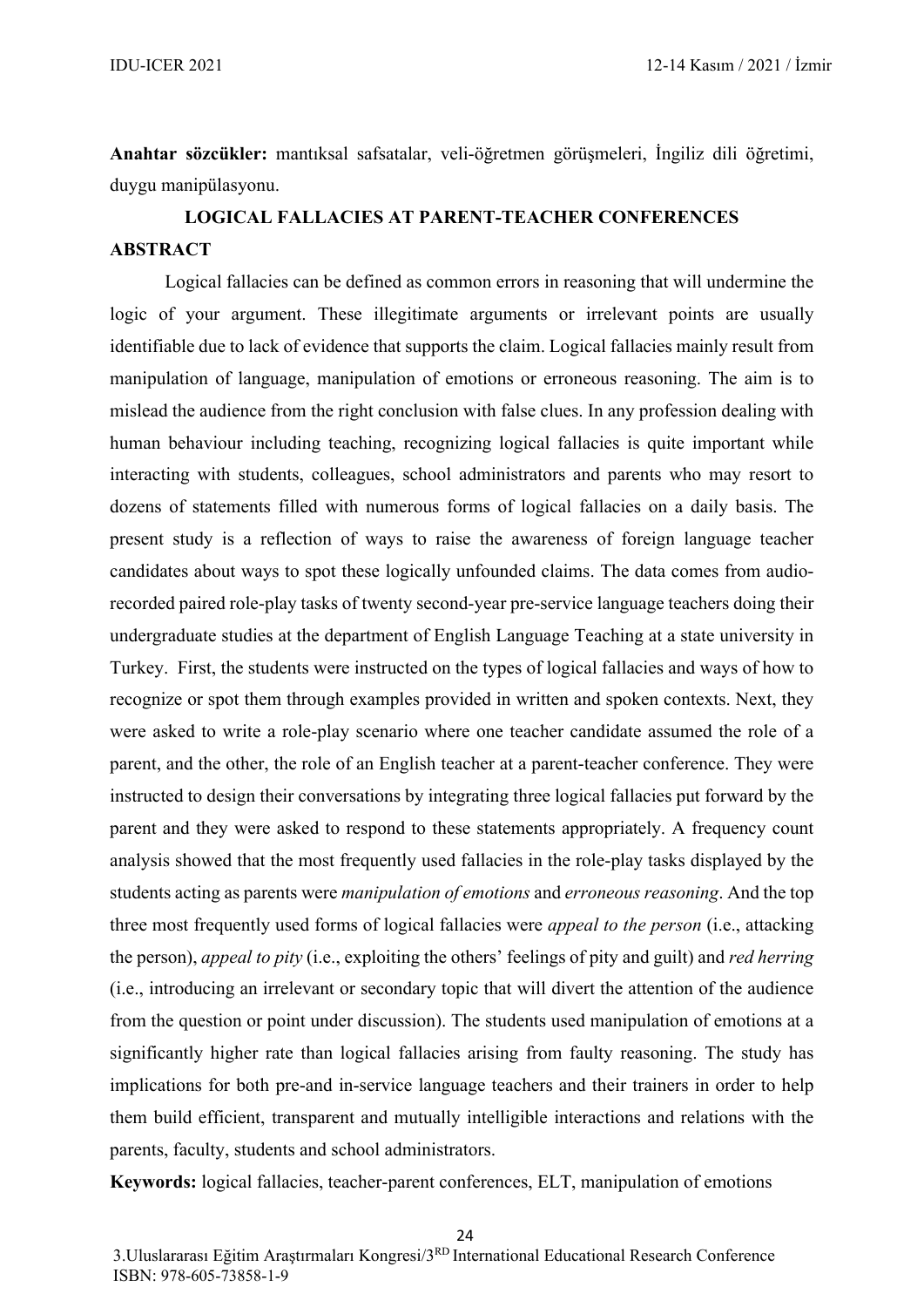**Anahtar sözcükler:** mantıksal safsatalar, veli-öğretmen görüşmeleri, İngiliz dili öğretimi, duygu manipülasyonu.

## LOGICAL FALLACIES AT PARENT-TEACHER CONFERENCES

**ABSTRACT**

Logical fallacies can be defined as common errors in reasoning that will undermine the logic of your argument. These illegitimate arguments or irrelevant points are usually identifiable due to lack of evidence that supports the claim. Logical fallacies mainly result from manipulation of language, manipulation of emotions or erroneous reasoning. The aim is to mislead the audience from the right conclusion with false clues. In any profession dealing with human behaviour including teaching, recognizing logical fallacies is quite important while interacting with students, colleagues, school administrators and parents who may resort to dozens of statements filled with numerous forms of logical fallacies on a daily basis. The present study is a reflection of ways to raise the awareness of foreign language teacher candidates about ways to spot these logically unfounded claims. The data comes from audio-recorded paired role-play tasks of twenty second-year pre-service language teachers doing their undergraduate studies at the department of English Language Teaching at a state university in Turkey. First, the students were instructed on the types of logical fallacies and ways of how to recognize or spot them through examples provided in written and spoken contexts. Next, they were asked to write a role-play scenario where one teacher candidate assumed the role of a parent, and the other, the role of an English teacher at a parent-teacher conference. They were instructed to design their conversations by integrating three logical fallacies put forward by the parent and they were asked to respond to these statements appropriately. A frequency count analysis showed that the most frequently used fallacies in the role-play tasks displayed by the students acting as parents were *manipulation of emotions* and *erroneous reasoning*. And the top three most frequently used forms of logical fallacies were *appeal to the person* (i.e., attacking the person), *appeal to pity* (i.e., exploiting the others' feelings of pity and guilt) and *red herring* (i.e., introducing an irrelevant or secondary topic that will divert the attention of the audience from the question or point under discussion). The students used manipulation of emotions at a significantly higher rate than logical fallacies arising from faulty reasoning. The study has implications for both pre-and in-service language teachers and their trainers in order to help them build efficient, transparent and mutually intelligible interactions and relations with the parents, faculty, students and school administrators.

**Keywords:** logical fallacies, teacher-parent conferences, ELT, manipulation of emotions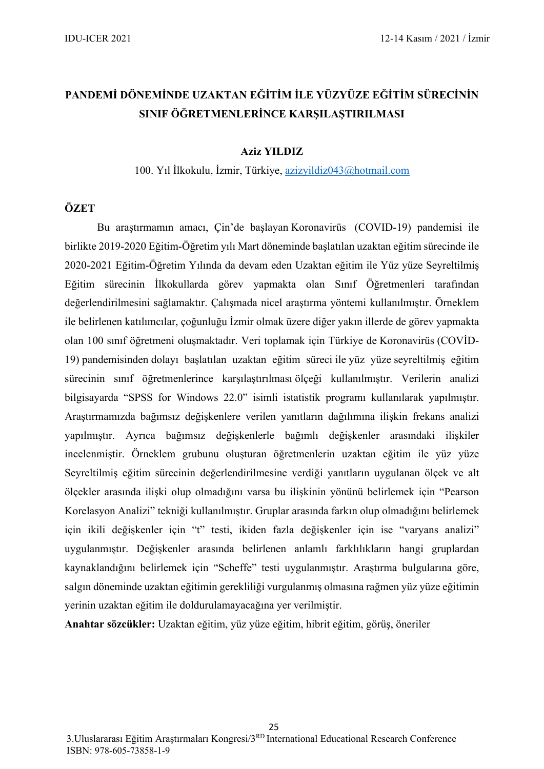# PANDEMİ DÖNEMİNDE UZAKTAN EĞİTİM İLE YÜZYÜZE EĞİTİM SÜRECİNİN SINIF ÖĞRETMENLERİNCE KARŞILAŞTIRILMASI

**Aziz YILDIZ**

100. Yıl İlkokulu, İzmir, Türkiye, azizyildiz043@hotmail.com

## ÖZET

Bu araştırmamın amacı, Çin'de başlayan Koronavirüs (COVID-19) pandemisi ile birlikte 2019-2020 Eğitim-Öğretim yılı Mart döneminde başlatılan uzaktan eğitim sürecinde ile 2020-2021 Eğitim-Öğretim Yılında da devam eden Uzaktan eğitim ile Yüz yüze Seyreltilmiş Eğitim sürecinin İlkokullarda görev yapmakta olan Sınıf Öğretmenleri tarafından değerlendirilmesini sağlamaktır. Çalışmada nicel araştırma yöntemi kullanılmıştır. Örneklem ile belirlenen katılımcılar, çoğunluğu İzmir olmak üzere diğer yakın illerde de görev yapmakta olan 100 sınıf öğretmeni oluşmaktadır. Veri toplamak için Türkiye de Koronavirüs (COVİD-19) pandemisinden dolayı başlatılan uzaktan eğitim süreci ile yüz yüze seyreltilmiş eğitim sürecinin sınıf öğretmenlerince karşılaştırılması ölçeği kullanılmıştır. Verilerin analizi bilgisayarda "SPSS for Windows 22.0" isimli istatistik programı kullanılarak yapılmıştır. Araştırmamızda bağımsız değişkenlere verilen yanıtların dağılımına ilişkin frekans analizi yapılmıştır. Ayrıca bağımsız değişkenlerle bağımlı değişkenler arasındaki ilişkiler incelenmiştir. Örneklem grubunu oluşturan öğretmenlerin uzaktan eğitim ile yüz yüze Seyreltilmiş eğitim sürecinin değerlendirilmesine verdiği yanıtların uygulanan ölçek ve alt ölçekler arasında ilişki olup olmadığını varsa bu ilişkinin yönünü belirlemek için "Pearson Korelasyon Analizi" tekniği kullanılmıştır. Gruplar arasında farkın olup olmadığını belirlemek için ikili değişkenler için "t" testi, ikiden fazla değişkenler için ise "varyans analizi" uygulanmıştır. Değişkenler arasında belirlenen anlamlı farklılıkların hangi gruplardan kaynaklandığını belirlemek için "Scheffe" testi uygulanmıştır. Araştırma bulgularına göre, salgın döneminde uzaktan eğitimin gerekliliği vurgulanmış olmasına rağmen yüz yüze eğitimin yerinin uzaktan eğitim ile doldurulamayacağına yer verilmiştir.

**Anahtar sözcükler:** Uzaktan eğitim, yüz yüze eğitim, hibrit eğitim, görüş, öneriler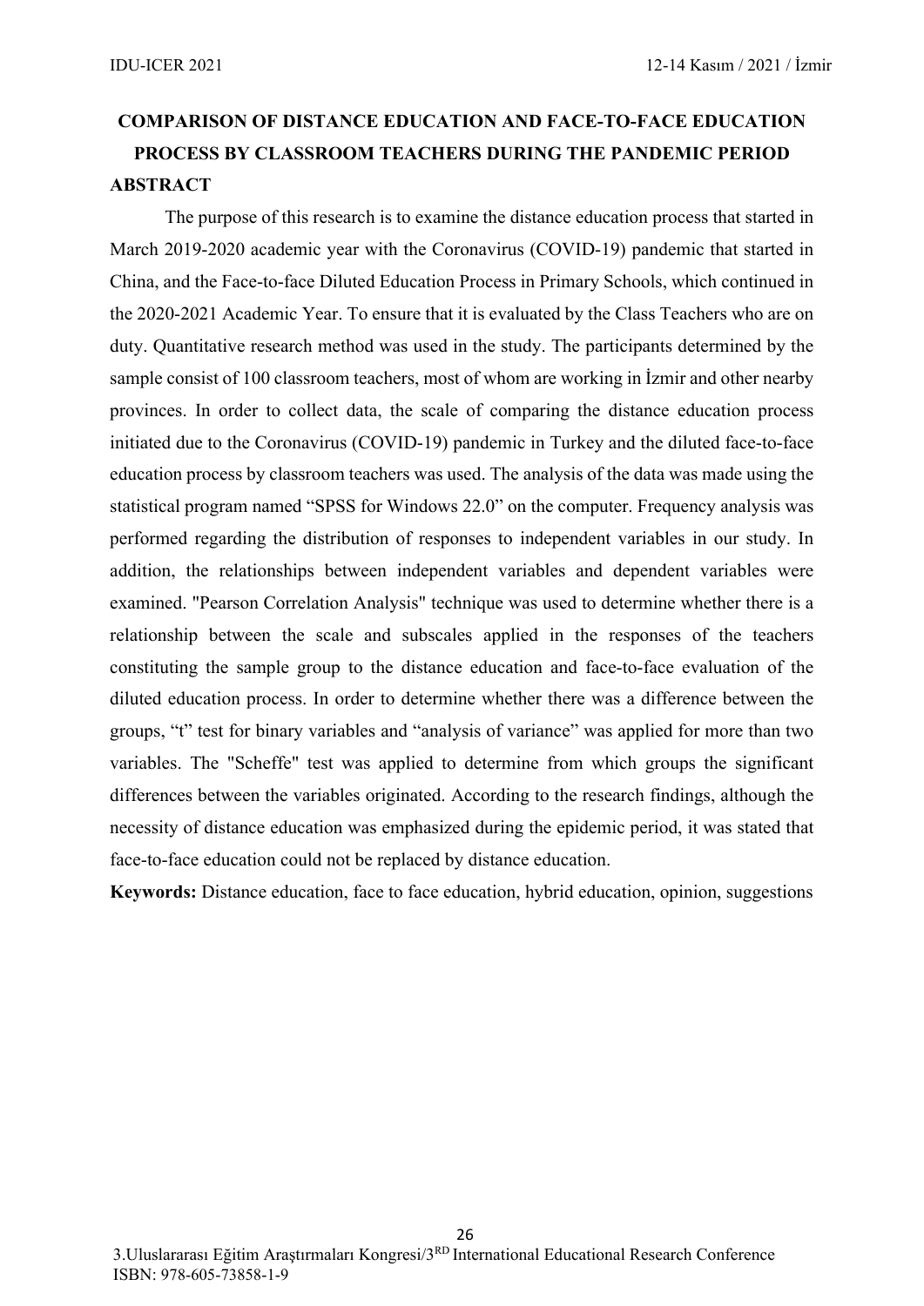# COMPARISON OF DISTANCE EDUCATION AND FACE-TO-FACE EDUCATION PROCESS BY CLASSROOM TEACHERS DURING THE PANDEMIC PERIOD

## ABSTRACT

The purpose of this research is to examine the distance education process that started in March 2019-2020 academic year with the Coronavirus (COVID-19) pandemic that started in China, and the Face-to-face Diluted Education Process in Primary Schools, which continued in the 2020-2021 Academic Year. To ensure that it is evaluated by the Class Teachers who are on duty. Quantitative research method was used in the study. The participants determined by the sample consist of 100 classroom teachers, most of whom are working in İzmir and other nearby provinces. In order to collect data, the scale of comparing the distance education process initiated due to the Coronavirus (COVID-19) pandemic in Turkey and the diluted face-to-face education process by classroom teachers was used. The analysis of the data was made using the statistical program named "SPSS for Windows 22.0" on the computer. Frequency analysis was performed regarding the distribution of responses to independent variables in our study. In addition, the relationships between independent variables and dependent variables were examined. "Pearson Correlation Analysis" technique was used to determine whether there is a relationship between the scale and subscales applied in the responses of the teachers constituting the sample group to the distance education and face-to-face evaluation of the diluted education process. In order to determine whether there was a difference between the groups, "t" test for binary variables and "analysis of variance" was applied for more than two variables. The "Scheffe" test was applied to determine from which groups the significant differences between the variables originated. According to the research findings, although the necessity of distance education was emphasized during the epidemic period, it was stated that face-to-face education could not be replaced by distance education.

**Keywords:** Distance education, face to face education, hybrid education, opinion, suggestions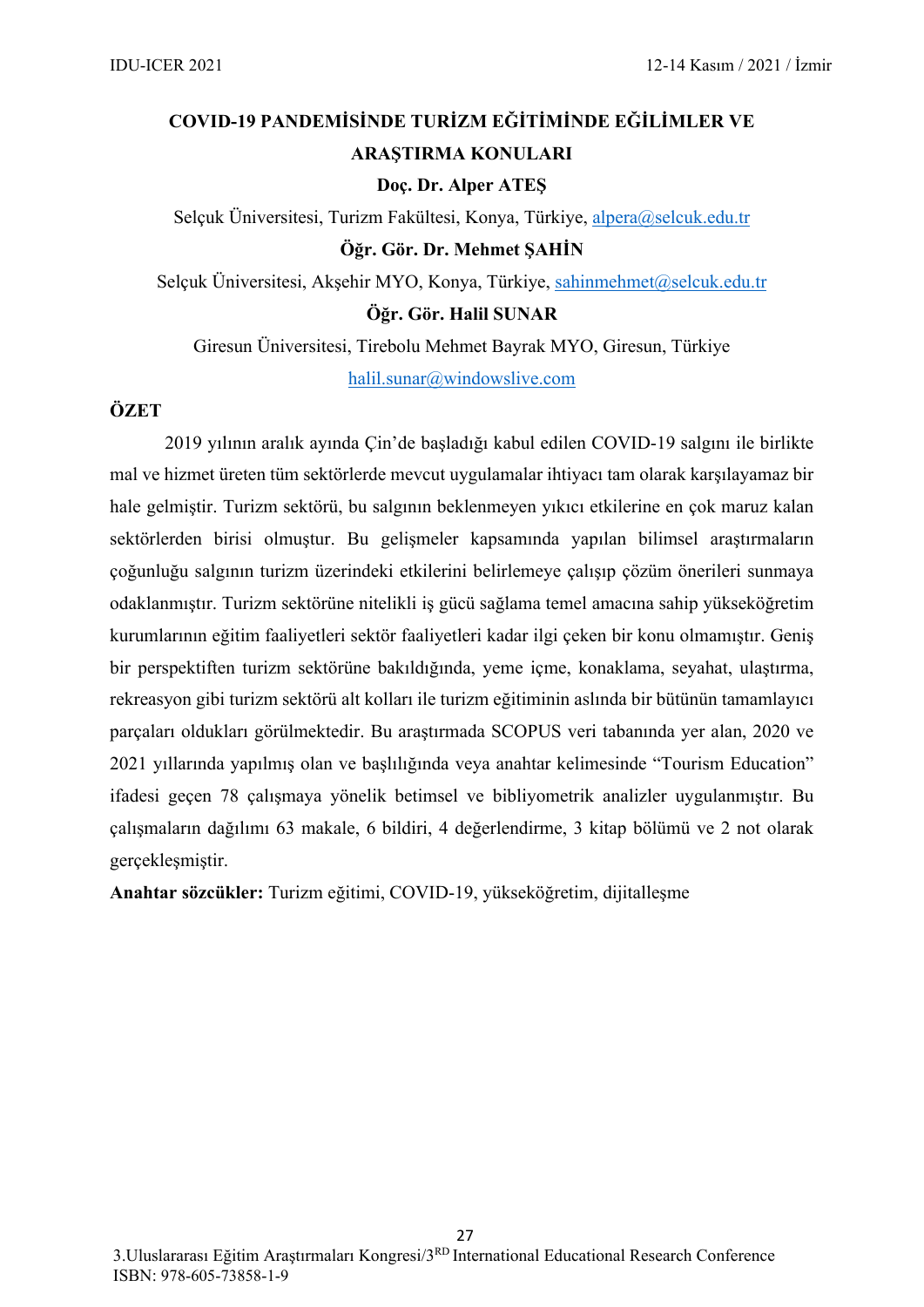# COVID-19 PANDEMİSİNDE TURİZM EĞİTİMİNDE EĞİLİMLER VE ARAŞTIRMA KONULARI

**Doç. Dr. Alper ATEŞ**

Selçuk Üniversitesi, Turizm Fakültesi, Konya, Türkiye, alpera@selcuk.edu.tr

**Öğr. Gör. Dr. Mehmet ŞAHİN**

Selçuk Üniversitesi, Akşehir MYO, Konya, Türkiye, sahinmehmet@selcuk.edu.tr

**Öğr. Gör. Halil SUNAR**

Giresun Üniversitesi, Tirebolu Mehmet Bayrak MYO, Giresun, Türkiye

halil.sunar@windowslive.com

## ÖZET

2019 yılının aralık ayında Çin'de başladığı kabul edilen COVID-19 salgını ile birlikte mal ve hizmet üreten tüm sektörlerde mevcut uygulamalar ihtiyacı tam olarak karşılayamaz bir hale gelmiştir. Turizm sektörü, bu salgının beklenmeyen yıkıcı etkilerine en çok maruz kalan sektörlerden birisi olmuştur. Bu gelişmeler kapsamında yapılan bilimsel araştırmaların çoğunluğu salgının turizm üzerindeki etkilerini belirlemeye çalışıp çözüm önerileri sunmaya odaklanmıştır. Turizm sektörüne nitelikli iş gücü sağlama temel amacına sahip yükseköğretim kurumlarının eğitim faaliyetleri sektör faaliyetleri kadar ilgi çeken bir konu olmamıştır. Geniş bir perspektiften turizm sektörüne bakıldığında, yeme içme, konaklama, seyahat, ulaştırma, rekreasyon gibi turizm sektörü alt kolları ile turizm eğitiminin aslında bir bütünün tamamlayıcı parçaları oldukları görülmektedir. Bu araştırmada SCOPUS veri tabanında yer alan, 2020 ve 2021 yıllarında yapılmış olan ve başlılığında veya anahtar kelimesinde "Tourism Education" ifadesi geçen 78 çalışmaya yönelik betimsel ve bibliyometrik analizler uygulanmıştır. Bu çalışmaların dağılımı 63 makale, 6 bildiri, 4 değerlendirme, 3 kitap bölümü ve 2 not olarak gerçekleşmiştir.

**Anahtar sözcükler:** Turizm eğitimi, COVID-19, yükseköğretim, dijitalleşme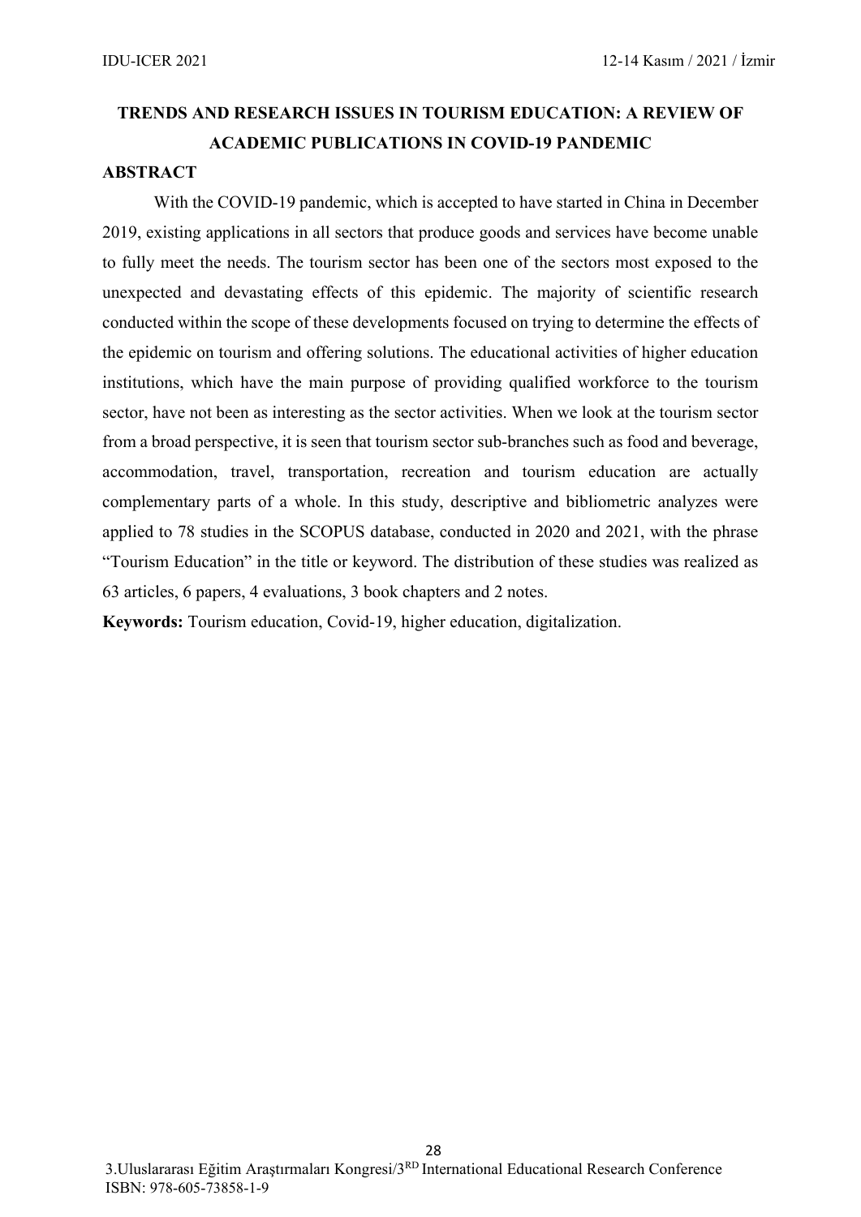# TRENDS AND RESEARCH ISSUES IN TOURISM EDUCATION: A REVIEW OF ACADEMIC PUBLICATIONS IN COVID-19 PANDEMIC

## ABSTRACT

With the COVID-19 pandemic, which is accepted to have started in China in December 2019, existing applications in all sectors that produce goods and services have become unable to fully meet the needs. The tourism sector has been one of the sectors most exposed to the unexpected and devastating effects of this epidemic. The majority of scientific research conducted within the scope of these developments focused on trying to determine the effects of the epidemic on tourism and offering solutions. The educational activities of higher education institutions, which have the main purpose of providing qualified workforce to the tourism sector, have not been as interesting as the sector activities. When we look at the tourism sector from a broad perspective, it is seen that tourism sector sub-branches such as food and beverage, accommodation, travel, transportation, recreation and tourism education are actually complementary parts of a whole. In this study, descriptive and bibliometric analyzes were applied to 78 studies in the SCOPUS database, conducted in 2020 and 2021, with the phrase "Tourism Education" in the title or keyword. The distribution of these studies was realized as 63 articles, 6 papers, 4 evaluations, 3 book chapters and 2 notes.

**Keywords:** Tourism education, Covid-19, higher education, digitalization.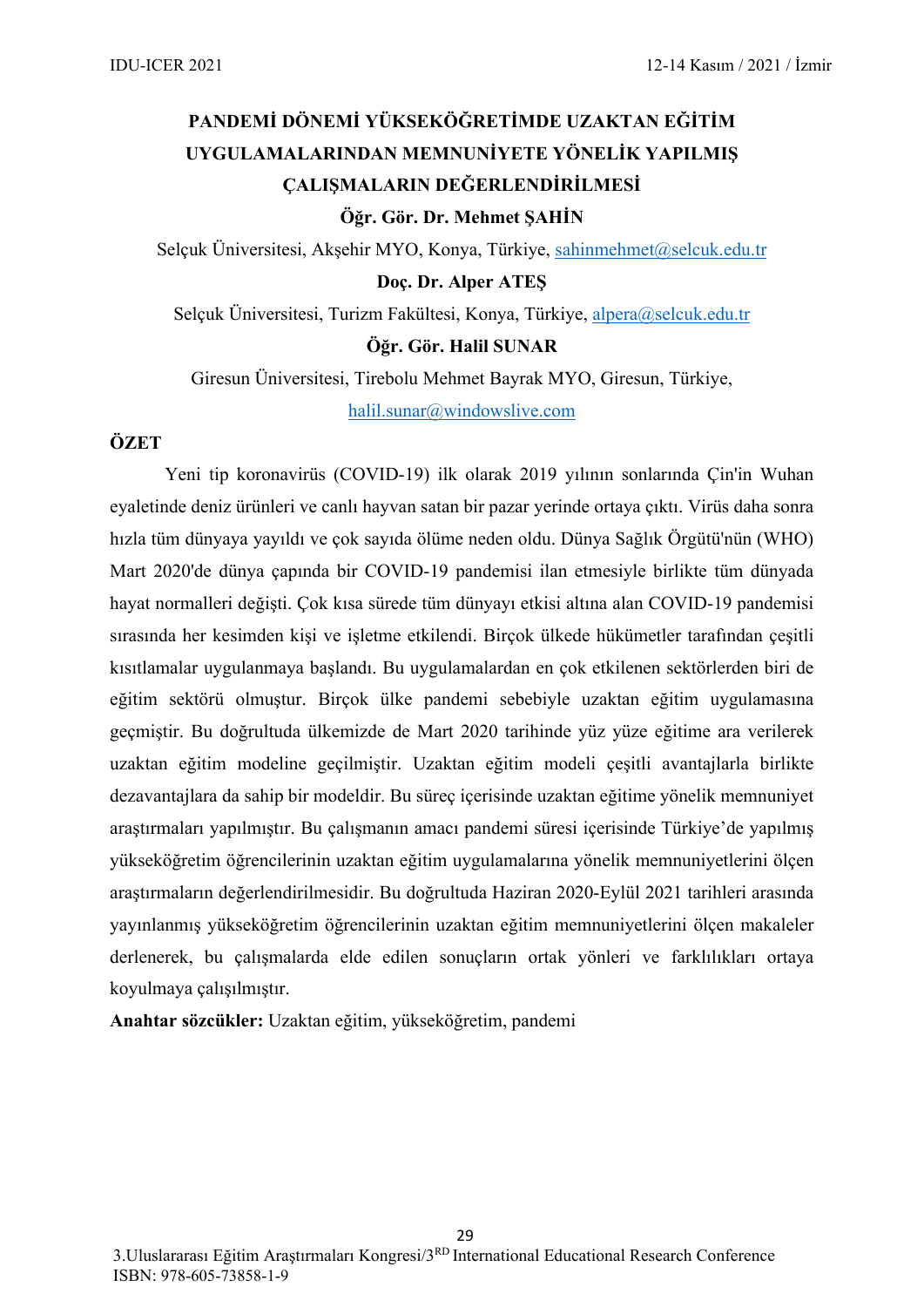# PANDEMİ DÖNEMİ YÜKSEKÖĞRETİMDE UZAKTAN EĞİTİM UYGULAMALARINDAN MEMNUNİYETE YÖNELİK YAPILMIŞ ÇALIŞMALARIN DEĞERLENDİRİLMESİ

**Öğr. Gör. Dr. Mehmet ŞAHİN**

Selçuk Üniversitesi, Akşehir MYO, Konya, Türkiye, sahinmehmet@selcuk.edu.tr

**Doç. Dr. Alper ATEŞ**

Selçuk Üniversitesi, Turizm Fakültesi, Konya, Türkiye, alpera@selcuk.edu.tr

**Öğr. Gör. Halil SUNAR**

Giresun Üniversitesi, Tirebolu Mehmet Bayrak MYO, Giresun, Türkiye, halil.sunar@windowslive.com

## ÖZET

Yeni tip koronavirüs (COVID-19) ilk olarak 2019 yılının sonlarında Çin'in Wuhan eyaletinde deniz ürünleri ve canlı hayvan satan bir pazar yerinde ortaya çıktı. Virüs daha sonra hızla tüm dünyaya yayıldı ve çok sayıda ölüme neden oldu. Dünya Sağlık Örgütü'nün (WHO) Mart 2020'de dünya çapında bir COVID-19 pandemisi ilan etmesiyle birlikte tüm dünyada hayat normalleri değişti. Çok kısa sürede tüm dünyayı etkisi altına alan COVID-19 pandemisi sırasında her kesimden kişi ve işletme etkilendi. Birçok ülkede hükümetler tarafından çeşitli kısıtlamalar uygulanmaya başlandı. Bu uygulamalardan en çok etkilenen sektörlerden biri de eğitim sektörü olmuştur. Birçok ülke pandemi sebebiyle uzaktan eğitim uygulamasına geçmiştir. Bu doğrultuda ülkemizde de Mart 2020 tarihinde yüz yüze eğitime ara verilerek uzaktan eğitim modeline geçilmiştir. Uzaktan eğitim modeli çeşitli avantajlarla birlikte dezavantajlara da sahip bir modeldir. Bu süreç içerisinde uzaktan eğitime yönelik memnuniyet araştırmaları yapılmıştır. Bu çalışmanın amacı pandemi süresi içerisinde Türkiye'de yapılmış yükseköğretim öğrencilerinin uzaktan eğitim uygulamalarına yönelik memnuniyetlerini ölçen araştırmaların değerlendirilmesidir. Bu doğrultuda Haziran 2020-Eylül 2021 tarihleri arasında yayınlanmış yükseköğretim öğrencilerinin uzaktan eğitim memnuniyetlerini ölçen makaleler derlenerek, bu çalışmalarda elde edilen sonuçların ortak yönleri ve farklılıkları ortaya koyulmaya çalışılmıştır.

**Anahtar sözcükler:** Uzaktan eğitim, yükseköğretim, pandemi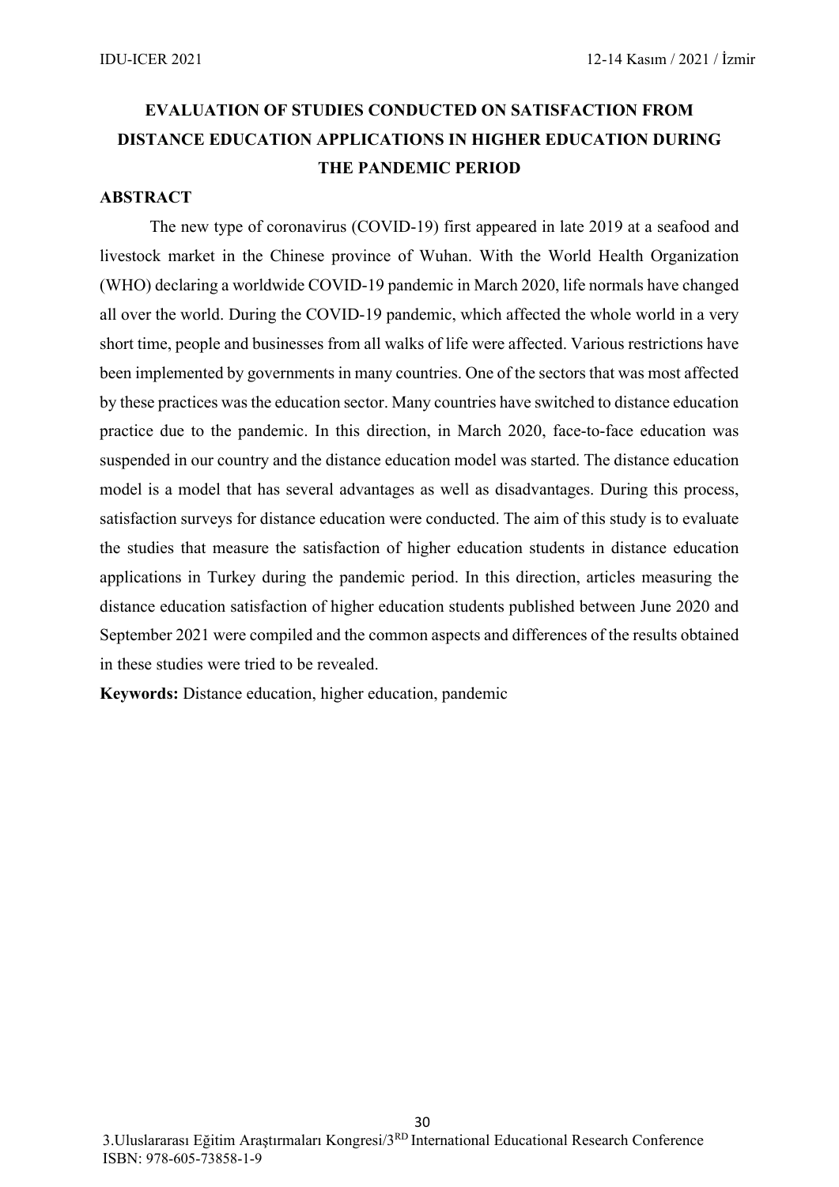# EVALUATION OF STUDIES CONDUCTED ON SATISFACTION FROM DISTANCE EDUCATION APPLICATIONS IN HIGHER EDUCATION DURING THE PANDEMIC PERIOD

## ABSTRACT

The new type of coronavirus (COVID-19) first appeared in late 2019 at a seafood and livestock market in the Chinese province of Wuhan. With the World Health Organization (WHO) declaring a worldwide COVID-19 pandemic in March 2020, life normals have changed all over the world. During the COVID-19 pandemic, which affected the whole world in a very short time, people and businesses from all walks of life were affected. Various restrictions have been implemented by governments in many countries. One of the sectors that was most affected by these practices was the education sector. Many countries have switched to distance education practice due to the pandemic. In this direction, in March 2020, face-to-face education was suspended in our country and the distance education model was started. The distance education model is a model that has several advantages as well as disadvantages. During this process, satisfaction surveys for distance education were conducted. The aim of this study is to evaluate the studies that measure the satisfaction of higher education students in distance education applications in Turkey during the pandemic period. In this direction, articles measuring the distance education satisfaction of higher education students published between June 2020 and September 2021 were compiled and the common aspects and differences of the results obtained in these studies were tried to be revealed.

**Keywords:** Distance education, higher education, pandemic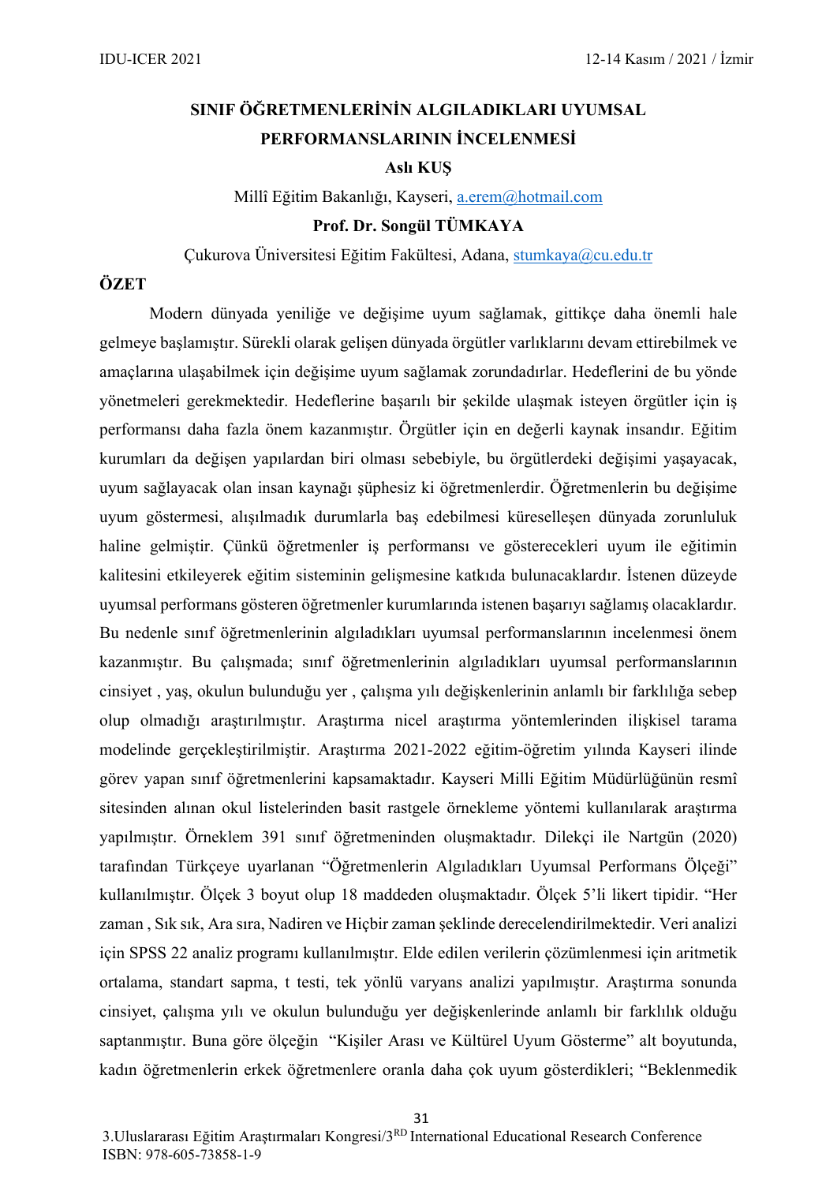# SINIF ÖĞRETMENLERİNİN ALGILADIKLARI UYUMSAL PERFORMANSLARININ İNCELENMESİ

**Aslı KUŞ**

Millî Eğitim Bakanlığı, Kayseri, a.erem@hotmail.com

**Prof. Dr. Songül TÜMKAYA**

Çukurova Üniversitesi Eğitim Fakültesi, Adana, stumkaya@cu.edu.tr

## ÖZET

Modern dünyada yeniliğe ve değişime uyum sağlamak, gittikçe daha önemli hale gelmeye başlamıştır. Sürekli olarak gelişen dünyada örgütler varlıklarını devam ettirebilmek ve amaçlarına ulaşabilmek için değişime uyum sağlamak zorundadırlar. Hedeflerini de bu yönde yönetmeleri gerekmektedir. Hedeflerine başarılı bir şekilde ulaşmak isteyen örgütler için iş performansı daha fazla önem kazanmıştır. Örgütler için en değerli kaynak insandır. Eğitim kurumları da değişen yapılardan biri olması sebebiyle, bu örgütlerdeki değişimi yaşayacak, uyum sağlayacak olan insan kaynağı şüphesiz ki öğretmenlerdir. Öğretmenlerin bu değişime uyum göstermesi, alışılmadık durumlarla baş edebilmesi küreselleşen dünyada zorunluluk haline gelmiştir. Çünkü öğretmenler iş performansı ve gösterecekleri uyum ile eğitimin kalitesini etkileyerek eğitim sisteminin gelişmesine katkıda bulunacaklardır. İstenen düzeyde uyumsal performans gösteren öğretmenler kurumlarında istenen başarıyı sağlamış olacaklardır. Bu nedenle sınıf öğretmenlerinin algıladıkları uyumsal performanslarının incelenmesi önem kazanmıştır. Bu çalışmada; sınıf öğretmenlerinin algıladıkları uyumsal performanslarının cinsiyet , yaş, okulun bulunduğu yer , çalışma yılı değişkenlerinin anlamlı bir farklılığa sebep olup olmadığı araştırılmıştır. Araştırma nicel araştırma yöntemlerinden ilişkisel tarama modelinde gerçekleştirilmiştir. Araştırma 2021-2022 eğitim-öğretim yılında Kayseri ilinde görev yapan sınıf öğretmenlerini kapsamaktadır. Kayseri Milli Eğitim Müdürlüğünün resmî sitesinden alınan okul listelerinden basit rastgele örnekleme yöntemi kullanılarak araştırma yapılmıştır. Örneklem 391 sınıf öğretmeninden oluşmaktadır. Dilekçi ile Nartgün (2020) tarafından Türkçeye uyarlanan "Öğretmenlerin Algıladıkları Uyumsal Performans Ölçeği" kullanılmıştır. Ölçek 3 boyut olup 18 maddeden oluşmaktadır. Ölçek 5'li likert tipidir. "Her zaman , Sık sık, Ara sıra, Nadiren ve Hiçbir zaman şeklinde derecelendirilmektedir. Veri analizi için SPSS 22 analiz programı kullanılmıştır. Elde edilen verilerin çözümlenmesi için aritmetik ortalama, standart sapma, t testi, tek yönlü varyans analizi yapılmıştır. Araştırma sonunda cinsiyet, çalışma yılı ve okulun bulunduğu yer değişkenlerinde anlamlı bir farklılık olduğu saptanmıştır. Buna göre ölçeğin "Kişiler Arası ve Kültürel Uyum Gösterme" alt boyutunda, kadın öğretmenlerin erkek öğretmenlere oranla daha çok uyum gösterdikleri; "Beklenmedik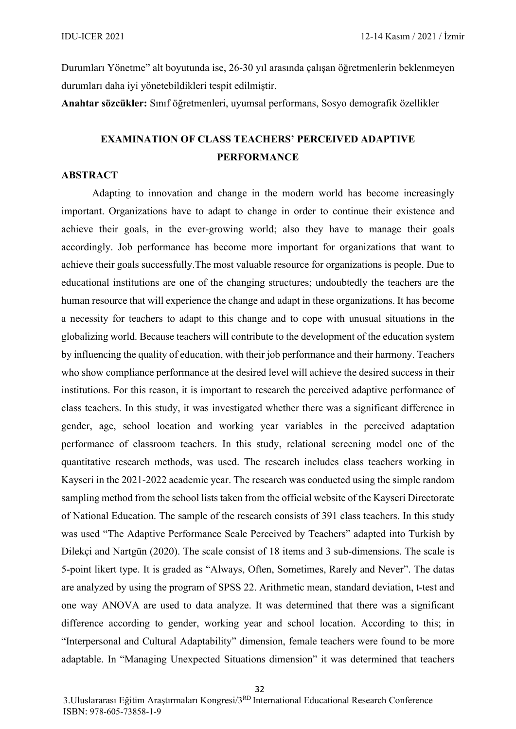Durumları Yönetme" alt boyutunda ise, 26-30 yıl arasında çalışan öğretmenlerin beklenmeyen durumları daha iyi yönetebildikleri tespit edilmiştir.

**Anahtar sözcükler:** Sınıf öğretmenleri, uyumsal performans, Sosyo demografik özellikler

## EXAMINATION OF CLASS TEACHERS' PERCEIVED ADAPTIVE PERFORMANCE

**ABSTRACT**

Adapting to innovation and change in the modern world has become increasingly important. Organizations have to adapt to change in order to continue their existence and achieve their goals, in the ever-growing world; also they have to manage their goals accordingly. Job performance has become more important for organizations that want to achieve their goals successfully.The most valuable resource for organizations is people. Due to educational institutions are one of the changing structures; undoubtedly the teachers are the human resource that will experience the change and adapt in these organizations. It has become a necessity for teachers to adapt to this change and to cope with unusual situations in the globalizing world. Because teachers will contribute to the development of the education system by influencing the quality of education, with their job performance and their harmony. Teachers who show compliance performance at the desired level will achieve the desired success in their institutions. For this reason, it is important to research the perceived adaptive performance of class teachers. In this study, it was investigated whether there was a significant difference in gender, age, school location and working year variables in the perceived adaptation performance of classroom teachers. In this study, relational screening model one of the quantitative research methods, was used. The research includes class teachers working in Kayseri in the 2021-2022 academic year. The research was conducted using the simple random sampling method from the school lists taken from the official website of the Kayseri Directorate of National Education. The sample of the research consists of 391 class teachers. In this study was used "The Adaptive Performance Scale Perceived by Teachers" adapted into Turkish by Dilekçi and Nartgün (2020). The scale consist of 18 items and 3 sub-dimensions. The scale is 5-point likert type. It is graded as "Always, Often, Sometimes, Rarely and Never". The datas are analyzed by using the program of SPSS 22. Arithmetic mean, standard deviation, t-test and one way ANOVA are used to data analyze. It was determined that there was a significant difference according to gender, working year and school location. According to this; in "Interpersonal and Cultural Adaptability" dimension, female teachers were found to be more adaptable. In "Managing Unexpected Situations dimension" it was determined that teachers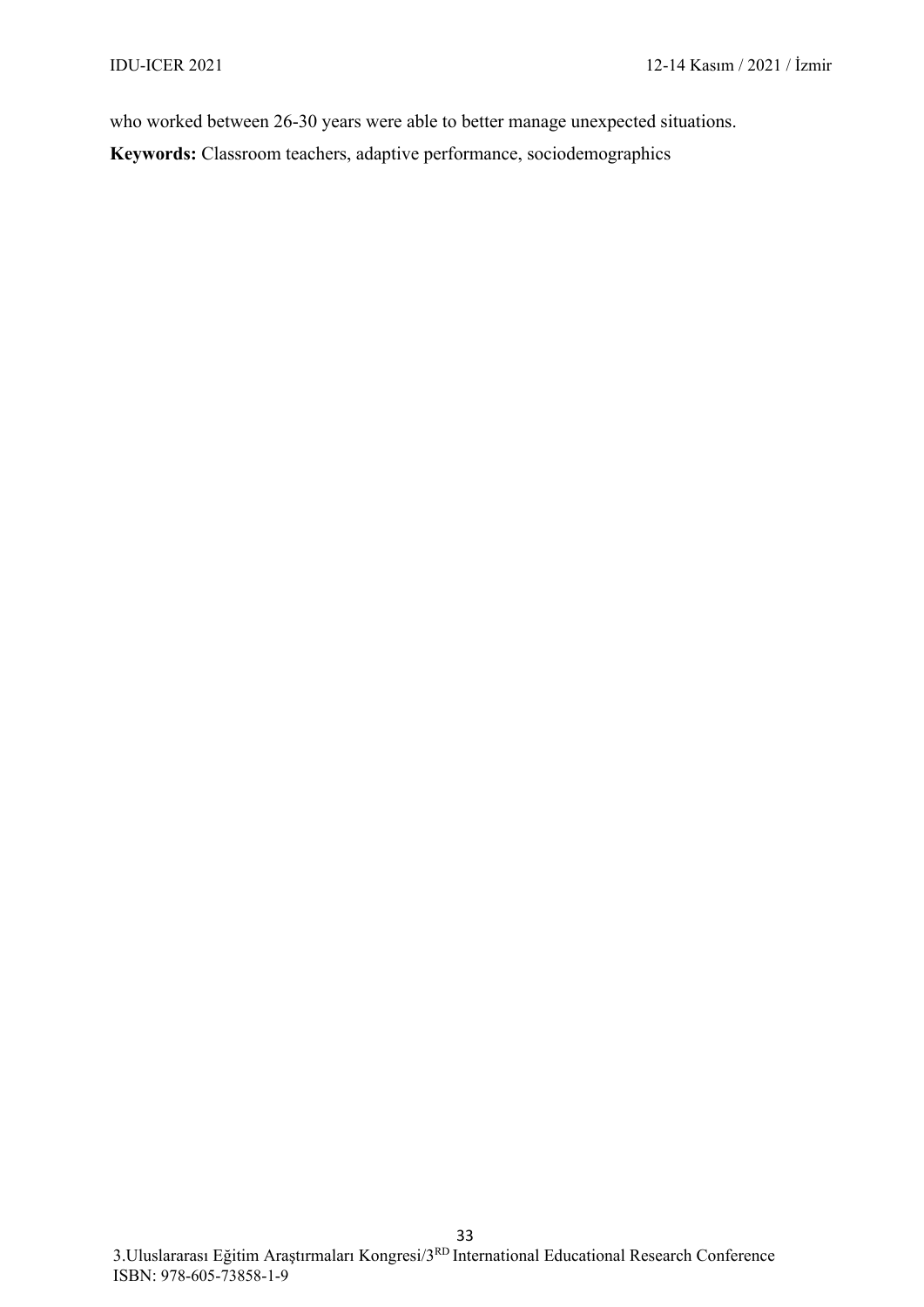who worked between 26-30 years were able to better manage unexpected situations.

**Keywords:** Classroom teachers, adaptive performance, sociodemographics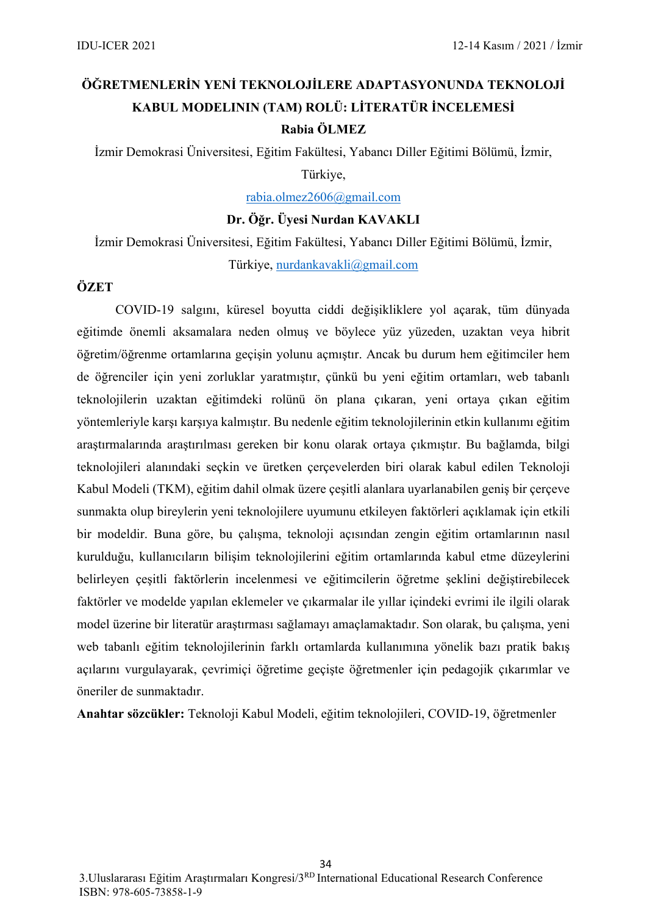# ÖĞRETMENLERİN YENİ TEKNOLOJİLERE ADAPTASYONUNDA TEKNOLOJİ KABUL MODELININ (TAM) ROLÜ: LİTERATÜR İNCELEMESİ

**Rabia ÖLMEZ**

İzmir Demokrasi Üniversitesi, Eğitim Fakültesi, Yabancı Diller Eğitimi Bölümü, İzmir, Türkiye,

rabia.olmez2606@gmail.com

**Dr. Öğr. Üyesi Nurdan KAVAKLI**

İzmir Demokrasi Üniversitesi, Eğitim Fakültesi, Yabancı Diller Eğitimi Bölümü, İzmir, Türkiye, nurdankavakli@gmail.com

## ÖZET

COVID-19 salgını, küresel boyutta ciddi değişikliklere yol açarak, tüm dünyada eğitimde önemli aksamalara neden olmuş ve böylece yüz yüzeden, uzaktan veya hibrit öğretim/öğrenme ortamlarına geçişin yolunu açmıştır. Ancak bu durum hem eğitimciler hem de öğrenciler için yeni zorluklar yaratmıştır, çünkü bu yeni eğitim ortamları, web tabanlı teknolojilerin uzaktan eğitimdeki rolünü ön plana çıkaran, yeni ortaya çıkan eğitim yöntemleriyle karşı karşıya kalmıştır. Bu nedenle eğitim teknolojilerinin etkin kullanımı eğitim araştırmalarında araştırılması gereken bir konu olarak ortaya çıkmıştır. Bu bağlamda, bilgi teknolojileri alanındaki seçkin ve üretken çerçevelerden biri olarak kabul edilen Teknoloji Kabul Modeli (TKM), eğitim dahil olmak üzere çeşitli alanlara uyarlanabilen geniş bir çerçeve sunmakta olup bireylerin yeni teknolojilere uyumunu etkileyen faktörleri açıklamak için etkili bir modeldir. Buna göre, bu çalışma, teknoloji açısından zengin eğitim ortamlarının nasıl kurulduğu, kullanıcıların bilişim teknolojilerini eğitim ortamlarında kabul etme düzeylerini belirleyen çeşitli faktörlerin incelenmesi ve eğitimcilerin öğretme şeklini değiştirebilecek faktörler ve modelde yapılan eklemeler ve çıkarmalar ile yıllar içindeki evrimi ile ilgili olarak model üzerine bir literatür araştırması sağlamayı amaçlamaktadır. Son olarak, bu çalışma, yeni web tabanlı eğitim teknolojilerinin farklı ortamlarda kullanımına yönelik bazı pratik bakış açılarını vurgulayarak, çevrimiçi öğretime geçişte öğretmenler için pedagojik çıkarımlar ve öneriler de sunmaktadır.

**Anahtar sözcükler:** Teknoloji Kabul Modeli, eğitim teknolojileri, COVID-19, öğretmenler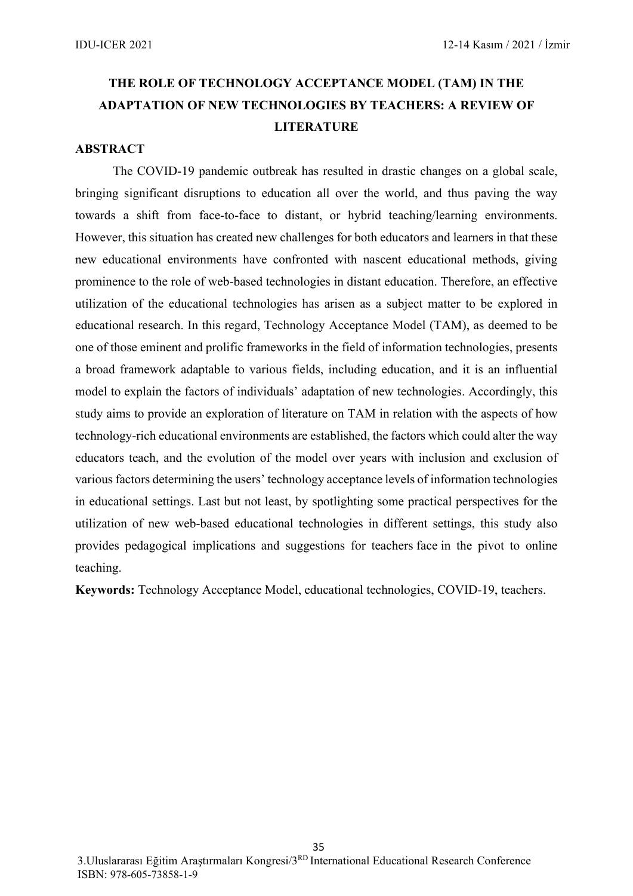# THE ROLE OF TECHNOLOGY ACCEPTANCE MODEL (TAM) IN THE ADAPTATION OF NEW TECHNOLOGIES BY TEACHERS: A REVIEW OF LITERATURE

## ABSTRACT

The COVID-19 pandemic outbreak has resulted in drastic changes on a global scale, bringing significant disruptions to education all over the world, and thus paving the way towards a shift from face-to-face to distant, or hybrid teaching/learning environments. However, this situation has created new challenges for both educators and learners in that these new educational environments have confronted with nascent educational methods, giving prominence to the role of web-based technologies in distant education. Therefore, an effective utilization of the educational technologies has arisen as a subject matter to be explored in educational research. In this regard, Technology Acceptance Model (TAM), as deemed to be one of those eminent and prolific frameworks in the field of information technologies, presents a broad framework adaptable to various fields, including education, and it is an influential model to explain the factors of individuals' adaptation of new technologies. Accordingly, this study aims to provide an exploration of literature on TAM in relation with the aspects of how technology-rich educational environments are established, the factors which could alter the way educators teach, and the evolution of the model over years with inclusion and exclusion of various factors determining the users' technology acceptance levels of information technologies in educational settings. Last but not least, by spotlighting some practical perspectives for the utilization of new web-based educational technologies in different settings, this study also provides pedagogical implications and suggestions for teachers face in the pivot to online teaching.

**Keywords:** Technology Acceptance Model, educational technologies, COVID-19, teachers.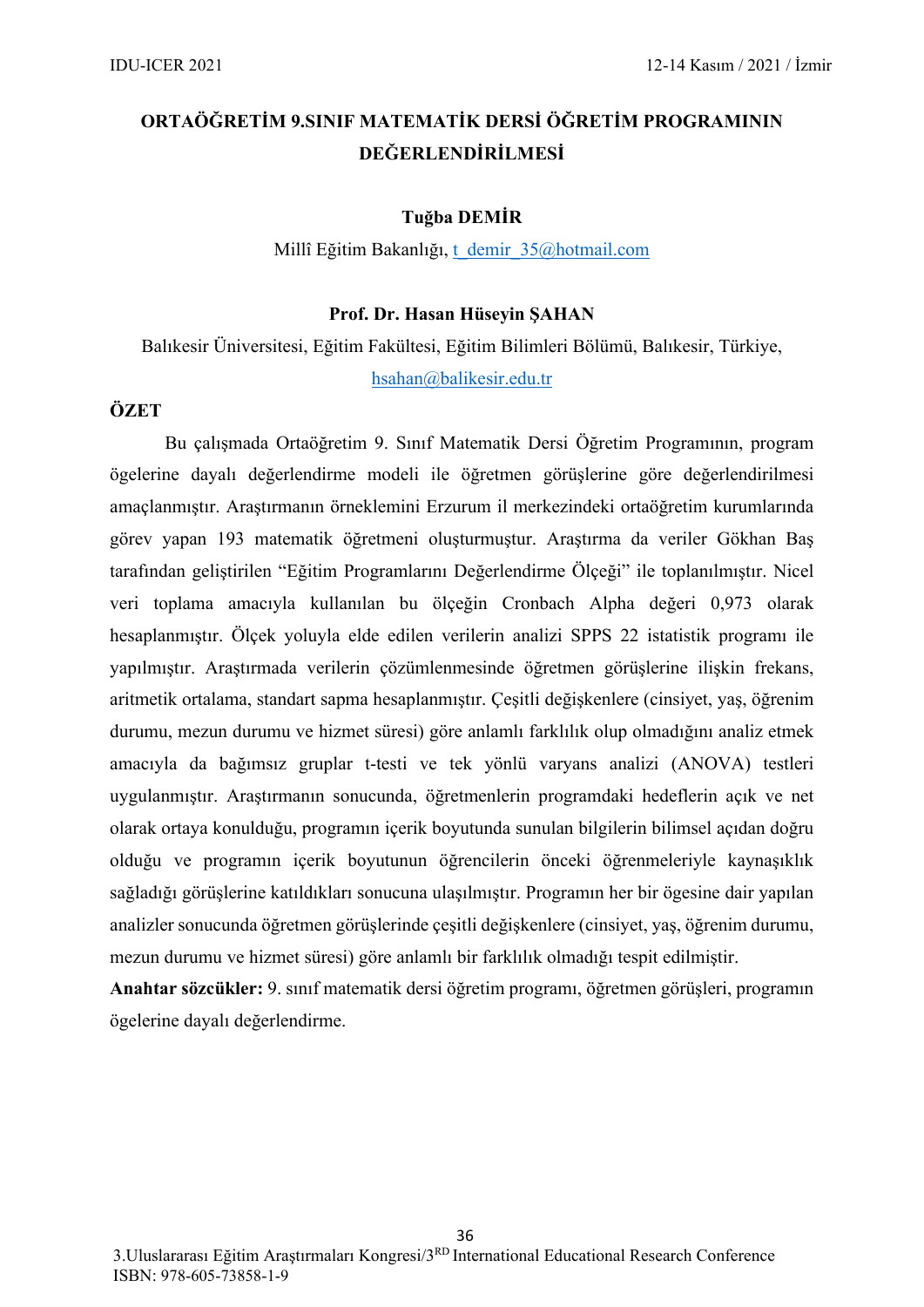# ORTAÖĞRETİM 9.SINIF MATEMATİK DERSİ ÖĞRETİM PROGRAMININ DEĞERLENDİRİLMESİ

**Tuğba DEMİR**

Millî Eğitim Bakanlığı, t_demir_35@hotmail.com

**Prof. Dr. Hasan Hüseyin ŞAHAN**

Balıkesir Üniversitesi, Eğitim Fakültesi, Eğitim Bilimleri Bölümü, Balıkesir, Türkiye, hsahan@balikesir.edu.tr

## ÖZET

Bu çalışmada Ortaöğretim 9. Sınıf Matematik Dersi Öğretim Programının, program ögelerine dayalı değerlendirme modeli ile öğretmen görüşlerine göre değerlendirilmesi amaçlanmıştır. Araştırmanın örneklemini Erzurum il merkezindeki ortaöğretim kurumlarında görev yapan 193 matematik öğretmeni oluşturmuştur. Araştırma da veriler Gökhan Baş tarafından geliştirilen "Eğitim Programlarını Değerlendirme Ölçeği" ile toplanılmıştır. Nicel veri toplama amacıyla kullanılan bu ölçeğin Cronbach Alpha değeri 0,973 olarak hesaplanmıştır. Ölçek yoluyla elde edilen verilerin analizi SPPS 22 istatistik programı ile yapılmıştır. Araştırmada verilerin çözümlenmesinde öğretmen görüşlerine ilişkin frekans, aritmetik ortalama, standart sapma hesaplanmıştır. Çeşitli değişkenlere (cinsiyet, yaş, öğrenim durumu, mezun durumu ve hizmet süresi) göre anlamlı farklılık olup olmadığını analiz etmek amacıyla da bağımsız gruplar t-testi ve tek yönlü varyans analizi (ANOVA) testleri uygulanmıştır. Araştırmanın sonucunda, öğretmenlerin programdaki hedeflerin açık ve net olarak ortaya konulduğu, programın içerik boyutunda sunulan bilgilerin bilimsel açıdan doğru olduğu ve programın içerik boyutunun öğrencilerin önceki öğrenmeleriyle kaynaşıklık sağladığı görüşlerine katıldıkları sonucuna ulaşılmıştır. Programın her bir ögesine dair yapılan analizler sonucunda öğretmen görüşlerinde çeşitli değişkenlere (cinsiyet, yaş, öğrenim durumu, mezun durumu ve hizmet süresi) göre anlamlı bir farklılık olmadığı tespit edilmiştir.

**Anahtar sözcükler:** 9. sınıf matematik dersi öğretim programı, öğretmen görüşleri, programın ögelerine dayalı değerlendirme.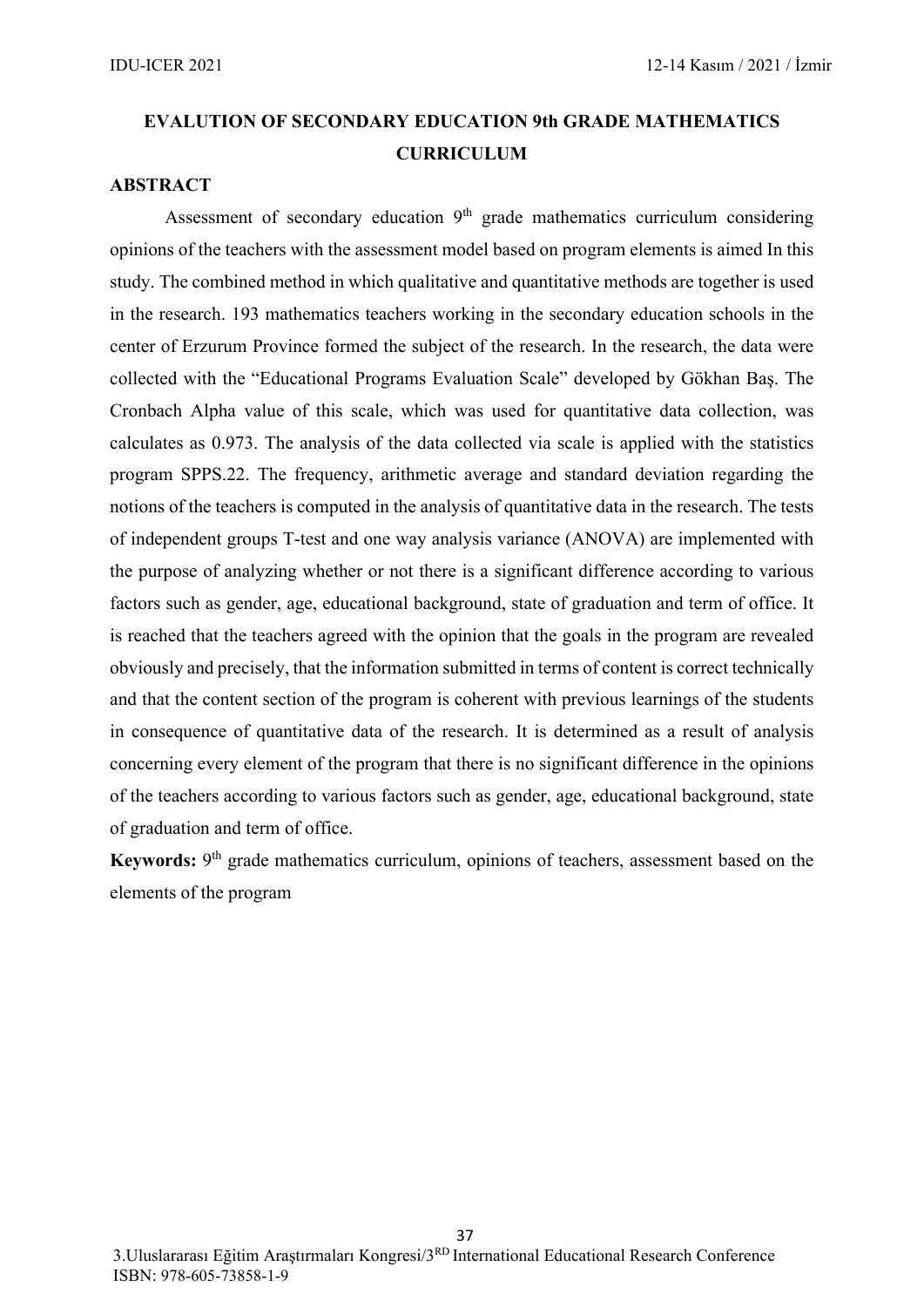# EVALUTION OF SECONDARY EDUCATION 9th GRADE MATHEMATICS CURRICULUM

## ABSTRACT

Assessment of secondary education 9th grade mathematics curriculum considering opinions of the teachers with the assessment model based on program elements is aimed In this study. The combined method in which qualitative and quantitative methods are together is used in the research. 193 mathematics teachers working in the secondary education schools in the center of Erzurum Province formed the subject of the research. In the research, the data were collected with the "Educational Programs Evaluation Scale" developed by Gökhan Baş. The Cronbach Alpha value of this scale, which was used for quantitative data collection, was calculates as 0.973. The analysis of the data collected via scale is applied with the statistics program SPPS.22. The frequency, arithmetic average and standard deviation regarding the notions of the teachers is computed in the analysis of quantitative data in the research. The tests of independent groups T-test and one way analysis variance (ANOVA) are implemented with the purpose of analyzing whether or not there is a significant difference according to various factors such as gender, age, educational background, state of graduation and term of office. It is reached that the teachers agreed with the opinion that the goals in the program are revealed obviously and precisely, that the information submitted in terms of content is correct technically and that the content section of the program is coherent with previous learnings of the students in consequence of quantitative data of the research. It is determined as a result of analysis concerning every element of the program that there is no significant difference in the opinions of the teachers according to various factors such as gender, age, educational background, state of graduation and term of office.

**Keywords:** 9th grade mathematics curriculum, opinions of teachers, assessment based on the elements of the program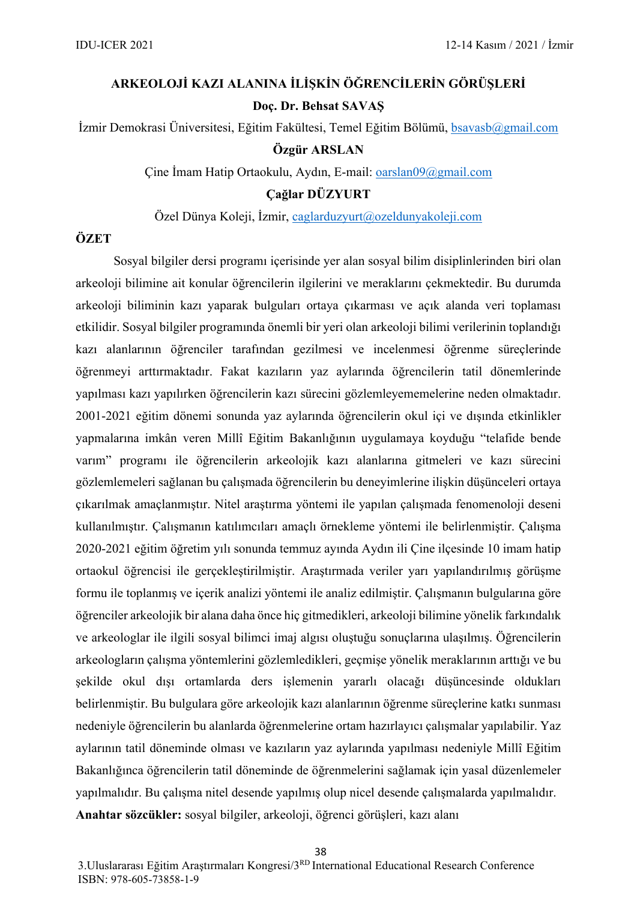# ARKEOLOJİ KAZI ALANINA İLİŞKİN ÖĞRENCİLERİN GÖRÜŞLERİ

**Doç. Dr. Behsat SAVAŞ**

İzmir Demokrasi Üniversitesi, Eğitim Fakültesi, Temel Eğitim Bölümü, bsavasb@gmail.com

**Özgür ARSLAN**

Çine İmam Hatip Ortaokulu, Aydın, E-mail: oarslan09@gmail.com

**Çağlar DÜZYURT**

Özel Dünya Koleji, İzmir, caglarduzyurt@ozeldunyakoleji.com

## ÖZET

Sosyal bilgiler dersi programı içerisinde yer alan sosyal bilim disiplinlerinden biri olan arkeoloji bilimine ait konular öğrencilerin ilgilerini ve meraklarını çekmektedir. Bu durumda arkeoloji biliminin kazı yaparak bulguları ortaya çıkarması ve açık alanda veri toplaması etkilidir. Sosyal bilgiler programında önemli bir yeri olan arkeoloji bilimi verilerinin toplandığı kazı alanlarının öğrenciler tarafından gezilmesi ve incelenmesi öğrenme süreçlerinde öğrenmeyi arttırmaktadır. Fakat kazıların yaz aylarında öğrencilerin tatil dönemlerinde yapılması kazı yapılırken öğrencilerin kazı sürecini gözlemleyememelerine neden olmaktadır. 2001-2021 eğitim dönemi sonunda yaz aylarında öğrencilerin okul içi ve dışında etkinlikler yapmalarına imkân veren Millî Eğitim Bakanlığının uygulamaya koyduğu "telafide bende varım" programı ile öğrencilerin arkeolojik kazı alanlarına gitmeleri ve kazı sürecini gözlemlemeleri sağlanan bu çalışmada öğrencilerin bu deneyimlerine ilişkin düşünceleri ortaya çıkarılmak amaçlanmıştır. Nitel araştırma yöntemi ile yapılan çalışmada fenomenoloji deseni kullanılmıştır. Çalışmanın katılımcıları amaçlı örnekleme yöntemi ile belirlenmiştir. Çalışma 2020-2021 eğitim öğretim yılı sonunda temmuz ayında Aydın ili Çine ilçesinde 10 imam hatip ortaokul öğrencisi ile gerçekleştirilmiştir. Araştırmada veriler yarı yapılandırılmış görüşme formu ile toplanmış ve içerik analizi yöntemi ile analiz edilmiştir. Çalışmanın bulgularına göre öğrenciler arkeolojik bir alana daha önce hiç gitmedikleri, arkeoloji bilimine yönelik farkındalık ve arkeologlar ile ilgili sosyal bilimci imaj algısı oluştuğu sonuçlarına ulaşılmış. Öğrencilerin arkeologların çalışma yöntemlerini gözlemledikleri, geçmişe yönelik meraklarının arttığı ve bu şekilde okul dışı ortamlarda ders işlemenin yararlı olacağı düşüncesinde oldukları belirlenmiştir. Bu bulgulara göre arkeolojik kazı alanlarının öğrenme süreçlerine katkı sunması nedeniyle öğrencilerin bu alanlarda öğrenmelerine ortam hazırlayıcı çalışmalar yapılabilir. Yaz aylarının tatil döneminde olması ve kazıların yaz aylarında yapılması nedeniyle Millî Eğitim Bakanlığınca öğrencilerin tatil döneminde de öğrenmelerini sağlamak için yasal düzenlemeler yapılmalıdır. Bu çalışma nitel desende yapılmış olup nicel desende çalışmalarda yapılmalıdır.

**Anahtar sözcükler:** sosyal bilgiler, arkeoloji, öğrenci görüşleri, kazı alanı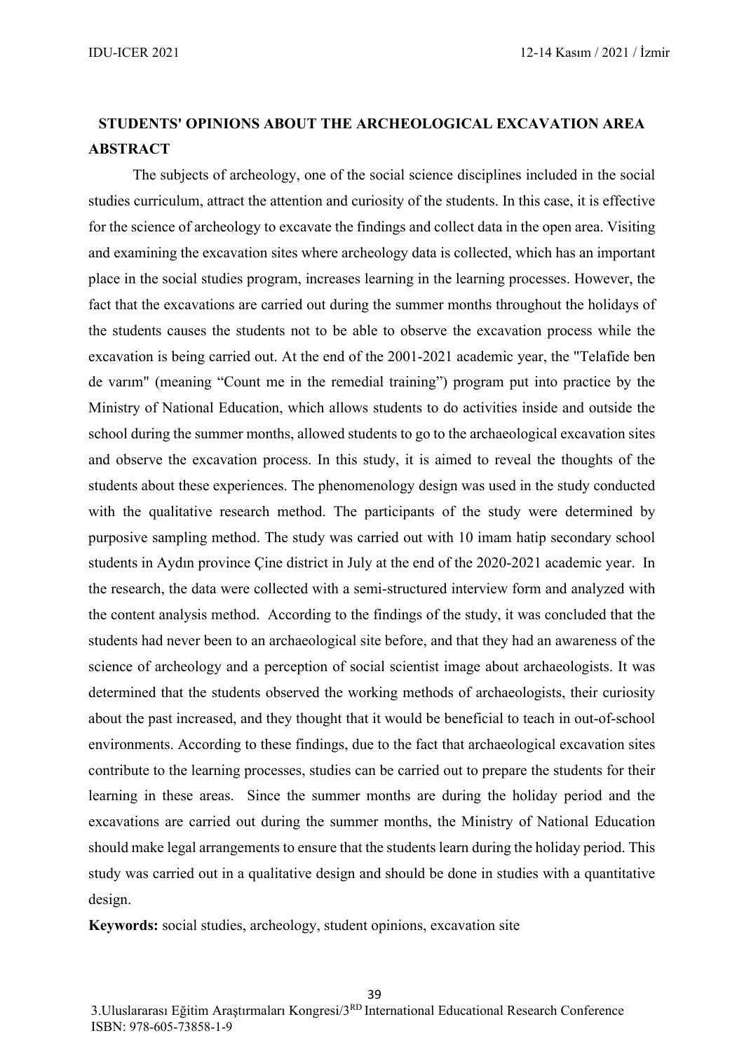# STUDENTS' OPINIONS ABOUT THE ARCHEOLOGICAL EXCAVATION AREA

## ABSTRACT

The subjects of archeology, one of the social science disciplines included in the social studies curriculum, attract the attention and curiosity of the students. In this case, it is effective for the science of archeology to excavate the findings and collect data in the open area. Visiting and examining the excavation sites where archeology data is collected, which has an important place in the social studies program, increases learning in the learning processes. However, the fact that the excavations are carried out during the summer months throughout the holidays of the students causes the students not to be able to observe the excavation process while the excavation is being carried out. At the end of the 2001-2021 academic year, the "Telafide ben de varım" (meaning "Count me in the remedial training") program put into practice by the Ministry of National Education, which allows students to do activities inside and outside the school during the summer months, allowed students to go to the archaeological excavation sites and observe the excavation process. In this study, it is aimed to reveal the thoughts of the students about these experiences. The phenomenology design was used in the study conducted with the qualitative research method. The participants of the study were determined by purposive sampling method. The study was carried out with 10 imam hatip secondary school students in Aydın province Çine district in July at the end of the 2020-2021 academic year. In the research, the data were collected with a semi-structured interview form and analyzed with the content analysis method. According to the findings of the study, it was concluded that the students had never been to an archaeological site before, and that they had an awareness of the science of archeology and a perception of social scientist image about archaeologists. It was determined that the students observed the working methods of archaeologists, their curiosity about the past increased, and they thought that it would be beneficial to teach in out-of-school environments. According to these findings, due to the fact that archaeological excavation sites contribute to the learning processes, studies can be carried out to prepare the students for their learning in these areas. Since the summer months are during the holiday period and the excavations are carried out during the summer months, the Ministry of National Education should make legal arrangements to ensure that the students learn during the holiday period. This study was carried out in a qualitative design and should be done in studies with a quantitative design.

**Keywords:** social studies, archeology, student opinions, excavation site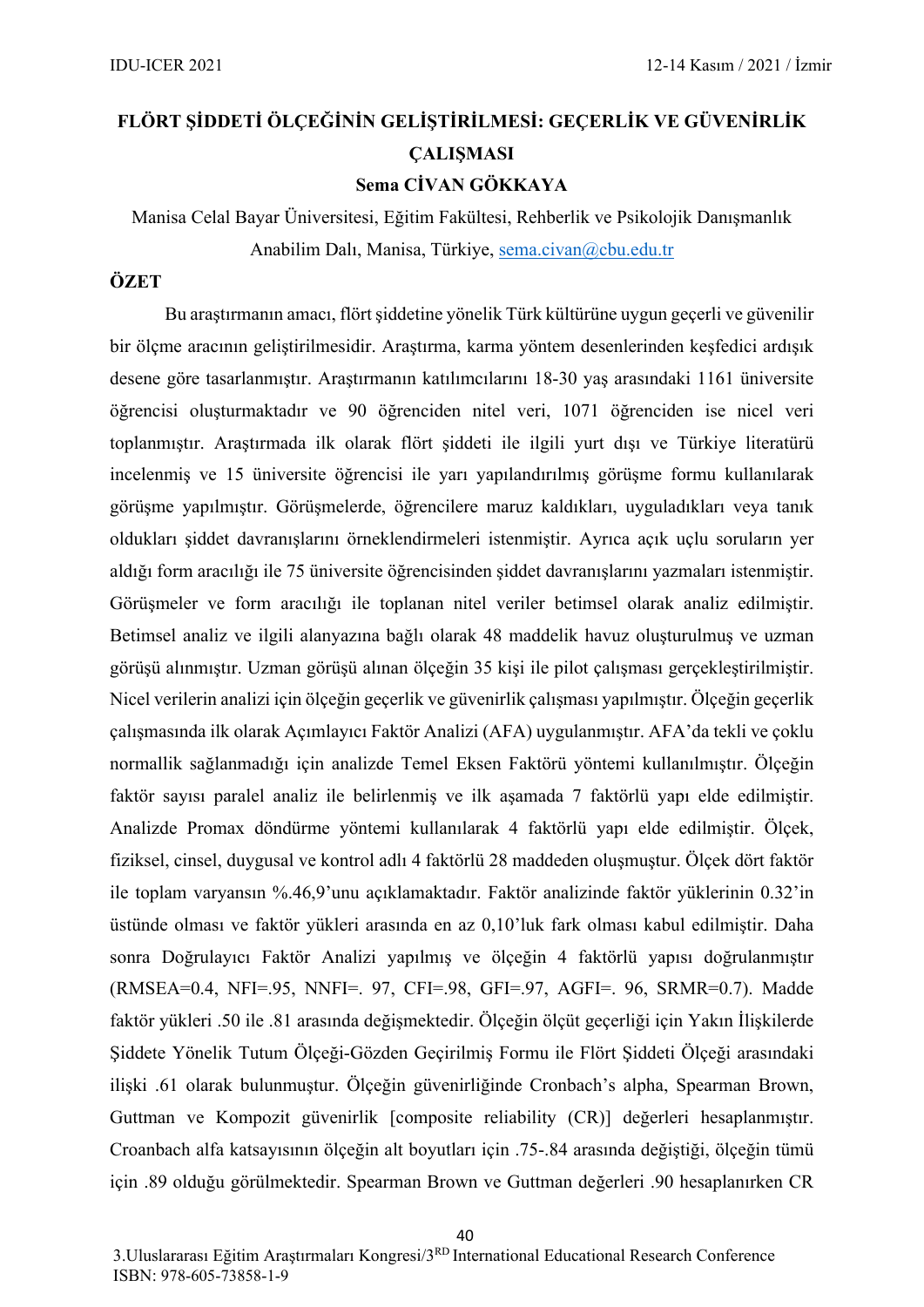**FLÖRT ŞİDDETİ ÖLÇEĞİNİN GELİŞTİRİLMESİ: GEÇERLİK VE GÜVENİRLİK ÇALIŞMASI**

**Sema CİVAN GÖKKAYA**

Manisa Celal Bayar Üniversitesi, Eğitim Fakültesi, Rehberlik ve Psikolojik Danışmanlık Anabilim Dalı, Manisa, Türkiye, sema.civan@cbu.edu.tr

**ÖZET**

Bu araştırmanın amacı, flört şiddetine yönelik Türk kültürüne uygun geçerli ve güvenilir bir ölçme aracının geliştirilmesidir. Araştırma, karma yöntem desenlerinden keşfedici ardışık desene göre tasarlanmıştır. Araştırmanın katılımcılarını 18-30 yaş arasındaki 1161 üniversite öğrencisi oluşturmaktadır ve 90 öğrenciden nitel veri, 1071 öğrenciden ise nicel veri toplanmıştır. Araştırmada ilk olarak flört şiddeti ile ilgili yurt dışı ve Türkiye literatürü incelenmiş ve 15 üniversite öğrencisi ile yarı yapılandırılmış görüşme formu kullanılarak görüşme yapılmıştır. Görüşmelerde, öğrencilere maruz kaldıkları, uyguladıkları veya tanık oldukları şiddet davranışlarını örneklendirmeleri istenmiştir. Ayrıca açık uçlu soruların yer aldığı form aracılığı ile 75 üniversite öğrencisinden şiddet davranışlarını yazmaları istenmiştir. Görüşmeler ve form aracılığı ile toplanan nitel veriler betimsel olarak analiz edilmiştir. Betimsel analiz ve ilgili alanyazına bağlı olarak 48 maddelik havuz oluşturulmuş ve uzman görüşü alınmıştır. Uzman görüşü alınan ölçeğin 35 kişi ile pilot çalışması gerçekleştirilmiştir. Nicel verilerin analizi için ölçeğin geçerlik ve güvenirlik çalışması yapılmıştır. Ölçeğin geçerlik çalışmasında ilk olarak Açımlayıcı Faktör Analizi (AFA) uygulanmıştır. AFA'da tekli ve çoklu normallik sağlanmadığı için analizde Temel Eksen Faktörü yöntemi kullanılmıştır. Ölçeğin faktör sayısı paralel analiz ile belirlenmiş ve ilk aşamada 7 faktörlü yapı elde edilmiştir. Analizde Promax döndürme yöntemi kullanılarak 4 faktörlü yapı elde edilmiştir. Ölçek, fiziksel, cinsel, duygusal ve kontrol adlı 4 faktörlü 28 maddeden oluşmuştur. Ölçek dört faktör ile toplam varyansın %.46,9'unu açıklamaktadır. Faktör analizinde faktör yüklerinin 0.32'in üstünde olması ve faktör yükleri arasında en az 0,10'luk fark olması kabul edilmiştir. Daha sonra Doğrulayıcı Faktör Analizi yapılmış ve ölçeğin 4 faktörlü yapısı doğrulanmıştır (RMSEA=0.4, NFI=.95, NNFI=. 97, CFI=.98, GFI=.97, AGFI=. 96, SRMR=0.7). Madde faktör yükleri .50 ile .81 arasında değişmektedir. Ölçeğin ölçüt geçerliği için Yakın İlişkilerde Şiddete Yönelik Tutum Ölçeği-Gözden Geçirilmiş Formu ile Flört Şiddeti Ölçeği arasındaki ilişki .61 olarak bulunmuştur. Ölçeğin güvenirliğinde Cronbach's alpha, Spearman Brown, Guttman ve Kompozit güvenirlik [composite reliability (CR)] değerleri hesaplanmıştır. Croanbach alfa katsayısının ölçeğin alt boyutları için .75-.84 arasında değiştiği, ölçeğin tümü için .89 olduğu görülmektedir. Spearman Brown ve Guttman değerleri .90 hesaplanırken CR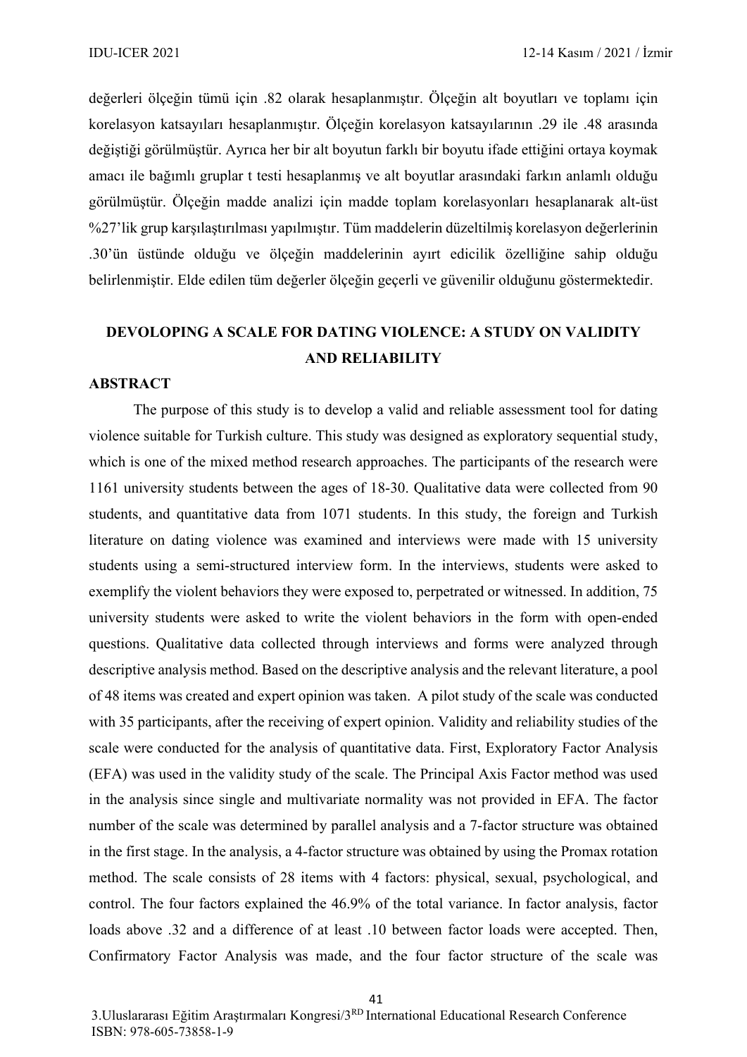değerleri ölçeğin tümü için .82 olarak hesaplanmıştır. Ölçeğin alt boyutları ve toplamı için korelasyon katsayıları hesaplanmıştır. Ölçeğin korelasyon katsayılarının .29 ile .48 arasında değiştiği görülmüştür. Ayrıca her bir alt boyutun farklı bir boyutu ifade ettiğini ortaya koymak amacı ile bağımlı gruplar t testi hesaplanmış ve alt boyutlar arasındaki farkın anlamlı olduğu görülmüştür. Ölçeğin madde analizi için madde toplam korelasyonları hesaplanarak alt-üst %27'lik grup karşılaştırılması yapılmıştır. Tüm maddelerin düzeltilmiş korelasyon değerlerinin .30'ün üstünde olduğu ve ölçeğin maddelerinin ayırt edicilik özelliğine sahip olduğu belirlenmiştir. Elde edilen tüm değerler ölçeğin geçerli ve güvenilir olduğunu göstermektedir.

## DEVOLOPING A SCALE FOR DATING VIOLENCE: A STUDY ON VALIDITY AND RELIABILITY

### ABSTRACT

The purpose of this study is to develop a valid and reliable assessment tool for dating violence suitable for Turkish culture. This study was designed as exploratory sequential study, which is one of the mixed method research approaches. The participants of the research were 1161 university students between the ages of 18-30. Qualitative data were collected from 90 students, and quantitative data from 1071 students. In this study, the foreign and Turkish literature on dating violence was examined and interviews were made with 15 university students using a semi-structured interview form. In the interviews, students were asked to exemplify the violent behaviors they were exposed to, perpetrated or witnessed. In addition, 75 university students were asked to write the violent behaviors in the form with open-ended questions. Qualitative data collected through interviews and forms were analyzed through descriptive analysis method. Based on the descriptive analysis and the relevant literature, a pool of 48 items was created and expert opinion was taken. A pilot study of the scale was conducted with 35 participants, after the receiving of expert opinion. Validity and reliability studies of the scale were conducted for the analysis of quantitative data. First, Exploratory Factor Analysis (EFA) was used in the validity study of the scale. The Principal Axis Factor method was used in the analysis since single and multivariate normality was not provided in EFA. The factor number of the scale was determined by parallel analysis and a 7-factor structure was obtained in the first stage. In the analysis, a 4-factor structure was obtained by using the Promax rotation method. The scale consists of 28 items with 4 factors: physical, sexual, psychological, and control. The four factors explained the 46.9% of the total variance. In factor analysis, factor loads above .32 and a difference of at least .10 between factor loads were accepted. Then, Confirmatory Factor Analysis was made, and the four factor structure of the scale was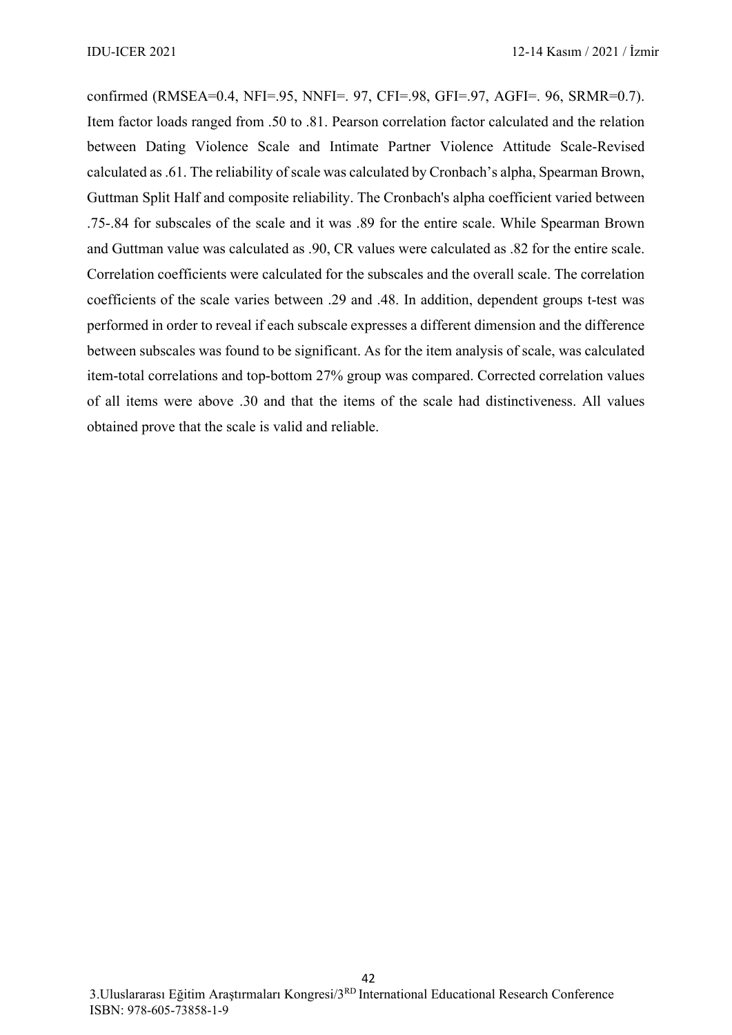confirmed (RMSEA=0.4, NFI=.95, NNFI=. 97, CFI=.98, GFI=.97, AGFI=. 96, SRMR=0.7). Item factor loads ranged from .50 to .81. Pearson correlation factor calculated and the relation between Dating Violence Scale and Intimate Partner Violence Attitude Scale-Revised calculated as .61. The reliability of scale was calculated by Cronbach's alpha, Spearman Brown, Guttman Split Half and composite reliability. The Cronbach's alpha coefficient varied between .75-.84 for subscales of the scale and it was .89 for the entire scale. While Spearman Brown and Guttman value was calculated as .90, CR values were calculated as .82 for the entire scale. Correlation coefficients were calculated for the subscales and the overall scale. The correlation coefficients of the scale varies between .29 and .48. In addition, dependent groups t-test was performed in order to reveal if each subscale expresses a different dimension and the difference between subscales was found to be significant. As for the item analysis of scale, was calculated item-total correlations and top-bottom 27% group was compared. Corrected correlation values of all items were above .30 and that the items of the scale had distinctiveness. All values obtained prove that the scale is valid and reliable.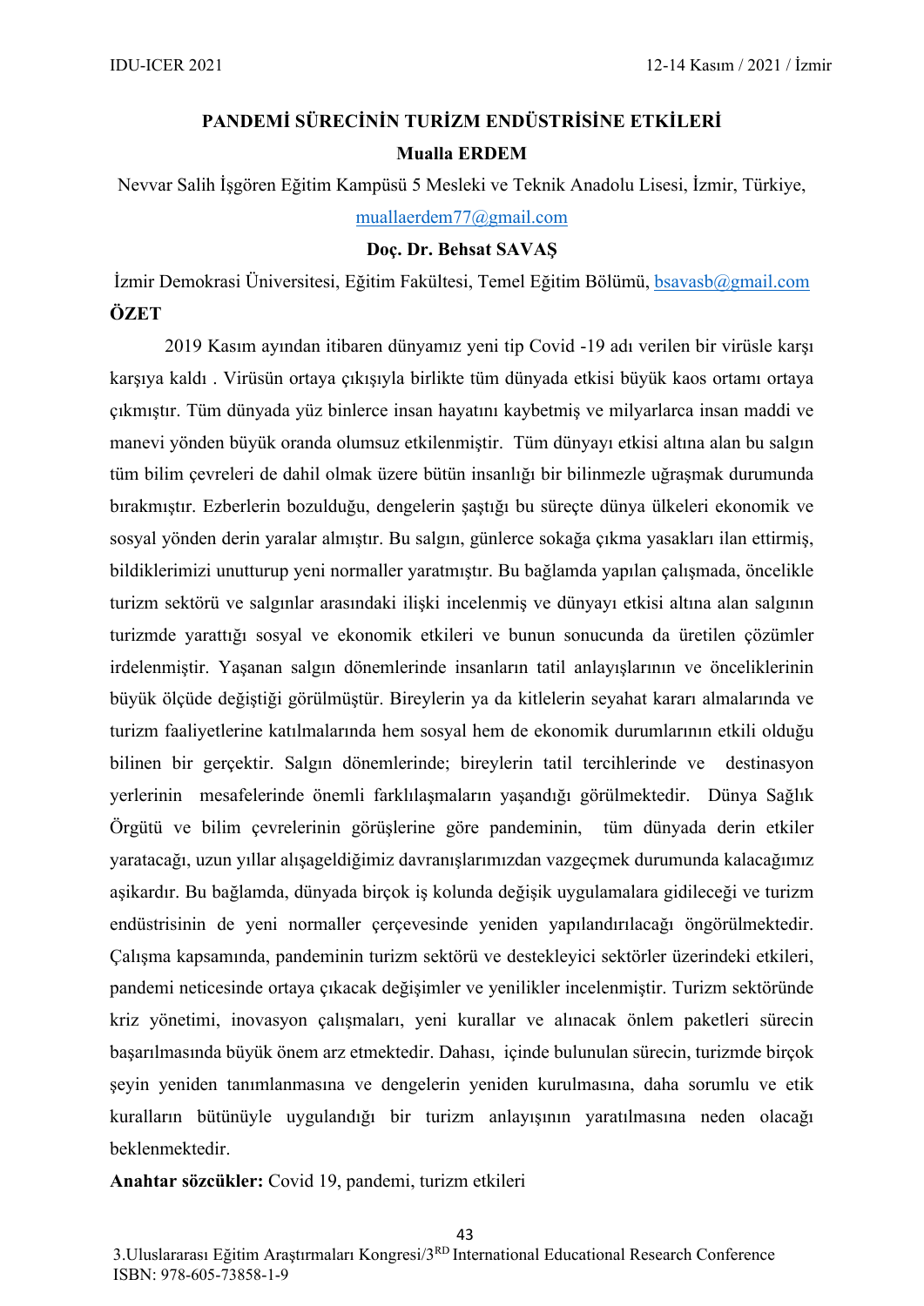# PANDEMİ SÜRECİNİN TURİZM ENDÜSTRİSİNE ETKİLERİ

**Mualla ERDEM**

Nevvar Salih İşgören Eğitim Kampüsü 5 Mesleki ve Teknik Anadolu Lisesi, İzmir, Türkiye, muallaerdem77@gmail.com

**Doç. Dr. Behsat SAVAŞ**

İzmir Demokrasi Üniversitesi, Eğitim Fakültesi, Temel Eğitim Bölümü, bsavasb@gmail.com

**ÖZET**

2019 Kasım ayından itibaren dünyamız yeni tip Covid -19 adı verilen bir virüsle karşı karşıya kaldı . Virüsün ortaya çıkışıyla birlikte tüm dünyada etkisi büyük kaos ortamı ortaya çıkmıştır. Tüm dünyada yüz binlerce insan hayatını kaybetmiş ve milyarlarca insan maddi ve manevi yönden büyük oranda olumsuz etkilenmiştir. Tüm dünyayı etkisi altına alan bu salgın tüm bilim çevreleri de dahil olmak üzere bütün insanlığı bir bilinmezle uğraşmak durumunda bırakmıştır. Ezberlerin bozulduğu, dengelerin şaştığı bu süreçte dünya ülkeleri ekonomik ve sosyal yönden derin yaralar almıştır. Bu salgın, günlerce sokağa çıkma yasakları ilan ettirmiş, bildiklerimizi unutturup yeni normaller yaratmıştır. Bu bağlamda yapılan çalışmada, öncelikle turizm sektörü ve salgınlar arasındaki ilişki incelenmiş ve dünyayı etkisi altına alan salgının turizmde yarattığı sosyal ve ekonomik etkileri ve bunun sonucunda da üretilen çözümler irdelenmiştir. Yaşanan salgın dönemlerinde insanların tatil anlayışlarının ve önceliklerinin büyük ölçüde değiştiği görülmüştür. Bireylerin ya da kitlelerin seyahat kararı almalarında ve turizm faaliyetlerine katılmalarında hem sosyal hem de ekonomik durumlarının etkili olduğu bilinen bir gerçektir. Salgın dönemlerinde; bireylerin tatil tercihlerinde ve destinasyon yerlerinin mesafelerinde önemli farklılaşmaların yaşandığı görülmektedir. Dünya Sağlık Örgütü ve bilim çevrelerinin görüşlerine göre pandeminin, tüm dünyada derin etkiler yaratacağı, uzun yıllar alışageldiğimiz davranışlarımızdan vazgeçmek durumunda kalacağımız aşikardır. Bu bağlamda, dünyada birçok iş kolunda değişik uygulamalara gidileceği ve turizm endüstrisinin de yeni normaller çerçevesinde yeniden yapılandırılacağı öngörülmektedir. Çalışma kapsamında, pandeminin turizm sektörü ve destekleyici sektörler üzerindeki etkileri, pandemi neticesinde ortaya çıkacak değişimler ve yenilikler incelenmiştir. Turizm sektöründe kriz yönetimi, inovasyon çalışmaları, yeni kurallar ve alınacak önlem paketleri sürecin başarılmasında büyük önem arz etmektedir. Dahası, içinde bulunulan sürecin, turizmde birçok şeyin yeniden tanımlanmasına ve dengelerin yeniden kurulmasına, daha sorumlu ve etik kuralların bütünüyle uygulandığı bir turizm anlayışının yaratılmasına neden olacağı beklenmektedir.

**Anahtar sözcükler:** Covid 19, pandemi, turizm etkileri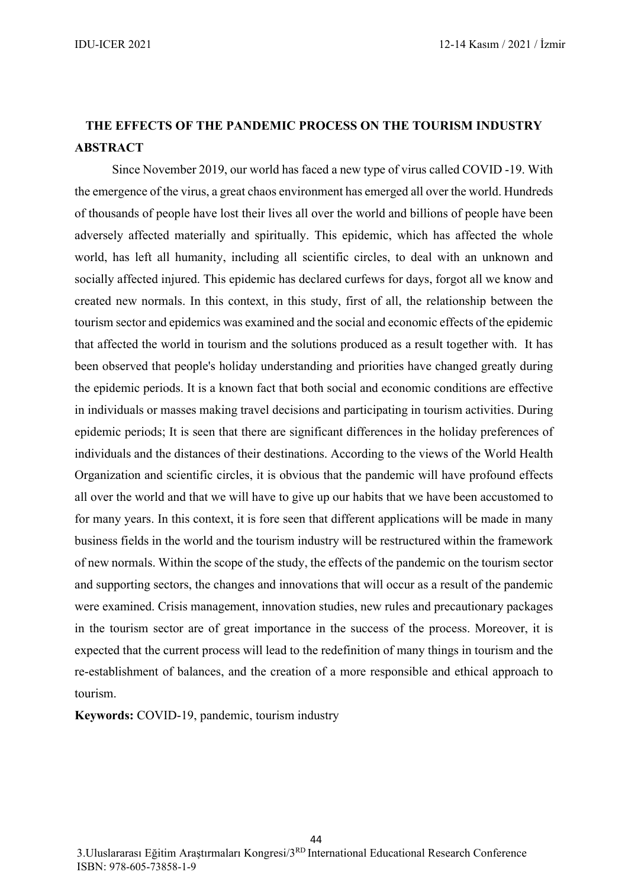# THE EFFECTS OF THE PANDEMIC PROCESS ON THE TOURISM INDUSTRY

## ABSTRACT

Since November 2019, our world has faced a new type of virus called COVID -19. With the emergence of the virus, a great chaos environment has emerged all over the world. Hundreds of thousands of people have lost their lives all over the world and billions of people have been adversely affected materially and spiritually. This epidemic, which has affected the whole world, has left all humanity, including all scientific circles, to deal with an unknown and socially affected injured. This epidemic has declared curfews for days, forgot all we know and created new normals. In this context, in this study, first of all, the relationship between the tourism sector and epidemics was examined and the social and economic effects of the epidemic that affected the world in tourism and the solutions produced as a result together with. It has been observed that people's holiday understanding and priorities have changed greatly during the epidemic periods. It is a known fact that both social and economic conditions are effective in individuals or masses making travel decisions and participating in tourism activities. During epidemic periods; It is seen that there are significant differences in the holiday preferences of individuals and the distances of their destinations. According to the views of the World Health Organization and scientific circles, it is obvious that the pandemic will have profound effects all over the world and that we will have to give up our habits that we have been accustomed to for many years. In this context, it is fore seen that different applications will be made in many business fields in the world and the tourism industry will be restructured within the framework of new normals. Within the scope of the study, the effects of the pandemic on the tourism sector and supporting sectors, the changes and innovations that will occur as a result of the pandemic were examined. Crisis management, innovation studies, new rules and precautionary packages in the tourism sector are of great importance in the success of the process. Moreover, it is expected that the current process will lead to the redefinition of many things in tourism and the re-establishment of balances, and the creation of a more responsible and ethical approach to tourism.

**Keywords:** COVID-19, pandemic, tourism industry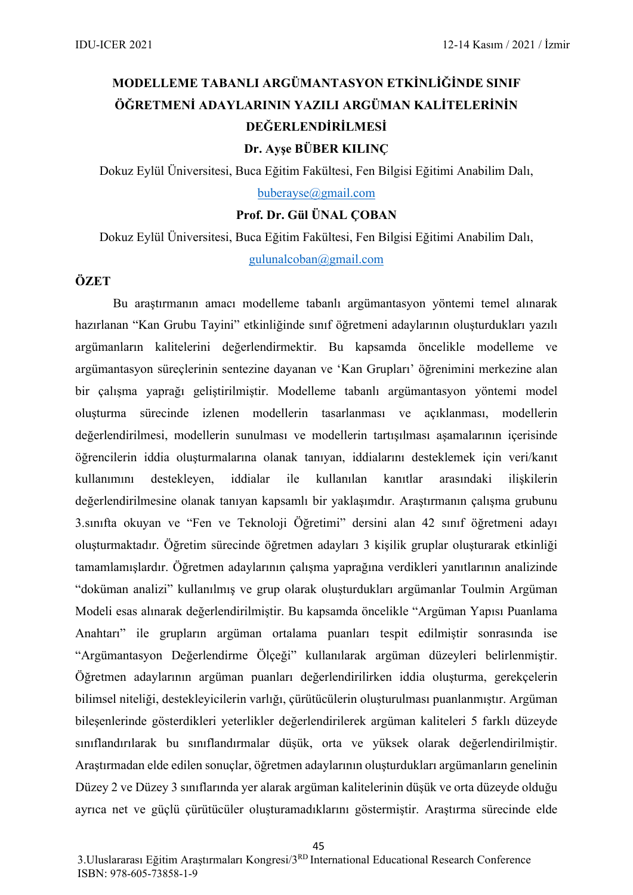# MODELLEME TABANLI ARGÜMANTASYON ETKİNLİĞİNDE SINIF ÖĞRETMENİ ADAYLARININ YAZILI ARGÜMAN KALİTELERİNİN DEĞERLENDİRİLMESİ

**Dr. Ayşe BÜBER KILINÇ**

Dokuz Eylül Üniversitesi, Buca Eğitim Fakültesi, Fen Bilgisi Eğitimi Anabilim Dalı,

buberayse@gmail.com

**Prof. Dr. Gül ÜNAL ÇOBAN**

Dokuz Eylül Üniversitesi, Buca Eğitim Fakültesi, Fen Bilgisi Eğitimi Anabilim Dalı,

gulunalcoban@gmail.com

## ÖZET

Bu araştırmanın amacı modelleme tabanlı argümantasyon yöntemi temel alınarak hazırlanan "Kan Grubu Tayini" etkinliğinde sınıf öğretmeni adaylarının oluşturdukları yazılı argümanların kalitelerini değerlendirmektir. Bu kapsamda öncelikle modelleme ve argümantasyon süreçlerinin sentezine dayanan ve 'Kan Grupları' öğrenimini merkezine alan bir çalışma yaprağı geliştirilmiştir. Modelleme tabanlı argümantasyon yöntemi model oluşturma sürecinde izlenen modellerin tasarlanması ve açıklanması, modellerin değerlendirilmesi, modellerin sunulması ve modellerin tartışılması aşamalarının içerisinde öğrencilerin iddia oluşturmalarına olanak tanıyan, iddialarını desteklemek için veri/kanıt kullanımını destekleyen, iddialar ile kullanılan kanıtlar arasındaki ilişkilerin değerlendirilmesine olanak tanıyan kapsamlı bir yaklaşımdır. Araştırmanın çalışma grubunu 3.sınıfta okuyan ve "Fen ve Teknoloji Öğretimi" dersini alan 42 sınıf öğretmeni adayı oluşturmaktadır. Öğretim sürecinde öğretmen adayları 3 kişilik gruplar oluşturarak etkinliği tamamlamışlardır. Öğretmen adaylarının çalışma yaprağına verdikleri yanıtlarının analizinde "doküman analizi" kullanılmış ve grup olarak oluşturdukları argümanlar Toulmin Argüman Modeli esas alınarak değerlendirilmiştir. Bu kapsamda öncelikle "Argüman Yapısı Puanlama Anahtarı" ile grupların argüman ortalama puanları tespit edilmiştir sonrasında ise "Argümantasyon Değerlendirme Ölçeği" kullanılarak argüman düzeyleri belirlenmiştir. Öğretmen adaylarının argüman puanları değerlendirilirken iddia oluşturma, gerekçelerin bilimsel niteliği, destekleyicilerin varlığı, çürütücülerin oluşturulması puanlanmıştır. Argüman bileşenlerinde gösterdikleri yeterlikler değerlendirilerek argüman kaliteleri 5 farklı düzeyde sınıflandırılarak bu sınıflandırmalar düşük, orta ve yüksek olarak değerlendirilmiştir. Araştırmadan elde edilen sonuçlar, öğretmen adaylarının oluşturdukları argümanların genelinin Düzey 2 ve Düzey 3 sınıflarında yer alarak argüman kalitelerinin düşük ve orta düzeyde olduğu ayrıca net ve güçlü çürütücüler oluşturamadıklarını göstermiştir. Araştırma sürecinde elde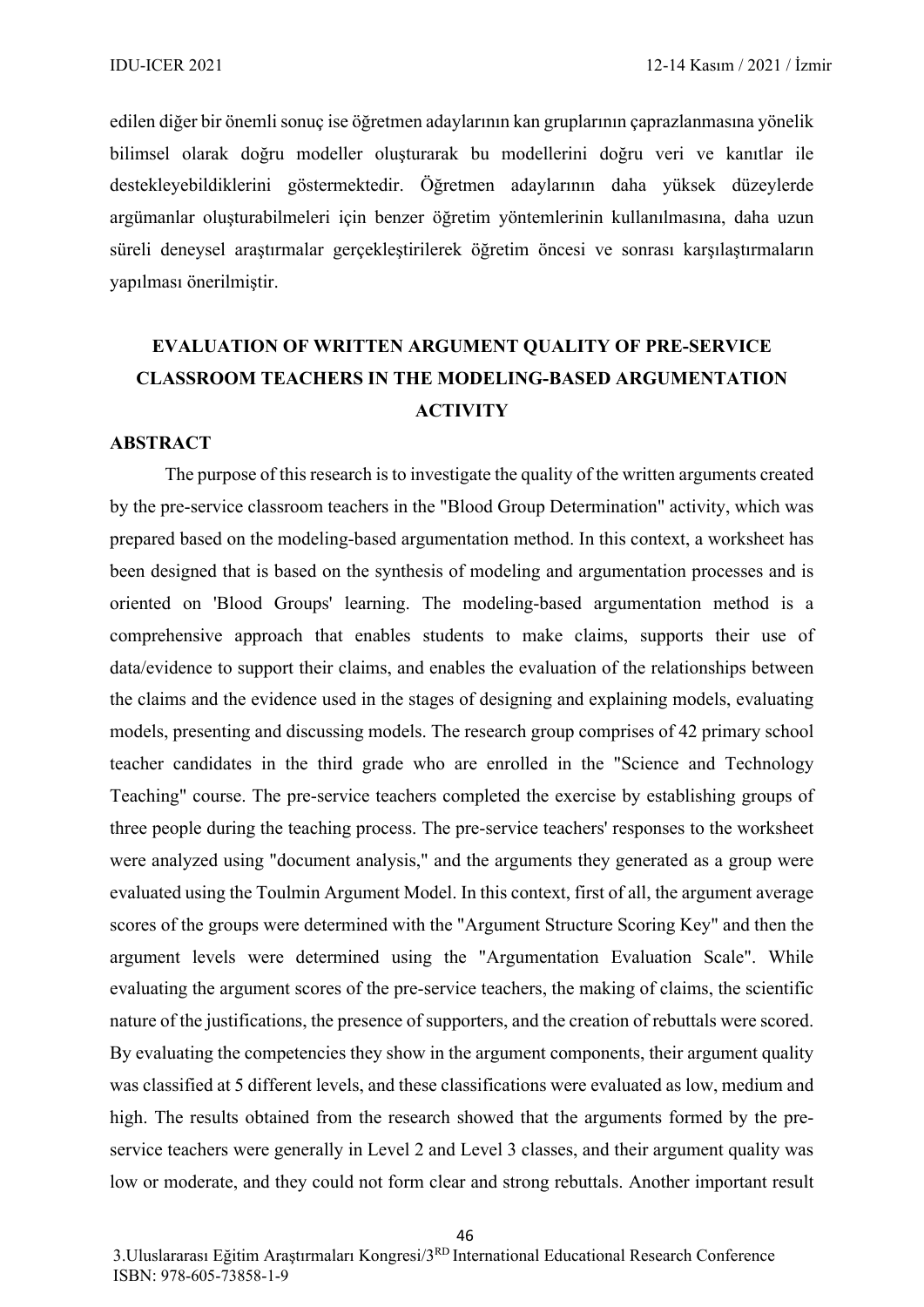edilen diğer bir önemli sonuç ise öğretmen adaylarının kan gruplarının çaprazlanmasına yönelik bilimsel olarak doğru modeller oluşturarak bu modellerini doğru veri ve kanıtlar ile destekleyebildiklerini göstermektedir. Öğretmen adaylarının daha yüksek düzeylerde argümanlar oluşturabilmeleri için benzer öğretim yöntemlerinin kullanılmasına, daha uzun süreli deneysel araştırmalar gerçekleştirilerek öğretim öncesi ve sonrası karşılaştırmaların yapılması önerilmiştir.

## EVALUATION OF WRITTEN ARGUMENT QUALITY OF PRE-SERVICE CLASSROOM TEACHERS IN THE MODELING-BASED ARGUMENTATION ACTIVITY

### ABSTRACT

The purpose of this research is to investigate the quality of the written arguments created by the pre-service classroom teachers in the "Blood Group Determination" activity, which was prepared based on the modeling-based argumentation method. In this context, a worksheet has been designed that is based on the synthesis of modeling and argumentation processes and is oriented on 'Blood Groups' learning. The modeling-based argumentation method is a comprehensive approach that enables students to make claims, supports their use of data/evidence to support their claims, and enables the evaluation of the relationships between the claims and the evidence used in the stages of designing and explaining models, evaluating models, presenting and discussing models. The research group comprises of 42 primary school teacher candidates in the third grade who are enrolled in the "Science and Technology Teaching" course. The pre-service teachers completed the exercise by establishing groups of three people during the teaching process. The pre-service teachers' responses to the worksheet were analyzed using "document analysis," and the arguments they generated as a group were evaluated using the Toulmin Argument Model. In this context, first of all, the argument average scores of the groups were determined with the "Argument Structure Scoring Key" and then the argument levels were determined using the "Argumentation Evaluation Scale". While evaluating the argument scores of the pre-service teachers, the making of claims, the scientific nature of the justifications, the presence of supporters, and the creation of rebuttals were scored. By evaluating the competencies they show in the argument components, their argument quality was classified at 5 different levels, and these classifications were evaluated as low, medium and high. The results obtained from the research showed that the arguments formed by the pre-service teachers were generally in Level 2 and Level 3 classes, and their argument quality was low or moderate, and they could not form clear and strong rebuttals. Another important result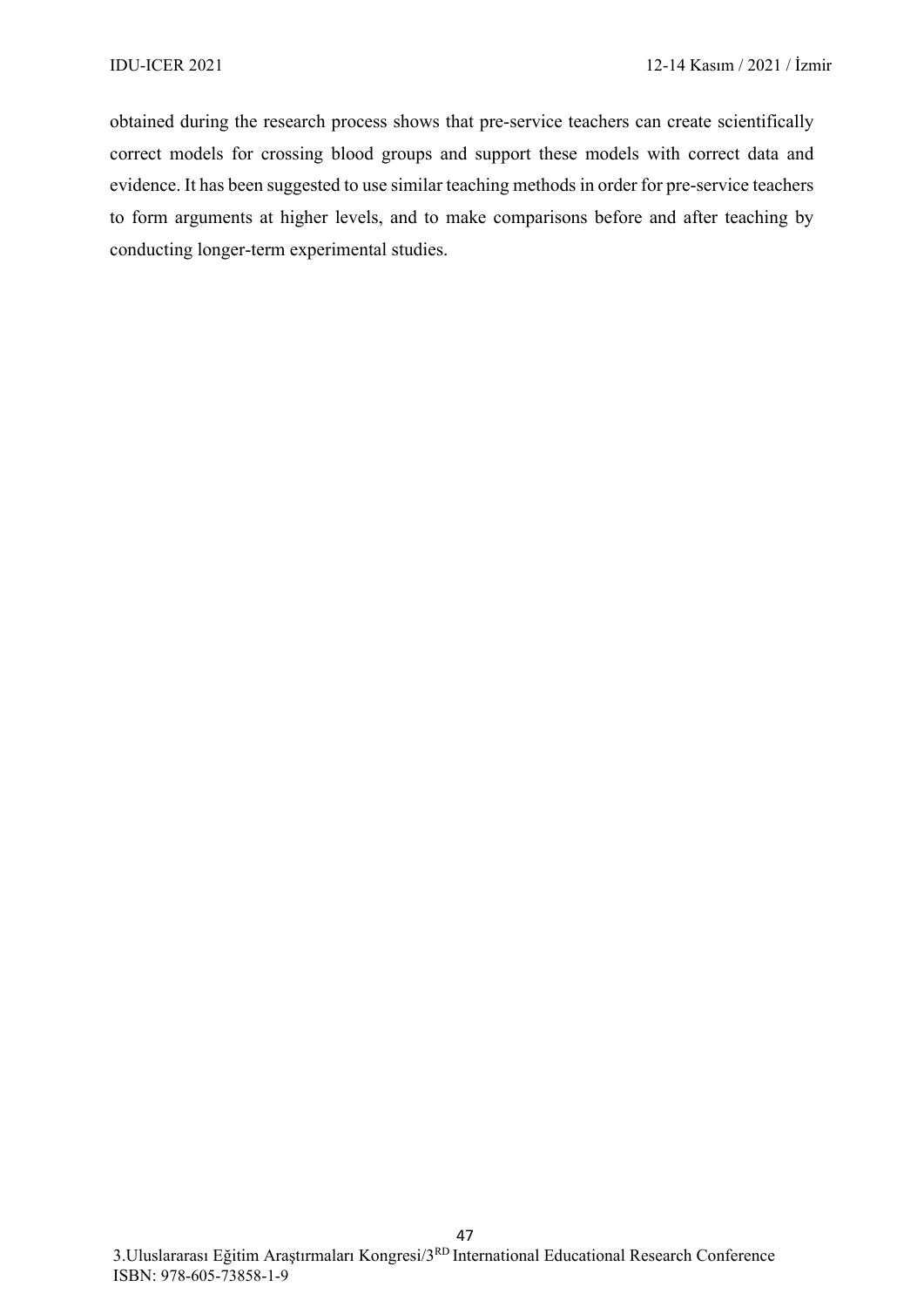obtained during the research process shows that pre-service teachers can create scientifically correct models for crossing blood groups and support these models with correct data and evidence. It has been suggested to use similar teaching methods in order for pre-service teachers to form arguments at higher levels, and to make comparisons before and after teaching by conducting longer-term experimental studies.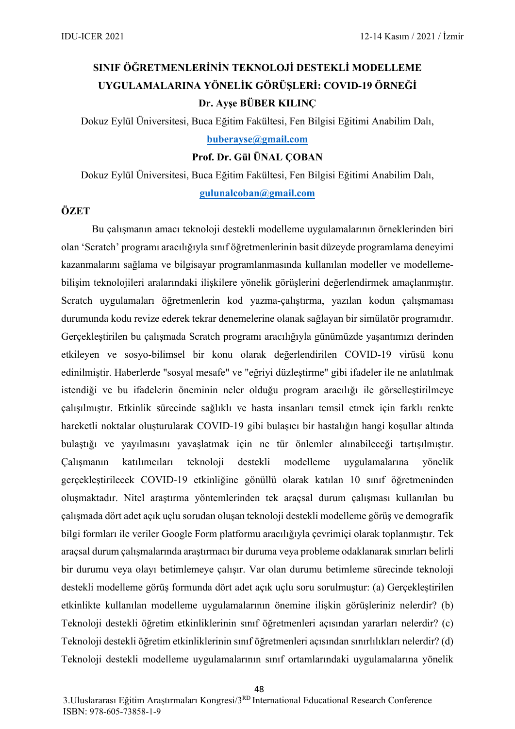# SINIF ÖĞRETMENLERİNİN TEKNOLOJİ DESTEKLİ MODELLEME UYGULAMALARINA YÖNELİK GÖRÜŞLERİ: COVID-19 ÖRNEĞİ

**Dr. Ayşe BÜBER KILINÇ**

Dokuz Eylül Üniversitesi, Buca Eğitim Fakültesi, Fen Bilgisi Eğitimi Anabilim Dalı,

buberayse@gmail.com

**Prof. Dr. Gül ÜNAL ÇOBAN**

Dokuz Eylül Üniversitesi, Buca Eğitim Fakültesi, Fen Bilgisi Eğitimi Anabilim Dalı,

gulunalcoban@gmail.com

## ÖZET

Bu çalışmanın amacı teknoloji destekli modelleme uygulamalarının örneklerinden biri olan 'Scratch' programı aracılığıyla sınıf öğretmenlerinin basit düzeyde programlama deneyimi kazanmalarını sağlama ve bilgisayar programlanmasında kullanılan modeller ve modelleme-bilişim teknolojileri aralarındaki ilişkilere yönelik görüşlerini değerlendirmek amaçlanmıştır. Scratch uygulamaları öğretmenlerin kod yazma-çalıştırma, yazılan kodun çalışmaması durumunda kodu revize ederek tekrar denemelerine olanak sağlayan bir simülatör programıdır. Gerçekleştirilen bu çalışmada Scratch programı aracılığıyla günümüzde yaşantımızı derinden etkileyen ve sosyo-bilimsel bir konu olarak değerlendirilen COVID-19 virüsü konu edinilmiştir. Haberlerde "sosyal mesafe" ve "eğriyi düzleştirme" gibi ifadeler ile ne anlatılmak istendiği ve bu ifadelerin öneminin neler olduğu program aracılığı ile görselleştirilmeye çalışılmıştır. Etkinlik sürecinde sağlıklı ve hasta insanları temsil etmek için farklı renkte hareketli noktalar oluşturularak COVID-19 gibi bulaşıcı bir hastalığın hangi koşullar altında bulaştığı ve yayılmasını yavaşlatmak için ne tür önlemler alınabileceği tartışılmıştır. Çalışmanın katılımcıları teknoloji destekli modelleme uygulamalarına yönelik gerçekleştirilecek COVID-19 etkinliğine gönüllü olarak katılan 10 sınıf öğretmeninden oluşmaktadır. Nitel araştırma yöntemlerinden tek araçsal durum çalışması kullanılan bu çalışmada dört adet açık uçlu sorudan oluşan teknoloji destekli modelleme görüş ve demografik bilgi formları ile veriler Google Form platformu aracılığıyla çevrimiçi olarak toplanmıştır. Tek araçsal durum çalışmalarında araştırmacı bir duruma veya probleme odaklanarak sınırları belirli bir durumu veya olayı betimlemeye çalışır. Var olan durumu betimleme sürecinde teknoloji destekli modelleme görüş formunda dört adet açık uçlu soru sorulmuştur: (a) Gerçekleştirilen etkinlikte kullanılan modelleme uygulamalarının önemine ilişkin görüşleriniz nelerdir? (b) Teknoloji destekli öğretim etkinliklerinin sınıf öğretmenleri açısından yararları nelerdir? (c) Teknoloji destekli öğretim etkinliklerinin sınıf öğretmenleri açısından sınırlılıkları nelerdir? (d) Teknoloji destekli modelleme uygulamalarının sınıf ortamlarındaki uygulamalarına yönelik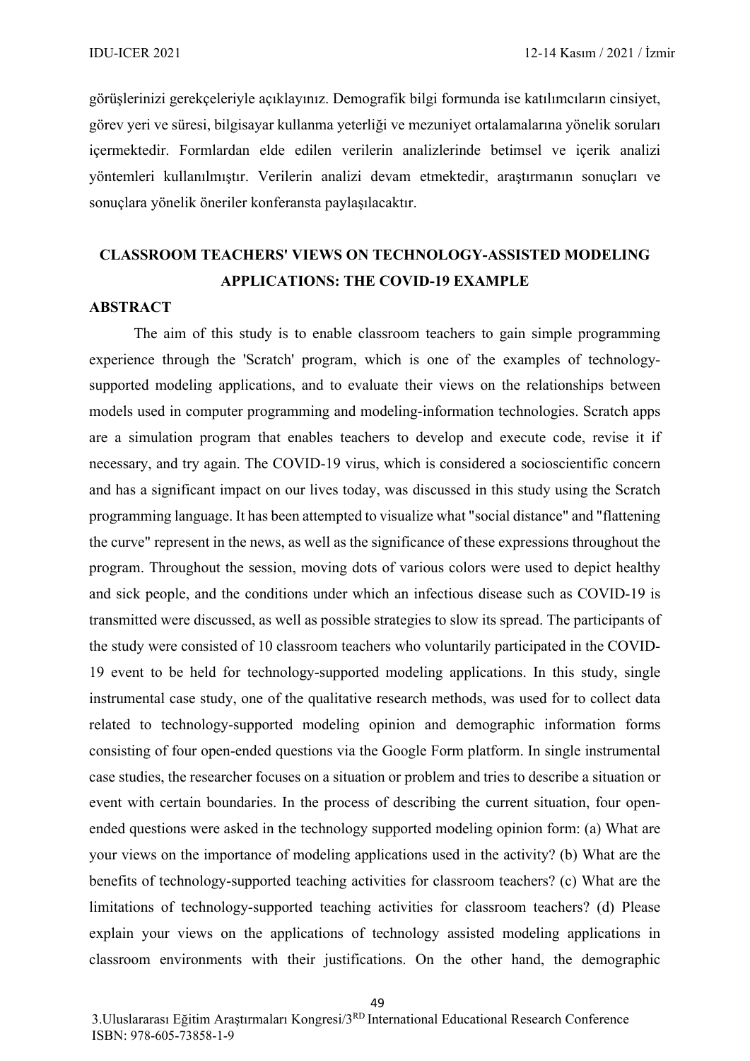görüşlerinizi gerekçeleriyle açıklayınız. Demografik bilgi formunda ise katılımcıların cinsiyet, görev yeri ve süresi, bilgisayar kullanma yeterliği ve mezuniyet ortalamalarına yönelik soruları içermektedir. Formlardan elde edilen verilerin analizlerinde betimsel ve içerik analizi yöntemleri kullanılmıştır. Verilerin analizi devam etmektedir, araştırmanın sonuçları ve sonuçlara yönelik öneriler konferansta paylaşılacaktır.

## CLASSROOM TEACHERS' VIEWS ON TECHNOLOGY-ASSISTED MODELING APPLICATIONS: THE COVID-19 EXAMPLE

**ABSTRACT**

The aim of this study is to enable classroom teachers to gain simple programming experience through the 'Scratch' program, which is one of the examples of technology-supported modeling applications, and to evaluate their views on the relationships between models used in computer programming and modeling-information technologies. Scratch apps are a simulation program that enables teachers to develop and execute code, revise it if necessary, and try again. The COVID-19 virus, which is considered a socioscientific concern and has a significant impact on our lives today, was discussed in this study using the Scratch programming language. It has been attempted to visualize what "social distance" and "flattening the curve" represent in the news, as well as the significance of these expressions throughout the program. Throughout the session, moving dots of various colors were used to depict healthy and sick people, and the conditions under which an infectious disease such as COVID-19 is transmitted were discussed, as well as possible strategies to slow its spread. The participants of the study were consisted of 10 classroom teachers who voluntarily participated in the COVID-19 event to be held for technology-supported modeling applications. In this study, single instrumental case study, one of the qualitative research methods, was used for to collect data related to technology-supported modeling opinion and demographic information forms consisting of four open-ended questions via the Google Form platform. In single instrumental case studies, the researcher focuses on a situation or problem and tries to describe a situation or event with certain boundaries. In the process of describing the current situation, four open-ended questions were asked in the technology supported modeling opinion form: (a) What are your views on the importance of modeling applications used in the activity? (b) What are the benefits of technology-supported teaching activities for classroom teachers? (c) What are the limitations of technology-supported teaching activities for classroom teachers? (d) Please explain your views on the applications of technology assisted modeling applications in classroom environments with their justifications. On the other hand, the demographic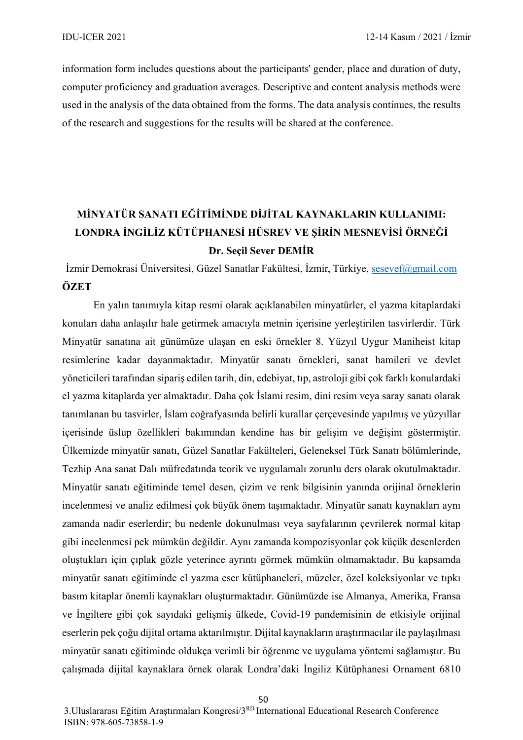information form includes questions about the participants' gender, place and duration of duty, computer proficiency and graduation averages. Descriptive and content analysis methods were used in the analysis of the data obtained from the forms. The data analysis continues, the results of the research and suggestions for the results will be shared at the conference.

## MİNYATÜR SANATI EĞİTİMİNDE DİJİTAL KAYNAKLARIN KULLANIMI: LONDRA İNGİLİZ KÜTÜPHANESİ HÜSREV VE ŞİRİN MESNEVİSİ ÖRNEĞİ

**Dr. Seçil Sever DEMİR**

İzmir Demokrasi Üniversitesi, Güzel Sanatlar Fakültesi, İzmir, Türkiye, sesevef@gmail.com

**ÖZET**

En yalın tanımıyla kitap resmi olarak açıklanabilen minyatürler, el yazma kitaplardaki konuları daha anlaşılır hale getirmek amacıyla metnin içerisine yerleştirilen tasvirlerdir. Türk Minyatür sanatına ait günümüze ulaşan en eski örnekler 8. Yüzyıl Uygur Maniheist kitap resimlerine kadar dayanmaktadır. Minyatür sanatı örnekleri, sanat hamileri ve devlet yöneticileri tarafından sipariş edilen tarih, din, edebiyat, tıp, astroloji gibi çok farklı konulardaki el yazma kitaplarda yer almaktadır. Daha çok İslami resim, dini resim veya saray sanatı olarak tanımlanan bu tasvirler, İslam coğrafyasında belirli kurallar çerçevesinde yapılmış ve yüzyıllar içerisinde üslup özellikleri bakımından kendine has bir gelişim ve değişim göstermiştir. Ülkemizde minyatür sanatı, Güzel Sanatlar Fakülteleri, Geleneksel Türk Sanatı bölümlerinde, Tezhip Ana sanat Dalı müfredatında teorik ve uygulamalı zorunlu ders olarak okutulmaktadır. Minyatür sanatı eğitiminde temel desen, çizim ve renk bilgisinin yanında orijinal örneklerin incelenmesi ve analiz edilmesi çok büyük önem taşımaktadır. Minyatür sanatı kaynakları aynı zamanda nadir eserlerdir; bu nedenle dokunulması veya sayfalarının çevrilerek normal kitap gibi incelenmesi pek mümkün değildir. Aynı zamanda kompozisyonlar çok küçük desenlerden oluştukları için çıplak gözle yeterince ayrıntı görmek mümkün olmamaktadır. Bu kapsamda minyatür sanatı eğitiminde el yazma eser kütüphaneleri, müzeler, özel koleksiyonlar ve tıpkı basım kitaplar önemli kaynakları oluşturmaktadır. Günümüzde ise Almanya, Amerika, Fransa ve İngiltere gibi çok sayıdaki gelişmiş ülkede, Covid-19 pandemisinin de etkisiyle orijinal eserlerin pek çoğu dijital ortama aktarılmıştır. Dijital kaynakların araştırmacılar ile paylaşılması minyatür sanatı eğitiminde oldukça verimli bir öğrenme ve uygulama yöntemi sağlamıştır. Bu çalışmada dijital kaynaklara örnek olarak Londra'daki İngiliz Kütüphanesi Ornament 6810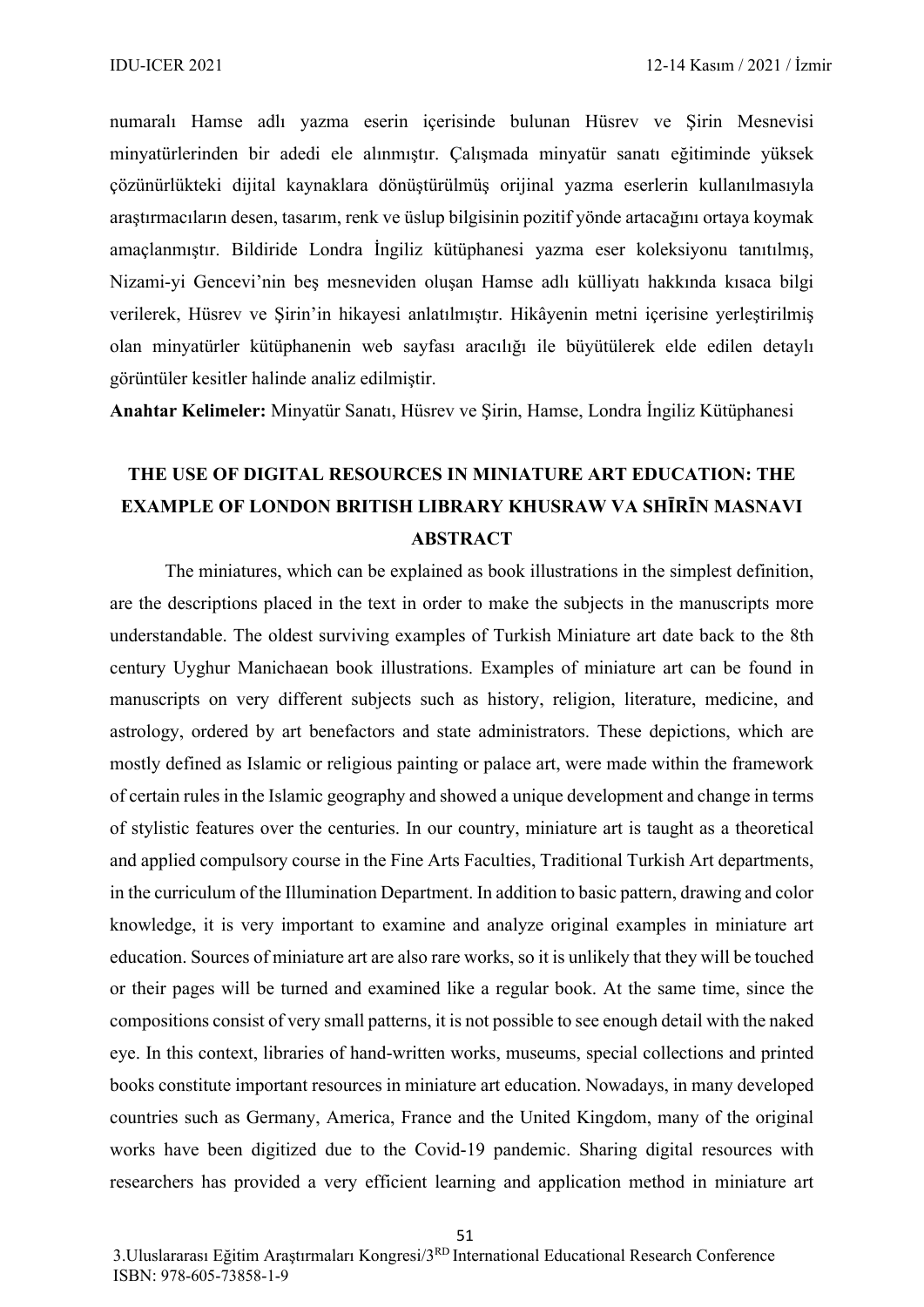numaralı Hamse adlı yazma eserin içerisinde bulunan Hüsrev ve Şirin Mesnevisi minyatürlerinden bir adedi ele alınmıştır. Çalışmada minyatür sanatı eğitiminde yüksek çözünürlükteki dijital kaynaklara dönüştürülmüş orijinal yazma eserlerin kullanılmasıyla araştırmacıların desen, tasarım, renk ve üslup bilgisinin pozitif yönde artacağını ortaya koymak amaçlanmıştır. Bildiride Londra İngiliz kütüphanesi yazma eser koleksiyonu tanıtılmış, Nizami-yi Gencevi'nin beş mesneviden oluşan Hamse adlı külliyatı hakkında kısaca bilgi verilerek, Hüsrev ve Şirin'in hikayesi anlatılmıştır. Hikâyenin metni içerisine yerleştirilmiş olan minyatürler kütüphanenin web sayfası aracılığı ile büyütülerek elde edilen detaylı görüntüler kesitler halinde analiz edilmiştir.

**Anahtar Kelimeler:** Minyatür Sanatı, Hüsrev ve Şirin, Hamse, Londra İngiliz Kütüphanesi

## THE USE OF DIGITAL RESOURCES IN MINIATURE ART EDUCATION: THE EXAMPLE OF LONDON BRITISH LIBRARY KHUSRAW VA SHĪRĪN MASNAVI

## ABSTRACT

The miniatures, which can be explained as book illustrations in the simplest definition, are the descriptions placed in the text in order to make the subjects in the manuscripts more understandable. The oldest surviving examples of Turkish Miniature art date back to the 8th century Uyghur Manichaean book illustrations. Examples of miniature art can be found in manuscripts on very different subjects such as history, religion, literature, medicine, and astrology, ordered by art benefactors and state administrators. These depictions, which are mostly defined as Islamic or religious painting or palace art, were made within the framework of certain rules in the Islamic geography and showed a unique development and change in terms of stylistic features over the centuries. In our country, miniature art is taught as a theoretical and applied compulsory course in the Fine Arts Faculties, Traditional Turkish Art departments, in the curriculum of the Illumination Department. In addition to basic pattern, drawing and color knowledge, it is very important to examine and analyze original examples in miniature art education. Sources of miniature art are also rare works, so it is unlikely that they will be touched or their pages will be turned and examined like a regular book. At the same time, since the compositions consist of very small patterns, it is not possible to see enough detail with the naked eye. In this context, libraries of hand-written works, museums, special collections and printed books constitute important resources in miniature art education. Nowadays, in many developed countries such as Germany, America, France and the United Kingdom, many of the original works have been digitized due to the Covid-19 pandemic. Sharing digital resources with researchers has provided a very efficient learning and application method in miniature art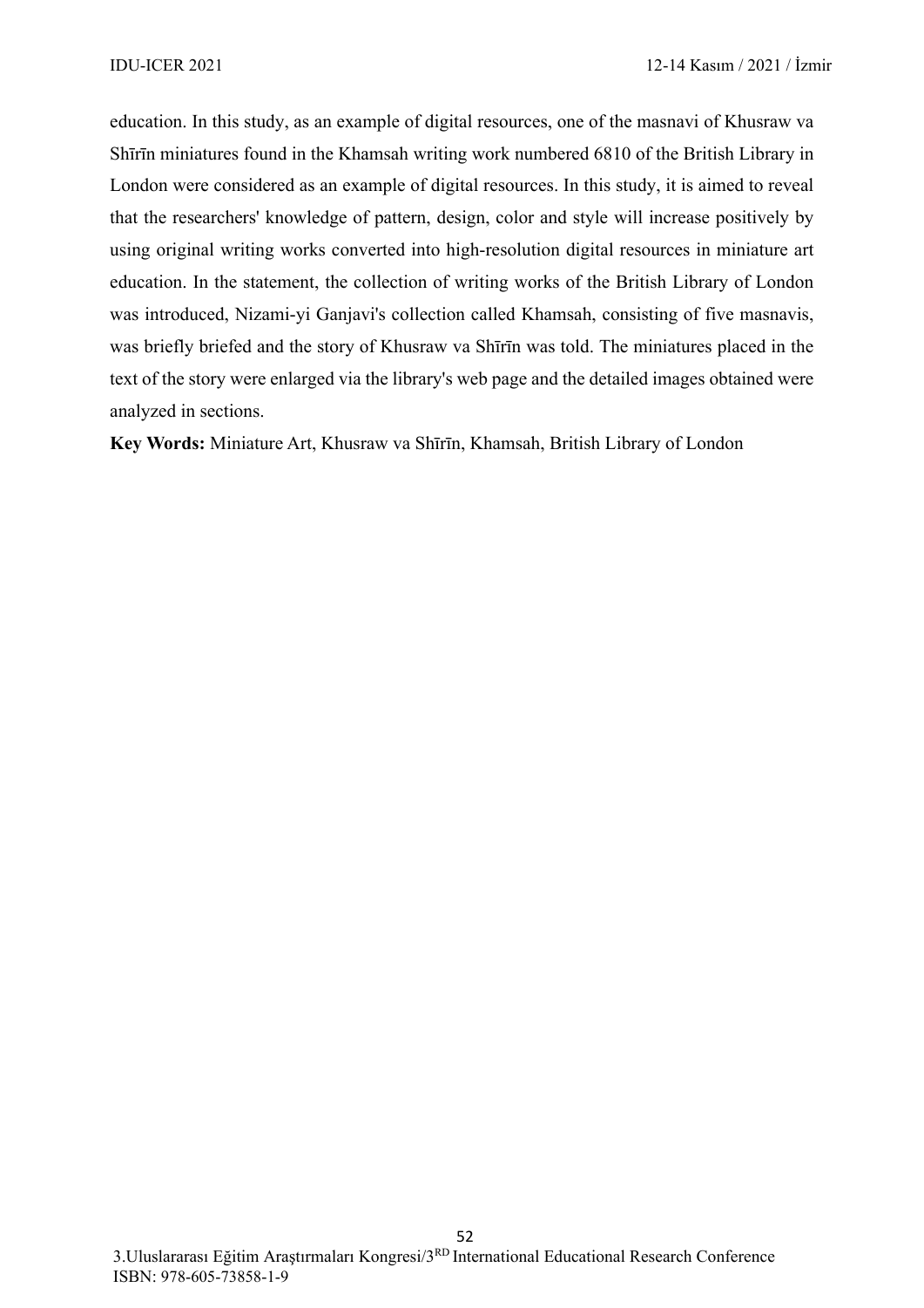education. In this study, as an example of digital resources, one of the masnavi of Khusraw va Shīrīn miniatures found in the Khamsah writing work numbered 6810 of the British Library in London were considered as an example of digital resources. In this study, it is aimed to reveal that the researchers' knowledge of pattern, design, color and style will increase positively by using original writing works converted into high-resolution digital resources in miniature art education. In the statement, the collection of writing works of the British Library of London was introduced, Nizami-yi Ganjavi's collection called Khamsah, consisting of five masnavis, was briefly briefed and the story of Khusraw va Shīrīn was told. The miniatures placed in the text of the story were enlarged via the library's web page and the detailed images obtained were analyzed in sections.

**Key Words:** Miniature Art, Khusraw va Shīrīn, Khamsah, British Library of London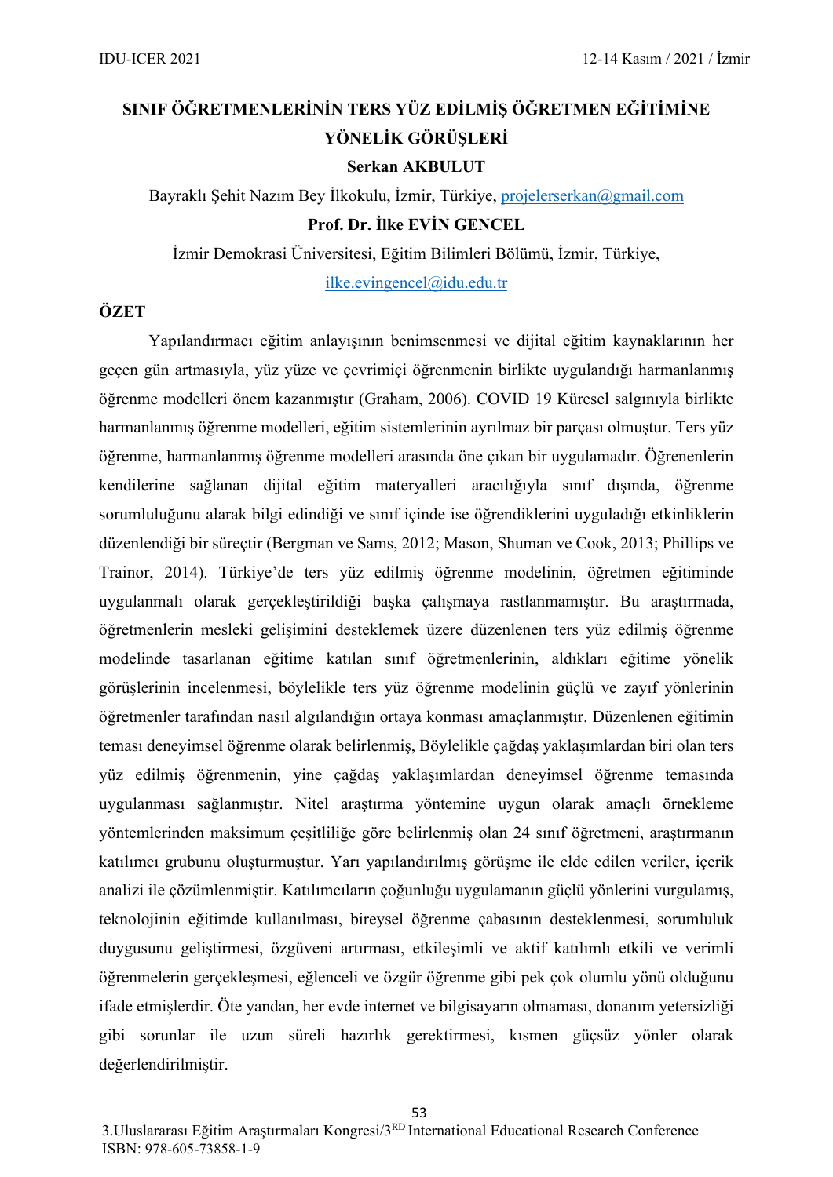# SINIF ÖĞRETMENLERİNİN TERS YÜZ EDİLMİŞ ÖĞRETMEN EĞİTİMİNE YÖNELİK GÖRÜŞLERİ

**Serkan AKBULUT**

Bayraklı Şehit Nazım Bey İlkokulu, İzmir, Türkiye, projelerserkan@gmail.com

**Prof. Dr. İlke EVİN GENCEL**

İzmir Demokrasi Üniversitesi, Eğitim Bilimleri Bölümü, İzmir, Türkiye, ilke.evingencel@idu.edu.tr

## ÖZET

Yapılandırmacı eğitim anlayışının benimsenmesi ve dijital eğitim kaynaklarının her geçen gün artmasıyla, yüz yüze ve çevrimiçi öğrenmenin birlikte uygulandığı harmanlanmış öğrenme modelleri önem kazanmıştır (Graham, 2006). COVID 19 Küresel salgınıyla birlikte harmanlanmış öğrenme modelleri, eğitim sistemlerinin ayrılmaz bir parçası olmuştur. Ters yüz öğrenme, harmanlanmış öğrenme modelleri arasında öne çıkan bir uygulamadır. Öğrenenlerin kendilerine sağlanan dijital eğitim materyalleri aracılığıyla sınıf dışında, öğrenme sorumluluğunu alarak bilgi edindiği ve sınıf içinde ise öğrendiklerini uyguladığı etkinliklerin düzenlendiği bir süreçtir (Bergman ve Sams, 2012; Mason, Shuman ve Cook, 2013; Phillips ve Trainor, 2014). Türkiye'de ters yüz edilmiş öğrenme modelinin, öğretmen eğitiminde uygulanmalı olarak gerçekleştirildiği başka çalışmaya rastlanmamıştır. Bu araştırmada, öğretmenlerin mesleki gelişimini desteklemek üzere düzenlenen ters yüz edilmiş öğrenme modelinde tasarlanan eğitime katılan sınıf öğretmenlerinin, aldıkları eğitime yönelik görüşlerinin incelenmesi, böylelikle ters yüz öğrenme modelinin güçlü ve zayıf yönlerinin öğretmenler tarafından nasıl algılandığın ortaya konması amaçlanmıştır. Düzenlenen eğitimin teması deneyimsel öğrenme olarak belirlenmiş, Böylelikle çağdaş yaklaşımlardan biri olan ters yüz edilmiş öğrenmenin, yine çağdaş yaklaşımlardan deneyimsel öğrenme temasında uygulanması sağlanmıştır. Nitel araştırma yöntemine uygun olarak amaçlı örnekleme yöntemlerinden maksimum çeşitliliğe göre belirlenmiş olan 24 sınıf öğretmeni, araştırmanın katılımcı grubunu oluşturmuştur. Yarı yapılandırılmış görüşme ile elde edilen veriler, içerik analizi ile çözümlenmiştir. Katılımcıların çoğunluğu uygulamanın güçlü yönlerini vurgulamış, teknolojinin eğitimde kullanılması, bireysel öğrenme çabasının desteklenmesi, sorumluluk duygusunu geliştirmesi, özgüveni artırması, etkileşimli ve aktif katılımlı etkili ve verimli öğrenmelerin gerçekleşmesi, eğlenceli ve özgür öğrenme gibi pek çok olumlu yönü olduğunu ifade etmişlerdir. Öte yandan, her evde internet ve bilgisayarın olmaması, donanım yetersizliği gibi sorunlar ile uzun süreli hazırlık gerektirmesi, kısmen güçsüz yönler olarak değerlendirilmiştir.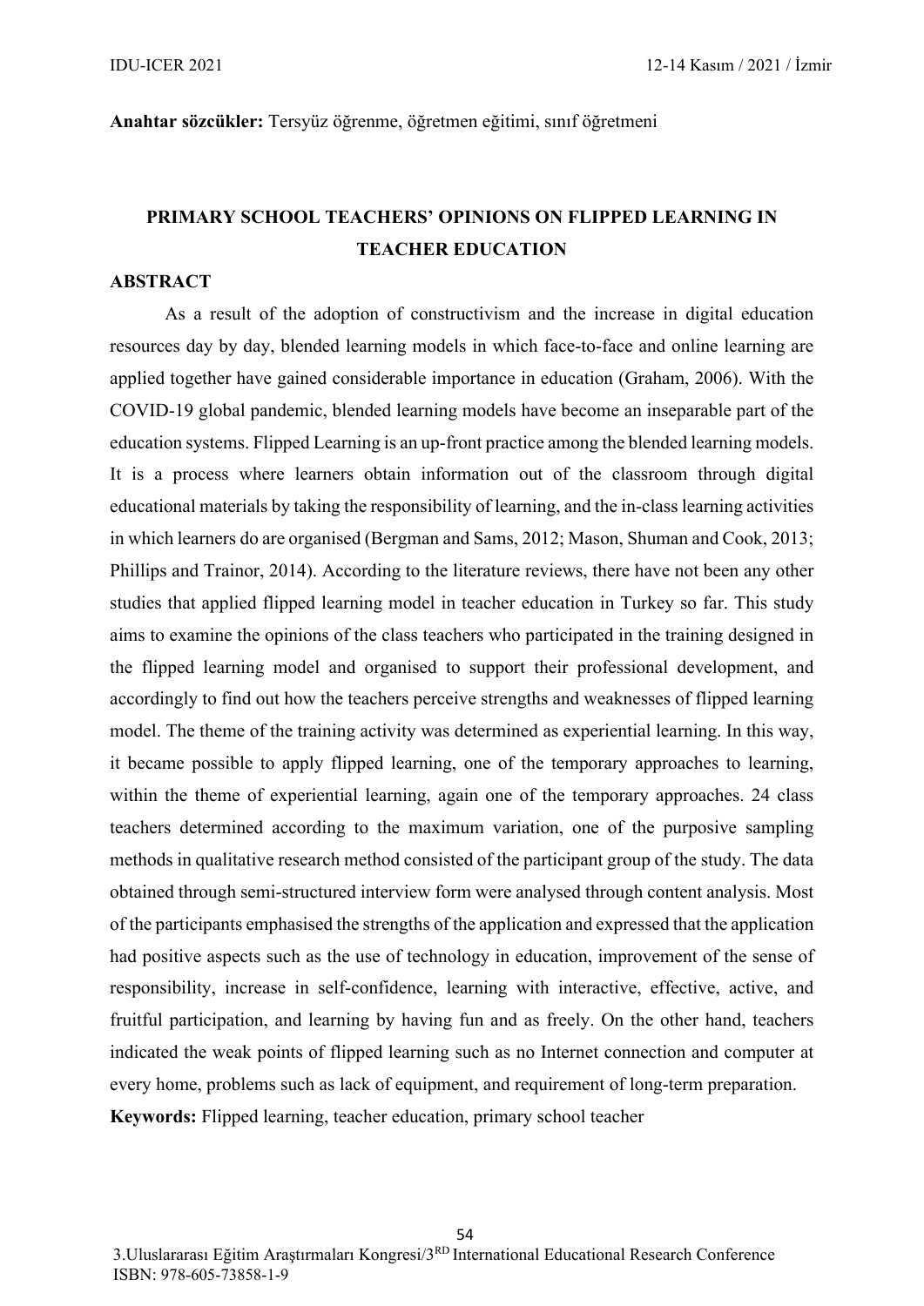**Anahtar sözcükler:** Tersyüz öğrenme, öğretmen eğitimi, sınıf öğretmeni

## PRIMARY SCHOOL TEACHERS' OPINIONS ON FLIPPED LEARNING IN TEACHER EDUCATION

### ABSTRACT

As a result of the adoption of constructivism and the increase in digital education resources day by day, blended learning models in which face-to-face and online learning are applied together have gained considerable importance in education (Graham, 2006). With the COVID-19 global pandemic, blended learning models have become an inseparable part of the education systems. Flipped Learning is an up-front practice among the blended learning models. It is a process where learners obtain information out of the classroom through digital educational materials by taking the responsibility of learning, and the in-class learning activities in which learners do are organised (Bergman and Sams, 2012; Mason, Shuman and Cook, 2013; Phillips and Trainor, 2014). According to the literature reviews, there have not been any other studies that applied flipped learning model in teacher education in Turkey so far. This study aims to examine the opinions of the class teachers who participated in the training designed in the flipped learning model and organised to support their professional development, and accordingly to find out how the teachers perceive strengths and weaknesses of flipped learning model. The theme of the training activity was determined as experiential learning. In this way, it became possible to apply flipped learning, one of the temporary approaches to learning, within the theme of experiential learning, again one of the temporary approaches. 24 class teachers determined according to the maximum variation, one of the purposive sampling methods in qualitative research method consisted of the participant group of the study. The data obtained through semi-structured interview form were analysed through content analysis. Most of the participants emphasised the strengths of the application and expressed that the application had positive aspects such as the use of technology in education, improvement of the sense of responsibility, increase in self-confidence, learning with interactive, effective, active, and fruitful participation, and learning by having fun and as freely. On the other hand, teachers indicated the weak points of flipped learning such as no Internet connection and computer at every home, problems such as lack of equipment, and requirement of long-term preparation.

**Keywords:** Flipped learning, teacher education, primary school teacher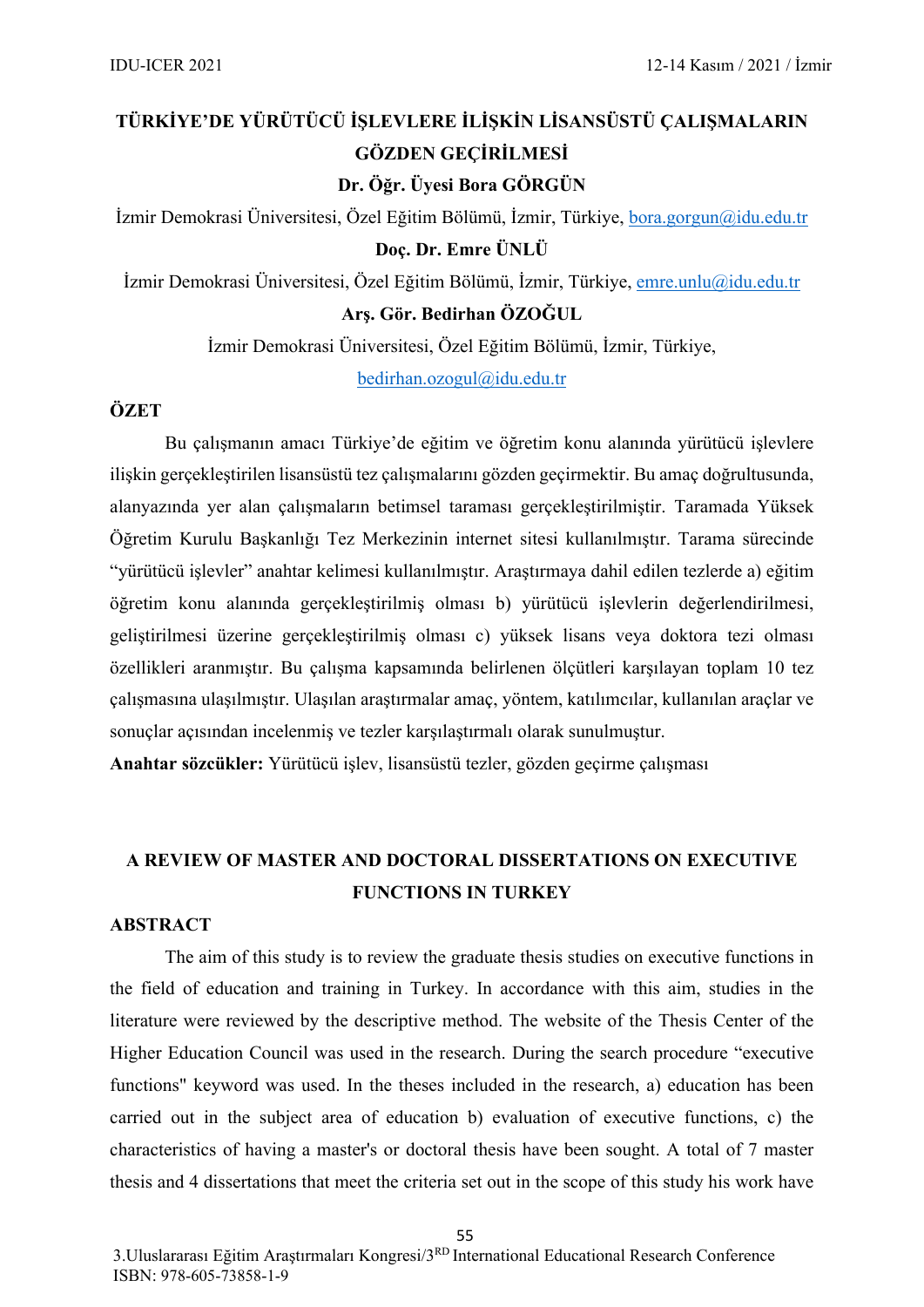# TÜRKİYE'DE YÜRÜTÜCÜ İŞLEVLERE İLİŞKİN LİSANSÜSTÜ ÇALIŞMALARIN GÖZDEN GEÇİRİLMESİ

**Dr. Öğr. Üyesi Bora GÖRGÜN**

İzmir Demokrasi Üniversitesi, Özel Eğitim Bölümü, İzmir, Türkiye, bora.gorgun@idu.edu.tr

**Doç. Dr. Emre ÜNLÜ**

İzmir Demokrasi Üniversitesi, Özel Eğitim Bölümü, İzmir, Türkiye, emre.unlu@idu.edu.tr

**Arş. Gör. Bedirhan ÖZOĞUL**

İzmir Demokrasi Üniversitesi, Özel Eğitim Bölümü, İzmir, Türkiye, bedirhan.ozogul@idu.edu.tr

## ÖZET

Bu çalışmanın amacı Türkiye'de eğitim ve öğretim konu alanında yürütücü işlevlere ilişkin gerçekleştirilen lisansüstü tez çalışmalarını gözden geçirmektir. Bu amaç doğrultusunda, alanyazında yer alan çalışmaların betimsel taraması gerçekleştirilmiştir. Taramada Yüksek Öğretim Kurulu Başkanlığı Tez Merkezinin internet sitesi kullanılmıştır. Tarama sürecinde "yürütücü işlevler" anahtar kelimesi kullanılmıştır. Araştırmaya dahil edilen tezlerde a) eğitim öğretim konu alanında gerçekleştirilmiş olması b) yürütücü işlevlerin değerlendirilmesi, geliştirilmesi üzerine gerçekleştirilmiş olması c) yüksek lisans veya doktora tezi olması özellikleri aranmıştır. Bu çalışma kapsamında belirlenen ölçütleri karşılayan toplam 10 tez çalışmasına ulaşılmıştır. Ulaşılan araştırmalar amaç, yöntem, katılımcılar, kullanılan araçlar ve sonuçlar açısından incelenmiş ve tezler karşılaştırmalı olarak sunulmuştur.

**Anahtar sözcükler:** Yürütücü işlev, lisansüstü tezler, gözden geçirme çalışması

# A REVIEW OF MASTER AND DOCTORAL DISSERTATIONS ON EXECUTIVE FUNCTIONS IN TURKEY

## ABSTRACT

The aim of this study is to review the graduate thesis studies on executive functions in the field of education and training in Turkey. In accordance with this aim, studies in the literature were reviewed by the descriptive method. The website of the Thesis Center of the Higher Education Council was used in the research. During the search procedure "executive functions" keyword was used. In the theses included in the research, a) education has been carried out in the subject area of education b) evaluation of executive functions, c) the characteristics of having a master's or doctoral thesis have been sought. A total of 7 master thesis and 4 dissertations that meet the criteria set out in the scope of this study his work have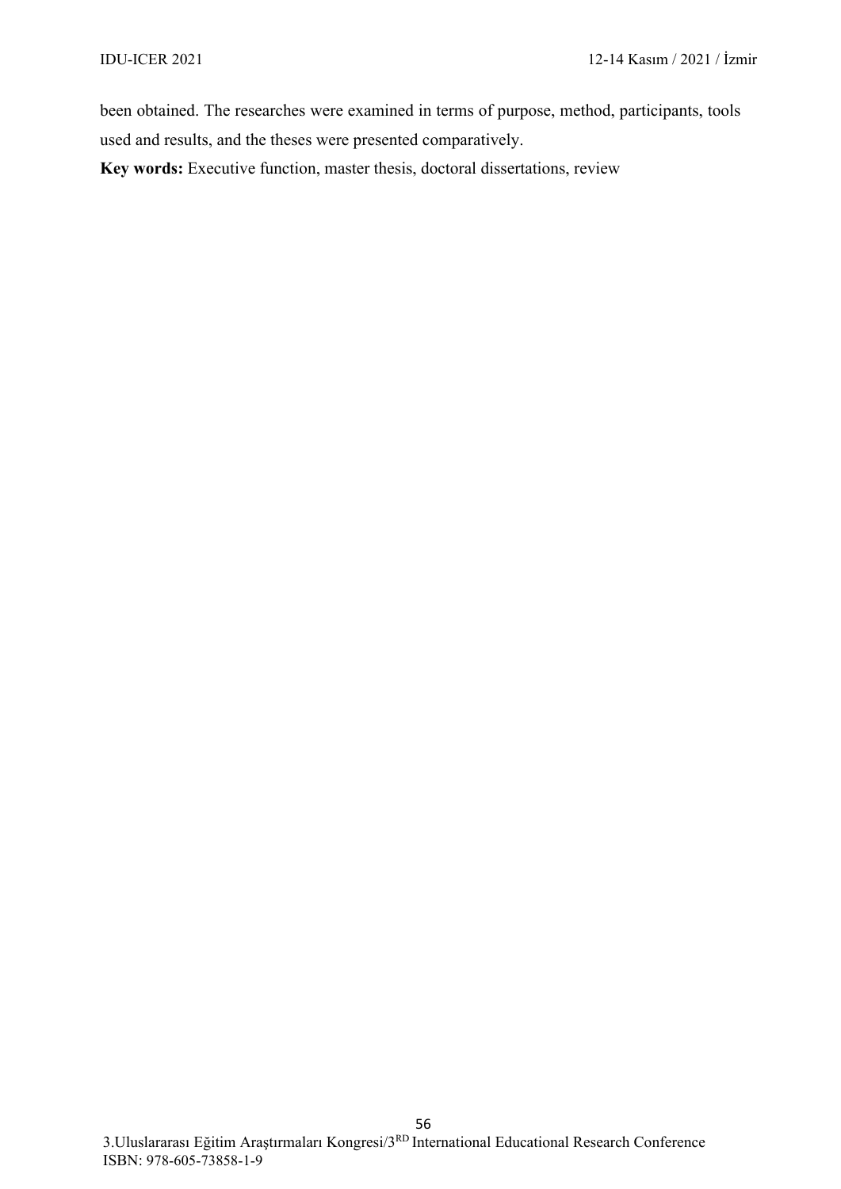been obtained. The researches were examined in terms of purpose, method, participants, tools used and results, and the theses were presented comparatively.

**Key words:** Executive function, master thesis, doctoral dissertations, review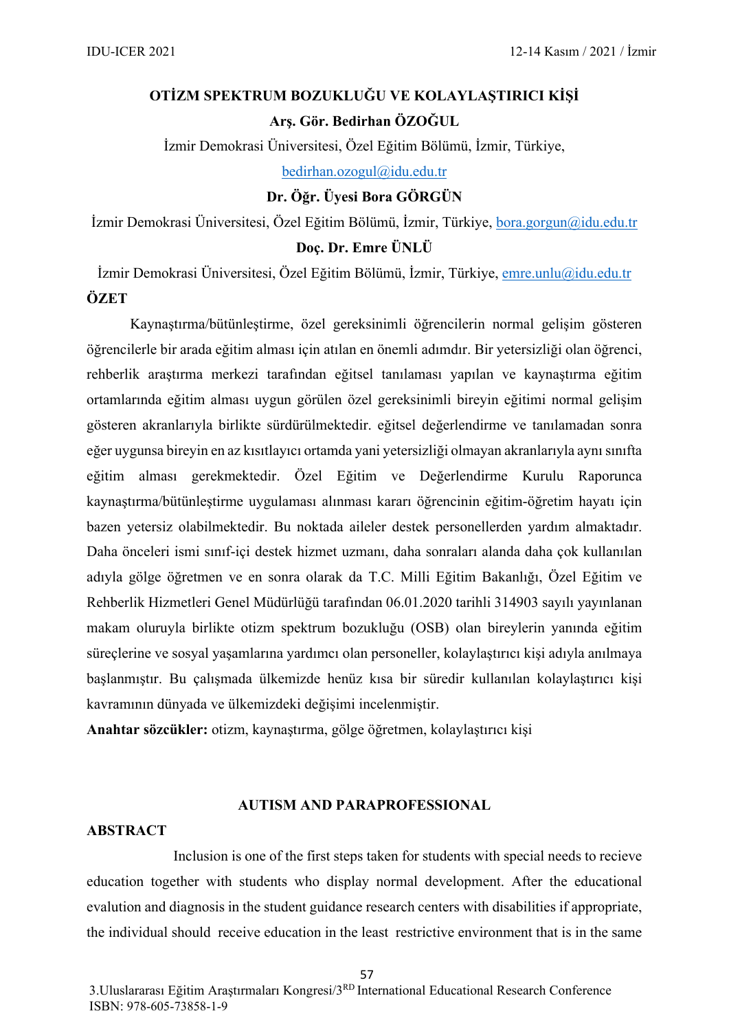# OTİZM SPEKTRUM BOZUKLUĞU VE KOLAYLAŞTIRICI KİŞİ

**Arş. Gör. Bedirhan ÖZOĞUL**

İzmir Demokrasi Üniversitesi, Özel Eğitim Bölümü, İzmir, Türkiye, bedirhan.ozogul@idu.edu.tr

**Dr. Öğr. Üyesi Bora GÖRGÜN**

İzmir Demokrasi Üniversitesi, Özel Eğitim Bölümü, İzmir, Türkiye, bora.gorgun@idu.edu.tr

**Doç. Dr. Emre ÜNLÜ**

İzmir Demokrasi Üniversitesi, Özel Eğitim Bölümü, İzmir, Türkiye, emre.unlu@idu.edu.tr

## ÖZET

Kaynaştırma/bütünleştirme, özel gereksinimli öğrencilerin normal gelişim gösteren öğrencilerle bir arada eğitim alması için atılan en önemli adımdır. Bir yetersizliği olan öğrenci, rehberlik araştırma merkezi tarafından eğitsel tanılaması yapılan ve kaynaştırma eğitim ortamlarında eğitim alması uygun görülen özel gereksinimli bireyin eğitimi normal gelişim gösteren akranlarıyla birlikte sürdürülmektedir. eğitsel değerlendirme ve tanılamadan sonra eğer uygunsa bireyin en az kısıtlayıcı ortamda yani yetersizliği olmayan akranlarıyla aynı sınıfta eğitim alması gerekmektedir. Özel Eğitim ve Değerlendirme Kurulu Raporunca kaynaştırma/bütünleştirme uygulaması alınması kararı öğrencinin eğitim-öğretim hayatı için bazen yetersiz olabilmektedir. Bu noktada aileler destek personellerden yardım almaktadır. Daha önceleri ismi sınıf-içi destek hizmet uzmanı, daha sonraları alanda daha çok kullanılan adıyla gölge öğretmen ve en sonra olarak da T.C. Milli Eğitim Bakanlığı, Özel Eğitim ve Rehberlik Hizmetleri Genel Müdürlüğü tarafından 06.01.2020 tarihli 314903 sayılı yayınlanan makam oluruyla birlikte otizm spektrum bozukluğu (OSB) olan bireylerin yanında eğitim süreçlerine ve sosyal yaşamlarına yardımcı olan personeller, kolaylaştırıcı kişi adıyla anılmaya başlanmıştır. Bu çalışmada ülkemizde henüz kısa bir süredir kullanılan kolaylaştırıcı kişi kavramının dünyada ve ülkemizdeki değişimi incelenmiştir.

**Anahtar sözcükler:** otizm, kaynaştırma, gölge öğretmen, kolaylaştırıcı kişi

# AUTISM AND PARAPROFESSIONAL

## ABSTRACT

Inclusion is one of the first steps taken for students with special needs to recieve education together with students who display normal development. After the educational evalution and diagnosis in the student guidance research centers with disabilities if appropriate, the individual should receive education in the least restrictive environment that is in the same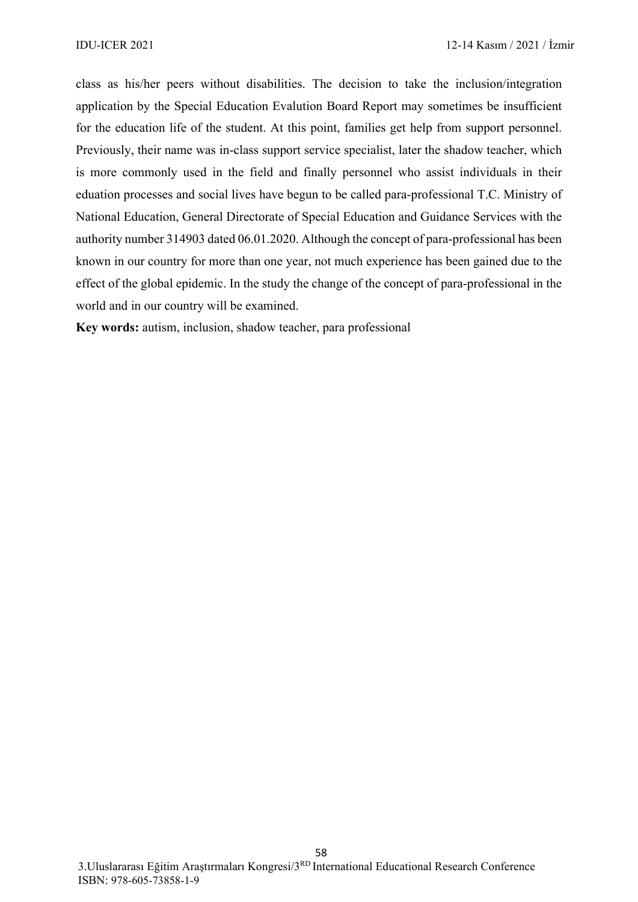class as his/her peers without disabilities. The decision to take the inclusion/integration application by the Special Education Evalution Board Report may sometimes be insufficient for the education life of the student. At this point, families get help from support personnel. Previously, their name was in-class support service specialist, later the shadow teacher, which is more commonly used in the field and finally personnel who assist individuals in their eduation processes and social lives have begun to be called para-professional T.C. Ministry of National Education, General Directorate of Special Education and Guidance Services with the authority number 314903 dated 06.01.2020. Although the concept of para-professional has been known in our country for more than one year, not much experience has been gained due to the effect of the global epidemic. In the study the change of the concept of para-professional in the world and in our country will be examined.

**Key words:** autism, inclusion, shadow teacher, para professional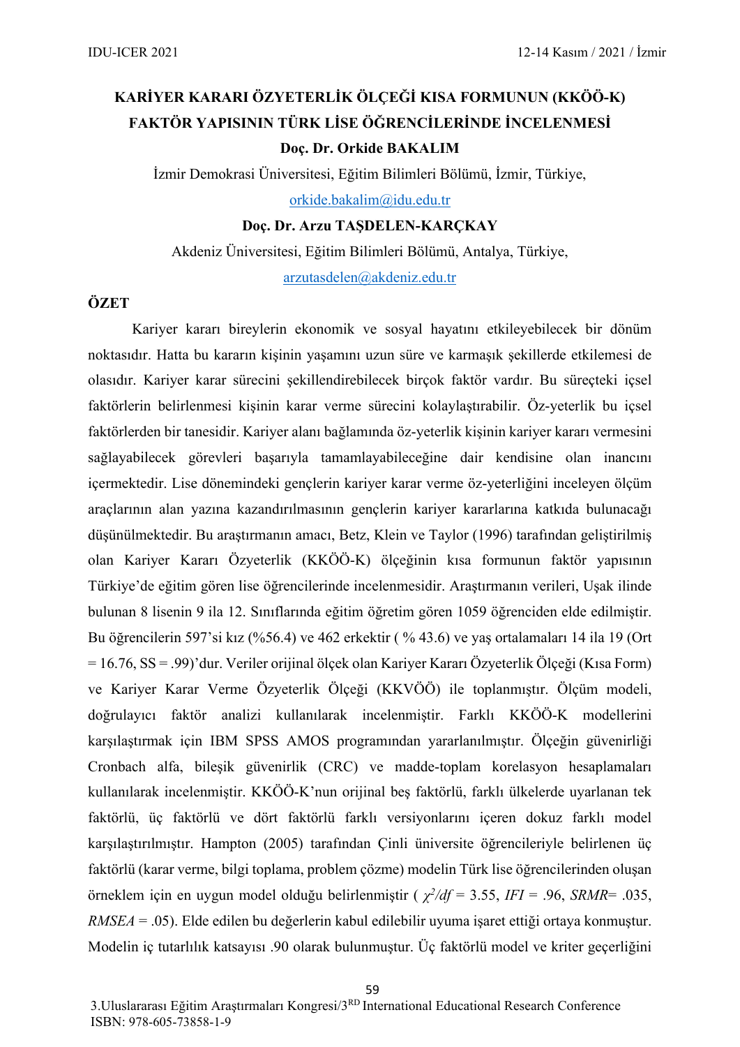# KARİYER KARARI ÖZYETERLİK ÖLÇEĞİ KISA FORMUNUN (KKÖÖ-K) FAKTÖR YAPISININ TÜRK LİSE ÖĞRENCİLERİNDE İNCELENMESİ

**Doç. Dr. Orkide BAKALIM**

İzmir Demokrasi Üniversitesi, Eğitim Bilimleri Bölümü, İzmir, Türkiye,

orkide.bakalim@idu.edu.tr

**Doç. Dr. Arzu TAŞDELEN-KARÇKAY**

Akdeniz Üniversitesi, Eğitim Bilimleri Bölümü, Antalya, Türkiye,

arzutasdelen@akdeniz.edu.tr

## ÖZET

Kariyer kararı bireylerin ekonomik ve sosyal hayatını etkileyebilecek bir dönüm noktasıdır. Hatta bu kararın kişinin yaşamını uzun süre ve karmaşık şekillerde etkilemesi de olasıdır. Kariyer karar sürecini şekillendirebilecek birçok faktör vardır. Bu süreçteki içsel faktörlerin belirlenmesi kişinin karar verme sürecini kolaylaştırabilir. Öz-yeterlik bu içsel faktörlerden bir tanesidir. Kariyer alanı bağlamında öz-yeterlik kişinin kariyer kararı vermesini sağlayabilecek görevleri başarıyla tamamlayabileceğine dair kendisine olan inancını içermektedir. Lise dönemindeki gençlerin kariyer karar verme öz-yeterliğini inceleyen ölçüm araçlarının alan yazına kazandırılmasının gençlerin kariyer kararlarına katkıda bulunacağı düşünülmektedir. Bu araştırmanın amacı, Betz, Klein ve Taylor (1996) tarafından geliştirilmiş olan Kariyer Kararı Özyeterlik (KKÖÖ-K) ölçeğinin kısa formunun faktör yapısının Türkiye'de eğitim gören lise öğrencilerinde incelenmesidir. Araştırmanın verileri, Uşak ilinde bulunan 8 lisenin 9 ila 12. Sınıflarında eğitim öğretim gören 1059 öğrenciden elde edilmiştir. Bu öğrencilerin 597'si kız (%56.4) ve 462 erkektir ( % 43.6) ve yaş ortalamaları 14 ila 19 (Ort = 16.76, SS = .99)'dur. Veriler orijinal ölçek olan Kariyer Kararı Özyeterlik Ölçeği (Kısa Form) ve Kariyer Karar Verme Özyeterlik Ölçeği (KKVÖÖ) ile toplanmıştır. Ölçüm modeli, doğrulayıcı faktör analizi kullanılarak incelenmiştir. Farklı KKÖÖ-K modellerini karşılaştırmak için IBM SPSS AMOS programından yararlanılmıştır. Ölçeğin güvenirliği Cronbach alfa, bileşik güvenirlik (CRC) ve madde-toplam korelasyon hesaplamaları kullanılarak incelenmiştir. KKÖÖ-K'nun orijinal beş faktörlü, farklı ülkelerde uyarlanan tek faktörlü, üç faktörlü ve dört faktörlü farklı versiyonlarını içeren dokuz farklı model karşılaştırılmıştır. Hampton (2005) tarafından Çinli üniversite öğrencileriyle belirlenen üç faktörlü (karar verme, bilgi toplama, problem çözme) modelin Türk lise öğrencilerinden oluşan örneklem için en uygun model olduğu belirlenmiştir ( $\chi^2/df$ = 3.55, *IFI* = .96, *SRMR*= .035, *RMSEA* = .05). Elde edilen bu değerlerin kabul edilebilir uyuma işaret ettiği ortaya konmuştur. Modelin iç tutarlılık katsayısı .90 olarak bulunmuştur. Üç faktörlü model ve kriter geçerliğini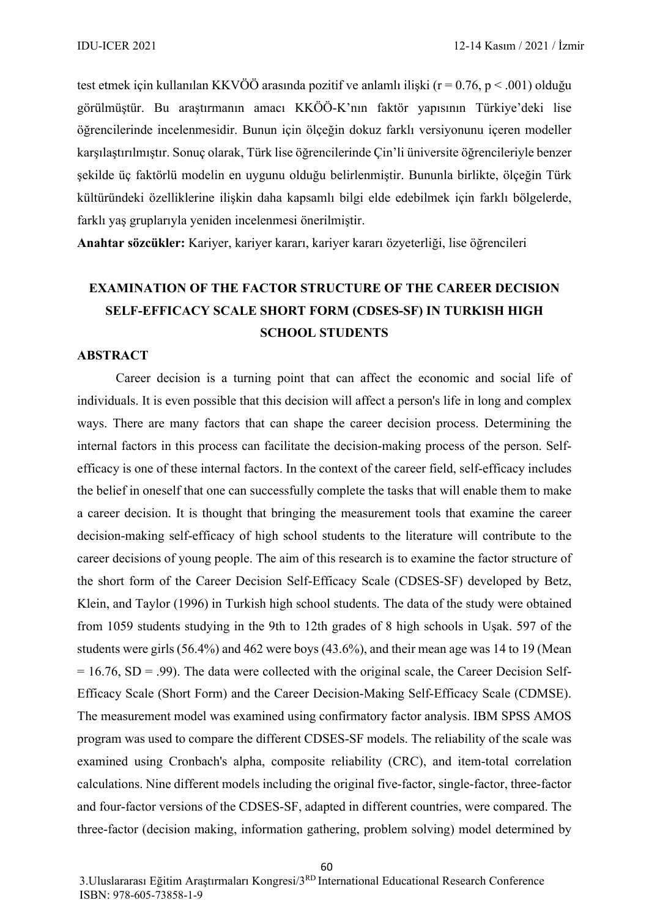test etmek için kullanılan KKVÖÖ arasında pozitif ve anlamlı ilişki ($r = 0.76$, $p < .001$) olduğu görülmüştür. Bu araştırmanın amacı KKÖÖ-K'nın faktör yapısının Türkiye'deki lise öğrencilerinde incelenmesidir. Bunun için ölçeğin dokuz farklı versiyonunu içeren modeller karşılaştırılmıştır. Sonuç olarak, Türk lise öğrencilerinde Çin'li üniversite öğrencileriyle benzer şekilde üç faktörlü modelin en uygunu olduğu belirlenmiştir. Bununla birlikte, ölçeğin Türk kültüründeki özelliklerine ilişkin daha kapsamlı bilgi elde edebilmek için farklı bölgelerde, farklı yaş gruplarıyla yeniden incelenmesi önerilmiştir.

**Anahtar sözcükler:** Kariyer, kariyer kararı, kariyer kararı özyeterliği, lise öğrencileri

## EXAMINATION OF THE FACTOR STRUCTURE OF THE CAREER DECISION SELF-EFFICACY SCALE SHORT FORM (CDSES-SF) IN TURKISH HIGH SCHOOL STUDENTS

### ABSTRACT

Career decision is a turning point that can affect the economic and social life of individuals. It is even possible that this decision will affect a person's life in long and complex ways. There are many factors that can shape the career decision process. Determining the internal factors in this process can facilitate the decision-making process of the person. Self-efficacy is one of these internal factors. In the context of the career field, self-efficacy includes the belief in oneself that one can successfully complete the tasks that will enable them to make a career decision. It is thought that bringing the measurement tools that examine the career decision-making self-efficacy of high school students to the literature will contribute to the career decisions of young people. The aim of this research is to examine the factor structure of the short form of the Career Decision Self-Efficacy Scale (CDSES-SF) developed by Betz, Klein, and Taylor (1996) in Turkish high school students. The data of the study were obtained from 1059 students studying in the 9th to 12th grades of 8 high schools in Uşak. 597 of the students were girls (56.4%) and 462 were boys (43.6%), and their mean age was 14 to 19 (Mean = 16.76, SD = .99). The data were collected with the original scale, the Career Decision Self-Efficacy Scale (Short Form) and the Career Decision-Making Self-Efficacy Scale (CDMSE). The measurement model was examined using confirmatory factor analysis. IBM SPSS AMOS program was used to compare the different CDSES-SF models. The reliability of the scale was examined using Cronbach's alpha, composite reliability (CRC), and item-total correlation calculations. Nine different models including the original five-factor, single-factor, three-factor and four-factor versions of the CDSES-SF, adapted in different countries, were compared. The three-factor (decision making, information gathering, problem solving) model determined by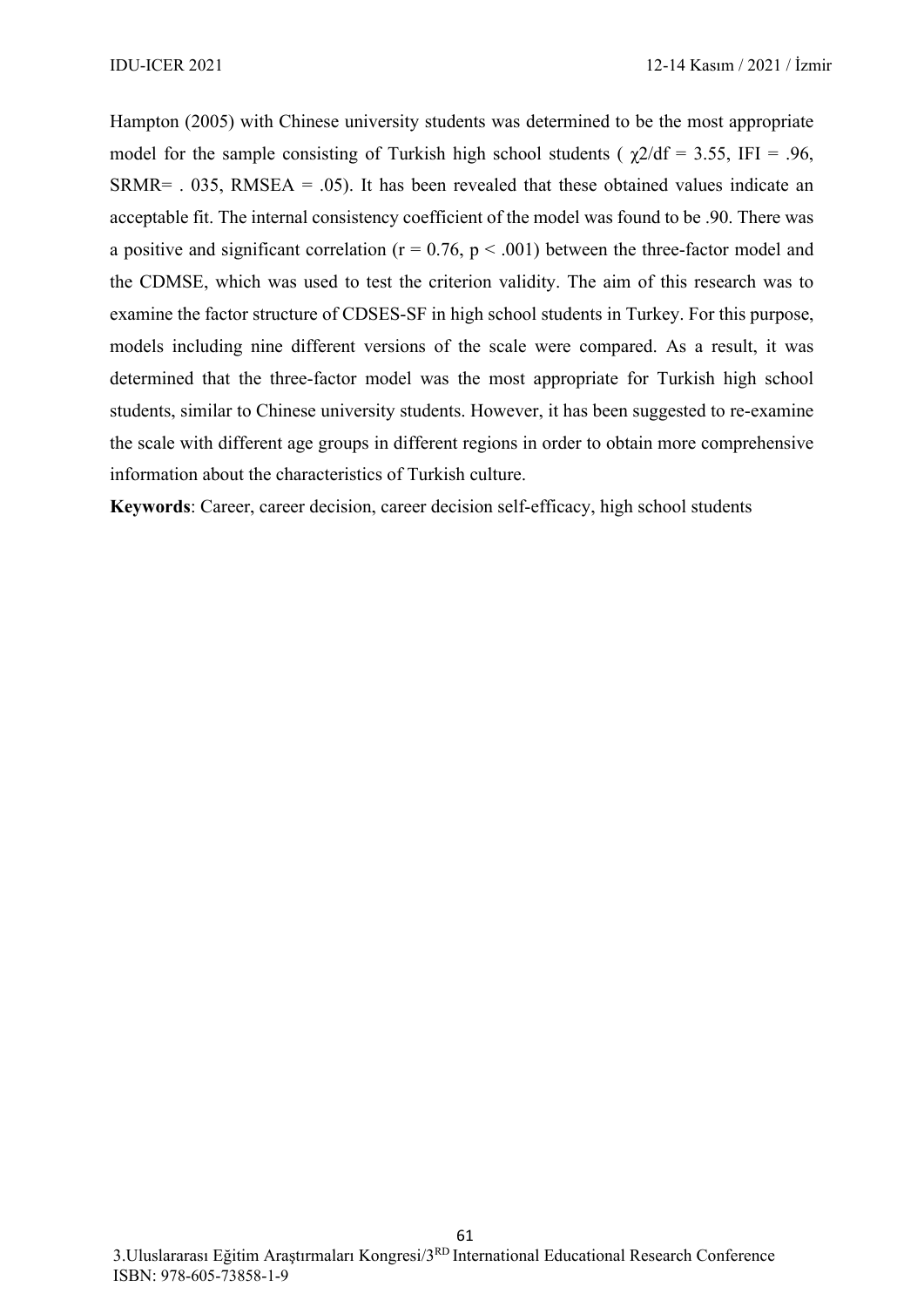Hampton (2005) with Chinese university students was determined to be the most appropriate model for the sample consisting of Turkish high school students ( $\chi2/df = 3.55$, IFI = .96, SRMR= . 035, RMSEA = .05). It has been revealed that these obtained values indicate an acceptable fit. The internal consistency coefficient of the model was found to be .90. There was a positive and significant correlation ($r = 0.76$, $p < .001$) between the three-factor model and the CDMSE, which was used to test the criterion validity. The aim of this research was to examine the factor structure of CDSES-SF in high school students in Turkey. For this purpose, models including nine different versions of the scale were compared. As a result, it was determined that the three-factor model was the most appropriate for Turkish high school students, similar to Chinese university students. However, it has been suggested to re-examine the scale with different age groups in different regions in order to obtain more comprehensive information about the characteristics of Turkish culture.

**Keywords**: Career, career decision, career decision self-efficacy, high school students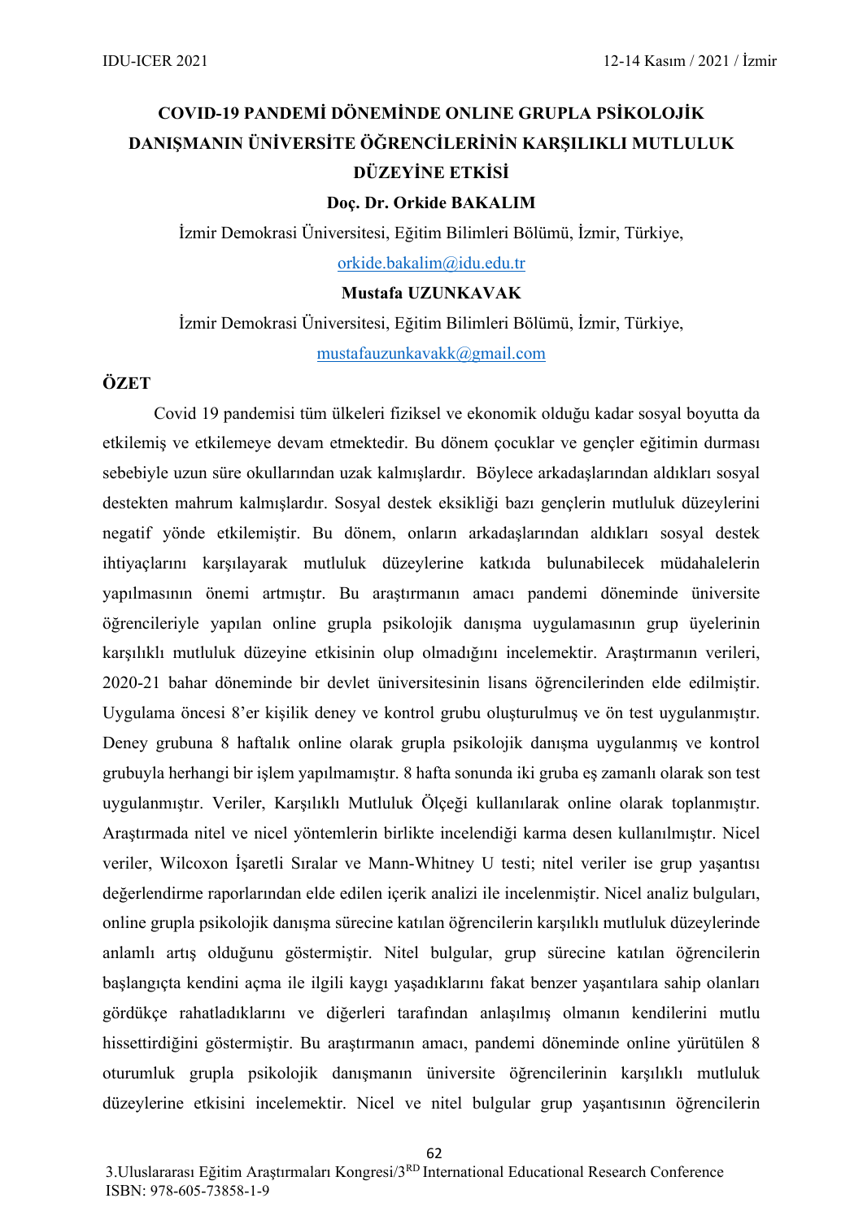# COVID-19 PANDEMİ DÖNEMİNDE ONLINE GRUPLA PSİKOLOJİK DANIŞMANIN ÜNİVERSİTE ÖĞRENCİLERİNİN KARŞILIKLI MUTLULUK DÜZEYİNE ETKİSİ

**Doç. Dr. Orkide BAKALIM**

İzmir Demokrasi Üniversitesi, Eğitim Bilimleri Bölümü, İzmir, Türkiye,

orkide.bakalim@idu.edu.tr

**Mustafa UZUNKAVAK**

İzmir Demokrasi Üniversitesi, Eğitim Bilimleri Bölümü, İzmir, Türkiye,

mustafauzunkavakk@gmail.com

## ÖZET

Covid 19 pandemisi tüm ülkeleri fiziksel ve ekonomik olduğu kadar sosyal boyutta da etkilemiş ve etkilemeye devam etmektedir. Bu dönem çocuklar ve gençler eğitimin durması sebebiyle uzun süre okullarından uzak kalmışlardır. Böylece arkadaşlarından aldıkları sosyal destekten mahrum kalmışlardır. Sosyal destek eksikliği bazı gençlerin mutluluk düzeylerini negatif yönde etkilemiştir. Bu dönem, onların arkadaşlarından aldıkları sosyal destek ihtiyaçlarını karşılayarak mutluluk düzeylerine katkıda bulunabilecek müdahalelerin yapılmasının önemi artmıştır. Bu araştırmanın amacı pandemi döneminde üniversite öğrencileriyle yapılan online grupla psikolojik danışma uygulamasının grup üyelerinin karşılıklı mutluluk düzeyine etkisinin olup olmadığını incelemektir. Araştırmanın verileri, 2020-21 bahar döneminde bir devlet üniversitesinin lisans öğrencilerinden elde edilmiştir. Uygulama öncesi 8'er kişilik deney ve kontrol grubu oluşturulmuş ve ön test uygulanmıştır. Deney grubuna 8 haftalık online olarak grupla psikolojik danışma uygulanmış ve kontrol grubuyla herhangi bir işlem yapılmamıştır. 8 hafta sonunda iki gruba eş zamanlı olarak son test uygulanmıştır. Veriler, Karşılıklı Mutluluk Ölçeği kullanılarak online olarak toplanmıştır. Araştırmada nitel ve nicel yöntemlerin birlikte incelendiği karma desen kullanılmıştır. Nicel veriler, Wilcoxon İşaretli Sıralar ve Mann-Whitney U testi; nitel veriler ise grup yaşantısı değerlendirme raporlarından elde edilen içerik analizi ile incelenmiştir. Nicel analiz bulguları, online grupla psikolojik danışma sürecine katılan öğrencilerin karşılıklı mutluluk düzeylerinde anlamlı artış olduğunu göstermiştir. Nitel bulgular, grup sürecine katılan öğrencilerin başlangıçta kendini açma ile ilgili kaygı yaşadıklarını fakat benzer yaşantılara sahip olanları gördükçe rahatladıklarını ve diğerleri tarafından anlaşılmış olmanın kendilerini mutlu hissettirdiğini göstermiştir. Bu araştırmanın amacı, pandemi döneminde online yürütülen 8 oturumluk grupla psikolojik danışmanın üniversite öğrencilerinin karşılıklı mutluluk düzeylerine etkisini incelemektir. Nicel ve nitel bulgular grup yaşantısının öğrencilerin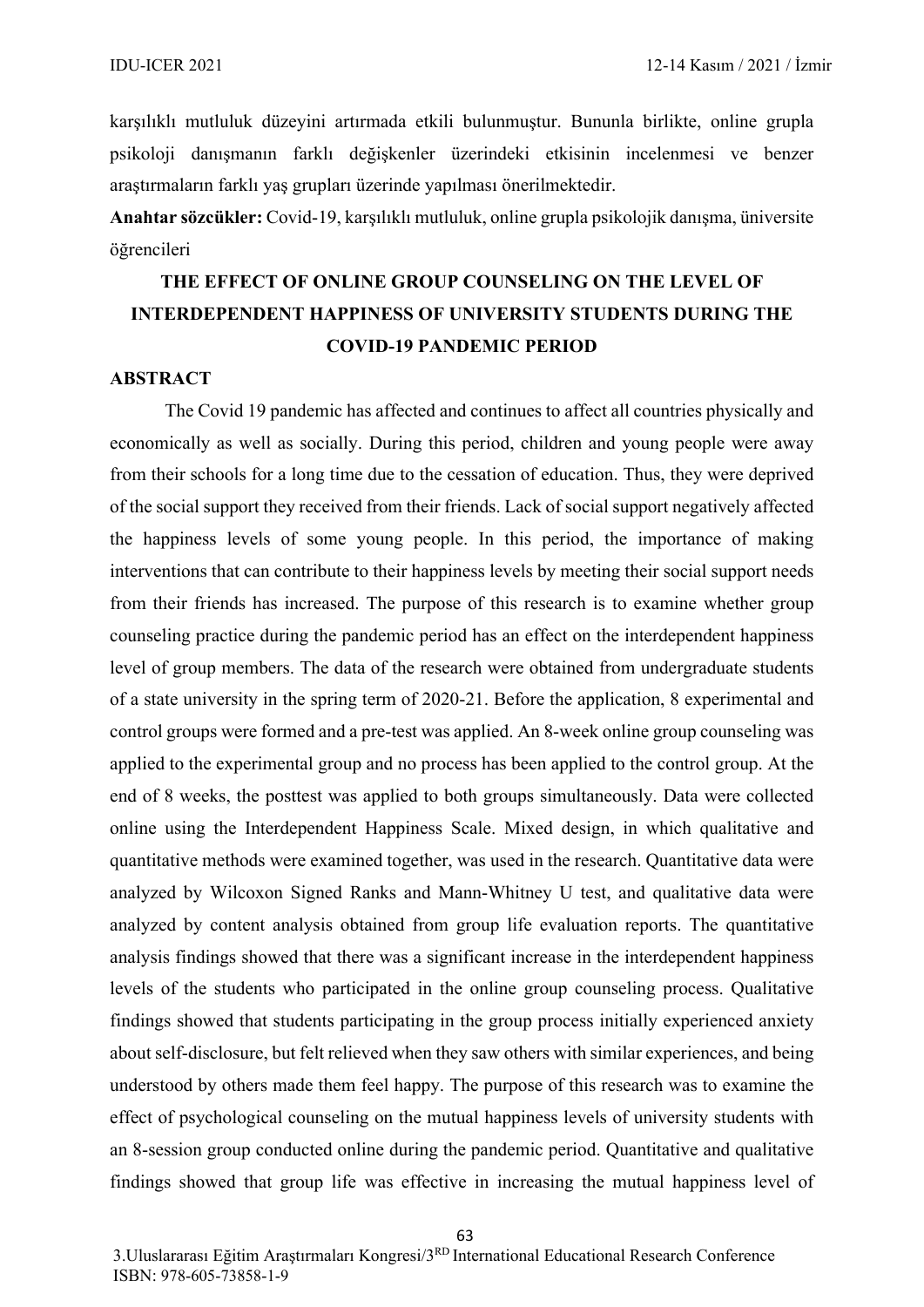karşılıklı mutluluk düzeyini artırmada etkili bulunmuştur. Bununla birlikte, online grupla psikoloji danışmanın farklı değişkenler üzerindeki etkisinin incelenmesi ve benzer araştırmaların farklı yaş grupları üzerinde yapılması önerilmektedir.

**Anahtar sözcükler:** Covid-19, karşılıklı mutluluk, online grupla psikolojik danışma, üniversite öğrencileri

## THE EFFECT OF ONLINE GROUP COUNSELING ON THE LEVEL OF INTERDEPENDENT HAPPINESS OF UNIVERSITY STUDENTS DURING THE COVID-19 PANDEMIC PERIOD

### ABSTRACT

The Covid 19 pandemic has affected and continues to affect all countries physically and economically as well as socially. During this period, children and young people were away from their schools for a long time due to the cessation of education. Thus, they were deprived of the social support they received from their friends. Lack of social support negatively affected the happiness levels of some young people. In this period, the importance of making interventions that can contribute to their happiness levels by meeting their social support needs from their friends has increased. The purpose of this research is to examine whether group counseling practice during the pandemic period has an effect on the interdependent happiness level of group members. The data of the research were obtained from undergraduate students of a state university in the spring term of 2020-21. Before the application, 8 experimental and control groups were formed and a pre-test was applied. An 8-week online group counseling was applied to the experimental group and no process has been applied to the control group. At the end of 8 weeks, the posttest was applied to both groups simultaneously. Data were collected online using the Interdependent Happiness Scale. Mixed design, in which qualitative and quantitative methods were examined together, was used in the research. Quantitative data were analyzed by Wilcoxon Signed Ranks and Mann-Whitney U test, and qualitative data were analyzed by content analysis obtained from group life evaluation reports. The quantitative analysis findings showed that there was a significant increase in the interdependent happiness levels of the students who participated in the online group counseling process. Qualitative findings showed that students participating in the group process initially experienced anxiety about self-disclosure, but felt relieved when they saw others with similar experiences, and being understood by others made them feel happy. The purpose of this research was to examine the effect of psychological counseling on the mutual happiness levels of university students with an 8-session group conducted online during the pandemic period. Quantitative and qualitative findings showed that group life was effective in increasing the mutual happiness level of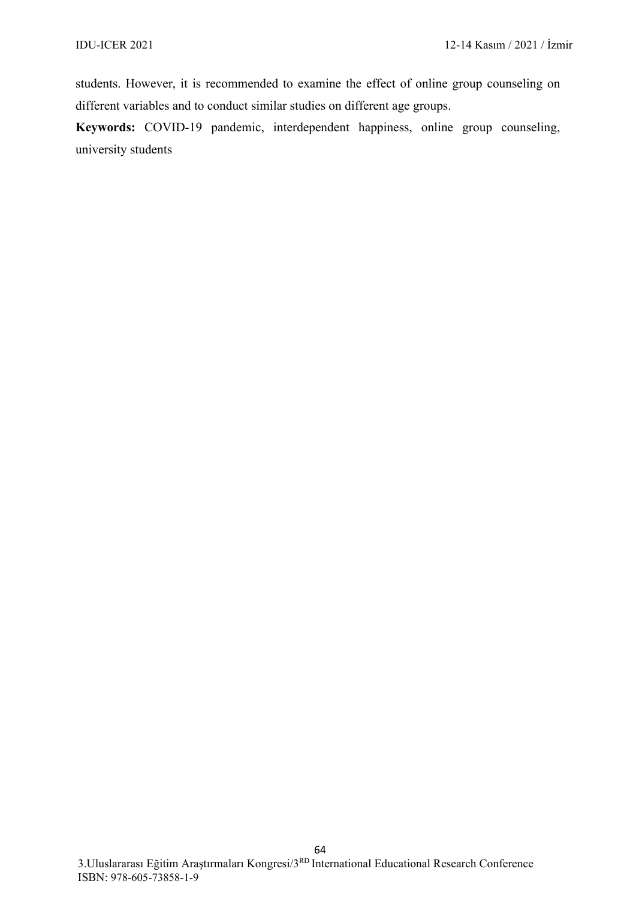students. However, it is recommended to examine the effect of online group counseling on different variables and to conduct similar studies on different age groups.

**Keywords:** COVID-19 pandemic, interdependent happiness, online group counseling, university students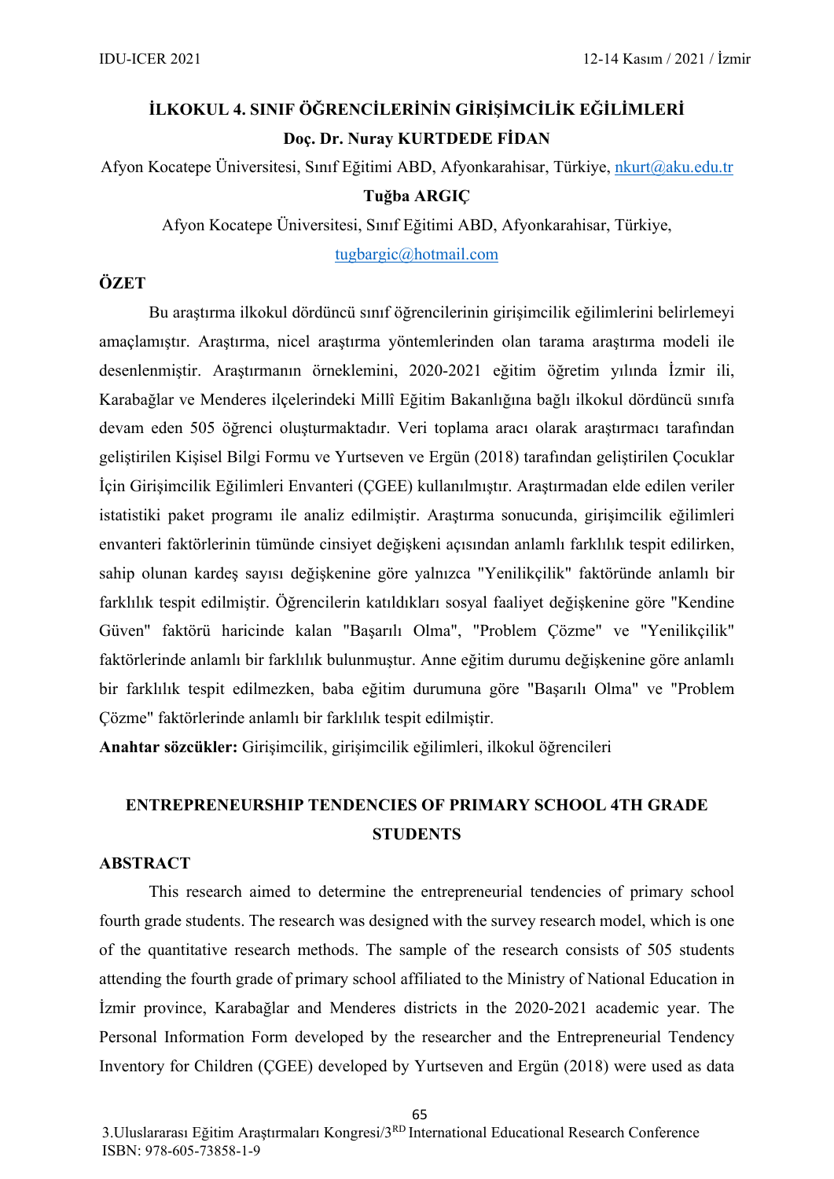## İLKOKUL 4. SINIF ÖĞRENCİLERİNİN GİRİŞİMCİLİK EĞİLİMLERİ

**Doç. Dr. Nuray KURTDEDE FİDAN**

Afyon Kocatepe Üniversitesi, Sınıf Eğitimi ABD, Afyonkarahisar, Türkiye, nkurt@aku.edu.tr

**Tuğba ARGIÇ**

Afyon Kocatepe Üniversitesi, Sınıf Eğitimi ABD, Afyonkarahisar, Türkiye, tugbargic@hotmail.com

### ÖZET

Bu araştırma ilkokul dördüncü sınıf öğrencilerinin girişimcilik eğilimlerini belirlemeyi amaçlamıştır. Araştırma, nicel araştırma yöntemlerinden olan tarama araştırma modeli ile desenlenmiştir. Araştırmanın örneklemini, 2020-2021 eğitim öğretim yılında İzmir ili, Karabağlar ve Menderes ilçelerindeki Millî Eğitim Bakanlığına bağlı ilkokul dördüncü sınıfa devam eden 505 öğrenci oluşturmaktadır. Veri toplama aracı olarak araştırmacı tarafından geliştirilen Kişisel Bilgi Formu ve Yurtseven ve Ergün (2018) tarafından geliştirilen Çocuklar İçin Girişimcilik Eğilimleri Envanteri (ÇGEE) kullanılmıştır. Araştırmadan elde edilen veriler istatistiki paket programı ile analiz edilmiştir. Araştırma sonucunda, girişimcilik eğilimleri envanteri faktörlerinin tümünde cinsiyet değişkeni açısından anlamlı farklılık tespit edilirken, sahip olunan kardeş sayısı değişkenine göre yalnızca "Yenilikçilik" faktöründe anlamlı bir farklılık tespit edilmiştir. Öğrencilerin katıldıkları sosyal faaliyet değişkenine göre "Kendine Güven" faktörü haricinde kalan "Başarılı Olma", "Problem Çözme" ve "Yenilikçilik" faktörlerinde anlamlı bir farklılık bulunmuştur. Anne eğitim durumu değişkenine göre anlamlı bir farklılık tespit edilmezken, baba eğitim durumuna göre "Başarılı Olma" ve "Problem Çözme" faktörlerinde anlamlı bir farklılık tespit edilmiştir.

**Anahtar sözcükler:** Girişimcilik, girişimcilik eğilimleri, ilkokul öğrencileri

## ENTREPRENEURSHIP TENDENCIES OF PRIMARY SCHOOL 4TH GRADE STUDENTS

### ABSTRACT

This research aimed to determine the entrepreneurial tendencies of primary school fourth grade students. The research was designed with the survey research model, which is one of the quantitative research methods. The sample of the research consists of 505 students attending the fourth grade of primary school affiliated to the Ministry of National Education in İzmir province, Karabağlar and Menderes districts in the 2020-2021 academic year. The Personal Information Form developed by the researcher and the Entrepreneurial Tendency Inventory for Children (ÇGEE) developed by Yurtseven and Ergün (2018) were used as data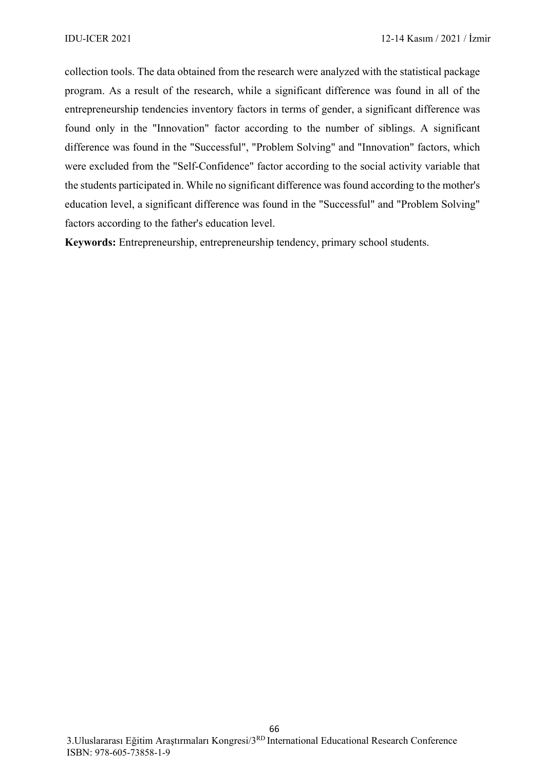collection tools. The data obtained from the research were analyzed with the statistical package program. As a result of the research, while a significant difference was found in all of the entrepreneurship tendencies inventory factors in terms of gender, a significant difference was found only in the "Innovation" factor according to the number of siblings. A significant difference was found in the "Successful", "Problem Solving" and "Innovation" factors, which were excluded from the "Self-Confidence" factor according to the social activity variable that the students participated in. While no significant difference was found according to the mother's education level, a significant difference was found in the "Successful" and "Problem Solving" factors according to the father's education level.

**Keywords:** Entrepreneurship, entrepreneurship tendency, primary school students.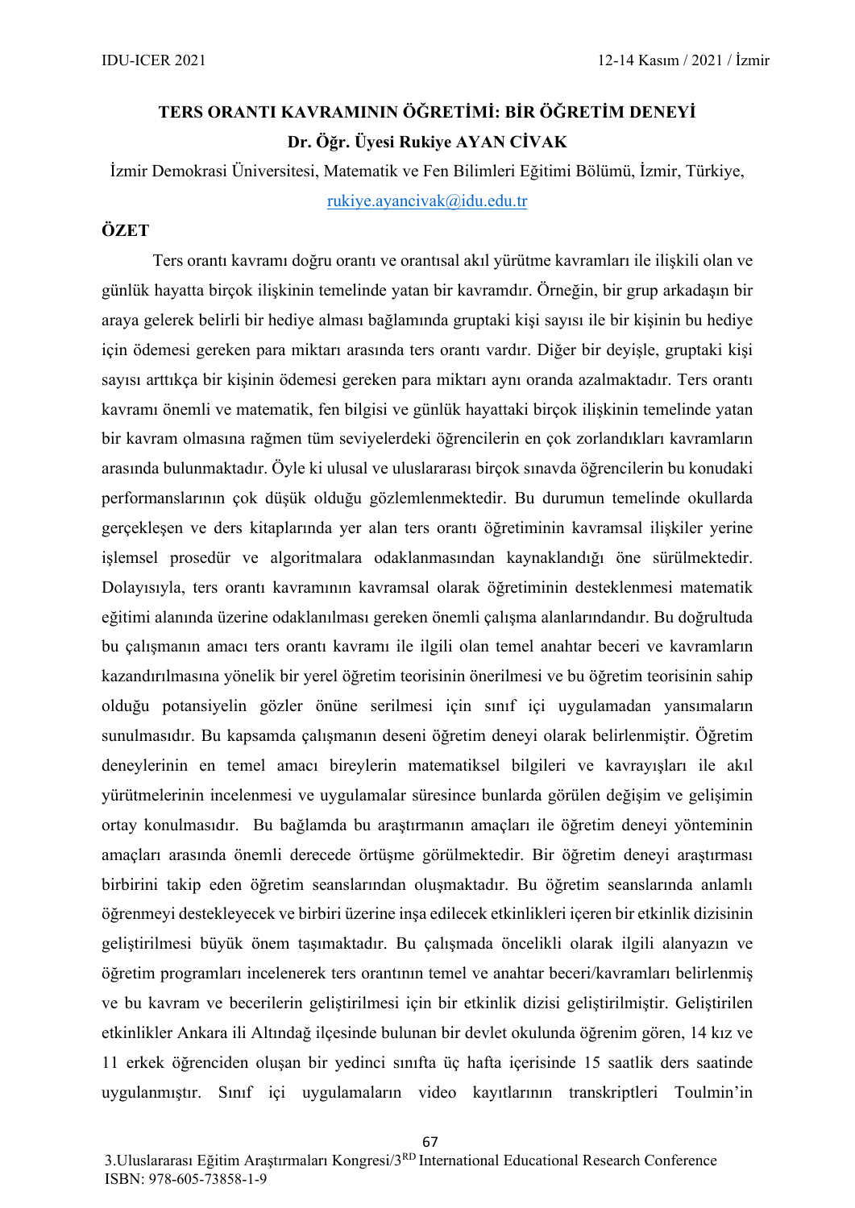# TERS ORANTI KAVRAMININ ÖĞRETİMİ: BİR ÖĞRETİM DENEYİ

**Dr. Öğr. Üyesi Rukiye AYAN CİVAK**

İzmir Demokrasi Üniversitesi, Matematik ve Fen Bilimleri Eğitimi Bölümü, İzmir, Türkiye, rukiye.ayancivak@idu.edu.tr

## ÖZET

Ters orantı kavramı doğru orantı ve orantısal akıl yürütme kavramları ile ilişkili olan ve günlük hayatta birçok ilişkinin temelinde yatan bir kavramdır. Örneğin, bir grup arkadaşın bir araya gelerek belirli bir hediye alması bağlamında gruptaki kişi sayısı ile bir kişinin bu hediye için ödemesi gereken para miktarı arasında ters orantı vardır. Diğer bir deyişle, gruptaki kişi sayısı arttıkça bir kişinin ödemesi gereken para miktarı aynı oranda azalmaktadır. Ters orantı kavramı önemli ve matematik, fen bilgisi ve günlük hayattaki birçok ilişkinin temelinde yatan bir kavram olmasına rağmen tüm seviyelerdeki öğrencilerin en çok zorlandıkları kavramların arasında bulunmaktadır. Öyle ki ulusal ve uluslararası birçok sınavda öğrencilerin bu konudaki performanslarının çok düşük olduğu gözlemlenmektedir. Bu durumun temelinde okullarda gerçekleşen ve ders kitaplarında yer alan ters orantı öğretiminin kavramsal ilişkiler yerine işlemsel prosedür ve algoritmalara odaklanmasından kaynaklandığı öne sürülmektedir. Dolayısıyla, ters orantı kavramının kavramsal olarak öğretiminin desteklenmesi matematik eğitimi alanında üzerine odaklanılması gereken önemli çalışma alanlarındandır. Bu doğrultuda bu çalışmanın amacı ters orantı kavramı ile ilgili olan temel anahtar beceri ve kavramların kazandırılmasına yönelik bir yerel öğretim teorisinin önerilmesi ve bu öğretim teorisinin sahip olduğu potansiyelin gözler önüne serilmesi için sınıf içi uygulamadan yansımaların sunulmasıdır. Bu kapsamda çalışmanın deseni öğretim deneyi olarak belirlenmiştir. Öğretim deneylerinin en temel amacı bireylerin matematiksel bilgileri ve kavrayışları ile akıl yürütmelerinin incelenmesi ve uygulamalar süresince bunlarda görülen değişim ve gelişimin ortay konulmasıdır. Bu bağlamda bu araştırmanın amaçları ile öğretim deneyi yönteminin amaçları arasında önemli derecede örtüşme görülmektedir. Bir öğretim deneyi araştırması birbirini takip eden öğretim seanslarından oluşmaktadır. Bu öğretim seanslarında anlamlı öğrenmeyi destekleyecek ve birbiri üzerine inşa edilecek etkinlikleri içeren bir etkinlik dizisinin geliştirilmesi büyük önem taşımaktadır. Bu çalışmada öncelikli olarak ilgili alanyazın ve öğretim programları incelenerek ters orantının temel ve anahtar beceri/kavramları belirlenmiş ve bu kavram ve becerilerin geliştirilmesi için bir etkinlik dizisi geliştirilmiştir. Geliştirilen etkinlikler Ankara ili Altındağ ilçesinde bulunan bir devlet okulunda öğrenim gören, 14 kız ve 11 erkek öğrenciden oluşan bir yedinci sınıfta üç hafta içerisinde 15 saatlik ders saatinde uygulanmıştır. Sınıf içi uygulamaların video kayıtlarının transkriptleri Toulmin'in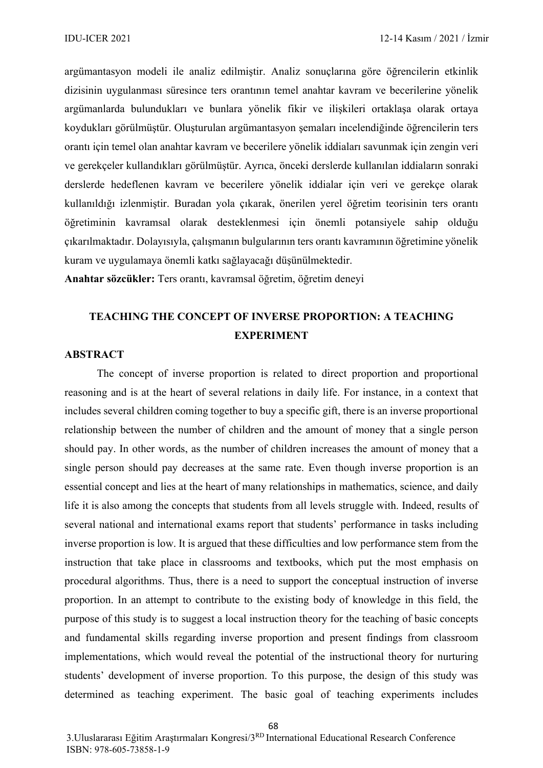argümantasyon modeli ile analiz edilmiştir. Analiz sonuçlarına göre öğrencilerin etkinlik dizisinin uygulanması süresince ters orantının temel anahtar kavram ve becerilerine yönelik argümanlarda bulundukları ve bunlara yönelik fikir ve ilişkileri ortaklaşa olarak ortaya koydukları görülmüştür. Oluşturulan argümantasyon şemaları incelendiğinde öğrencilerin ters orantı için temel olan anahtar kavram ve becerilere yönelik iddiaları savunmak için zengin veri ve gerekçeler kullandıkları görülmüştür. Ayrıca, önceki derslerde kullanılan iddiaların sonraki derslerde hedeflenen kavram ve becerilere yönelik iddialar için veri ve gerekçe olarak kullanıldığı izlenmiştir. Buradan yola çıkarak, önerilen yerel öğretim teorisinin ters orantı öğretiminin kavramsal olarak desteklenmesi için önemli potansiyele sahip olduğu çıkarılmaktadır. Dolayısıyla, çalışmanın bulgularının ters orantı kavramının öğretimine yönelik kuram ve uygulamaya önemli katkı sağlayacağı düşünülmektedir.

**Anahtar sözcükler:** Ters orantı, kavramsal öğretim, öğretim deneyi

## TEACHING THE CONCEPT OF INVERSE PROPORTION: A TEACHING EXPERIMENT

### ABSTRACT

The concept of inverse proportion is related to direct proportion and proportional reasoning and is at the heart of several relations in daily life. For instance, in a context that includes several children coming together to buy a specific gift, there is an inverse proportional relationship between the number of children and the amount of money that a single person should pay. In other words, as the number of children increases the amount of money that a single person should pay decreases at the same rate. Even though inverse proportion is an essential concept and lies at the heart of many relationships in mathematics, science, and daily life it is also among the concepts that students from all levels struggle with. Indeed, results of several national and international exams report that students' performance in tasks including inverse proportion is low. It is argued that these difficulties and low performance stem from the instruction that take place in classrooms and textbooks, which put the most emphasis on procedural algorithms. Thus, there is a need to support the conceptual instruction of inverse proportion. In an attempt to contribute to the existing body of knowledge in this field, the purpose of this study is to suggest a local instruction theory for the teaching of basic concepts and fundamental skills regarding inverse proportion and present findings from classroom implementations, which would reveal the potential of the instructional theory for nurturing students' development of inverse proportion. To this purpose, the design of this study was determined as teaching experiment. The basic goal of teaching experiments includes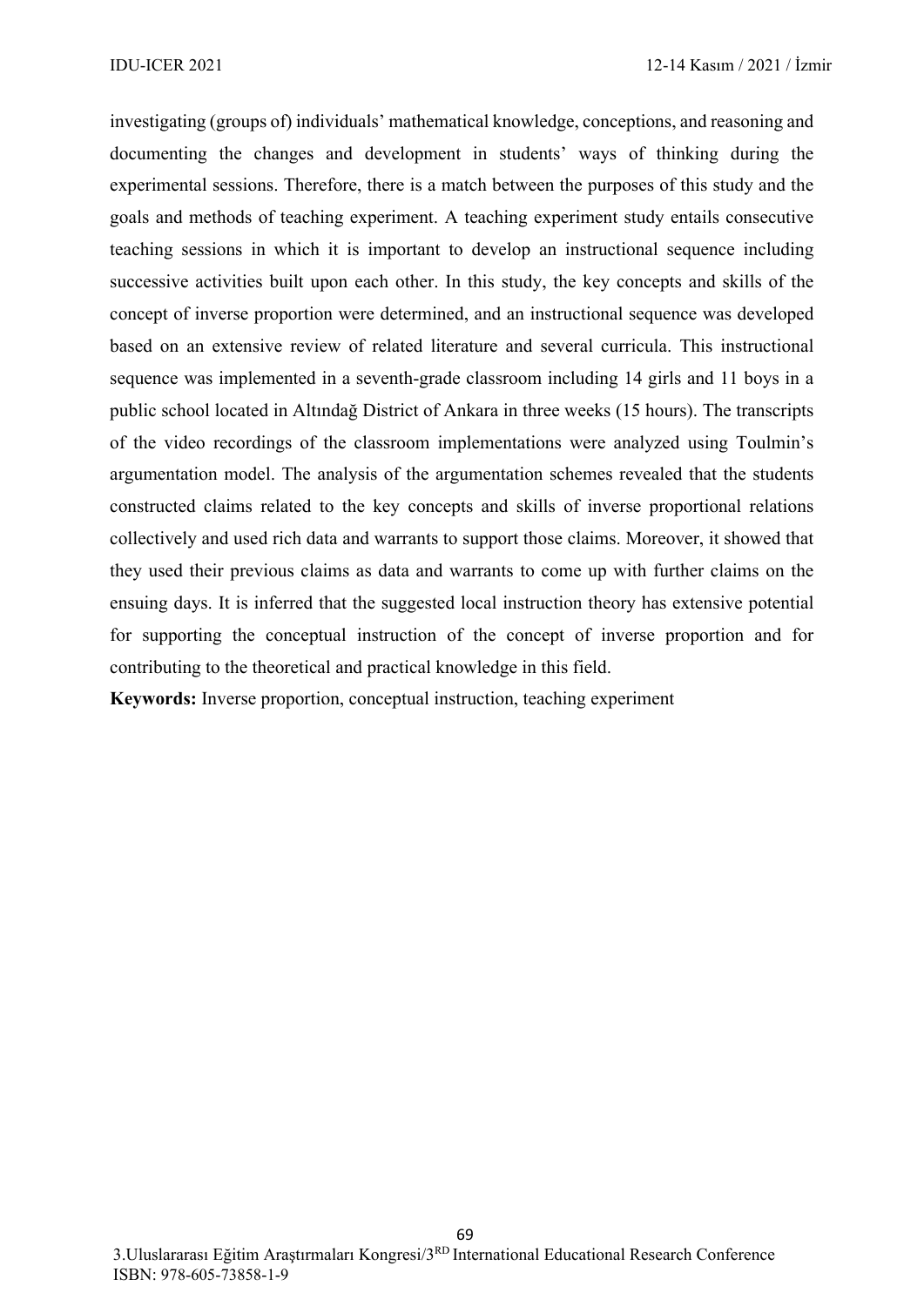investigating (groups of) individuals' mathematical knowledge, conceptions, and reasoning and documenting the changes and development in students' ways of thinking during the experimental sessions. Therefore, there is a match between the purposes of this study and the goals and methods of teaching experiment. A teaching experiment study entails consecutive teaching sessions in which it is important to develop an instructional sequence including successive activities built upon each other. In this study, the key concepts and skills of the concept of inverse proportion were determined, and an instructional sequence was developed based on an extensive review of related literature and several curricula. This instructional sequence was implemented in a seventh-grade classroom including 14 girls and 11 boys in a public school located in Altındağ District of Ankara in three weeks (15 hours). The transcripts of the video recordings of the classroom implementations were analyzed using Toulmin's argumentation model. The analysis of the argumentation schemes revealed that the students constructed claims related to the key concepts and skills of inverse proportional relations collectively and used rich data and warrants to support those claims. Moreover, it showed that they used their previous claims as data and warrants to come up with further claims on the ensuing days. It is inferred that the suggested local instruction theory has extensive potential for supporting the conceptual instruction of the concept of inverse proportion and for contributing to the theoretical and practical knowledge in this field.

**Keywords:** Inverse proportion, conceptual instruction, teaching experiment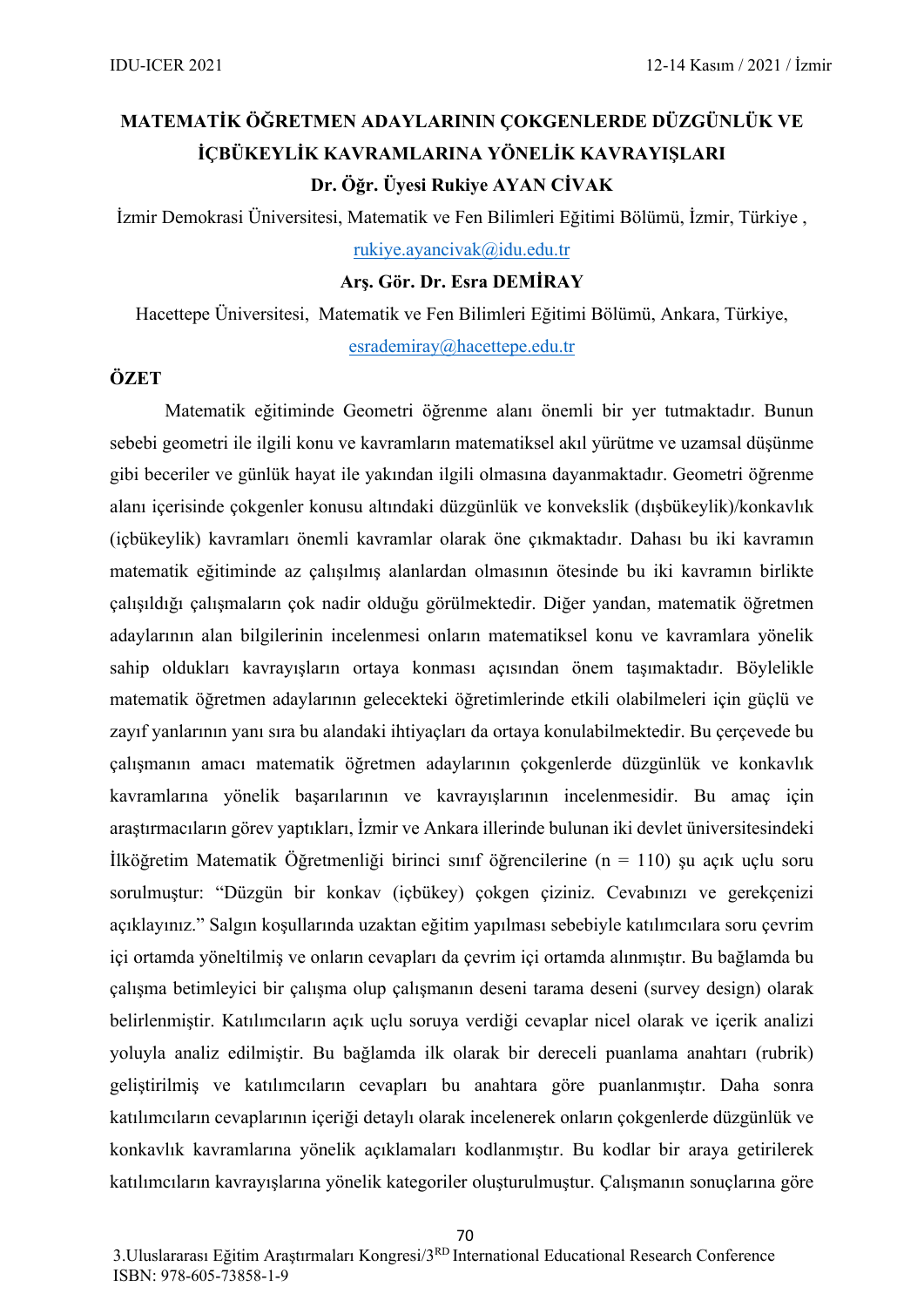# MATEMATİK ÖĞRETMEN ADAYLARININ ÇOKGENLERDE DÜZGÜNLÜK VE İÇBÜKEYLİK KAVRAMLARINA YÖNELİK KAVRAYIŞLARI

**Dr. Öğr. Üyesi Rukiye AYAN CİVAK**

İzmir Demokrasi Üniversitesi, Matematik ve Fen Bilimleri Eğitimi Bölümü, İzmir, Türkiye ,

rukiye.ayancivak@idu.edu.tr

**Arş. Gör. Dr. Esra DEMİRAY**

Hacettepe Üniversitesi, Matematik ve Fen Bilimleri Eğitimi Bölümü, Ankara, Türkiye,

esrademiray@hacettepe.edu.tr

## ÖZET

Matematik eğitiminde Geometri öğrenme alanı önemli bir yer tutmaktadır. Bunun sebebi geometri ile ilgili konu ve kavramların matematiksel akıl yürütme ve uzamsal düşünme gibi beceriler ve günlük hayat ile yakından ilgili olmasına dayanmaktadır. Geometri öğrenme alanı içerisinde çokgenler konusu altındaki düzgünlük ve konvekslik (dışbükeylik)/konkavlık (içbükeylik) kavramları önemli kavramlar olarak öne çıkmaktadır. Dahası bu iki kavramın matematik eğitiminde az çalışılmış alanlardan olmasının ötesinde bu iki kavramın birlikte çalışıldığı çalışmaların çok nadir olduğu görülmektedir. Diğer yandan, matematik öğretmen adaylarının alan bilgilerinin incelenmesi onların matematiksel konu ve kavramlara yönelik sahip oldukları kavrayışların ortaya konması açısından önem taşımaktadır. Böylelikle matematik öğretmen adaylarının gelecekteki öğretimlerinde etkili olabilmeleri için güçlü ve zayıf yanlarının yanı sıra bu alandaki ihtiyaçları da ortaya konulabilmektedir. Bu çerçevede bu çalışmanın amacı matematik öğretmen adaylarının çokgenlerde düzgünlük ve konkavlık kavramlarına yönelik başarılarının ve kavrayışlarının incelenmesidir. Bu amaç için araştırmacıların görev yaptıkları, İzmir ve Ankara illerinde bulunan iki devlet üniversitesindeki İlköğretim Matematik Öğretmenliği birinci sınıf öğrencilerine (n = 110) şu açık uçlu soru sorulmuştur: "Düzgün bir konkav (içbükey) çokgen çiziniz. Cevabınızı ve gerekçenizi açıklayınız." Salgın koşullarında uzaktan eğitim yapılması sebebiyle katılımcılara soru çevrim içi ortamda yöneltilmiş ve onların cevapları da çevrim içi ortamda alınmıştır. Bu bağlamda bu çalışma betimleyici bir çalışma olup çalışmanın deseni tarama deseni (survey design) olarak belirlenmiştir. Katılımcıların açık uçlu soruya verdiği cevaplar nicel olarak ve içerik analizi yoluyla analiz edilmiştir. Bu bağlamda ilk olarak bir dereceli puanlama anahtarı (rubrik) geliştirilmiş ve katılımcıların cevapları bu anahtara göre puanlanmıştır. Daha sonra katılımcıların cevaplarının içeriği detaylı olarak incelenerek onların çokgenlerde düzgünlük ve konkavlık kavramlarına yönelik açıklamaları kodlanmıştır. Bu kodlar bir araya getirilerek katılımcıların kavrayışlarına yönelik kategoriler oluşturulmuştur. Çalışmanın sonuçlarına göre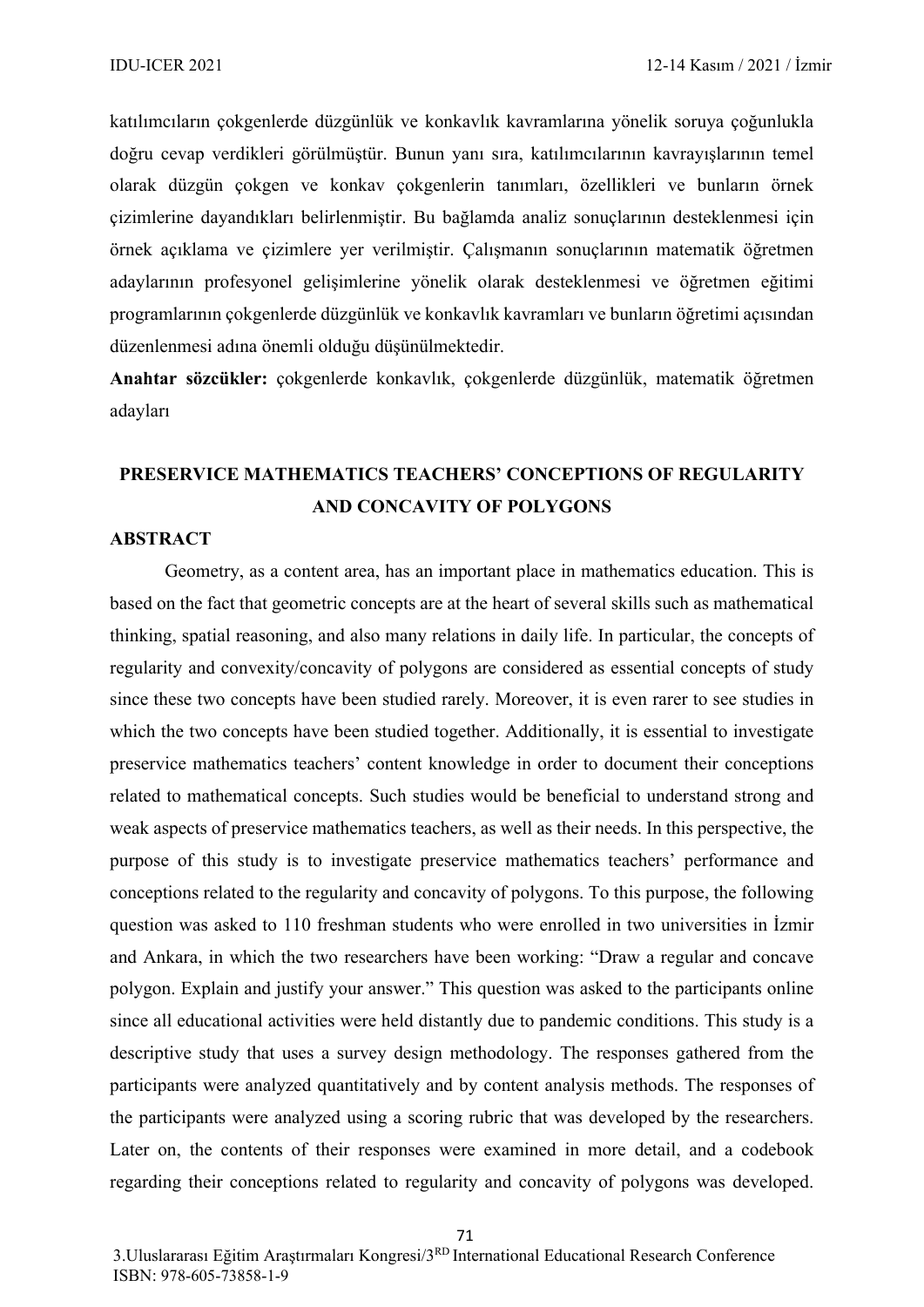katılımcıların çokgenlerde düzgünlük ve konkavlık kavramlarına yönelik soruya çoğunlukla doğru cevap verdikleri görülmüştür. Bunun yanı sıra, katılımcılarının kavrayışlarının temel olarak düzgün çokgen ve konkav çokgenlerin tanımları, özellikleri ve bunların örnek çizimlerine dayandıkları belirlenmiştir. Bu bağlamda analiz sonuçlarının desteklenmesi için örnek açıklama ve çizimlere yer verilmiştir. Çalışmanın sonuçlarının matematik öğretmen adaylarının profesyonel gelişimlerine yönelik olarak desteklenmesi ve öğretmen eğitimi programlarının çokgenlerde düzgünlük ve konkavlık kavramları ve bunların öğretimi açısından düzenlenmesi adına önemli olduğu düşünülmektedir.

**Anahtar sözcükler:** çokgenlerde konkavlık, çokgenlerde düzgünlük, matematik öğretmen adayları

## PRESERVICE MATHEMATICS TEACHERS' CONCEPTIONS OF REGULARITY AND CONCAVITY OF POLYGONS

### ABSTRACT

Geometry, as a content area, has an important place in mathematics education. This is based on the fact that geometric concepts are at the heart of several skills such as mathematical thinking, spatial reasoning, and also many relations in daily life. In particular, the concepts of regularity and convexity/concavity of polygons are considered as essential concepts of study since these two concepts have been studied rarely. Moreover, it is even rarer to see studies in which the two concepts have been studied together. Additionally, it is essential to investigate preservice mathematics teachers' content knowledge in order to document their conceptions related to mathematical concepts. Such studies would be beneficial to understand strong and weak aspects of preservice mathematics teachers, as well as their needs. In this perspective, the purpose of this study is to investigate preservice mathematics teachers' performance and conceptions related to the regularity and concavity of polygons. To this purpose, the following question was asked to 110 freshman students who were enrolled in two universities in İzmir and Ankara, in which the two researchers have been working: "Draw a regular and concave polygon. Explain and justify your answer." This question was asked to the participants online since all educational activities were held distantly due to pandemic conditions. This study is a descriptive study that uses a survey design methodology. The responses gathered from the participants were analyzed quantitatively and by content analysis methods. The responses of the participants were analyzed using a scoring rubric that was developed by the researchers. Later on, the contents of their responses were examined in more detail, and a codebook regarding their conceptions related to regularity and concavity of polygons was developed.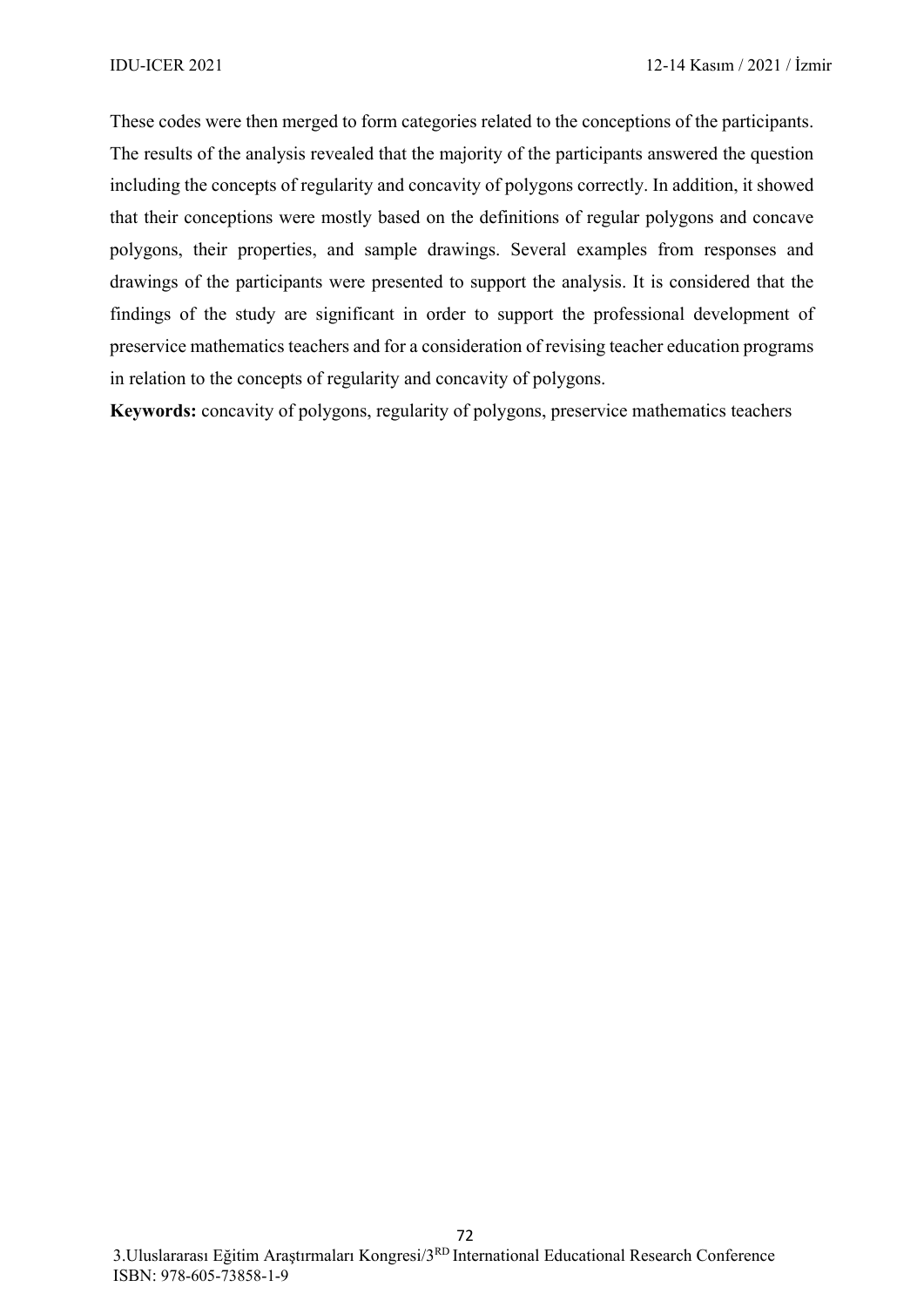These codes were then merged to form categories related to the conceptions of the participants. The results of the analysis revealed that the majority of the participants answered the question including the concepts of regularity and concavity of polygons correctly. In addition, it showed that their conceptions were mostly based on the definitions of regular polygons and concave polygons, their properties, and sample drawings. Several examples from responses and drawings of the participants were presented to support the analysis. It is considered that the findings of the study are significant in order to support the professional development of preservice mathematics teachers and for a consideration of revising teacher education programs in relation to the concepts of regularity and concavity of polygons.

**Keywords:** concavity of polygons, regularity of polygons, preservice mathematics teachers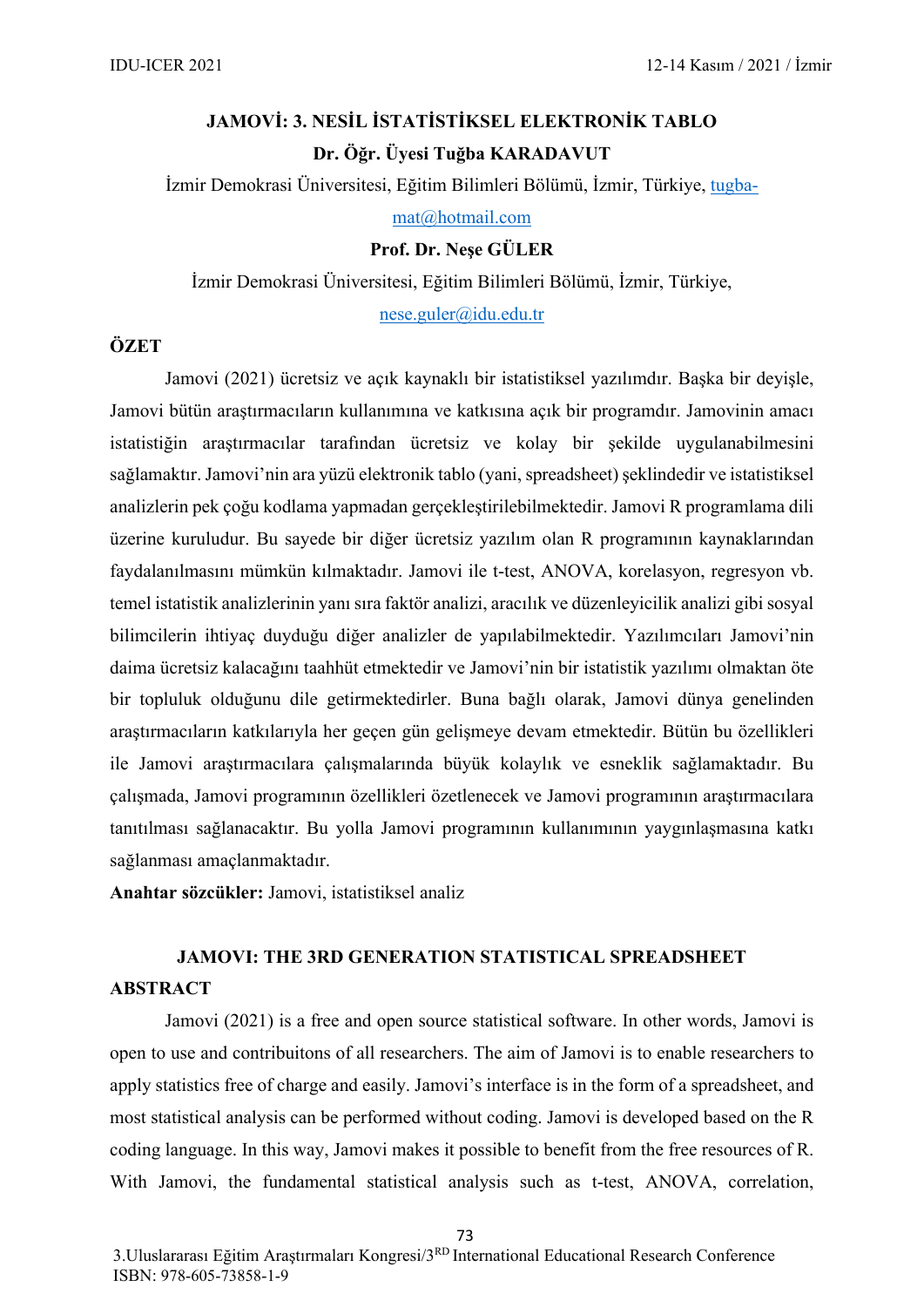# JAMOVİ: 3. NESİL İSTATİSTİKSEL ELEKTRONİK TABLO

**Dr. Öğr. Üyesi Tuğba KARADAVUT**

İzmir Demokrasi Üniversitesi, Eğitim Bilimleri Bölümü, İzmir, Türkiye, tugba-mat@hotmail.com

**Prof. Dr. Neşe GÜLER**

İzmir Demokrasi Üniversitesi, Eğitim Bilimleri Bölümü, İzmir, Türkiye, nese.guler@idu.edu.tr

## ÖZET

Jamovi (2021) ücretsiz ve açık kaynaklı bir istatistiksel yazılımdır. Başka bir deyişle, Jamovi bütün araştırmacıların kullanımına ve katkısına açık bir programdır. Jamovinin amacı istatistiğin araştırmacılar tarafından ücretsiz ve kolay bir şekilde uygulanabilmesini sağlamaktır. Jamovi'nin ara yüzü elektronik tablo (yani, spreadsheet) şeklindedir ve istatistiksel analizlerin pek çoğu kodlama yapmadan gerçekleştirilebilmektedir. Jamovi R programlama dili üzerine kuruludur. Bu sayede bir diğer ücretsiz yazılım olan R programının kaynaklarından faydalanılmasını mümkün kılmaktadır. Jamovi ile t-test, ANOVA, korelasyon, regresyon vb. temel istatistik analizlerinin yanı sıra faktör analizi, aracılık ve düzenleyicilik analizi gibi sosyal bilimcilerin ihtiyaç duyduğu diğer analizler de yapılabilmektedir. Yazılımcıları Jamovi'nin daima ücretsiz kalacağını taahhüt etmektedir ve Jamovi'nin bir istatistik yazılımı olmaktan öte bir topluluk olduğunu dile getirmektedirler. Buna bağlı olarak, Jamovi dünya genelinden araştırmacıların katkılarıyla her geçen gün gelişmeye devam etmektedir. Bütün bu özellikleri ile Jamovi araştırmacılara çalışmalarında büyük kolaylık ve esneklik sağlamaktadır. Bu çalışmada, Jamovi programının özellikleri özetlenecek ve Jamovi programının araştırmacılara tanıtılması sağlanacaktır. Bu yolla Jamovi programının kullanımının yaygınlaşmasına katkı sağlanması amaçlanmaktadır.

**Anahtar sözcükler:** Jamovi, istatistiksel analiz

# JAMOVI: THE 3RD GENERATION STATISTICAL SPREADSHEET

## ABSTRACT

Jamovi (2021) is a free and open source statistical software. In other words, Jamovi is open to use and contribuitons of all researchers. The aim of Jamovi is to enable researchers to apply statistics free of charge and easily. Jamovi's interface is in the form of a spreadsheet, and most statistical analysis can be performed without coding. Jamovi is developed based on the R coding language. In this way, Jamovi makes it possible to benefit from the free resources of R. With Jamovi, the fundamental statistical analysis such as t-test, ANOVA, correlation,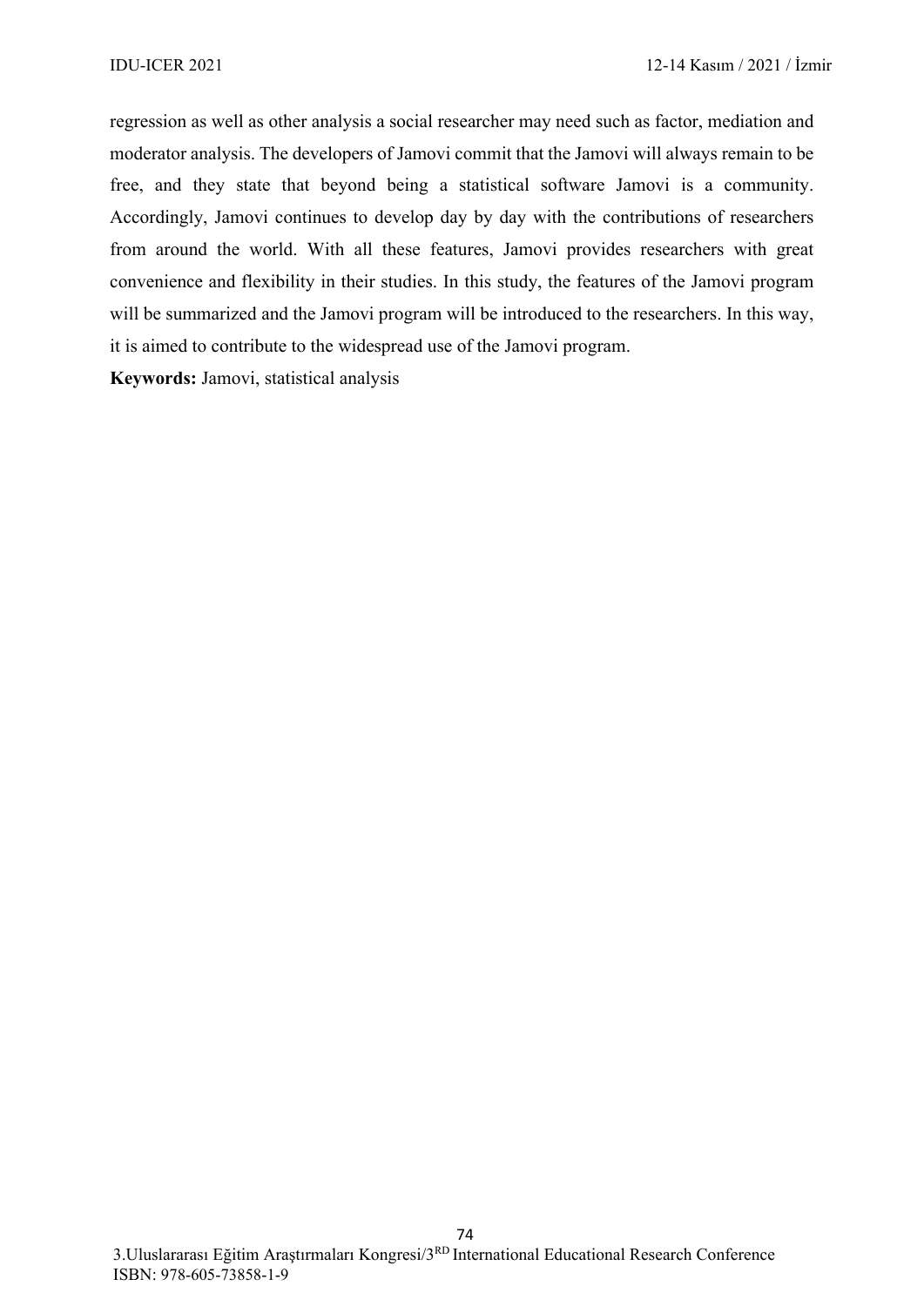regression as well as other analysis a social researcher may need such as factor, mediation and moderator analysis. The developers of Jamovi commit that the Jamovi will always remain to be free, and they state that beyond being a statistical software Jamovi is a community. Accordingly, Jamovi continues to develop day by day with the contributions of researchers from around the world. With all these features, Jamovi provides researchers with great convenience and flexibility in their studies. In this study, the features of the Jamovi program will be summarized and the Jamovi program will be introduced to the researchers. In this way, it is aimed to contribute to the widespread use of the Jamovi program.

**Keywords:** Jamovi, statistical analysis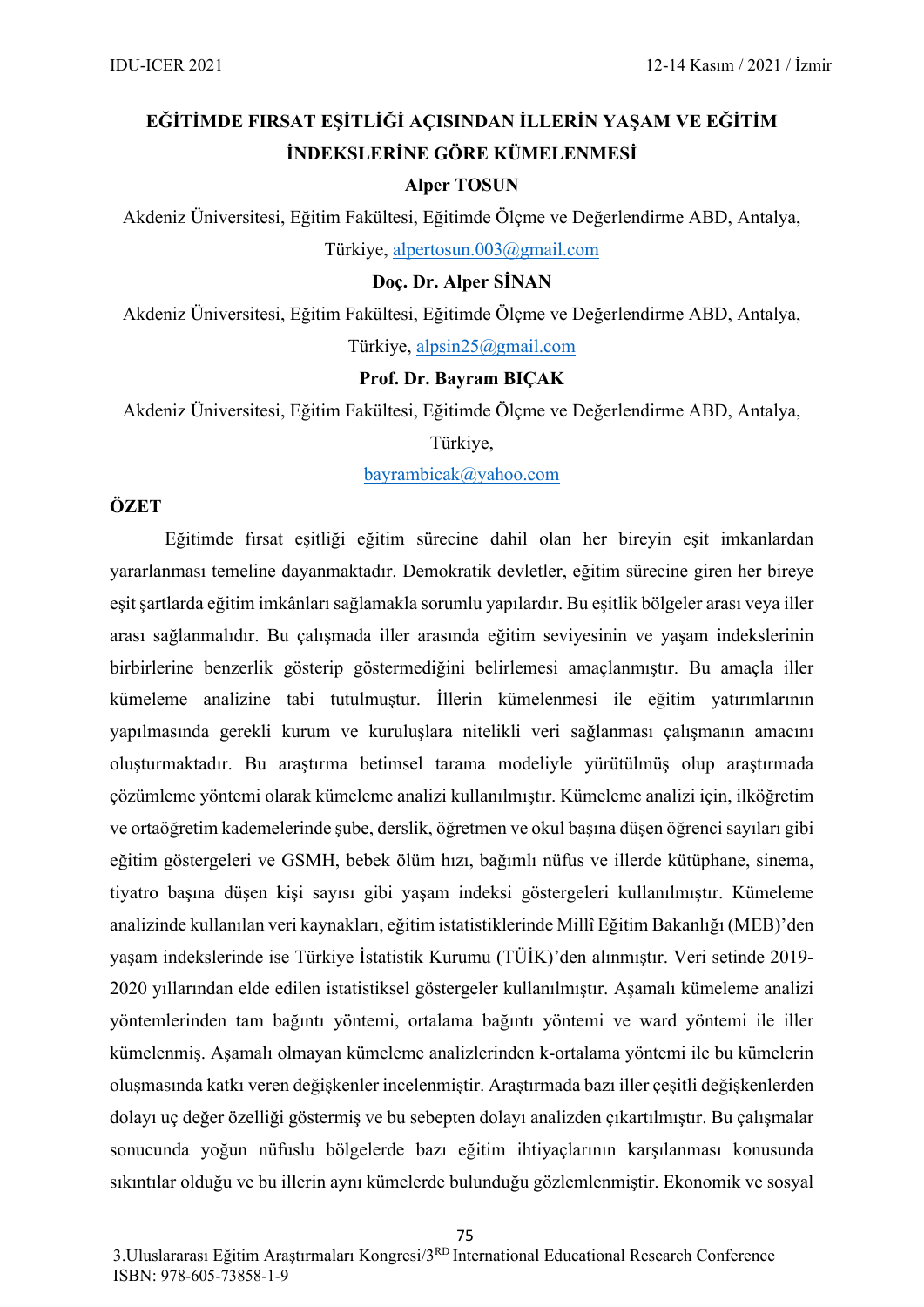# EĞİTİMDE FIRSAT EŞİTLİĞİ AÇISINDAN İLLERİN YAŞAM VE EĞİTİM İNDEKSLERİNE GÖRE KÜMELENMESİ

**Alper TOSUN**

Akdeniz Üniversitesi, Eğitim Fakültesi, Eğitimde Ölçme ve Değerlendirme ABD, Antalya, Türkiye, alpertosun.003@gmail.com

**Doç. Dr. Alper SİNAN**

Akdeniz Üniversitesi, Eğitim Fakültesi, Eğitimde Ölçme ve Değerlendirme ABD, Antalya, Türkiye, alpsin25@gmail.com

**Prof. Dr. Bayram BIÇAK**

Akdeniz Üniversitesi, Eğitim Fakültesi, Eğitimde Ölçme ve Değerlendirme ABD, Antalya, Türkiye,

bayrambicak@yahoo.com

## ÖZET

Eğitimde fırsat eşitliği eğitim sürecine dahil olan her bireyin eşit imkanlardan yararlanması temeline dayanmaktadır. Demokratik devletler, eğitim sürecine giren her bireye eşit şartlarda eğitim imkânları sağlamakla sorumlu yapılardır. Bu eşitlik bölgeler arası veya iller arası sağlanmalıdır. Bu çalışmada iller arasında eğitim seviyesinin ve yaşam indekslerinin birbirlerine benzerlik gösterip göstermediğini belirlemesi amaçlanmıştır. Bu amaçla iller kümeleme analizine tabi tutulmuştur. İllerin kümelenmesi ile eğitim yatırımlarının yapılmasında gerekli kurum ve kuruluşlara nitelikli veri sağlanması çalışmanın amacını oluşturmaktadır. Bu araştırma betimsel tarama modeliyle yürütülmüş olup araştırmada çözümleme yöntemi olarak kümeleme analizi kullanılmıştır. Kümeleme analizi için, ilköğretim ve ortaöğretim kademelerinde şube, derslik, öğretmen ve okul başına düşen öğrenci sayıları gibi eğitim göstergeleri ve GSMH, bebek ölüm hızı, bağımlı nüfus ve illerde kütüphane, sinema, tiyatro başına düşen kişi sayısı gibi yaşam indeksi göstergeleri kullanılmıştır. Kümeleme analizinde kullanılan veri kaynakları, eğitim istatistiklerinde Millî Eğitim Bakanlığı (MEB)'den yaşam indekslerinde ise Türkiye İstatistik Kurumu (TÜİK)'den alınmıştır. Veri setinde 2019-2020 yıllarından elde edilen istatistiksel göstergeler kullanılmıştır. Aşamalı kümeleme analizi yöntemlerinden tam bağıntı yöntemi, ortalama bağıntı yöntemi ve ward yöntemi ile iller kümelenmiş. Aşamalı olmayan kümeleme analizlerinden k-ortalama yöntemi ile bu kümelerin oluşmasında katkı veren değişkenler incelenmiştir. Araştırmada bazı iller çeşitli değişkenlerden dolayı uç değer özelliği göstermiş ve bu sebepten dolayı analizden çıkartılmıştır. Bu çalışmalar sonucunda yoğun nüfuslu bölgelerde bazı eğitim ihtiyaçlarının karşılanması konusunda sıkıntılar olduğu ve bu illerin aynı kümelerde bulunduğu gözlemlenmiştir. Ekonomik ve sosyal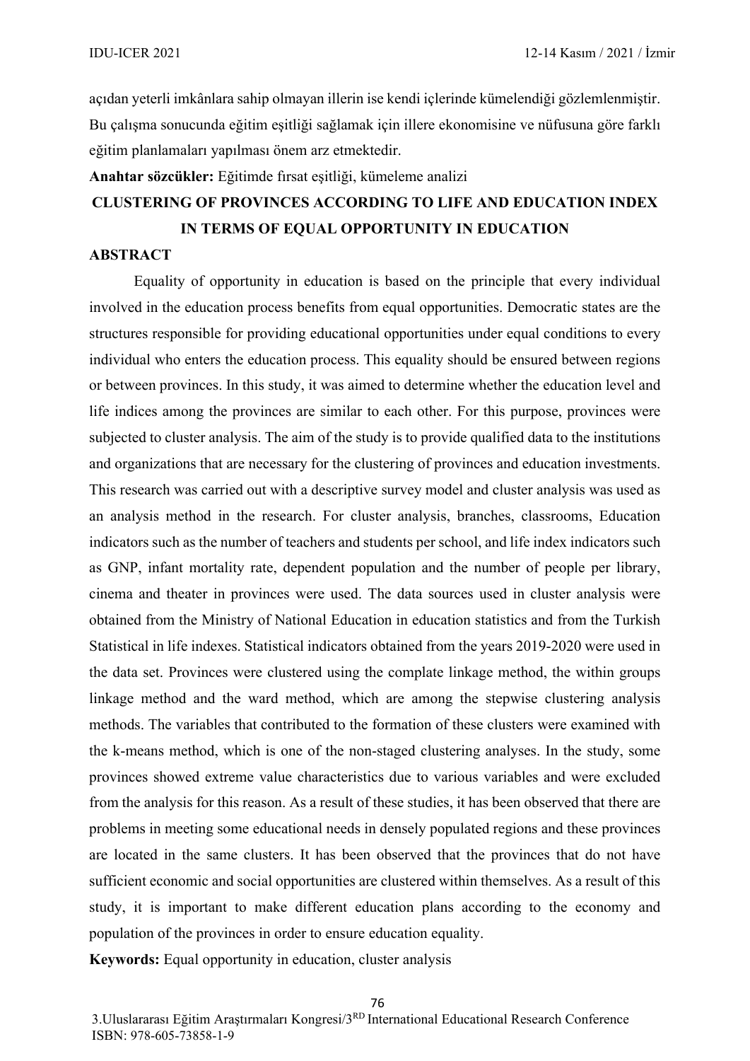açıdan yeterli imkânlara sahip olmayan illerin ise kendi içlerinde kümelendiği gözlemlenmiştir. Bu çalışma sonucunda eğitim eşitliği sağlamak için illere ekonomisine ve nüfusuna göre farklı eğitim planlamaları yapılması önem arz etmektedir.

**Anahtar sözcükler:** Eğitimde fırsat eşitliği, kümeleme analizi

## CLUSTERING OF PROVINCES ACCORDING TO LIFE AND EDUCATION INDEX IN TERMS OF EQUAL OPPORTUNITY IN EDUCATION

### ABSTRACT

Equality of opportunity in education is based on the principle that every individual involved in the education process benefits from equal opportunities. Democratic states are the structures responsible for providing educational opportunities under equal conditions to every individual who enters the education process. This equality should be ensured between regions or between provinces. In this study, it was aimed to determine whether the education level and life indices among the provinces are similar to each other. For this purpose, provinces were subjected to cluster analysis. The aim of the study is to provide qualified data to the institutions and organizations that are necessary for the clustering of provinces and education investments. This research was carried out with a descriptive survey model and cluster analysis was used as an analysis method in the research. For cluster analysis, branches, classrooms, Education indicators such as the number of teachers and students per school, and life index indicators such as GNP, infant mortality rate, dependent population and the number of people per library, cinema and theater in provinces were used. The data sources used in cluster analysis were obtained from the Ministry of National Education in education statistics and from the Turkish Statistical in life indexes. Statistical indicators obtained from the years 2019-2020 were used in the data set. Provinces were clustered using the complate linkage method, the within groups linkage method and the ward method, which are among the stepwise clustering analysis methods. The variables that contributed to the formation of these clusters were examined with the k-means method, which is one of the non-staged clustering analyses. In the study, some provinces showed extreme value characteristics due to various variables and were excluded from the analysis for this reason. As a result of these studies, it has been observed that there are problems in meeting some educational needs in densely populated regions and these provinces are located in the same clusters. It has been observed that the provinces that do not have sufficient economic and social opportunities are clustered within themselves. As a result of this study, it is important to make different education plans according to the economy and population of the provinces in order to ensure education equality.

**Keywords:** Equal opportunity in education, cluster analysis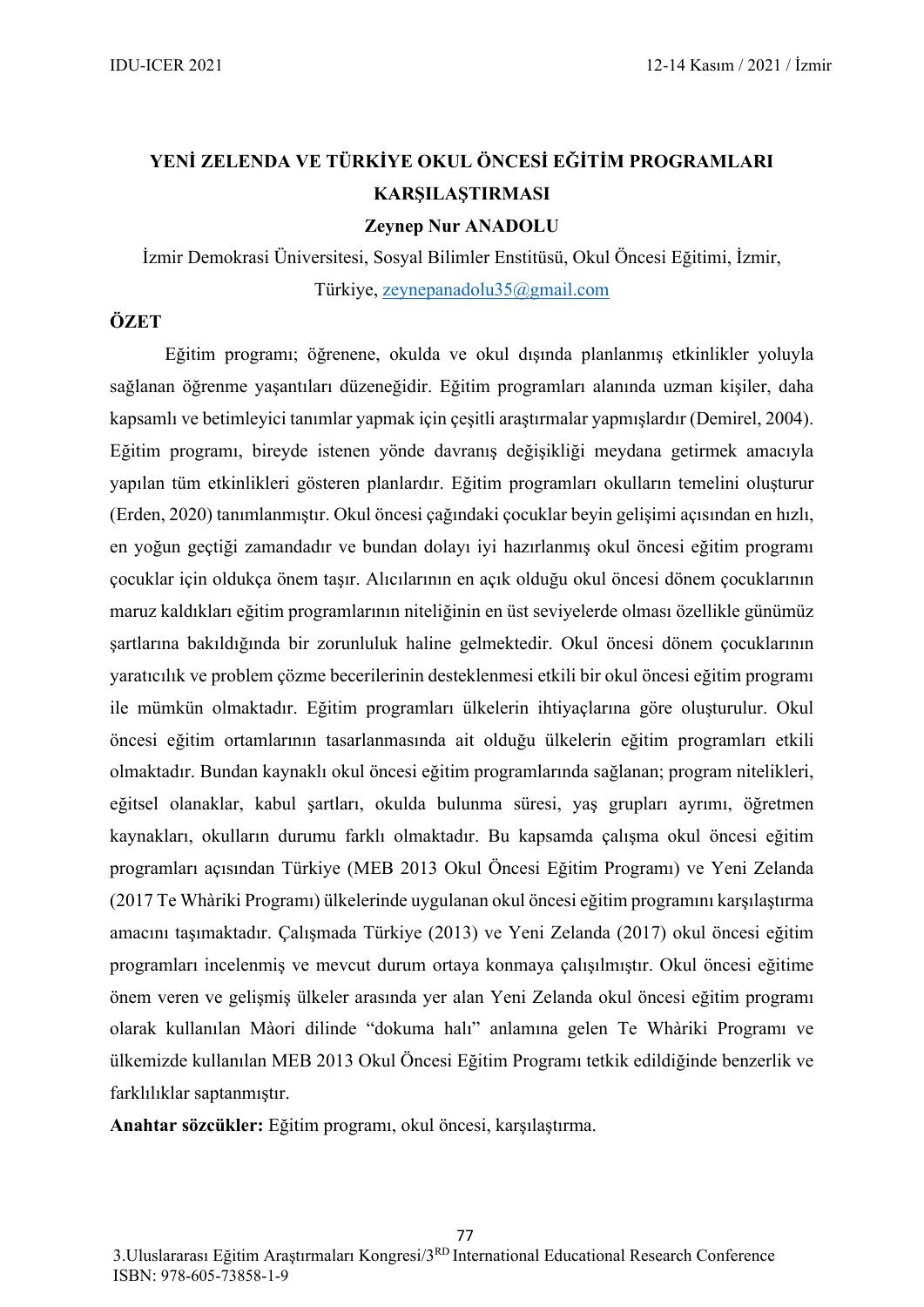# YENİ ZELENDA VE TÜRKİYE OKUL ÖNCESİ EĞİTİM PROGRAMLARI KARŞILAŞTIRMASI

**Zeynep Nur ANADOLU**

İzmir Demokrasi Üniversitesi, Sosyal Bilimler Enstitüsü, Okul Öncesi Eğitimi, İzmir, Türkiye, zeynepanadolu35@gmail.com

## ÖZET

Eğitim programı; öğrenene, okulda ve okul dışında planlanmış etkinlikler yoluyla sağlanan öğrenme yaşantıları düzeneğidir. Eğitim programları alanında uzman kişiler, daha kapsamlı ve betimleyici tanımlar yapmak için çeşitli araştırmalar yapmışlardır (Demirel, 2004). Eğitim programı, bireyde istenen yönde davranış değişikliği meydana getirmek amacıyla yapılan tüm etkinlikleri gösteren planlardır. Eğitim programları okulların temelini oluşturur (Erden, 2020) tanımlanmıştır. Okul öncesi çağındaki çocuklar beyin gelişimi açısından en hızlı, en yoğun geçtiği zamandadır ve bundan dolayı iyi hazırlanmış okul öncesi eğitim programı çocuklar için oldukça önem taşır. Alıcılarının en açık olduğu okul öncesi dönem çocuklarının maruz kaldıkları eğitim programlarının niteliğinin en üst seviyelerde olması özellikle günümüz şartlarına bakıldığında bir zorunluluk haline gelmektedir. Okul öncesi dönem çocuklarının yaratıcılık ve problem çözme becerilerinin desteklenmesi etkili bir okul öncesi eğitim programı ile mümkün olmaktadır. Eğitim programları ülkelerin ihtiyaçlarına göre oluşturulur. Okul öncesi eğitim ortamlarının tasarlanmasında ait olduğu ülkelerin eğitim programları etkili olmaktadır. Bundan kaynaklı okul öncesi eğitim programlarında sağlanan; program nitelikleri, eğitsel olanaklar, kabul şartları, okulda bulunma süresi, yaş grupları ayrımı, öğretmen kaynakları, okulların durumu farklı olmaktadır. Bu kapsamda çalışma okul öncesi eğitim programları açısından Türkiye (MEB 2013 Okul Öncesi Eğitim Programı) ve Yeni Zelanda (2017 Te Whàriki Programı) ülkelerinde uygulanan okul öncesi eğitim programını karşılaştırma amacını taşımaktadır. Çalışmada Türkiye (2013) ve Yeni Zelanda (2017) okul öncesi eğitim programları incelenmiş ve mevcut durum ortaya konmaya çalışılmıştır. Okul öncesi eğitime önem veren ve gelişmiş ülkeler arasında yer alan Yeni Zelanda okul öncesi eğitim programı olarak kullanılan Màori dilinde "dokuma halı" anlamına gelen Te Whàriki Programı ve ülkemizde kullanılan MEB 2013 Okul Öncesi Eğitim Programı tetkik edildiğinde benzerlik ve farklılıklar saptanmıştır.

**Anahtar sözcükler:** Eğitim programı, okul öncesi, karşılaştırma.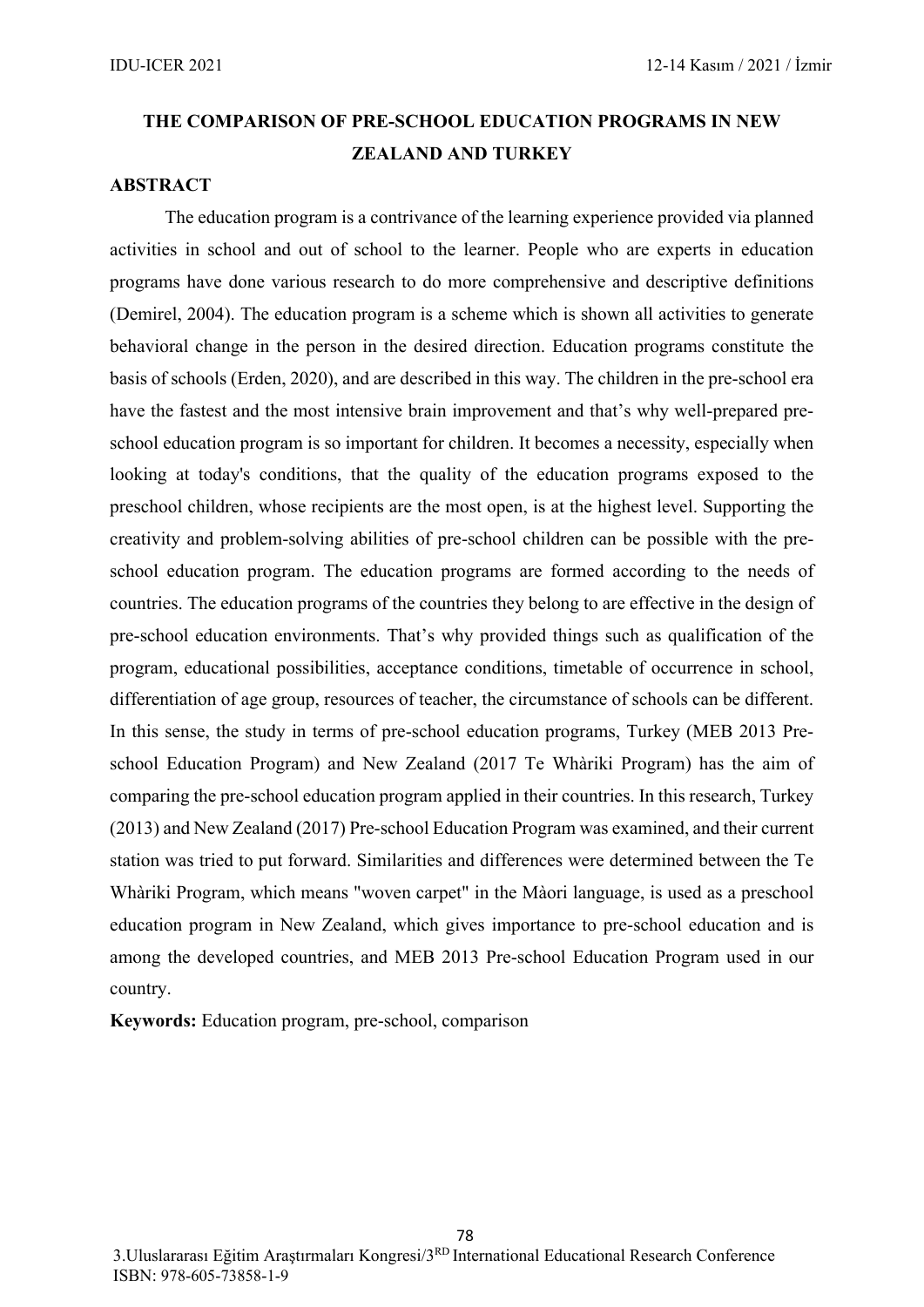# THE COMPARISON OF PRE-SCHOOL EDUCATION PROGRAMS IN NEW ZEALAND AND TURKEY

## ABSTRACT

The education program is a contrivance of the learning experience provided via planned activities in school and out of school to the learner. People who are experts in education programs have done various research to do more comprehensive and descriptive definitions (Demirel, 2004). The education program is a scheme which is shown all activities to generate behavioral change in the person in the desired direction. Education programs constitute the basis of schools (Erden, 2020), and are described in this way. The children in the pre-school era have the fastest and the most intensive brain improvement and that's why well-prepared pre-school education program is so important for children. It becomes a necessity, especially when looking at today's conditions, that the quality of the education programs exposed to the preschool children, whose recipients are the most open, is at the highest level. Supporting the creativity and problem-solving abilities of pre-school children can be possible with the pre-school education program. The education programs are formed according to the needs of countries. The education programs of the countries they belong to are effective in the design of pre-school education environments. That's why provided things such as qualification of the program, educational possibilities, acceptance conditions, timetable of occurrence in school, differentiation of age group, resources of teacher, the circumstance of schools can be different. In this sense, the study in terms of pre-school education programs, Turkey (MEB 2013 Pre-school Education Program) and New Zealand (2017 Te Whàriki Program) has the aim of comparing the pre-school education program applied in their countries. In this research, Turkey (2013) and New Zealand (2017) Pre-school Education Program was examined, and their current station was tried to put forward. Similarities and differences were determined between the Te Whàriki Program, which means "woven carpet" in the Màori language, is used as a preschool education program in New Zealand, which gives importance to pre-school education and is among the developed countries, and MEB 2013 Pre-school Education Program used in our country.

**Keywords:** Education program, pre-school, comparison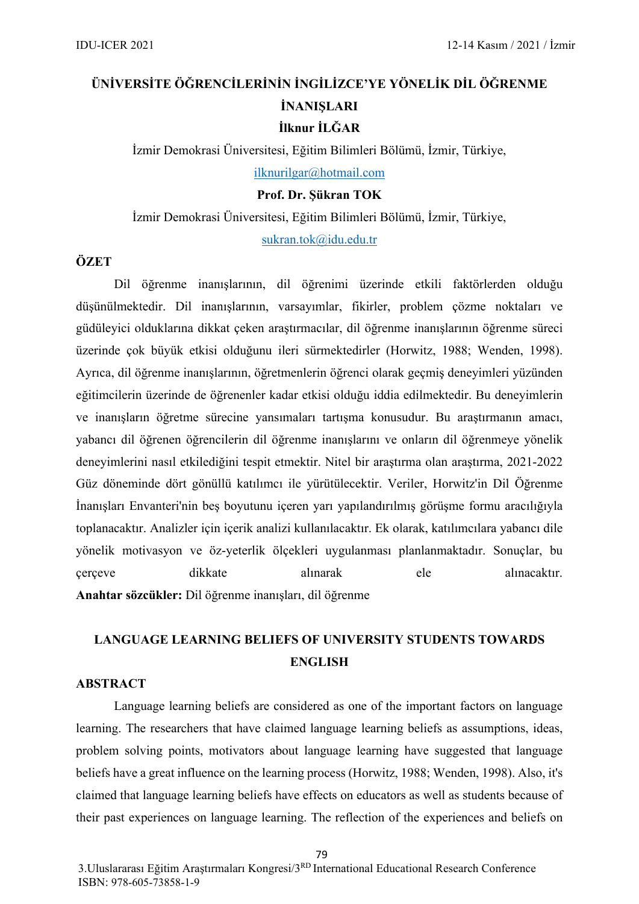# ÜNİVERSİTE ÖĞRENCİLERİNİN İNGİLİZCE'YE YÖNELİK DİL ÖĞRENME İNANIŞLARI

**İlknur İLĞAR**

İzmir Demokrasi Üniversitesi, Eğitim Bilimleri Bölümü, İzmir, Türkiye,

ilknurilgar@hotmail.com

**Prof. Dr. Şükran TOK**

İzmir Demokrasi Üniversitesi, Eğitim Bilimleri Bölümü, İzmir, Türkiye,

sukran.tok@idu.edu.tr

## ÖZET

Dil öğrenme inanışlarının, dil öğrenimi üzerinde etkili faktörlerden olduğu düşünülmektedir. Dil inanışlarının, varsayımlar, fikirler, problem çözme noktaları ve güdüleyici olduklarına dikkat çeken araştırmacılar, dil öğrenme inanışlarının öğrenme süreci üzerinde çok büyük etkisi olduğunu ileri sürmektedirler (Horwitz, 1988; Wenden, 1998). Ayrıca, dil öğrenme inanışlarının, öğretmenlerin öğrenci olarak geçmiş deneyimleri yüzünden eğitimcilerin üzerinde de öğrenenler kadar etkisi olduğu iddia edilmektedir. Bu deneyimlerin ve inanışların öğretme sürecine yansımaları tartışma konusudur. Bu araştırmanın amacı, yabancı dil öğrenen öğrencilerin dil öğrenme inanışlarını ve onların dil öğrenmeye yönelik deneyimlerini nasıl etkilediğini tespit etmektir. Nitel bir araştırma olan araştırma, 2021-2022 Güz döneminde dört gönüllü katılımcı ile yürütülecektir. Veriler, Horwitz'in Dil Öğrenme İnanışları Envanteri'nin beş boyutunu içeren yarı yapılandırılmış görüşme formu aracılığıyla toplanacaktır. Analizler için içerik analizi kullanılacaktır. Ek olarak, katılımcılara yabancı dile yönelik motivasyon ve öz-yeterlik ölçekleri uygulanması planlanmaktadır. Sonuçlar, bu çerçeve dikkate alınarak ele alınacaktır.

**Anahtar sözcükler:** Dil öğrenme inanışları, dil öğrenme

# LANGUAGE LEARNING BELIEFS OF UNIVERSITY STUDENTS TOWARDS ENGLISH

## ABSTRACT

Language learning beliefs are considered as one of the important factors on language learning. The researchers that have claimed language learning beliefs as assumptions, ideas, problem solving points, motivators about language learning have suggested that language beliefs have a great influence on the learning process (Horwitz, 1988; Wenden, 1998). Also, it's claimed that language learning beliefs have effects on educators as well as students because of their past experiences on language learning. The reflection of the experiences and beliefs on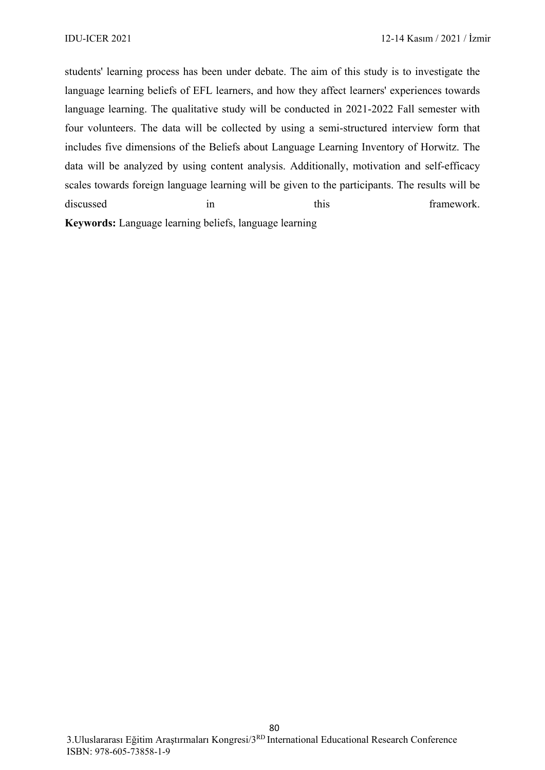students' learning process has been under debate. The aim of this study is to investigate the language learning beliefs of EFL learners, and how they affect learners' experiences towards language learning. The qualitative study will be conducted in 2021-2022 Fall semester with four volunteers. The data will be collected by using a semi-structured interview form that includes five dimensions of the Beliefs about Language Learning Inventory of Horwitz. The data will be analyzed by using content analysis. Additionally, motivation and self-efficacy scales towards foreign language learning will be given to the participants. The results will be discussed in this framework.

**Keywords:** Language learning beliefs, language learning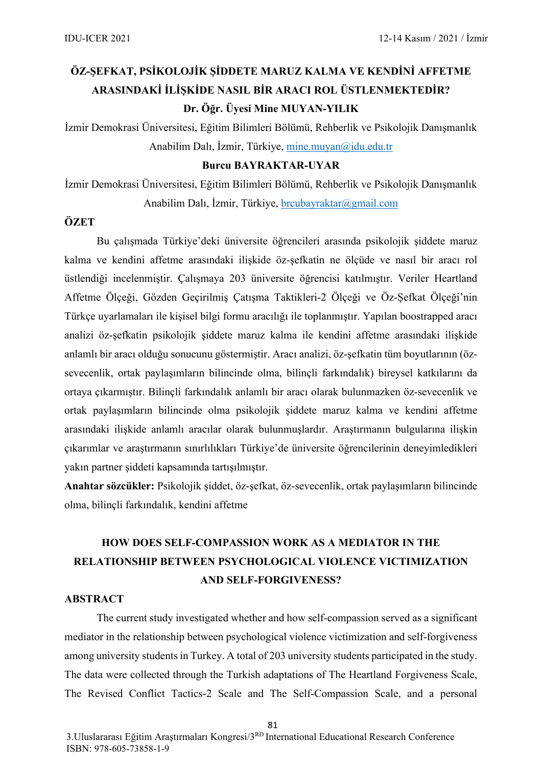# ÖZ-ŞEFKAT, PSİKOLOJİK ŞİDDETE MARUZ KALMA VE KENDİNİ AFFETME ARASINDAKİ İLİŞKİDE NASIL BİR ARACI ROL ÜSTLENMEKTEDİR?

**Dr. Öğr. Üyesi Mine MUYAN-YILIK**

İzmir Demokrasi Üniversitesi, Eğitim Bilimleri Bölümü, Rehberlik ve Psikolojik Danışmanlık Anabilim Dalı, İzmir, Türkiye, mine.muyan@idu.edu.tr

**Burcu BAYRAKTAR-UYAR**

İzmir Demokrasi Üniversitesi, Eğitim Bilimleri Bölümü, Rehberlik ve Psikolojik Danışmanlık Anabilim Dalı, İzmir, Türkiye, brcubayraktar@gmail.com

## ÖZET

Bu çalışmada Türkiye'deki üniversite öğrencileri arasında psikolojik şiddete maruz kalma ve kendini affetme arasındaki ilişkide öz-şefkatin ne ölçüde ve nasıl bir aracı rol üstlendiği incelenmiştir. Çalışmaya 203 üniversite öğrencisi katılmıştır. Veriler Heartland Affetme Ölçeği, Gözden Geçirilmiş Çatışma Taktikleri-2 Ölçeği ve Öz-Şefkat Ölçeği'nin Türkçe uyarlamaları ile kişisel bilgi formu aracılığı ile toplanmıştır. Yapılan boostrapped aracı analizi öz-şefkatin psikolojik şiddete maruz kalma ile kendini affetme arasındaki ilişkide anlamlı bir aracı olduğu sonucunu göstermiştir. Aracı analizi, öz-şefkatin tüm boyutlarının (öz-sevecenlik, ortak paylaşımların bilincinde olma, bilinçli farkındalık) bireysel katkılarını da ortaya çıkarmıştır. Bilinçli farkındalık anlamlı bir aracı olarak bulunmazken öz-sevecenlik ve ortak paylaşımların bilincinde olma psikolojik şiddete maruz kalma ve kendini affetme arasındaki ilişkide anlamlı aracılar olarak bulunmuşlardır. Araştırmanın bulgularına ilişkin çıkarımlar ve araştırmanın sınırlılıkları Türkiye'de üniversite öğrencilerinin deneyimledikleri yakın partner şiddeti kapsamında tartışılmıştır.

**Anahtar sözcükler:** Psikolojik şiddet, öz-şefkat, öz-sevecenlik, ortak paylaşımların bilincinde olma, bilinçli farkındalık, kendini affetme

# HOW DOES SELF-COMPASSION WORK AS A MEDIATOR IN THE RELATIONSHIP BETWEEN PSYCHOLOGICAL VIOLENCE VICTIMIZATION AND SELF-FORGIVENESS?

## ABSTRACT

The current study investigated whether and how self-compassion served as a significant mediator in the relationship between psychological violence victimization and self-forgiveness among university students in Turkey. A total of 203 university students participated in the study. The data were collected through the Turkish adaptations of The Heartland Forgiveness Scale, The Revised Conflict Tactics-2 Scale and The Self-Compassion Scale, and a personal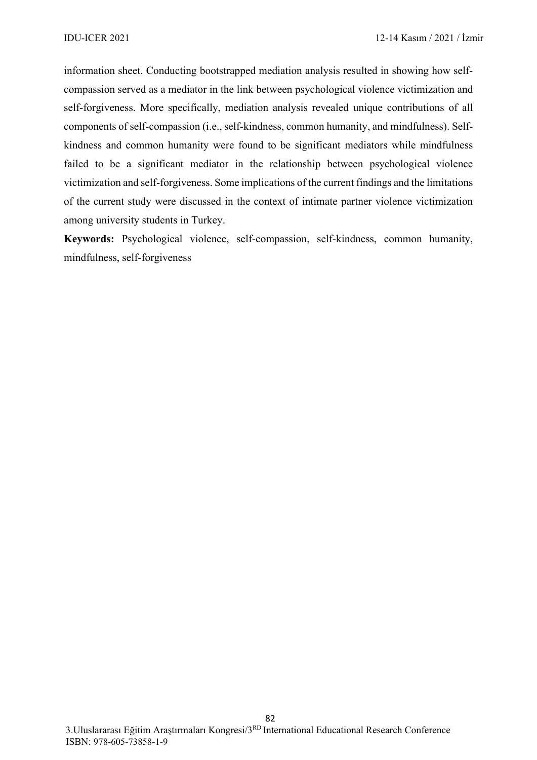information sheet. Conducting bootstrapped mediation analysis resulted in showing how self-compassion served as a mediator in the link between psychological violence victimization and self-forgiveness. More specifically, mediation analysis revealed unique contributions of all components of self-compassion (i.e., self-kindness, common humanity, and mindfulness). Self-kindness and common humanity were found to be significant mediators while mindfulness failed to be a significant mediator in the relationship between psychological violence victimization and self-forgiveness. Some implications of the current findings and the limitations of the current study were discussed in the context of intimate partner violence victimization among university students in Turkey.

**Keywords:** Psychological violence, self-compassion, self-kindness, common humanity, mindfulness, self-forgiveness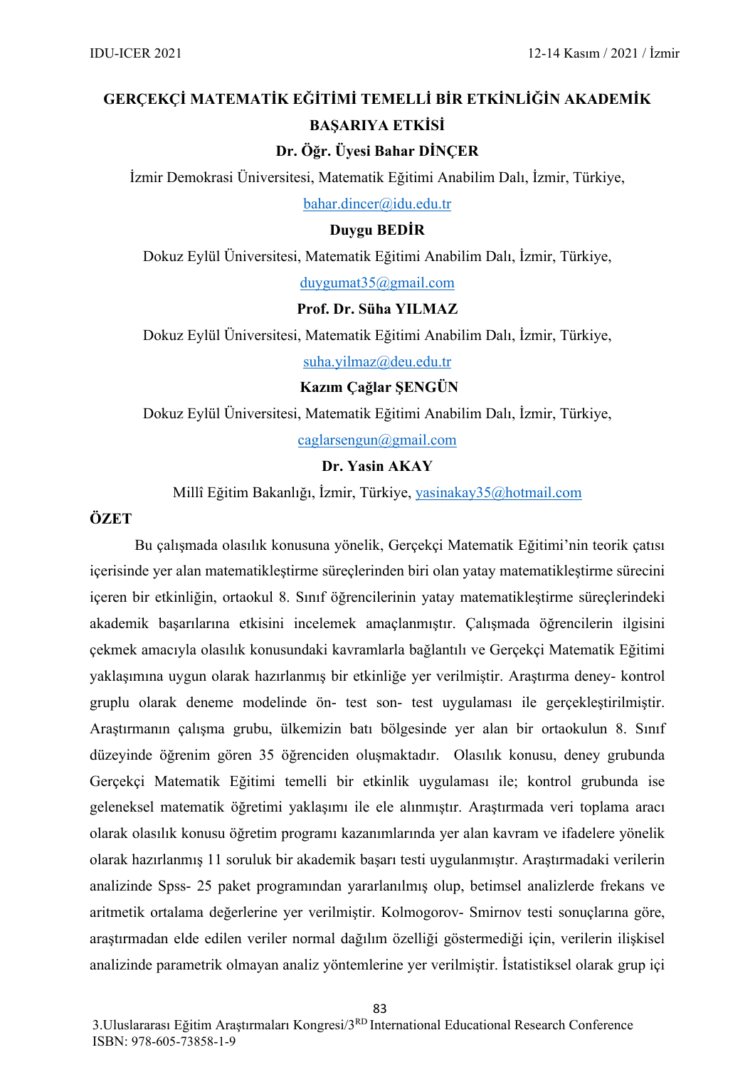# GERÇEKÇİ MATEMATİK EĞİTİMİ TEMELLİ BİR ETKİNLİĞİN AKADEMİK BAŞARIYA ETKİSİ

**Dr. Öğr. Üyesi Bahar DİNÇER**

İzmir Demokrasi Üniversitesi, Matematik Eğitimi Anabilim Dalı, İzmir, Türkiye,

bahar.dincer@idu.edu.tr

**Duygu BEDİR**

Dokuz Eylül Üniversitesi, Matematik Eğitimi Anabilim Dalı, İzmir, Türkiye,

duygumat35@gmail.com

**Prof. Dr. Süha YILMAZ**

Dokuz Eylül Üniversitesi, Matematik Eğitimi Anabilim Dalı, İzmir, Türkiye,

suha.yilmaz@deu.edu.tr

**Kazım Çağlar ŞENGÜN**

Dokuz Eylül Üniversitesi, Matematik Eğitimi Anabilim Dalı, İzmir, Türkiye,

caglarsengun@gmail.com

**Dr. Yasin AKAY**

Millî Eğitim Bakanlığı, İzmir, Türkiye, yasinakay35@hotmail.com

## ÖZET

Bu çalışmada olasılık konusuna yönelik, Gerçekçi Matematik Eğitimi'nin teorik çatısı içerisinde yer alan matematikleştirme süreçlerinden biri olan yatay matematikleştirme sürecini içeren bir etkinliğin, ortaokul 8. Sınıf öğrencilerinin yatay matematikleştirme süreçlerindeki akademik başarılarına etkisini incelemek amaçlanmıştır. Çalışmada öğrencilerin ilgisini çekmek amacıyla olasılık konusundaki kavramlarla bağlantılı ve Gerçekçi Matematik Eğitimi yaklaşımına uygun olarak hazırlanmış bir etkinliğe yer verilmiştir. Araştırma deney- kontrol gruplu olarak deneme modelinde ön- test son- test uygulaması ile gerçekleştirilmiştir. Araştırmanın çalışma grubu, ülkemizin batı bölgesinde yer alan bir ortaokulun 8. Sınıf düzeyinde öğrenim gören 35 öğrenciden oluşmaktadır. Olasılık konusu, deney grubunda Gerçekçi Matematik Eğitimi temelli bir etkinlik uygulaması ile; kontrol grubunda ise geleneksel matematik öğretimi yaklaşımı ile ele alınmıştır. Araştırmada veri toplama aracı olarak olasılık konusu öğretim programı kazanımlarında yer alan kavram ve ifadelere yönelik olarak hazırlanmış 11 soruluk bir akademik başarı testi uygulanmıştır. Araştırmadaki verilerin analizinde Spss- 25 paket programından yararlanılmış olup, betimsel analizlerde frekans ve aritmetik ortalama değerlerine yer verilmiştir. Kolmogorov- Smirnov testi sonuçlarına göre, araştırmadan elde edilen veriler normal dağılım özelliği göstermediği için, verilerin ilişkisel analizinde parametrik olmayan analiz yöntemlerine yer verilmiştir. İstatistiksel olarak grup içi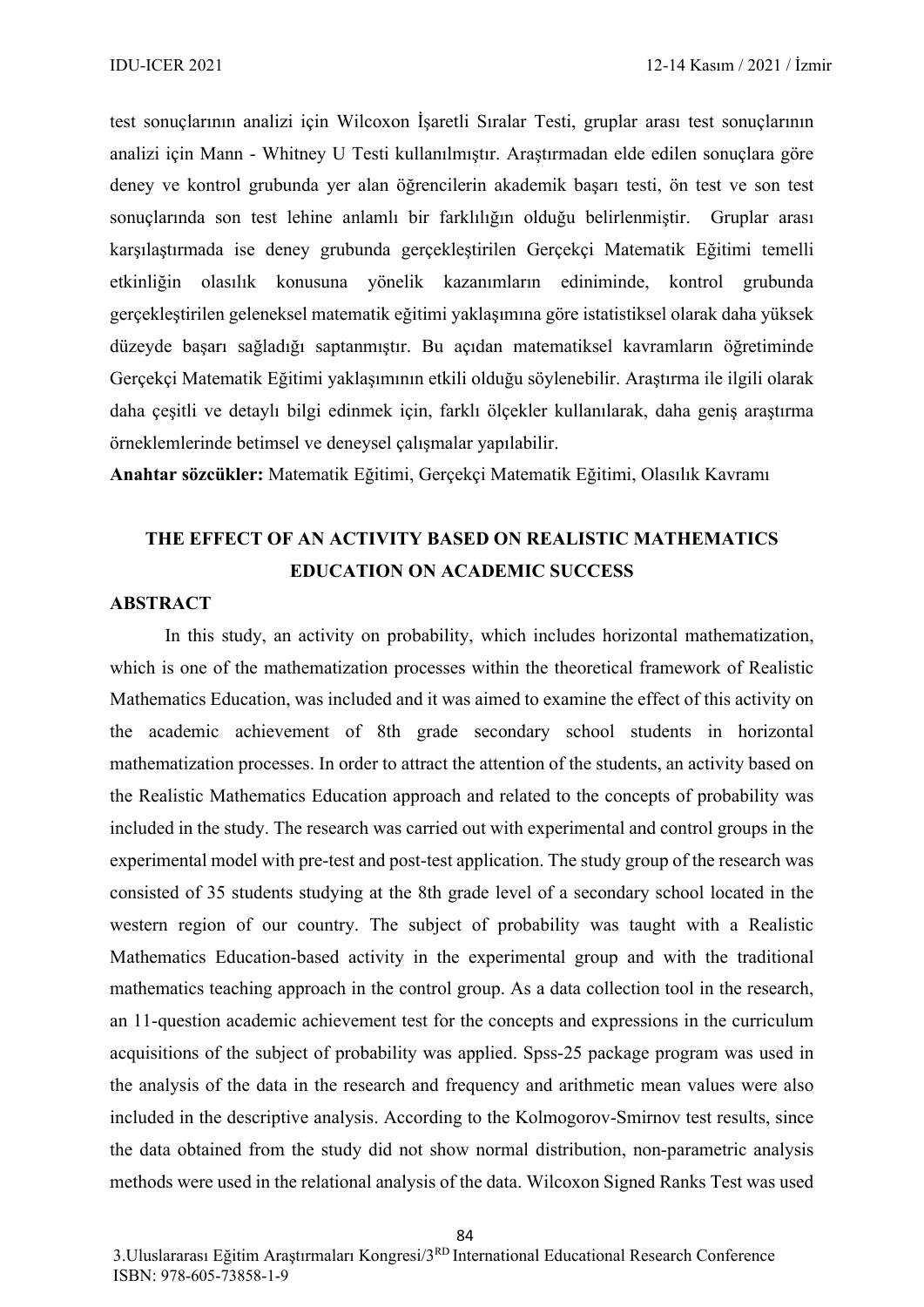test sonuçlarının analizi için Wilcoxon İşaretli Sıralar Testi, gruplar arası test sonuçlarının analizi için Mann - Whitney U Testi kullanılmıştır. Araştırmadan elde edilen sonuçlara göre deney ve kontrol grubunda yer alan öğrencilerin akademik başarı testi, ön test ve son test sonuçlarında son test lehine anlamlı bir farklılığın olduğu belirlenmiştir. Gruplar arası karşılaştırmada ise deney grubunda gerçekleştirilen Gerçekçi Matematik Eğitimi temelli etkinliğin olasılık konusuna yönelik kazanımların ediniminde, kontrol grubunda gerçekleştirilen geleneksel matematik eğitimi yaklaşımına göre istatistiksel olarak daha yüksek düzeyde başarı sağladığı saptanmıştır. Bu açıdan matematiksel kavramların öğretiminde Gerçekçi Matematik Eğitimi yaklaşımının etkili olduğu söylenebilir. Araştırma ile ilgili olarak daha çeşitli ve detaylı bilgi edinmek için, farklı ölçekler kullanılarak, daha geniş araştırma örneklemlerinde betimsel ve deneysel çalışmalar yapılabilir.

**Anahtar sözcükler:** Matematik Eğitimi, Gerçekçi Matematik Eğitimi, Olasılık Kavramı

## THE EFFECT OF AN ACTIVITY BASED ON REALISTIC MATHEMATICS EDUCATION ON ACADEMIC SUCCESS

**ABSTRACT**

In this study, an activity on probability, which includes horizontal mathematization, which is one of the mathematization processes within the theoretical framework of Realistic Mathematics Education, was included and it was aimed to examine the effect of this activity on the academic achievement of 8th grade secondary school students in horizontal mathematization processes. In order to attract the attention of the students, an activity based on the Realistic Mathematics Education approach and related to the concepts of probability was included in the study. The research was carried out with experimental and control groups in the experimental model with pre-test and post-test application. The study group of the research was consisted of 35 students studying at the 8th grade level of a secondary school located in the western region of our country. The subject of probability was taught with a Realistic Mathematics Education-based activity in the experimental group and with the traditional mathematics teaching approach in the control group. As a data collection tool in the research, an 11-question academic achievement test for the concepts and expressions in the curriculum acquisitions of the subject of probability was applied. Spss-25 package program was used in the analysis of the data in the research and frequency and arithmetic mean values were also included in the descriptive analysis. According to the Kolmogorov-Smirnov test results, since the data obtained from the study did not show normal distribution, non-parametric analysis methods were used in the relational analysis of the data. Wilcoxon Signed Ranks Test was used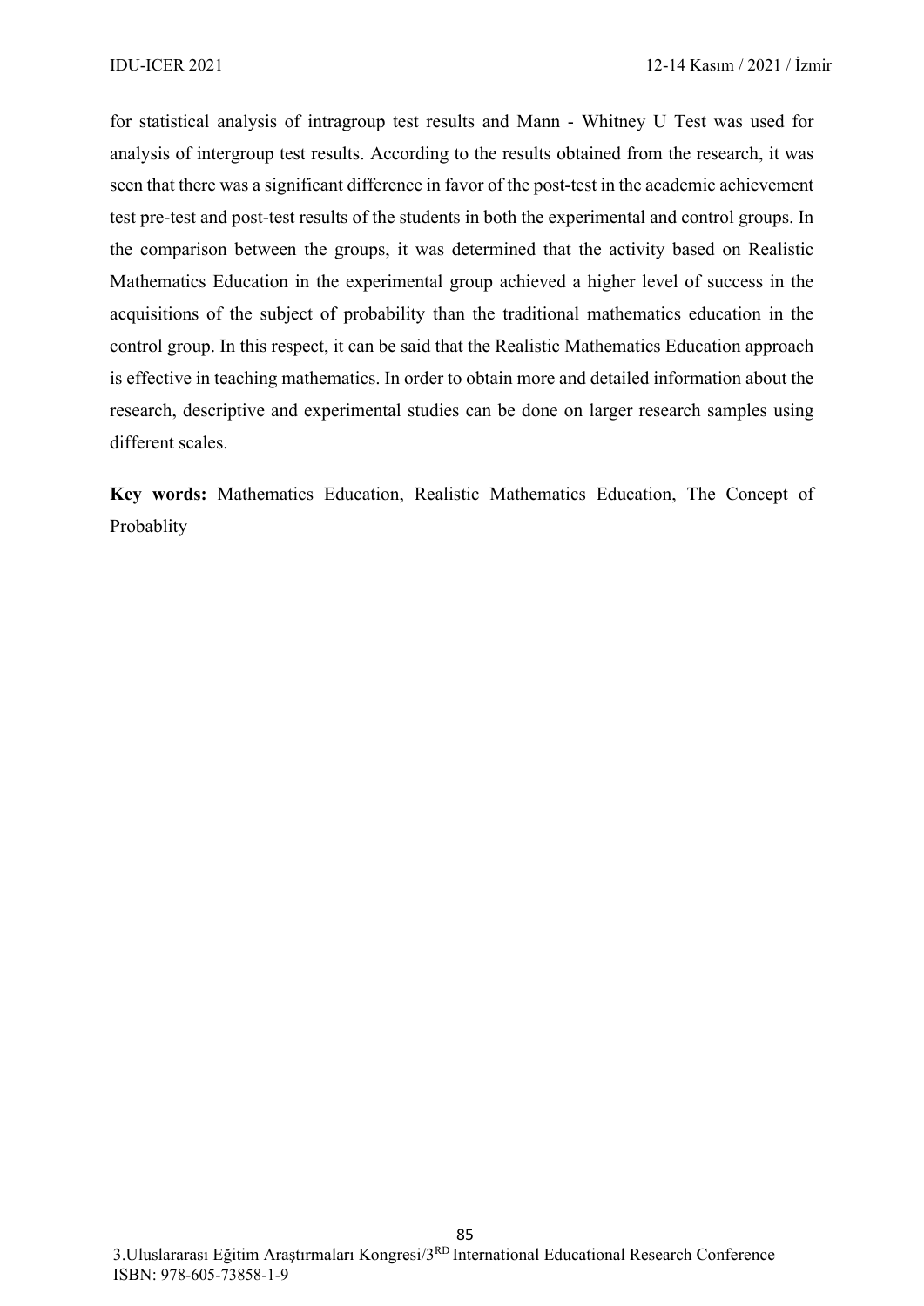for statistical analysis of intragroup test results and Mann - Whitney U Test was used for analysis of intergroup test results. According to the results obtained from the research, it was seen that there was a significant difference in favor of the post-test in the academic achievement test pre-test and post-test results of the students in both the experimental and control groups. In the comparison between the groups, it was determined that the activity based on Realistic Mathematics Education in the experimental group achieved a higher level of success in the acquisitions of the subject of probability than the traditional mathematics education in the control group. In this respect, it can be said that the Realistic Mathematics Education approach is effective in teaching mathematics. In order to obtain more and detailed information about the research, descriptive and experimental studies can be done on larger research samples using different scales.

**Key words:** Mathematics Education, Realistic Mathematics Education, The Concept of Probablity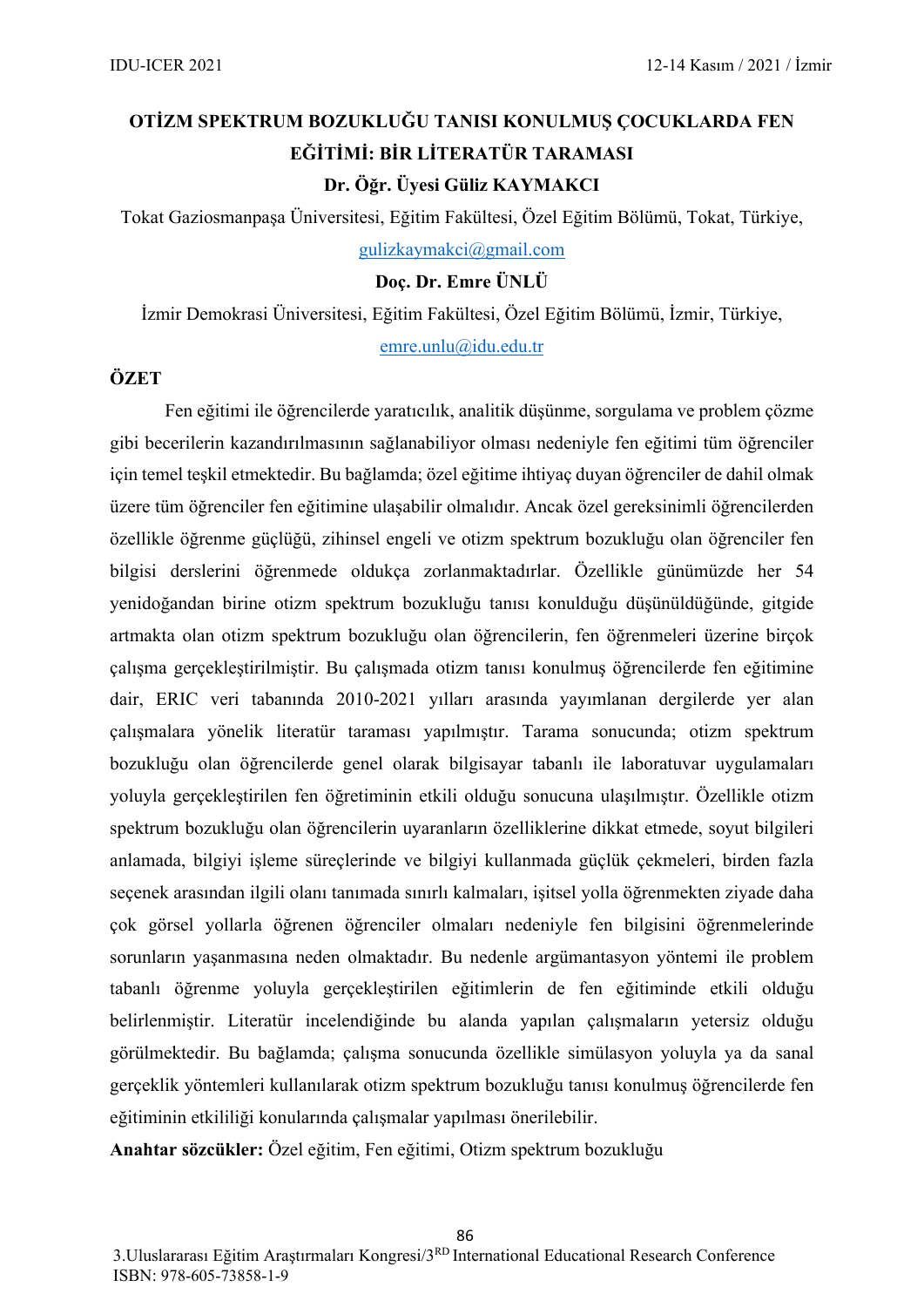# OTİZM SPEKTRUM BOZUKLUĞU TANISI KONULMUŞ ÇOCUKLARDA FEN EĞİTİMİ: BİR LİTERATÜR TARAMASI

**Dr. Öğr. Üyesi Güliz KAYMAKCI**

Tokat Gaziosmanpaşa Üniversitesi, Eğitim Fakültesi, Özel Eğitim Bölümü, Tokat, Türkiye,

gulizkaymakci@gmail.com

**Doç. Dr. Emre ÜNLÜ**

İzmir Demokrasi Üniversitesi, Eğitim Fakültesi, Özel Eğitim Bölümü, İzmir, Türkiye,

emre.unlu@idu.edu.tr

## ÖZET

Fen eğitimi ile öğrencilerde yaratıcılık, analitik düşünme, sorgulama ve problem çözme gibi becerilerin kazandırılmasının sağlanabiliyor olması nedeniyle fen eğitimi tüm öğrenciler için temel teşkil etmektedir. Bu bağlamda; özel eğitime ihtiyaç duyan öğrenciler de dahil olmak üzere tüm öğrenciler fen eğitimine ulaşabilir olmalıdır. Ancak özel gereksinimli öğrencilerden özellikle öğrenme güçlüğü, zihinsel engeli ve otizm spektrum bozukluğu olan öğrenciler fen bilgisi derslerini öğrenmede oldukça zorlanmaktadırlar. Özellikle günümüzde her 54 yenidoğandan birine otizm spektrum bozukluğu tanısı konulduğu düşünüldüğünde, gitgide artmakta olan otizm spektrum bozukluğu olan öğrencilerin, fen öğrenmeleri üzerine birçok çalışma gerçekleştirilmiştir. Bu çalışmada otizm tanısı konulmuş öğrencilerde fen eğitimine dair, ERIC veri tabanında 2010-2021 yılları arasında yayımlanan dergilerde yer alan çalışmalara yönelik literatür taraması yapılmıştır. Tarama sonucunda; otizm spektrum bozukluğu olan öğrencilerde genel olarak bilgisayar tabanlı ile laboratuvar uygulamaları yoluyla gerçekleştirilen fen öğretiminin etkili olduğu sonucuna ulaşılmıştır. Özellikle otizm spektrum bozukluğu olan öğrencilerin uyaranların özelliklerine dikkat etmede, soyut bilgileri anlamada, bilgiyi işleme süreçlerinde ve bilgiyi kullanmada güçlük çekmeleri, birden fazla seçenek arasından ilgili olanı tanımada sınırlı kalmaları, işitsel yolla öğrenmekten ziyade daha çok görsel yollarla öğrenen öğrenciler olmaları nedeniyle fen bilgisini öğrenmelerinde sorunların yaşanmasına neden olmaktadır. Bu nedenle argümantasyon yöntemi ile problem tabanlı öğrenme yoluyla gerçekleştirilen eğitimlerin de fen eğitiminde etkili olduğu belirlenmiştir. Literatür incelendiğinde bu alanda yapılan çalışmaların yetersiz olduğu görülmektedir. Bu bağlamda; çalışma sonucunda özellikle simülasyon yoluyla ya da sanal gerçeklik yöntemleri kullanılarak otizm spektrum bozukluğu tanısı konulmuş öğrencilerde fen eğitiminin etkililiği konularında çalışmalar yapılması önerilebilir.

**Anahtar sözcükler:** Özel eğitim, Fen eğitimi, Otizm spektrum bozukluğu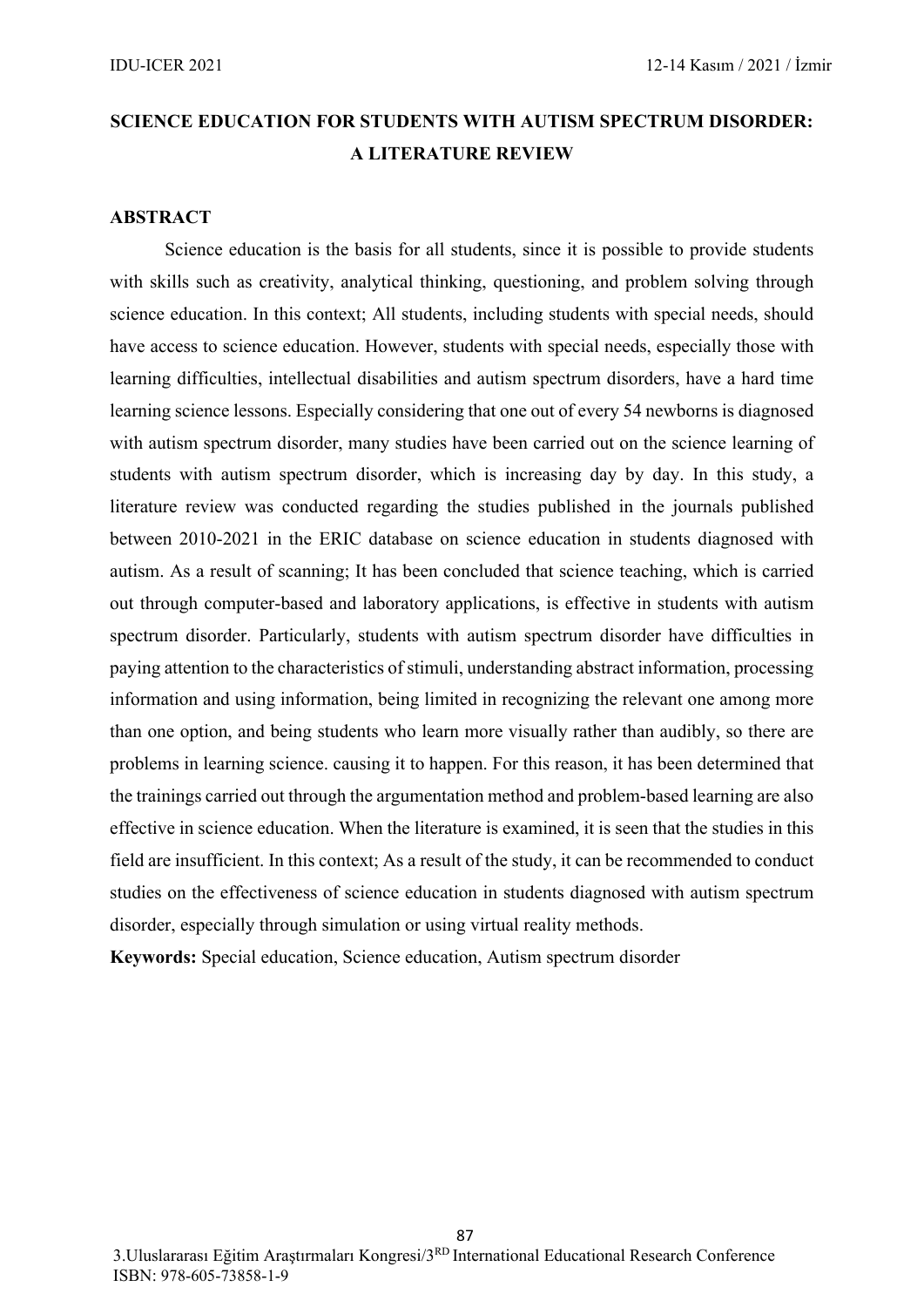# SCIENCE EDUCATION FOR STUDENTS WITH AUTISM SPECTRUM DISORDER: A LITERATURE REVIEW

## ABSTRACT

Science education is the basis for all students, since it is possible to provide students with skills such as creativity, analytical thinking, questioning, and problem solving through science education. In this context; All students, including students with special needs, should have access to science education. However, students with special needs, especially those with learning difficulties, intellectual disabilities and autism spectrum disorders, have a hard time learning science lessons. Especially considering that one out of every 54 newborns is diagnosed with autism spectrum disorder, many studies have been carried out on the science learning of students with autism spectrum disorder, which is increasing day by day. In this study, a literature review was conducted regarding the studies published in the journals published between 2010-2021 in the ERIC database on science education in students diagnosed with autism. As a result of scanning; It has been concluded that science teaching, which is carried out through computer-based and laboratory applications, is effective in students with autism spectrum disorder. Particularly, students with autism spectrum disorder have difficulties in paying attention to the characteristics of stimuli, understanding abstract information, processing information and using information, being limited in recognizing the relevant one among more than one option, and being students who learn more visually rather than audibly, so there are problems in learning science. causing it to happen. For this reason, it has been determined that the trainings carried out through the argumentation method and problem-based learning are also effective in science education. When the literature is examined, it is seen that the studies in this field are insufficient. In this context; As a result of the study, it can be recommended to conduct studies on the effectiveness of science education in students diagnosed with autism spectrum disorder, especially through simulation or using virtual reality methods.

**Keywords:** Special education, Science education, Autism spectrum disorder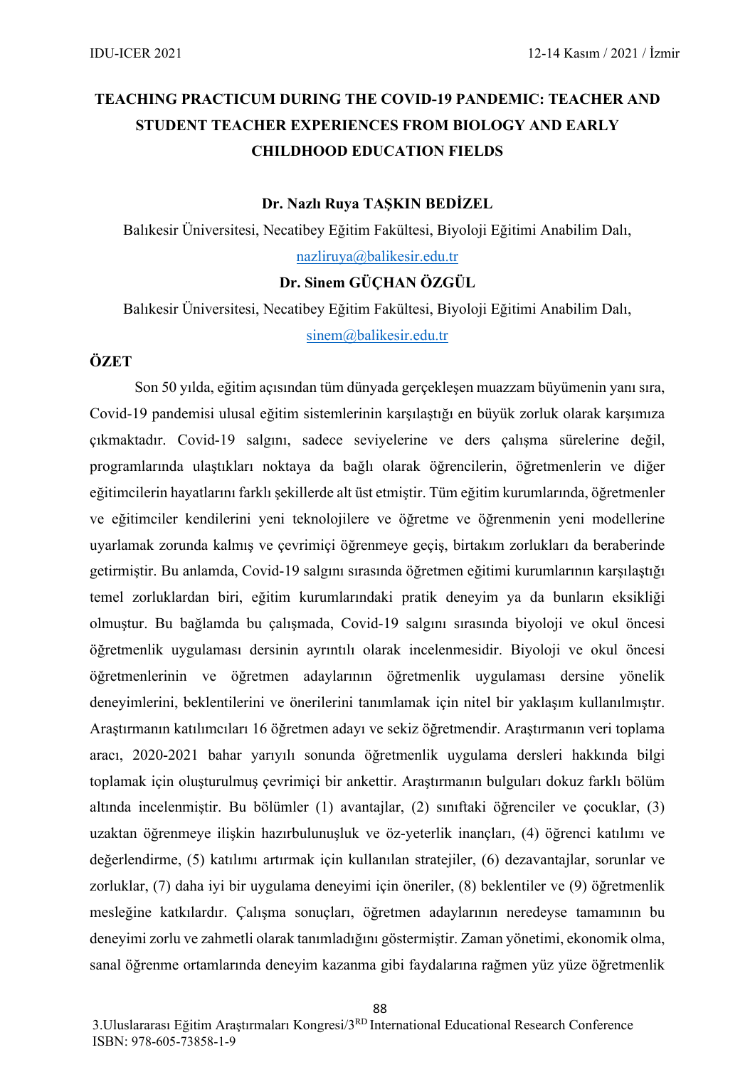# TEACHING PRACTICUM DURING THE COVID-19 PANDEMIC: TEACHER AND STUDENT TEACHER EXPERIENCES FROM BIOLOGY AND EARLY CHILDHOOD EDUCATION FIELDS

**Dr. Nazlı Ruya TAŞKIN BEDİZEL**

Balıkesir Üniversitesi, Necatibey Eğitim Fakültesi, Biyoloji Eğitimi Anabilim Dalı,

nazliruya@balikesir.edu.tr

**Dr. Sinem GÜÇHAN ÖZGÜL**

Balıkesir Üniversitesi, Necatibey Eğitim Fakültesi, Biyoloji Eğitimi Anabilim Dalı,

sinem@balikesir.edu.tr

## ÖZET

Son 50 yılda, eğitim açısından tüm dünyada gerçekleşen muazzam büyümenin yanı sıra, Covid-19 pandemisi ulusal eğitim sistemlerinin karşılaştığı en büyük zorluk olarak karşımıza çıkmaktadır. Covid-19 salgını, sadece seviyelerine ve ders çalışma sürelerine değil, programlarında ulaştıkları noktaya da bağlı olarak öğrencilerin, öğretmenlerin ve diğer eğitimcilerin hayatlarını farklı şekillerde alt üst etmiştir. Tüm eğitim kurumlarında, öğretmenler ve eğitimciler kendilerini yeni teknolojilere ve öğretme ve öğrenmenin yeni modellerine uyarlamak zorunda kalmış ve çevrimiçi öğrenmeye geçiş, birtakım zorlukları da beraberinde getirmiştir. Bu anlamda, Covid-19 salgını sırasında öğretmen eğitimi kurumlarının karşılaştığı temel zorluklardan biri, eğitim kurumlarındaki pratik deneyim ya da bunların eksikliği olmuştur. Bu bağlamda bu çalışmada, Covid-19 salgını sırasında biyoloji ve okul öncesi öğretmenlik uygulaması dersinin ayrıntılı olarak incelenmesidir. Biyoloji ve okul öncesi öğretmenlerinin ve öğretmen adaylarının öğretmenlik uygulaması dersine yönelik deneyimlerini, beklentilerini ve önerilerini tanımlamak için nitel bir yaklaşım kullanılmıştır. Araştırmanın katılımcıları 16 öğretmen adayı ve sekiz öğretmendir. Araştırmanın veri toplama aracı, 2020-2021 bahar yarıyılı sonunda öğretmenlik uygulama dersleri hakkında bilgi toplamak için oluşturulmuş çevrimiçi bir ankettir. Araştırmanın bulguları dokuz farklı bölüm altında incelenmiştir. Bu bölümler (1) avantajlar, (2) sınıftaki öğrenciler ve çocuklar, (3) uzaktan öğrenmeye ilişkin hazırbulunuşluk ve öz-yeterlik inançları, (4) öğrenci katılımı ve değerlendirme, (5) katılımı artırmak için kullanılan stratejiler, (6) dezavantajlar, sorunlar ve zorluklar, (7) daha iyi bir uygulama deneyimi için öneriler, (8) beklentiler ve (9) öğretmenlik mesleğine katkılardır. Çalışma sonuçları, öğretmen adaylarının neredeyse tamamının bu deneyimi zorlu ve zahmetli olarak tanımladığını göstermiştir. Zaman yönetimi, ekonomik olma, sanal öğrenme ortamlarında deneyim kazanma gibi faydalarına rağmen yüz yüze öğretmenlik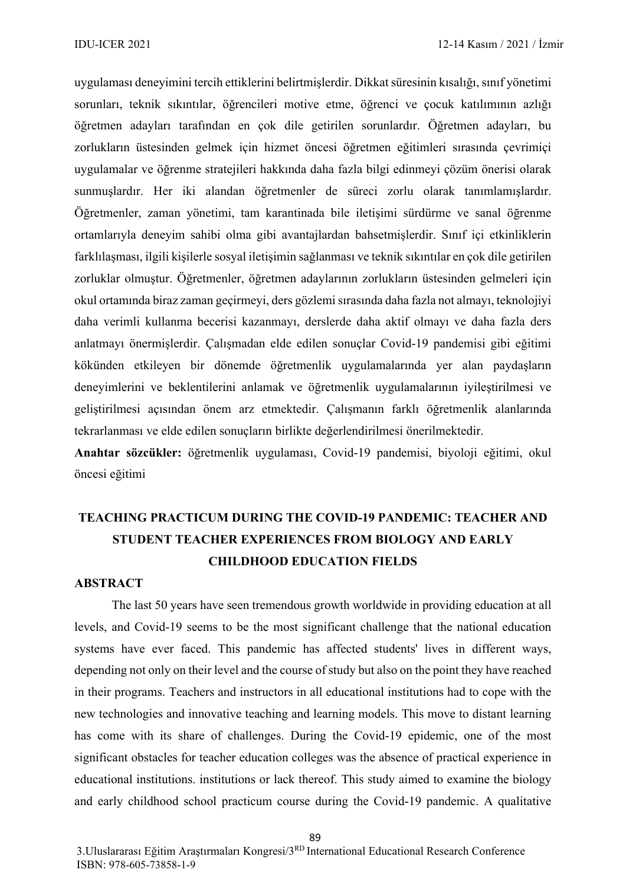uygulaması deneyimini tercih ettiklerini belirtmişlerdir. Dikkat süresinin kısalığı, sınıf yönetimi sorunları, teknik sıkıntılar, öğrencileri motive etme, öğrenci ve çocuk katılımının azlığı öğretmen adayları tarafından en çok dile getirilen sorunlardır. Öğretmen adayları, bu zorlukların üstesinden gelmek için hizmet öncesi öğretmen eğitimleri sırasında çevrimiçi uygulamalar ve öğrenme stratejileri hakkında daha fazla bilgi edinmeyi çözüm önerisi olarak sunmuşlardır. Her iki alandan öğretmenler de süreci zorlu olarak tanımlamışlardır. Öğretmenler, zaman yönetimi, tam karantinada bile iletişimi sürdürme ve sanal öğrenme ortamlarıyla deneyim sahibi olma gibi avantajlardan bahsetmişlerdir. Sınıf içi etkinliklerin farklılaşması, ilgili kişilerle sosyal iletişimin sağlanması ve teknik sıkıntılar en çok dile getirilen zorluklar olmuştur. Öğretmenler, öğretmen adaylarının zorlukların üstesinden gelmeleri için okul ortamında biraz zaman geçirmeyi, ders gözlemi sırasında daha fazla not almayı, teknolojiyi daha verimli kullanma becerisi kazanmayı, derslerde daha aktif olmayı ve daha fazla ders anlatmayı önermişlerdir. Çalışmadan elde edilen sonuçlar Covid-19 pandemisi gibi eğitimi kökünden etkileyen bir dönemde öğretmenlik uygulamalarında yer alan paydaşların deneyimlerini ve beklentilerini anlamak ve öğretmenlik uygulamalarının iyileştirilmesi ve geliştirilmesi açısından önem arz etmektedir. Çalışmanın farklı öğretmenlik alanlarında tekrarlanması ve elde edilen sonuçların birlikte değerlendirilmesi önerilmektedir.

**Anahtar sözcükler:** öğretmenlik uygulaması, Covid-19 pandemisi, biyoloji eğitimi, okul öncesi eğitimi

## TEACHING PRACTICUM DURING THE COVID-19 PANDEMIC: TEACHER AND STUDENT TEACHER EXPERIENCES FROM BIOLOGY AND EARLY CHILDHOOD EDUCATION FIELDS

### ABSTRACT

The last 50 years have seen tremendous growth worldwide in providing education at all levels, and Covid-19 seems to be the most significant challenge that the national education systems have ever faced. This pandemic has affected students' lives in different ways, depending not only on their level and the course of study but also on the point they have reached in their programs. Teachers and instructors in all educational institutions had to cope with the new technologies and innovative teaching and learning models. This move to distant learning has come with its share of challenges. During the Covid-19 epidemic, one of the most significant obstacles for teacher education colleges was the absence of practical experience in educational institutions. institutions or lack thereof. This study aimed to examine the biology and early childhood school practicum course during the Covid-19 pandemic. A qualitative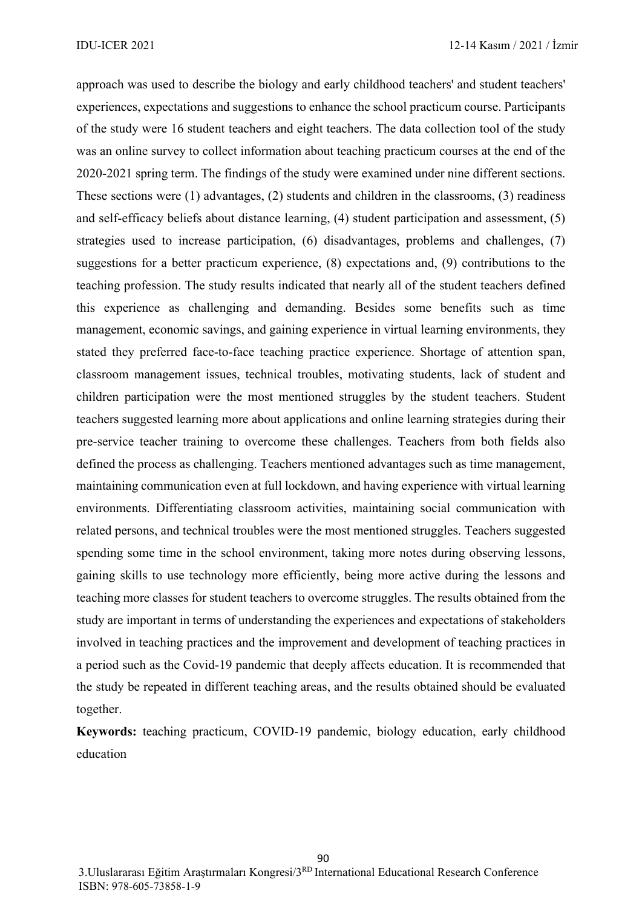approach was used to describe the biology and early childhood teachers' and student teachers' experiences, expectations and suggestions to enhance the school practicum course. Participants of the study were 16 student teachers and eight teachers. The data collection tool of the study was an online survey to collect information about teaching practicum courses at the end of the 2020-2021 spring term. The findings of the study were examined under nine different sections. These sections were (1) advantages, (2) students and children in the classrooms, (3) readiness and self-efficacy beliefs about distance learning, (4) student participation and assessment, (5) strategies used to increase participation, (6) disadvantages, problems and challenges, (7) suggestions for a better practicum experience, (8) expectations and, (9) contributions to the teaching profession. The study results indicated that nearly all of the student teachers defined this experience as challenging and demanding. Besides some benefits such as time management, economic savings, and gaining experience in virtual learning environments, they stated they preferred face-to-face teaching practice experience. Shortage of attention span, classroom management issues, technical troubles, motivating students, lack of student and children participation were the most mentioned struggles by the student teachers. Student teachers suggested learning more about applications and online learning strategies during their pre-service teacher training to overcome these challenges. Teachers from both fields also defined the process as challenging. Teachers mentioned advantages such as time management, maintaining communication even at full lockdown, and having experience with virtual learning environments. Differentiating classroom activities, maintaining social communication with related persons, and technical troubles were the most mentioned struggles. Teachers suggested spending some time in the school environment, taking more notes during observing lessons, gaining skills to use technology more efficiently, being more active during the lessons and teaching more classes for student teachers to overcome struggles. The results obtained from the study are important in terms of understanding the experiences and expectations of stakeholders involved in teaching practices and the improvement and development of teaching practices in a period such as the Covid-19 pandemic that deeply affects education. It is recommended that the study be repeated in different teaching areas, and the results obtained should be evaluated together.

**Keywords:** teaching practicum, COVID-19 pandemic, biology education, early childhood education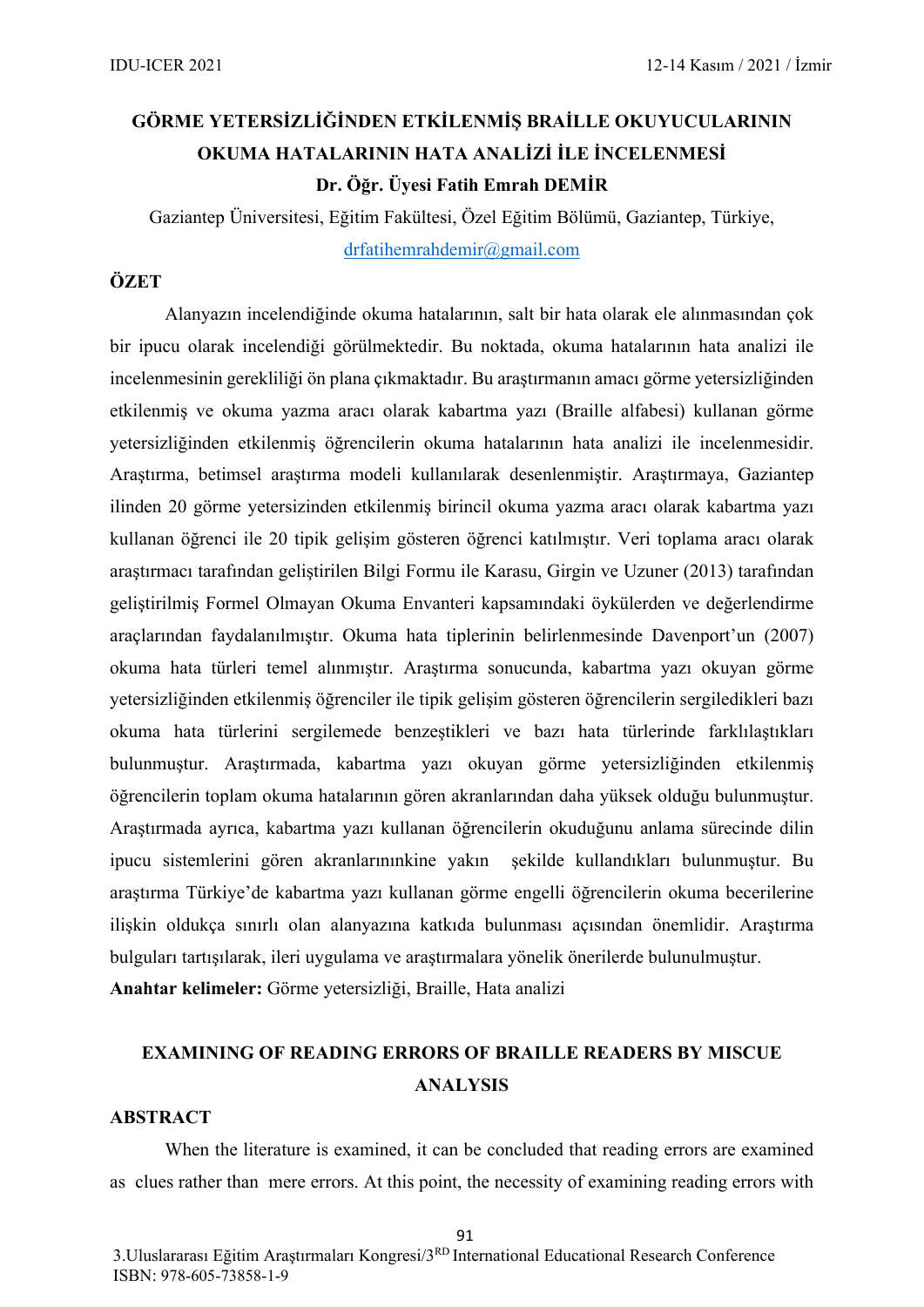# GÖRME YETERSİZLİĞİNDEN ETKİLENMİŞ BRAİLLE OKUYUCULARININ OKUMA HATALARININ HATA ANALİZİ İLE İNCELENMESİ

**Dr. Öğr. Üyesi Fatih Emrah DEMİR**

Gaziantep Üniversitesi, Eğitim Fakültesi, Özel Eğitim Bölümü, Gaziantep, Türkiye, drfatihemrahdemir@gmail.com

## ÖZET

Alanyazın incelendiğinde okuma hatalarının, salt bir hata olarak ele alınmasından çok bir ipucu olarak incelendiği görülmektedir. Bu noktada, okuma hatalarının hata analizi ile incelenmesinin gerekliliği ön plana çıkmaktadır. Bu araştırmanın amacı görme yetersizliğinden etkilenmiş ve okuma yazma aracı olarak kabartma yazı (Braille alfabesi) kullanan görme yetersizliğinden etkilenmiş öğrencilerin okuma hatalarının hata analizi ile incelenmesidir. Araştırma, betimsel araştırma modeli kullanılarak desenlenmiştir. Araştırmaya, Gaziantep ilinden 20 görme yetersizinden etkilenmiş birincil okuma yazma aracı olarak kabartma yazı kullanan öğrenci ile 20 tipik gelişim gösteren öğrenci katılmıştır. Veri toplama aracı olarak araştırmacı tarafından geliştirilen Bilgi Formu ile Karasu, Girgin ve Uzuner (2013) tarafından geliştirilmiş Formel Olmayan Okuma Envanteri kapsamındaki öykülerden ve değerlendirme araçlarından faydalanılmıştır. Okuma hata tiplerinin belirlenmesinde Davenport'un (2007) okuma hata türleri temel alınmıştır. Araştırma sonucunda, kabartma yazı okuyan görme yetersizliğinden etkilenmiş öğrenciler ile tipik gelişim gösteren öğrencilerin sergiledikleri bazı okuma hata türlerini sergilemede benzeştikleri ve bazı hata türlerinde farklılaştıkları bulunmuştur. Araştırmada, kabartma yazı okuyan görme yetersizliğinden etkilenmiş öğrencilerin toplam okuma hatalarının gören akranlarından daha yüksek olduğu bulunmuştur. Araştırmada ayrıca, kabartma yazı kullanan öğrencilerin okuduğunu anlama sürecinde dilin ipucu sistemlerini gören akranlarınınkine yakın şekilde kullandıkları bulunmuştur. Bu araştırma Türkiye'de kabartma yazı kullanan görme engelli öğrencilerin okuma becerilerine ilişkin oldukça sınırlı olan alanyazına katkıda bulunması açısından önemlidir. Araştırma bulguları tartışılarak, ileri uygulama ve araştırmalara yönelik önerilerde bulunulmuştur.

**Anahtar kelimeler:** Görme yetersizliği, Braille, Hata analizi

# EXAMINING OF READING ERRORS OF BRAILLE READERS BY MISCUE ANALYSIS

## ABSTRACT

When the literature is examined, it can be concluded that reading errors are examined as clues rather than mere errors. At this point, the necessity of examining reading errors with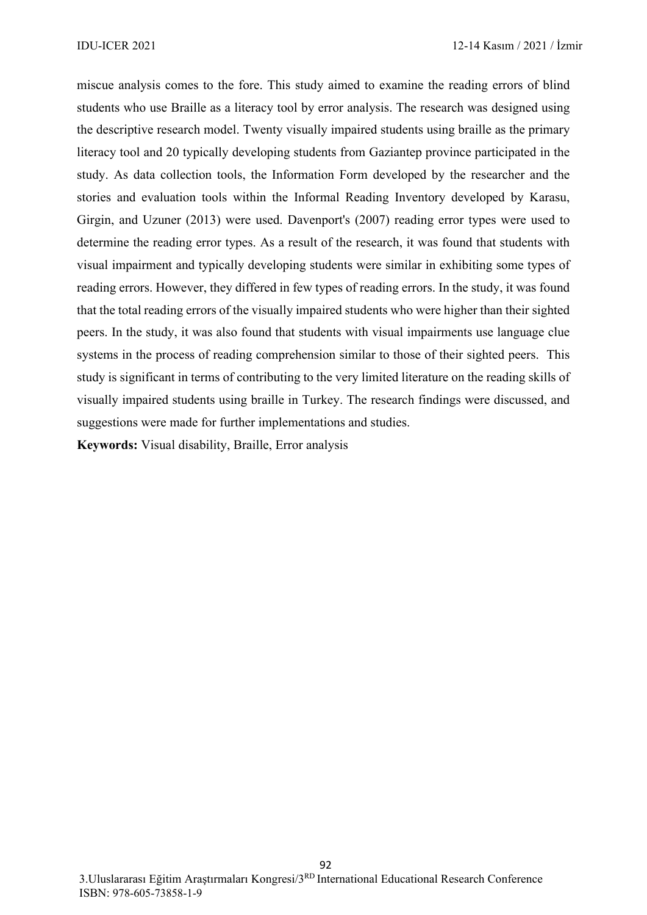miscue analysis comes to the fore. This study aimed to examine the reading errors of blind students who use Braille as a literacy tool by error analysis. The research was designed using the descriptive research model. Twenty visually impaired students using braille as the primary literacy tool and 20 typically developing students from Gaziantep province participated in the study. As data collection tools, the Information Form developed by the researcher and the stories and evaluation tools within the Informal Reading Inventory developed by Karasu, Girgin, and Uzuner (2013) were used. Davenport's (2007) reading error types were used to determine the reading error types. As a result of the research, it was found that students with visual impairment and typically developing students were similar in exhibiting some types of reading errors. However, they differed in few types of reading errors. In the study, it was found that the total reading errors of the visually impaired students who were higher than their sighted peers. In the study, it was also found that students with visual impairments use language clue systems in the process of reading comprehension similar to those of their sighted peers. This study is significant in terms of contributing to the very limited literature on the reading skills of visually impaired students using braille in Turkey. The research findings were discussed, and suggestions were made for further implementations and studies.

**Keywords:** Visual disability, Braille, Error analysis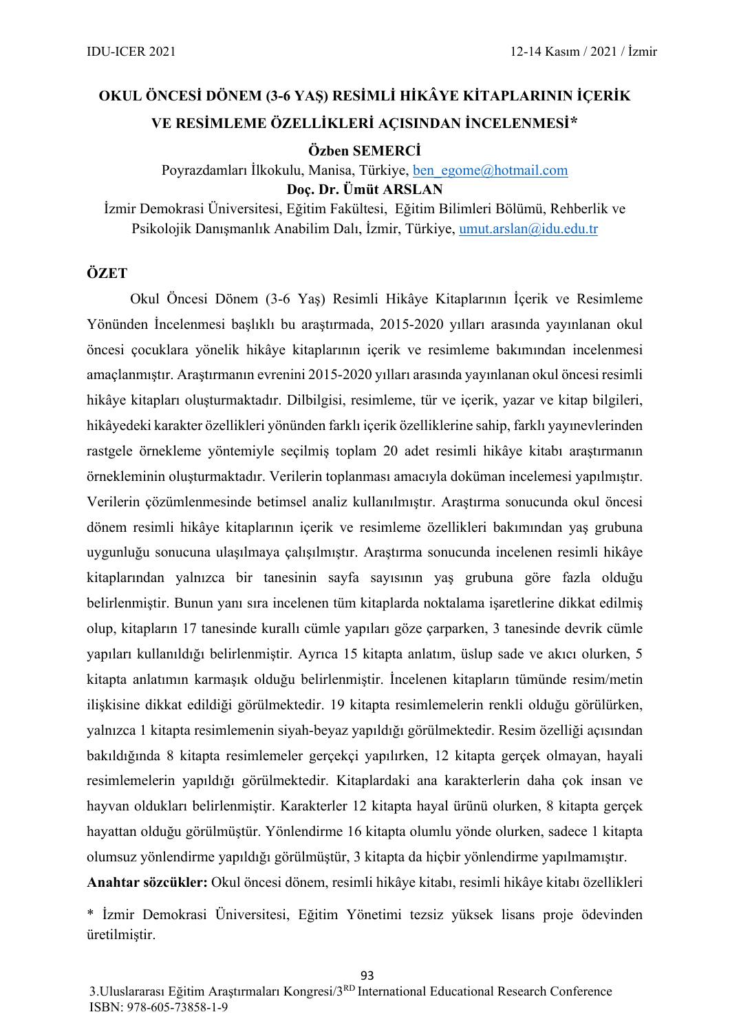# OKUL ÖNCESİ DÖNEM (3-6 YAŞ) RESİMLİ HİKÂYE KİTAPLARININ İÇERİK VE RESİMLEME ÖZELLİKLERİ AÇISINDAN İNCELENMESİ*

**Özben SEMERCİ**

Poyrazdamları İlkokulu, Manisa, Türkiye, ben_egome@hotmail.com

**Doç. Dr. Ümüt ARSLAN**

İzmir Demokrasi Üniversitesi, Eğitim Fakültesi, Eğitim Bilimleri Bölümü, Rehberlik ve Psikolojik Danışmanlık Anabilim Dalı, İzmir, Türkiye, umut.arslan@idu.edu.tr

## ÖZET

Okul Öncesi Dönem (3-6 Yaş) Resimli Hikâye Kitaplarının İçerik ve Resimleme Yönünden İncelenmesi başlıklı bu araştırmada, 2015-2020 yılları arasında yayınlanan okul öncesi çocuklara yönelik hikâye kitaplarının içerik ve resimleme bakımından incelenmesi amaçlanmıştır. Araştırmanın evrenini 2015-2020 yılları arasında yayınlanan okul öncesi resimli hikâye kitapları oluşturmaktadır. Dilbilgisi, resimleme, tür ve içerik, yazar ve kitap bilgileri, hikâyedeki karakter özellikleri yönünden farklı içerik özelliklerine sahip, farklı yayınevlerinden rastgele örnekleme yöntemiyle seçilmiş toplam 20 adet resimli hikâye kitabı araştırmanın örnekleminin oluşturmaktadır. Verilerin toplanması amacıyla doküman incelemesi yapılmıştır. Verilerin çözümlenmesinde betimsel analiz kullanılmıştır. Araştırma sonucunda okul öncesi dönem resimli hikâye kitaplarının içerik ve resimleme özellikleri bakımından yaş grubuna uygunluğu sonucuna ulaşılmaya çalışılmıştır. Araştırma sonucunda incelenen resimli hikâye kitaplarından yalnızca bir tanesinin sayfa sayısının yaş grubuna göre fazla olduğu belirlenmiştir. Bunun yanı sıra incelenen tüm kitaplarda noktalama işaretlerine dikkat edilmiş olup, kitapların 17 tanesinde kurallı cümle yapıları göze çarparken, 3 tanesinde devrik cümle yapıları kullanıldığı belirlenmiştir. Ayrıca 15 kitapta anlatım, üslup sade ve akıcı olurken, 5 kitapta anlatımın karmaşık olduğu belirlenmiştir. İncelenen kitapların tümünde resim/metin ilişkisine dikkat edildiği görülmektedir. 19 kitapta resimlemelerin renkli olduğu görülürken, yalnızca 1 kitapta resimlemenin siyah-beyaz yapıldığı görülmektedir. Resim özelliği açısından bakıldığında 8 kitapta resimlemeler gerçekçi yapılırken, 12 kitapta gerçek olmayan, hayali resimlemelerin yapıldığı görülmektedir. Kitaplardaki ana karakterlerin daha çok insan ve hayvan oldukları belirlenmiştir. Karakterler 12 kitapta hayal ürünü olurken, 8 kitapta gerçek hayattan olduğu görülmüştür. Yönlendirme 16 kitapta olumlu yönde olurken, sadece 1 kitapta olumsuz yönlendirme yapıldığı görülmüştür, 3 kitapta da hiçbir yönlendirme yapılmamıştır.

**Anahtar sözcükler:** Okul öncesi dönem, resimli hikâye kitabı, resimli hikâye kitabı özellikleri

* İzmir Demokrasi Üniversitesi, Eğitim Yönetimi tezsiz yüksek lisans proje ödevinden üretilmiştir.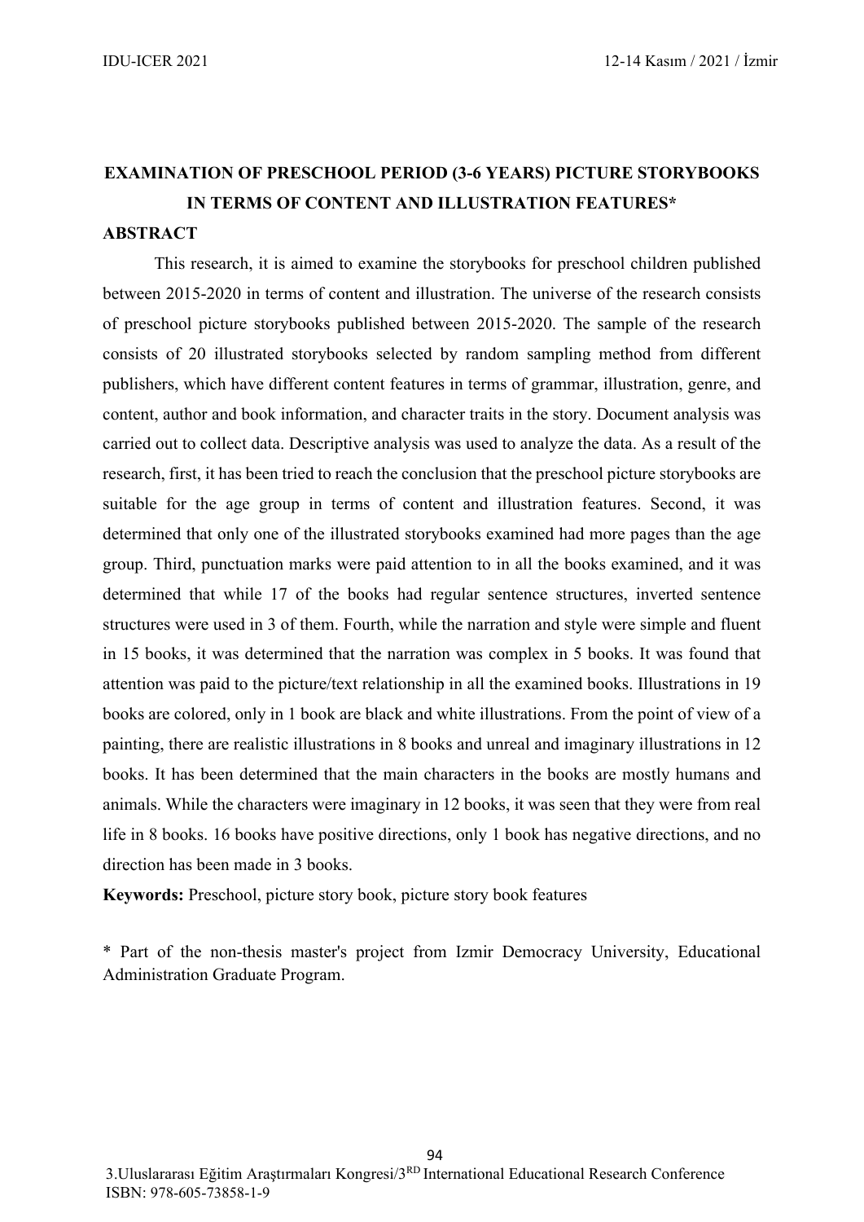# EXAMINATION OF PRESCHOOL PERIOD (3-6 YEARS) PICTURE STORYBOOKS IN TERMS OF CONTENT AND ILLUSTRATION FEATURES*

## ABSTRACT

This research, it is aimed to examine the storybooks for preschool children published between 2015-2020 in terms of content and illustration. The universe of the research consists of preschool picture storybooks published between 2015-2020. The sample of the research consists of 20 illustrated storybooks selected by random sampling method from different publishers, which have different content features in terms of grammar, illustration, genre, and content, author and book information, and character traits in the story. Document analysis was carried out to collect data. Descriptive analysis was used to analyze the data. As a result of the research, first, it has been tried to reach the conclusion that the preschool picture storybooks are suitable for the age group in terms of content and illustration features. Second, it was determined that only one of the illustrated storybooks examined had more pages than the age group. Third, punctuation marks were paid attention to in all the books examined, and it was determined that while 17 of the books had regular sentence structures, inverted sentence structures were used in 3 of them. Fourth, while the narration and style were simple and fluent in 15 books, it was determined that the narration was complex in 5 books. It was found that attention was paid to the picture/text relationship in all the examined books. Illustrations in 19 books are colored, only in 1 book are black and white illustrations. From the point of view of a painting, there are realistic illustrations in 8 books and unreal and imaginary illustrations in 12 books. It has been determined that the main characters in the books are mostly humans and animals. While the characters were imaginary in 12 books, it was seen that they were from real life in 8 books. 16 books have positive directions, only 1 book has negative directions, and no direction has been made in 3 books.

**Keywords:** Preschool, picture story book, picture story book features

* Part of the non-thesis master's project from Izmir Democracy University, Educational Administration Graduate Program.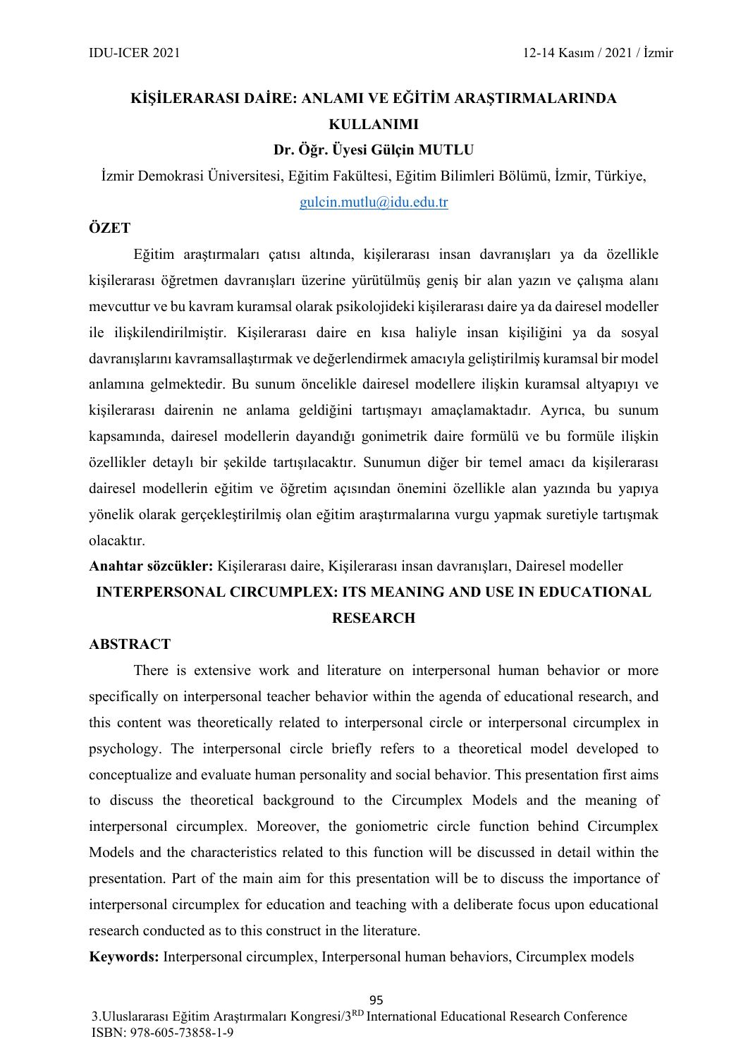# KİŞİLERARASI DAİRE: ANLAMI VE EĞİTİM ARAŞTIRMALARINDA KULLANIMI

**Dr. Öğr. Üyesi Gülçin MUTLU**

İzmir Demokrasi Üniversitesi, Eğitim Fakültesi, Eğitim Bilimleri Bölümü, İzmir, Türkiye, gulcin.mutlu@idu.edu.tr

## ÖZET

Eğitim araştırmaları çatısı altında, kişilerarası insan davranışları ya da özellikle kişilerarası öğretmen davranışları üzerine yürütülmüş geniş bir alan yazın ve çalışma alanı mevcuttur ve bu kavram kuramsal olarak psikolojideki kişilerarası daire ya da dairesel modeller ile ilişkilendirilmiştir. Kişilerarası daire en kısa haliyle insan kişiliğini ya da sosyal davranışlarını kavramsallaştırmak ve değerlendirmek amacıyla geliştirilmiş kuramsal bir model anlamına gelmektedir. Bu sunum öncelikle dairesel modellere ilişkin kuramsal altyapıyı ve kişilerarası dairenin ne anlama geldiğini tartışmayı amaçlamaktadır. Ayrıca, bu sunum kapsamında, dairesel modellerin dayandığı gonimetrik daire formülü ve bu formüle ilişkin özellikler detaylı bir şekilde tartışılacaktır. Sunumun diğer bir temel amacı da kişilerarası dairesel modellerin eğitim ve öğretim açısından önemini özellikle alan yazında bu yapıya yönelik olarak gerçekleştirilmiş olan eğitim araştırmalarına vurgu yapmak suretiyle tartışmak olacaktır.

**Anahtar sözcükler:** Kişilerarası daire, Kişilerarası insan davranışları, Dairesel modeller

# INTERPERSONAL CIRCUMPLEX: ITS MEANING AND USE IN EDUCATIONAL RESEARCH

## ABSTRACT

There is extensive work and literature on interpersonal human behavior or more specifically on interpersonal teacher behavior within the agenda of educational research, and this content was theoretically related to interpersonal circle or interpersonal circumplex in psychology. The interpersonal circle briefly refers to a theoretical model developed to conceptualize and evaluate human personality and social behavior. This presentation first aims to discuss the theoretical background to the Circumplex Models and the meaning of interpersonal circumplex. Moreover, the goniometric circle function behind Circumplex Models and the characteristics related to this function will be discussed in detail within the presentation. Part of the main aim for this presentation will be to discuss the importance of interpersonal circumplex for education and teaching with a deliberate focus upon educational research conducted as to this construct in the literature.

**Keywords:** Interpersonal circumplex, Interpersonal human behaviors, Circumplex models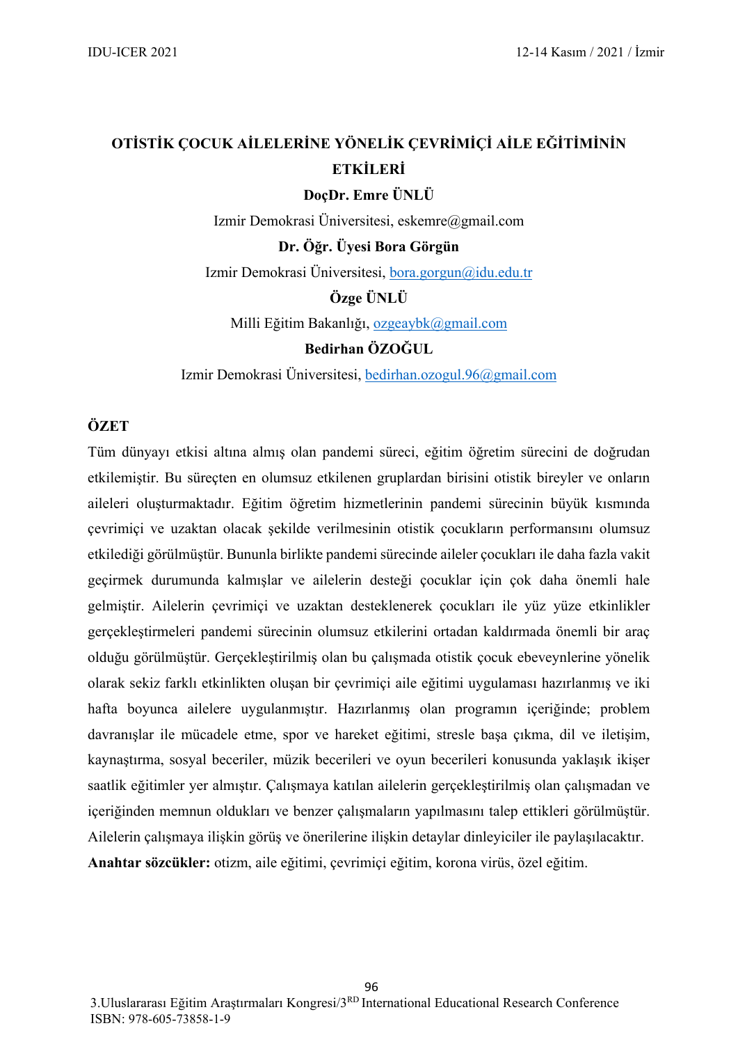# OTİSTİK ÇOCUK AİLELERİNE YÖNELİK ÇEVRİMİÇİ AİLE EĞİTİMİNİN ETKİLERİ

**DoçDr. Emre ÜNLÜ**

Izmir Demokrasi Üniversitesi, eskemre@gmail.com

**Dr. Öğr. Üyesi Bora Görgün**

Izmir Demokrasi Üniversitesi, bora.gorgun@idu.edu.tr

**Özge ÜNLÜ**

Milli Eğitim Bakanlığı, ozgeaybk@gmail.com

**Bedirhan ÖZOĞUL**

Izmir Demokrasi Üniversitesi, bedirhan.ozogul.96@gmail.com

## ÖZET

Tüm dünyayı etkisi altına almış olan pandemi süreci, eğitim öğretim sürecini de doğrudan etkilemiştir. Bu süreçten en olumsuz etkilenen gruplardan birisini otistik bireyler ve onların aileleri oluşturmaktadır. Eğitim öğretim hizmetlerinin pandemi sürecinin büyük kısmında çevrimiçi ve uzaktan olacak şekilde verilmesinin otistik çocukların performansını olumsuz etkilediği görülmüştür. Bununla birlikte pandemi sürecinde aileler çocukları ile daha fazla vakit geçirmek durumunda kalmışlar ve ailelerin desteği çocuklar için çok daha önemli hale gelmiştir. Ailelerin çevrimiçi ve uzaktan desteklenerek çocukları ile yüz yüze etkinlikler gerçekleştirmeleri pandemi sürecinin olumsuz etkilerini ortadan kaldırmada önemli bir araç olduğu görülmüştür. Gerçekleştirilmiş olan bu çalışmada otistik çocuk ebeveynlerine yönelik olarak sekiz farklı etkinlikten oluşan bir çevrimiçi aile eğitimi uygulaması hazırlanmış ve iki hafta boyunca ailelere uygulanmıştır. Hazırlanmış olan programın içeriğinde; problem davranışlar ile mücadele etme, spor ve hareket eğitimi, stresle başa çıkma, dil ve iletişim, kaynaştırma, sosyal beceriler, müzik becerileri ve oyun becerileri konusunda yaklaşık ikişer saatlik eğitimler yer almıştır. Çalışmaya katılan ailelerin gerçekleştirilmiş olan çalışmadan ve içeriğinden memnun oldukları ve benzer çalışmaların yapılmasını talep ettikleri görülmüştür. Ailelerin çalışmaya ilişkin görüş ve önerilerine ilişkin detaylar dinleyiciler ile paylaşılacaktır.

**Anahtar sözcükler:** otizm, aile eğitimi, çevrimiçi eğitim, korona virüs, özel eğitim.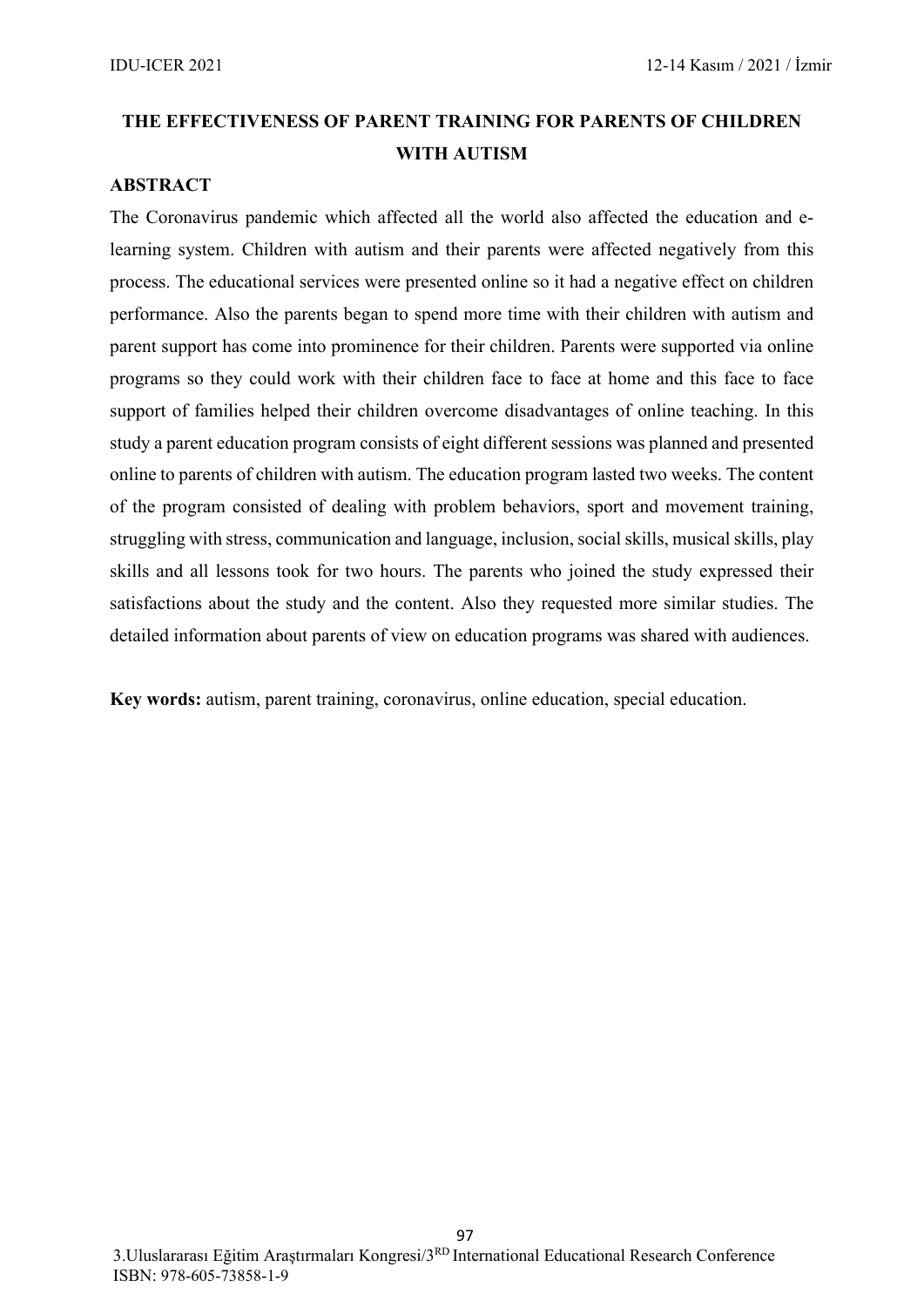# THE EFFECTIVENESS OF PARENT TRAINING FOR PARENTS OF CHILDREN WITH AUTISM

## ABSTRACT

The Coronavirus pandemic which affected all the world also affected the education and e-learning system. Children with autism and their parents were affected negatively from this process. The educational services were presented online so it had a negative effect on children performance. Also the parents began to spend more time with their children with autism and parent support has come into prominence for their children. Parents were supported via online programs so they could work with their children face to face at home and this face to face support of families helped their children overcome disadvantages of online teaching. In this study a parent education program consists of eight different sessions was planned and presented online to parents of children with autism. The education program lasted two weeks. The content of the program consisted of dealing with problem behaviors, sport and movement training, struggling with stress, communication and language, inclusion, social skills, musical skills, play skills and all lessons took for two hours. The parents who joined the study expressed their satisfactions about the study and the content. Also they requested more similar studies. The detailed information about parents of view on education programs was shared with audiences.

**Key words:** autism, parent training, coronavirus, online education, special education.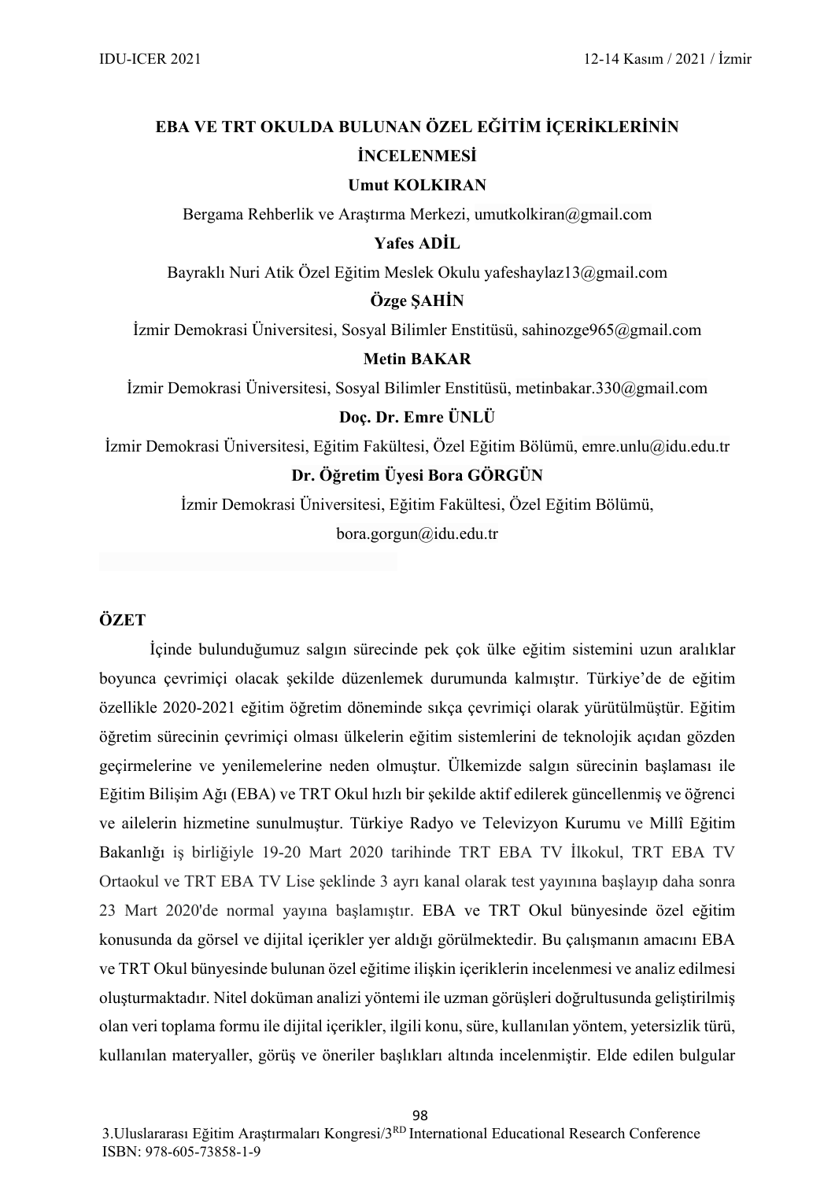# EBA VE TRT OKULDA BULUNAN ÖZEL EĞİTİM İÇERİKLERİNİN İNCELENMESİ

**Umut KOLKIRAN**

Bergama Rehberlik ve Araştırma Merkezi, umutkolkiran@gmail.com

**Yafes ADİL**

Bayraklı Nuri Atik Özel Eğitim Meslek Okulu yafeshaylaz13@gmail.com

**Özge ŞAHİN**

İzmir Demokrasi Üniversitesi, Sosyal Bilimler Enstitüsü, sahinozge965@gmail.com

**Metin BAKAR**

İzmir Demokrasi Üniversitesi, Sosyal Bilimler Enstitüsü, metinbakar.330@gmail.com

**Doç. Dr. Emre ÜNLÜ**

İzmir Demokrasi Üniversitesi, Eğitim Fakültesi, Özel Eğitim Bölümü, emre.unlu@idu.edu.tr

**Dr. Öğretim Üyesi Bora GÖRGÜN**

İzmir Demokrasi Üniversitesi, Eğitim Fakültesi, Özel Eğitim Bölümü, bora.gorgun@idu.edu.tr

## ÖZET

İçinde bulunduğumuz salgın sürecinde pek çok ülke eğitim sistemini uzun aralıklar boyunca çevrimiçi olacak şekilde düzenlemek durumunda kalmıştır. Türkiye'de de eğitim özellikle 2020-2021 eğitim öğretim döneminde sıkça çevrimiçi olarak yürütülmüştür. Eğitim öğretim sürecinin çevrimiçi olması ülkelerin eğitim sistemlerini de teknolojik açıdan gözden geçirmelerine ve yenilemelerine neden olmuştur. Ülkemizde salgın sürecinin başlaması ile Eğitim Bilişim Ağı (EBA) ve TRT Okul hızlı bir şekilde aktif edilerek güncellenmiş ve öğrenci ve ailelerin hizmetine sunulmuştur. Türkiye Radyo ve Televizyon Kurumu ve Millî Eğitim Bakanlığı iş birliğiyle 19-20 Mart 2020 tarihinde TRT EBA TV İlkokul, TRT EBA TV Ortaokul ve TRT EBA TV Lise şeklinde 3 ayrı kanal olarak test yayınına başlayıp daha sonra 23 Mart 2020'de normal yayına başlamıştır. EBA ve TRT Okul bünyesinde özel eğitim konusunda da görsel ve dijital içerikler yer aldığı görülmektedir. Bu çalışmanın amacını EBA ve TRT Okul bünyesinde bulunan özel eğitime ilişkin içeriklerin incelenmesi ve analiz edilmesi oluşturmaktadır. Nitel doküman analizi yöntemi ile uzman görüşleri doğrultusunda geliştirilmiş olan veri toplama formu ile dijital içerikler, ilgili konu, süre, kullanılan yöntem, yetersizlik türü, kullanılan materyaller, görüş ve öneriler başlıkları altında incelenmiştir. Elde edilen bulgular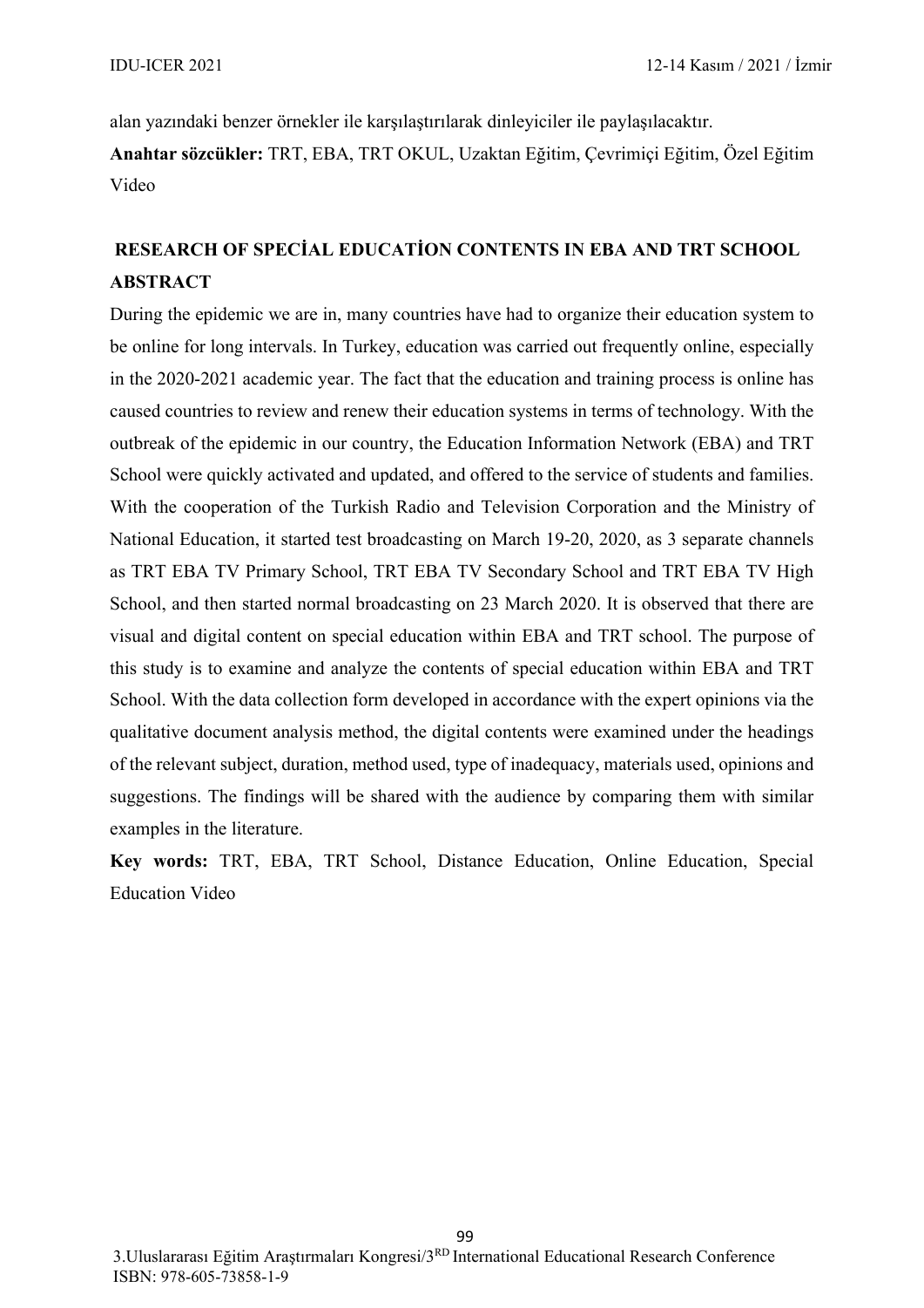alan yazındaki benzer örnekler ile karşılaştırılarak dinleyiciler ile paylaşılacaktır.

**Anahtar sözcükler:** TRT, EBA, TRT OKUL, Uzaktan Eğitim, Çevrimiçi Eğitim, Özel Eğitim Video

## RESEARCH OF SPECİAL EDUCATİON CONTENTS IN EBA AND TRT SCHOOL

**ABSTRACT**

During the epidemic we are in, many countries have had to organize their education system to be online for long intervals. In Turkey, education was carried out frequently online, especially in the 2020-2021 academic year. The fact that the education and training process is online has caused countries to review and renew their education systems in terms of technology. With the outbreak of the epidemic in our country, the Education Information Network (EBA) and TRT School were quickly activated and updated, and offered to the service of students and families. With the cooperation of the Turkish Radio and Television Corporation and the Ministry of National Education, it started test broadcasting on March 19-20, 2020, as 3 separate channels as TRT EBA TV Primary School, TRT EBA TV Secondary School and TRT EBA TV High School, and then started normal broadcasting on 23 March 2020. It is observed that there are visual and digital content on special education within EBA and TRT school. The purpose of this study is to examine and analyze the contents of special education within EBA and TRT School. With the data collection form developed in accordance with the expert opinions via the qualitative document analysis method, the digital contents were examined under the headings of the relevant subject, duration, method used, type of inadequacy, materials used, opinions and suggestions. The findings will be shared with the audience by comparing them with similar examples in the literature.

**Key words:** TRT, EBA, TRT School, Distance Education, Online Education, Special Education Video